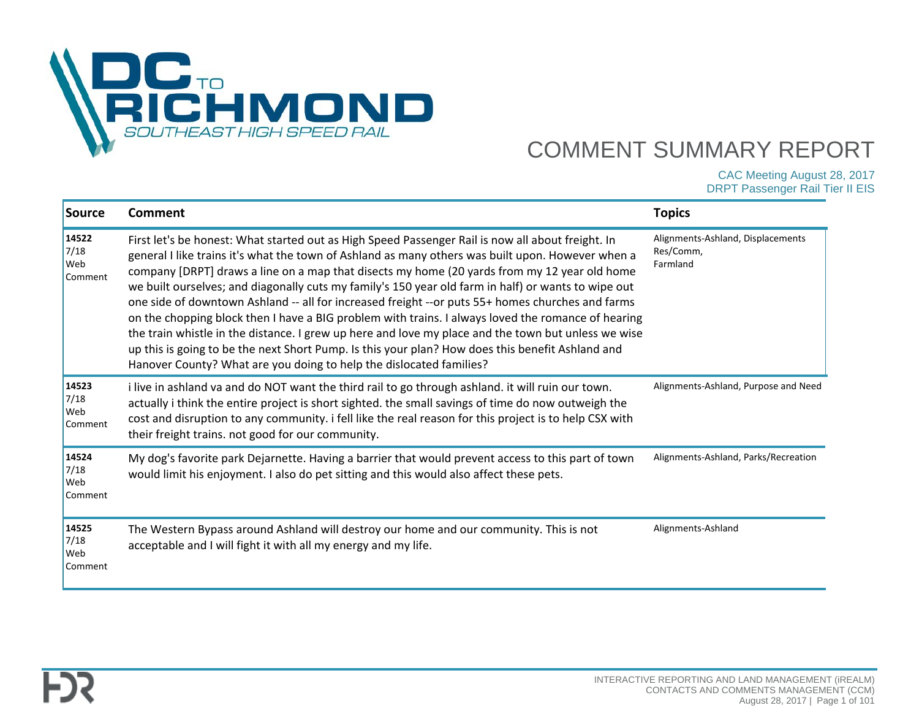DC TO RICHMOND
SOUTHEAST HIGH SPEED RAIL

# COMMENT SUMMARY REPORT

CAC Meeting August 28, 2017
DRPT Passenger Rail Tier II EIS

| Source | Comment | Topics |
|---|---|---|
| **14522** 7/18 Web Comment | First let's be honest: What started out as High Speed Passenger Rail is now all about freight. In general I like trains it's what the town of Ashland as many others was built upon. However when a company [DRPT] draws a line on a map that disects my home (20 yards from my 12 year old home we built ourselves; and diagonally cuts my family's 150 year old farm in half) or wants to wipe out one side of downtown Ashland -- all for increased freight --or puts 55+ homes churches and farms on the chopping block then I have a BIG problem with trains. I always loved the romance of hearing the train whistle in the distance. I grew up here and love my place and the town but unless we wise up this is going to be the next Short Pump. Is this your plan? How does this benefit Ashland and Hanover County? What are you doing to help the dislocated families? | Alignments-Ashland, Displacements Res/Comm, Farmland |
| **14523** 7/18 Web Comment | i live in ashland va and do NOT want the third rail to go through ashland. it will ruin our town. actually i think the entire project is short sighted. the small savings of time do now outweigh the cost and disruption to any community. i fell like the real reason for this project is to help CSX with their freight trains. not good for our community. | Alignments-Ashland, Purpose and Need |
| **14524** 7/18 Web Comment | My dog's favorite park Dejarnette. Having a barrier that would prevent access to this part of town would limit his enjoyment. I also do pet sitting and this would also affect these pets. | Alignments-Ashland, Parks/Recreation |
| **14525** 7/18 Web Comment | The Western Bypass around Ashland will destroy our home and our community. This is not acceptable and I will fight it with all my energy and my life. | Alignments-Ashland |

INTERACTIVE REPORTING AND LAND MANAGEMENT (iREALM)
CONTACTS AND COMMENTS MANAGEMENT (CCM)
August 28, 2017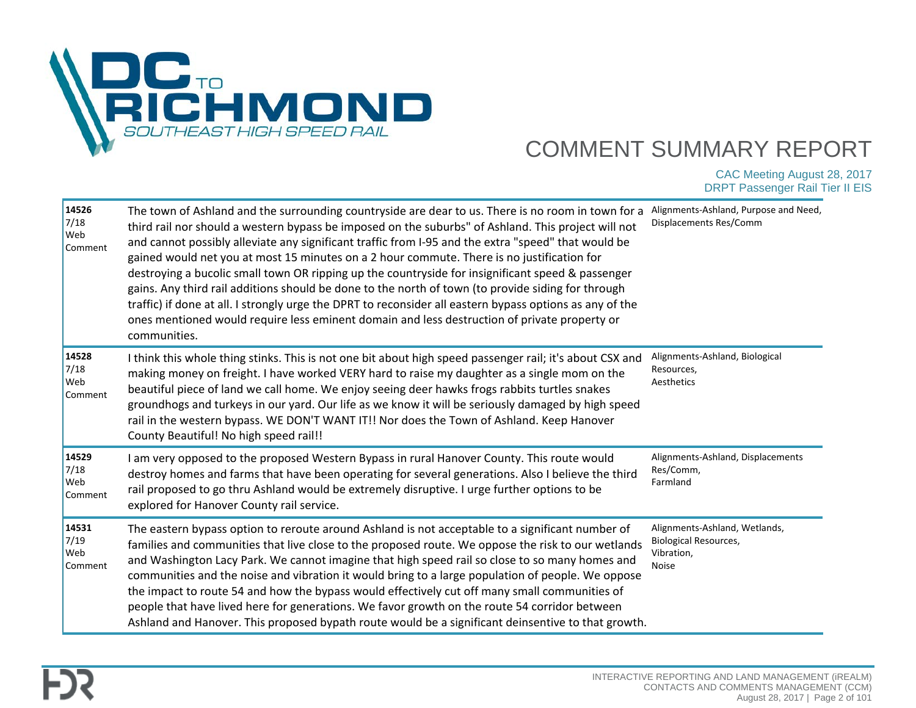# COMMENT SUMMARY REPORT

CAC Meeting August 28, 2017
DRPT Passenger Rail Tier II EIS

| ID | Comment | Topics |
|---|---|---|
| **14526** 7/18 Web Comment | The town of Ashland and the surrounding countryside are dear to us. There is no room in town for a third rail nor should a western bypass be imposed on the suburbs" of Ashland. This project will not and cannot possibly alleviate any significant traffic from I-95 and the extra "speed" that would be gained would net you at most 15 minutes on a 2 hour commute. There is no justification for destroying a bucolic small town OR ripping up the countryside for insignificant speed & passenger gains. Any third rail additions should be done to the north of town (to provide siding for through traffic) if done at all. I strongly urge the DPRT to reconsider all eastern bypass options as any of the ones mentioned would require less eminent domain and less destruction of private property or communities. | Alignments-Ashland, Purpose and Need, Displacements Res/Comm |
| **14528** 7/18 Web Comment | I think this whole thing stinks. This is not one bit about high speed passenger rail; it's about CSX and making money on freight. I have worked VERY hard to raise my daughter as a single mom on the beautiful piece of land we call home. We enjoy seeing deer hawks frogs rabbits turtles snakes groundhogs and turkeys in our yard. Our life as we know it will be seriously damaged by high speed rail in the western bypass. WE DON'T WANT IT!! Nor does the Town of Ashland. Keep Hanover County Beautiful! No high speed rail!! | Alignments-Ashland, Biological Resources, Aesthetics |
| **14529** 7/18 Web Comment | I am very opposed to the proposed Western Bypass in rural Hanover County. This route would destroy homes and farms that have been operating for several generations. Also I believe the third rail proposed to go thru Ashland would be extremely disruptive. I urge further options to be explored for Hanover County rail service. | Alignments-Ashland, Displacements Res/Comm, Farmland |
| **14531** 7/19 Web Comment | The eastern bypass option to reroute around Ashland is not acceptable to a significant number of families and communities that live close to the proposed route. We oppose the risk to our wetlands and Washington Lacy Park. We cannot imagine that high speed rail so close to so many homes and communities and the noise and vibration it would bring to a large population of people. We oppose the impact to route 54 and how the bypass would effectively cut off many small communities of people that have lived here for generations. We favor growth on the route 54 corridor between Ashland and Hanover. This proposed bypath route would be a significant deinsentive to that growth. | Alignments-Ashland, Wetlands, Biological Resources, Vibration, Noise |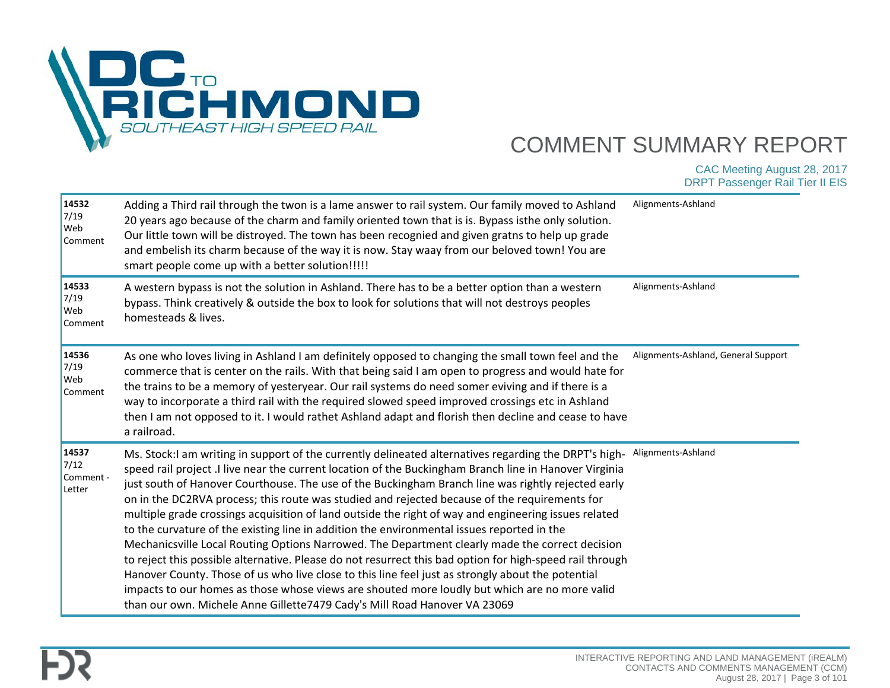# COMMENT SUMMARY REPORT

CAC Meeting August 28, 2017
DRPT Passenger Rail Tier II EIS

| ID | Comment | Topic |
|---|---|---|
| 14532 7/19 Web Comment | Adding a Third rail through the twon is a lame answer to rail system. Our family moved to Ashland 20 years ago because of the charm and family oriented town that is is. Bypass isthe only solution. Our little town will be distroyed. The town has been recognied and given gratns to help up grade and embelish its charm because of the way it is now. Stay waay from our beloved town! You are smart people come up with a better solution!!!!! | Alignments-Ashland |
| 14533 7/19 Web Comment | A western bypass is not the solution in Ashland. There has to be a better option than a western bypass. Think creatively & outside the box to look for solutions that will not destroys peoples homesteads & lives. | Alignments-Ashland |
| 14536 7/19 Web Comment | As one who loves living in Ashland I am definitely opposed to changing the small town feel and the commerce that is center on the rails. With that being said I am open to progress and would hate for the trains to be a memory of yesteryear. Our rail systems do need somer eviving and if there is a way to incorporate a third rail with the required slowed speed improved crossings etc in Ashland then I am not opposed to it. I would rathet Ashland adapt and florish then decline and cease to have a railroad. | Alignments-Ashland, General Support |
| 14537 7/12 Comment - Letter | Ms. Stock:I am writing in support of the currently delineated alternatives regarding the DRPT's high-speed rail project .I live near the current location of the Buckingham Branch line in Hanover Virginia just south of Hanover Courthouse. The use of the Buckingham Branch line was rightly rejected early on in the DC2RVA process; this route was studied and rejected because of the requirements for multiple grade crossings acquisition of land outside the right of way and engineering issues related to the curvature of the existing line in addition the environmental issues reported in the Mechanicsville Local Routing Options Narrowed. The Department clearly made the correct decision to reject this possible alternative. Please do not resurrect this bad option for high-speed rail through Hanover County. Those of us who live close to this line feel just as strongly about the potential impacts to our homes as those whose views are shouted more loudly but which are no more valid than our own. Michele Anne Gillette7479 Cady's Mill Road Hanover VA 23069 | Alignments-Ashland |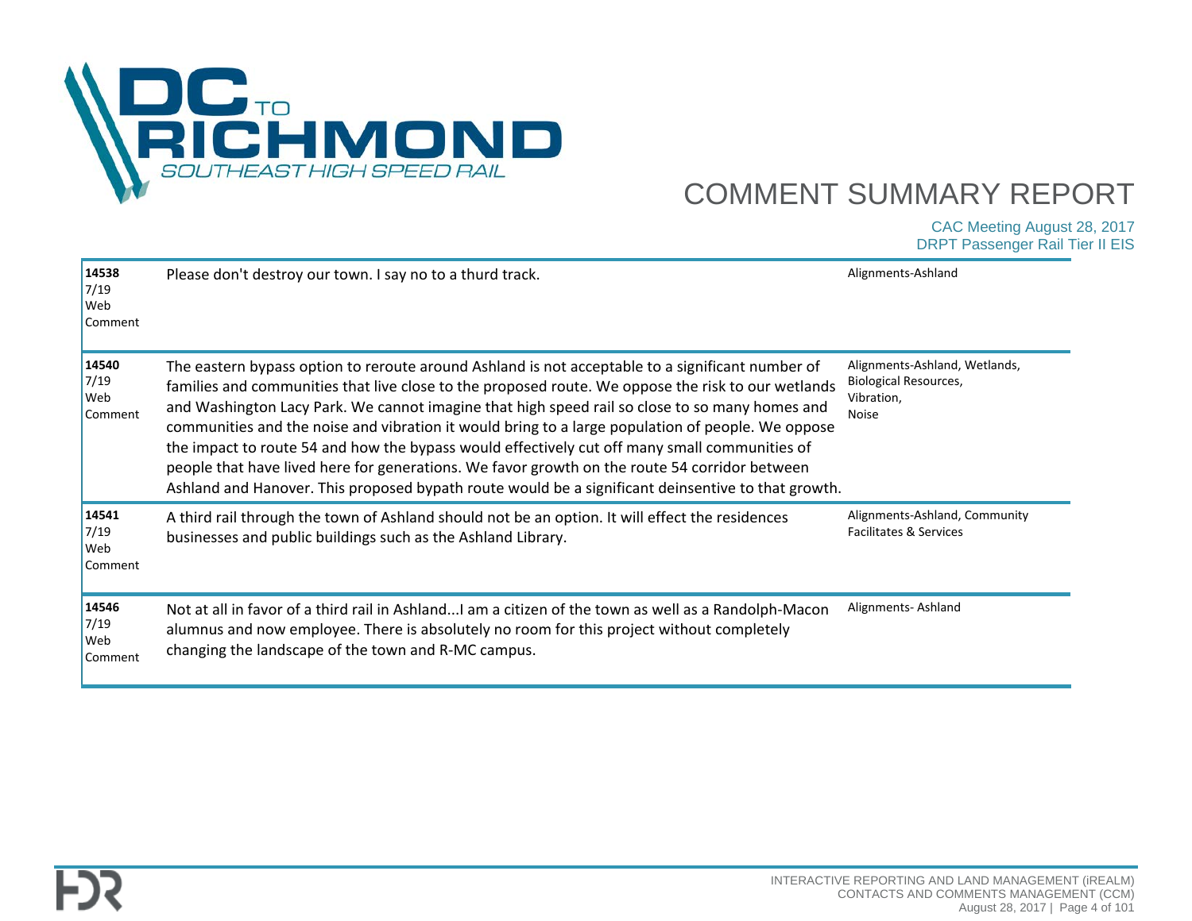| ID | Comment | Topics |
|---|---|---|
| 14538<br>7/19<br>Web Comment | Please don't destroy our town. I say no to a thurd track. | Alignments-Ashland |
| 14540<br>7/19<br>Web Comment | The eastern bypass option to reroute around Ashland is not acceptable to a significant number of families and communities that live close to the proposed route. We oppose the risk to our wetlands and Washington Lacy Park. We cannot imagine that high speed rail so close to so many homes and communities and the noise and vibration it would bring to a large population of people. We oppose the impact to route 54 and how the bypass would effectively cut off many small communities of people that have lived here for generations. We favor growth on the route 54 corridor between Ashland and Hanover. This proposed bypath route would be a significant deinsentive to that growth. | Alignments-Ashland, Wetlands, Biological Resources, Vibration, Noise |
| 14541<br>7/19<br>Web Comment | A third rail through the town of Ashland should not be an option. It will effect the residences businesses and public buildings such as the Ashland Library. | Alignments-Ashland, Community Facilitates & Services |
| 14546<br>7/19<br>Web Comment | Not at all in favor of a third rail in Ashland...I am a citizen of the town as well as a Randolph-Macon alumnus and now employee. There is absolutely no room for this project without completely changing the landscape of the town and R-MC campus. | Alignments- Ashland |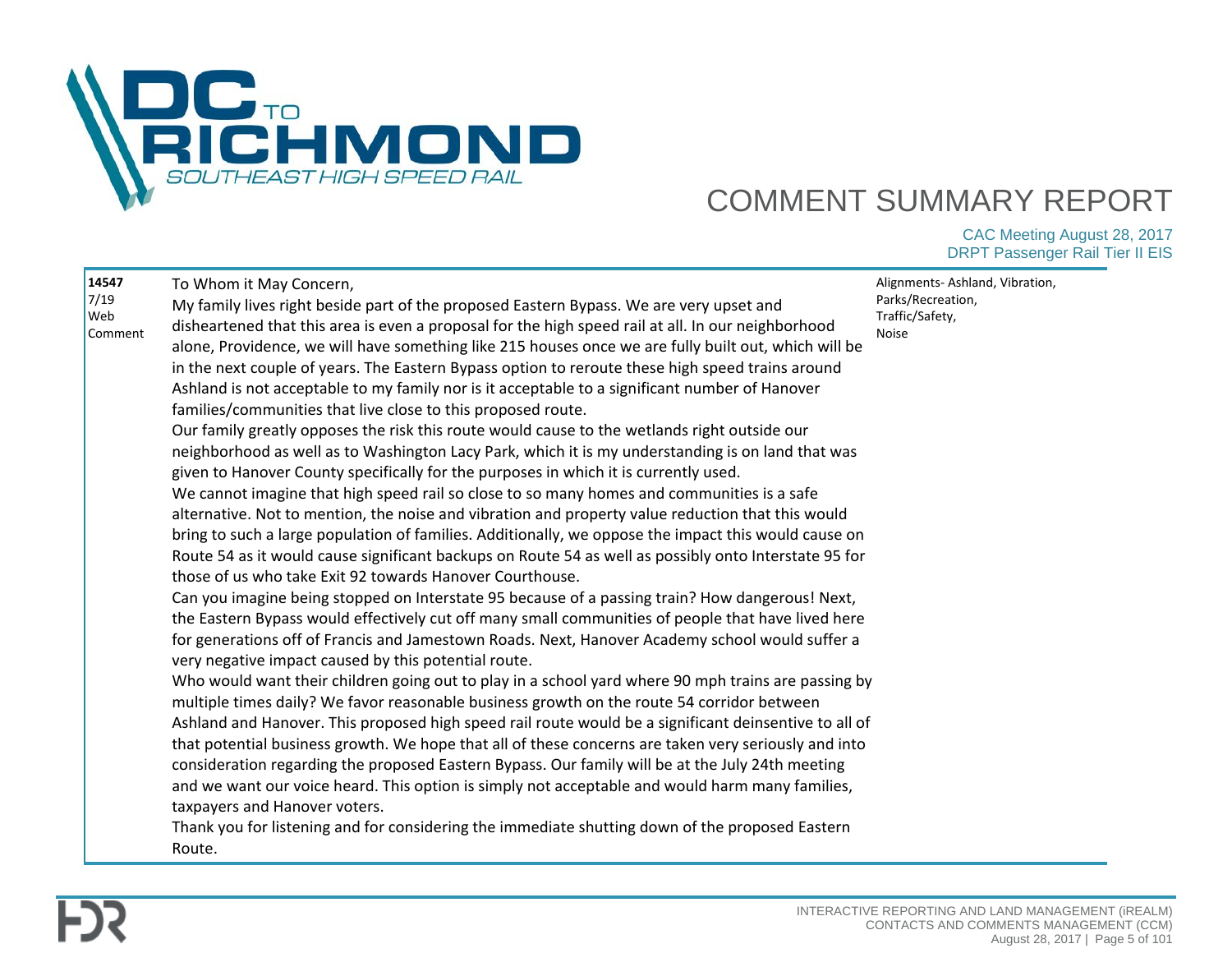# COMMENT SUMMARY REPORT

CAC Meeting August 28, 2017
DRPT Passenger Rail Tier II EIS

| ID / Date / Type | Comment | Topics |
| --- | --- | --- |
| **14547**<br>7/19<br>Web Comment | To Whom it May Concern,<br>My family lives right beside part of the proposed Eastern Bypass. We are very upset and disheartened that this area is even a proposal for the high speed rail at all. In our neighborhood alone, Providence, we will have something like 215 houses once we are fully built out, which will be in the next couple of years. The Eastern Bypass option to reroute these high speed trains around Ashland is not acceptable to my family nor is it acceptable to a significant number of Hanover families/communities that live close to this proposed route.<br>Our family greatly opposes the risk this route would cause to the wetlands right outside our neighborhood as well as to Washington Lacy Park, which it is my understanding is on land that was given to Hanover County specifically for the purposes in which it is currently used.<br>We cannot imagine that high speed rail so close to so many homes and communities is a safe alternative. Not to mention, the noise and vibration and property value reduction that this would bring to such a large population of families. Additionally, we oppose the impact this would cause on Route 54 as it would cause significant backups on Route 54 as well as possibly onto Interstate 95 for those of us who take Exit 92 towards Hanover Courthouse.<br>Can you imagine being stopped on Interstate 95 because of a passing train? How dangerous! Next, the Eastern Bypass would effectively cut off many small communities of people that have lived here for generations off of Francis and Jamestown Roads. Next, Hanover Academy school would suffer a very negative impact caused by this potential route.<br>Who would want their children going out to play in a school yard where 90 mph trains are passing by multiple times daily? We favor reasonable business growth on the route 54 corridor between Ashland and Hanover. This proposed high speed rail route would be a significant deinsentive to all of that potential business growth. We hope that all of these concerns are taken very seriously and into consideration regarding the proposed Eastern Bypass. Our family will be at the July 24th meeting and we want our voice heard. This option is simply not acceptable and would harm many families, taxpayers and Hanover voters.<br>Thank you for listening and for considering the immediate shutting down of the proposed Eastern Route. | Alignments- Ashland, Vibration, Parks/Recreation, Traffic/Safety, Noise |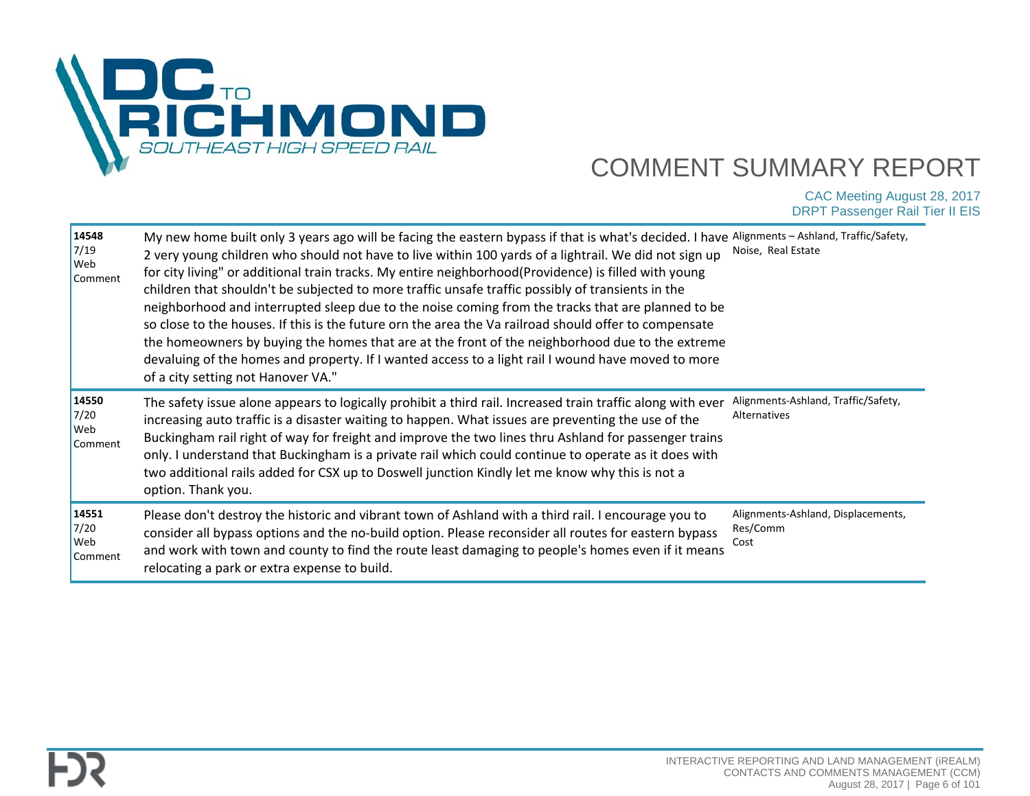| ID | Comment | Topics |
|---|---|---|
| **14548** 7/19 Web Comment | My new home built only 3 years ago will be facing the eastern bypass if that is what's decided. I have 2 very young children who should not have to live within 100 yards of a lightrail. We did not sign up for city living" or additional train tracks. My entire neighborhood(Providence) is filled with young children that shouldn't be subjected to more traffic unsafe traffic possibly of transients in the neighborhood and interrupted sleep due to the noise coming from the tracks that are planned to be so close to the houses. If this is the future orn the area the Va railroad should offer to compensate the homeowners by buying the homes that are at the front of the neighborhood due to the extreme devaluing of the homes and property. If I wanted access to a light rail I wound have moved to more of a city setting not Hanover VA." | Alignments – Ashland, Traffic/Safety, Noise, Real Estate |
| **14550** 7/20 Web Comment | The safety issue alone appears to logically prohibit a third rail. Increased train traffic along with ever increasing auto traffic is a disaster waiting to happen. What issues are preventing the use of the Buckingham rail right of way for freight and improve the two lines thru Ashland for passenger trains only. I understand that Buckingham is a private rail which could continue to operate as it does with two additional rails added for CSX up to Doswell junction Kindly let me know why this is not a option. Thank you. | Alignments-Ashland, Traffic/Safety, Alternatives |
| **14551** 7/20 Web Comment | Please don't destroy the historic and vibrant town of Ashland with a third rail. I encourage you to consider all bypass options and the no-build option. Please reconsider all routes for eastern bypass and work with town and county to find the route least damaging to people's homes even if it means relocating a park or extra expense to build. | Alignments-Ashland, Displacements, Res/Comm Cost |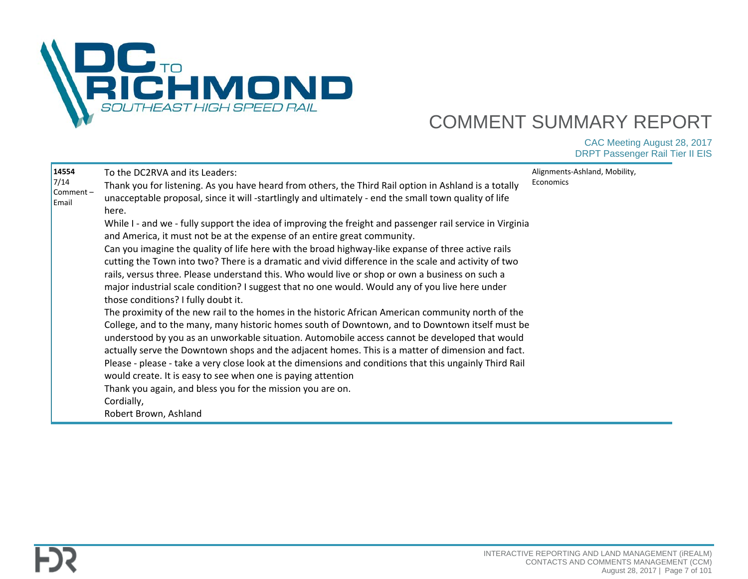| | | |
|---|---|---|
| **14554**<br>7/14<br>Comment – Email | To the DC2RVA and its Leaders:<br>Thank you for listening. As you have heard from others, the Third Rail option in Ashland is a totally unacceptable proposal, since it will -startlingly and ultimately - end the small town quality of life here.<br>While I - and we - fully support the idea of improving the freight and passenger rail service in Virginia and America, it must not be at the expense of an entire great community.<br>Can you imagine the quality of life here with the broad highway-like expanse of three active rails cutting the Town into two? There is a dramatic and vivid difference in the scale and activity of two rails, versus three. Please understand this. Who would live or shop or own a business on such a major industrial scale condition? I suggest that no one would. Would any of you live here under those conditions? I fully doubt it.<br>The proximity of the new rail to the homes in the historic African American community north of the College, and to the many, many historic homes south of Downtown, and to Downtown itself must be understood by you as an unworkable situation. Automobile access cannot be developed that would actually serve the Downtown shops and the adjacent homes. This is a matter of dimension and fact.<br>Please - please - take a very close look at the dimensions and conditions that this ungainly Third Rail would create. It is easy to see when one is paying attention<br>Thank you again, and bless you for the mission you are on.<br>Cordially,<br>Robert Brown, Ashland | Alignments-Ashland, Mobility, Economics |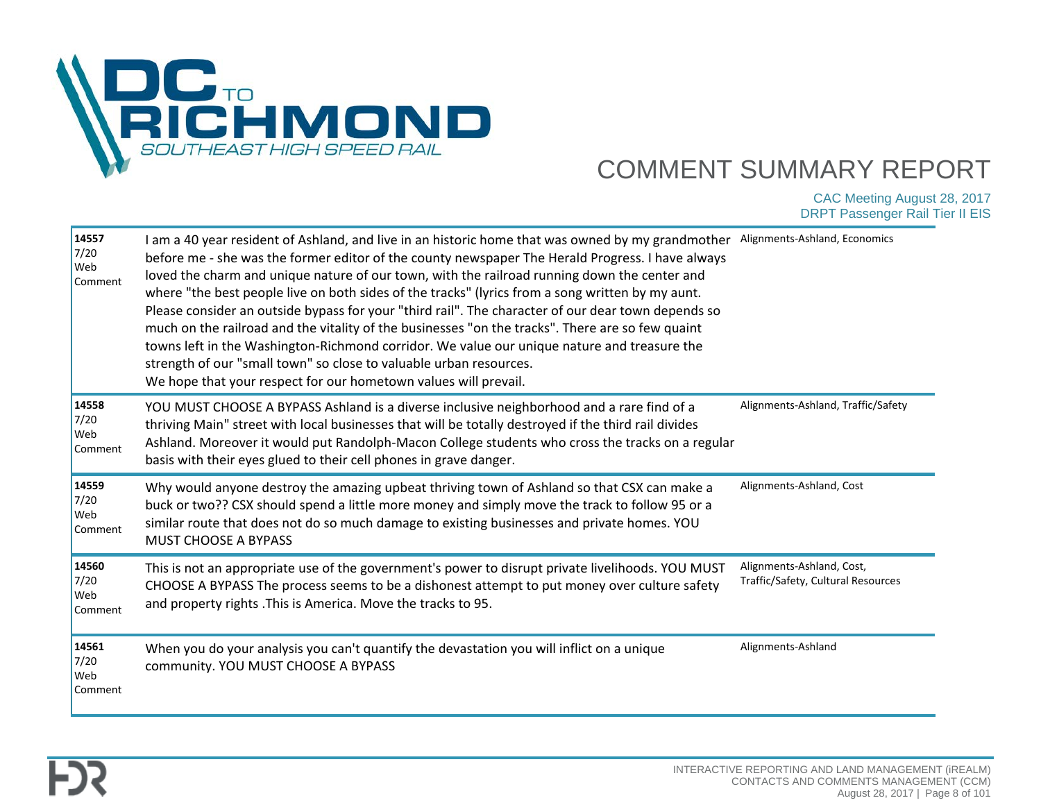| | | |
|---|---|---|
| 14557<br>7/20<br>Web<br>Comment | I am a 40 year resident of Ashland, and live in an historic home that was owned by my grandmother before me - she was the former editor of the county newspaper The Herald Progress. I have always loved the charm and unique nature of our town, with the railroad running down the center and where "the best people live on both sides of the tracks" (lyrics from a song written by my aunt. Please consider an outside bypass for your "third rail". The character of our dear town depends so much on the railroad and the vitality of the businesses "on the tracks". There are so few quaint towns left in the Washington-Richmond corridor. We value our unique nature and treasure the strength of our "small town" so close to valuable urban resources.<br>We hope that your respect for our hometown values will prevail. | Alignments-Ashland, Economics |
| 14558<br>7/20<br>Web<br>Comment | YOU MUST CHOOSE A BYPASS Ashland is a diverse inclusive neighborhood and a rare find of a thriving Main" street with local businesses that will be totally destroyed if the third rail divides Ashland. Moreover it would put Randolph-Macon College students who cross the tracks on a regular basis with their eyes glued to their cell phones in grave danger. | Alignments-Ashland, Traffic/Safety |
| 14559<br>7/20<br>Web<br>Comment | Why would anyone destroy the amazing upbeat thriving town of Ashland so that CSX can make a buck or two?? CSX should spend a little more money and simply move the track to follow 95 or a similar route that does not do so much damage to existing businesses and private homes. YOU MUST CHOOSE A BYPASS | Alignments-Ashland, Cost |
| 14560<br>7/20<br>Web<br>Comment | This is not an appropriate use of the government's power to disrupt private livelihoods. YOU MUST CHOOSE A BYPASS The process seems to be a dishonest attempt to put money over culture safety and property rights .This is America. Move the tracks to 95. | Alignments-Ashland, Cost, Traffic/Safety, Cultural Resources |
| 14561<br>7/20<br>Web<br>Comment | When you do your analysis you can't quantify the devastation you will inflict on a unique community. YOU MUST CHOOSE A BYPASS | Alignments-Ashland |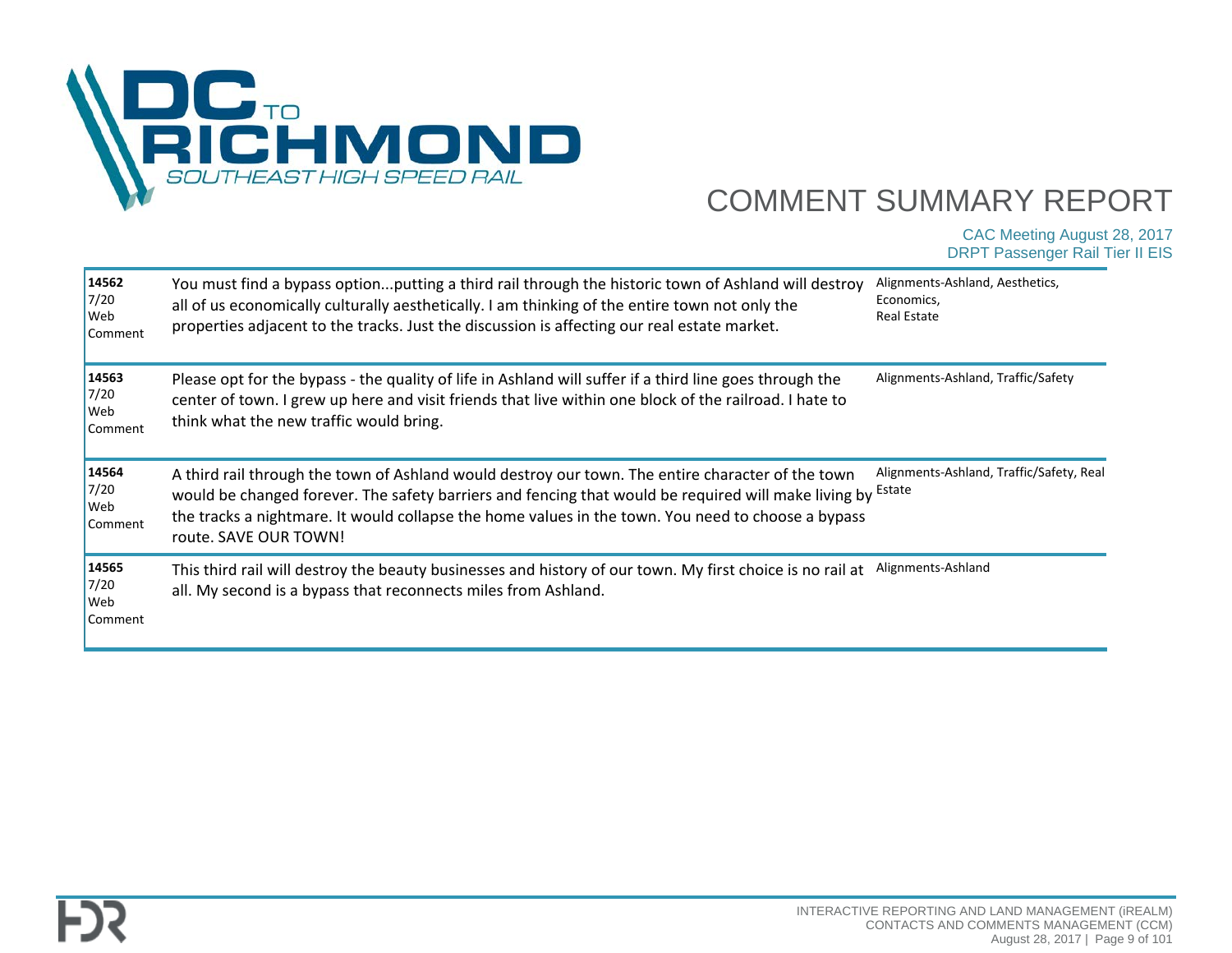| ID / Date / Type | Comment | Topics |
|---|---|---|
| **14562** 7/20 Web Comment | You must find a bypass option...putting a third rail through the historic town of Ashland will destroy all of us economically culturally aesthetically. I am thinking of the entire town not only the properties adjacent to the tracks. Just the discussion is affecting our real estate market. | Alignments-Ashland, Aesthetics, Economics, Real Estate |
| **14563** 7/20 Web Comment | Please opt for the bypass - the quality of life in Ashland will suffer if a third line goes through the center of town. I grew up here and visit friends that live within one block of the railroad. I hate to think what the new traffic would bring. | Alignments-Ashland, Traffic/Safety |
| **14564** 7/20 Web Comment | A third rail through the town of Ashland would destroy our town. The entire character of the town would be changed forever. The safety barriers and fencing that would be required will make living by the tracks a nightmare. It would collapse the home values in the town. You need to choose a bypass route. SAVE OUR TOWN! | Alignments-Ashland, Traffic/Safety, Real Estate |
| **14565** 7/20 Web Comment | This third rail will destroy the beauty businesses and history of our town. My first choice is no rail at all. My second is a bypass that reconnects miles from Ashland. | Alignments-Ashland |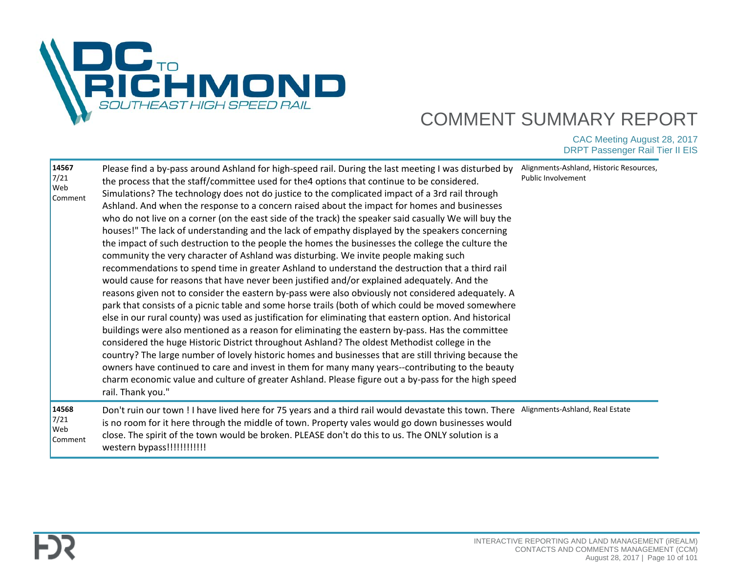# COMMENT SUMMARY REPORT

CAC Meeting August 28, 2017
DRPT Passenger Rail Tier II EIS

| ID / Date / Source | Comment | Topics |
|---|---|---|
| **14567** 7/21 Web Comment | Please find a by-pass around Ashland for high-speed rail. During the last meeting I was disturbed by the process that the staff/committee used for the4 options that continue to be considered. Simulations? The technology does not do justice to the complicated impact of a 3rd rail through Ashland. And when the response to a concern raised about the impact for homes and businesses who do not live on a corner (on the east side of the track) the speaker said casually We will buy the houses!" The lack of understanding and the lack of empathy displayed by the speakers concerning the impact of such destruction to the people the homes the businesses the college the culture the community the very character of Ashland was disturbing. We invite people making such recommendations to spend time in greater Ashland to understand the destruction that a third rail would cause for reasons that have never been justified and/or explained adequately. And the reasons given not to consider the eastern by-pass were also obviously not considered adequately. A park that consists of a picnic table and some horse trails (both of which could be moved somewhere else in our rural county) was used as justification for eliminating that eastern option. And historical buildings were also mentioned as a reason for eliminating the eastern by-pass. Has the committee considered the huge Historic District throughout Ashland? The oldest Methodist college in the country? The large number of lovely historic homes and businesses that are still thriving because the owners have continued to care and invest in them for many many years--contributing to the beauty charm economic value and culture of greater Ashland. Please figure out a by-pass for the high speed rail. Thank you." | Alignments-Ashland, Historic Resources, Public Involvement |
| **14568** 7/21 Web Comment | Don't ruin our town ! I have lived here for 75 years and a third rail would devastate this town. There is no room for it here through the middle of town. Property vales would go down businesses would close. The spirit of the town would be broken. PLEASE don't do this to us. The ONLY solution is a western bypass!!!!!!!!!!!! | Alignments-Ashland, Real Estate |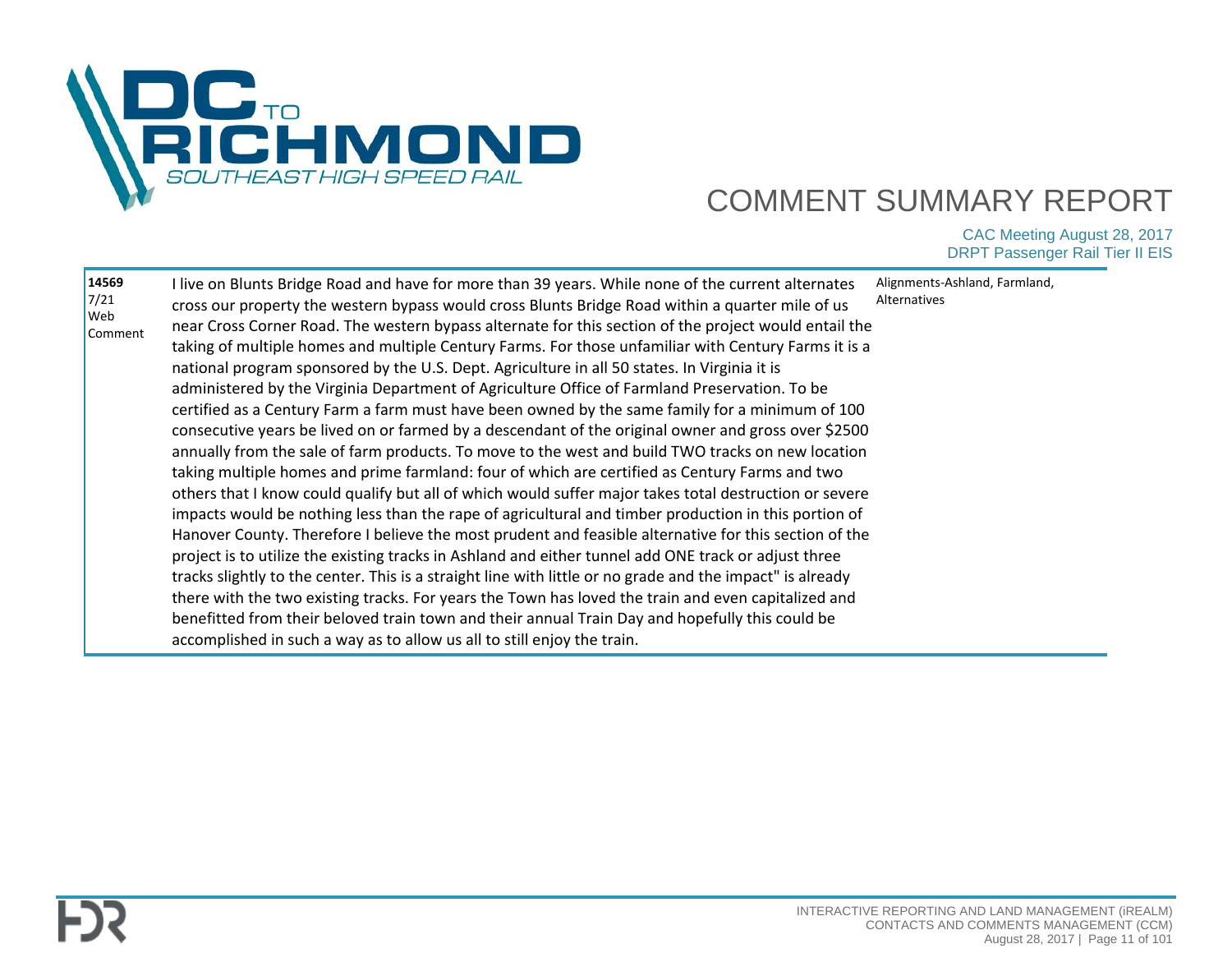| ID / Date / Source | Comment | Topics |
|---|---|---|
| **14569** 7/21 Web Comment | I live on Blunts Bridge Road and have for more than 39 years. While none of the current alternates cross our property the western bypass would cross Blunts Bridge Road within a quarter mile of us near Cross Corner Road. The western bypass alternate for this section of the project would entail the taking of multiple homes and multiple Century Farms. For those unfamiliar with Century Farms it is a national program sponsored by the U.S. Dept. Agriculture in all 50 states. In Virginia it is administered by the Virginia Department of Agriculture Office of Farmland Preservation. To be certified as a Century Farm a farm must have been owned by the same family for a minimum of 100 consecutive years be lived on or farmed by a descendant of the original owner and gross over $2500 annually from the sale of farm products. To move to the west and build TWO tracks on new location taking multiple homes and prime farmland: four of which are certified as Century Farms and two others that I know could qualify but all of which would suffer major takes total destruction or severe impacts would be nothing less than the rape of agricultural and timber production in this portion of Hanover County. Therefore I believe the most prudent and feasible alternative for this section of the project is to utilize the existing tracks in Ashland and either tunnel add ONE track or adjust three tracks slightly to the center. This is a straight line with little or no grade and the impact" is already there with the two existing tracks. For years the Town has loved the train and even capitalized and benefitted from their beloved train town and their annual Train Day and hopefully this could be accomplished in such a way as to allow us all to still enjoy the train. | Alignments-Ashland, Farmland, Alternatives |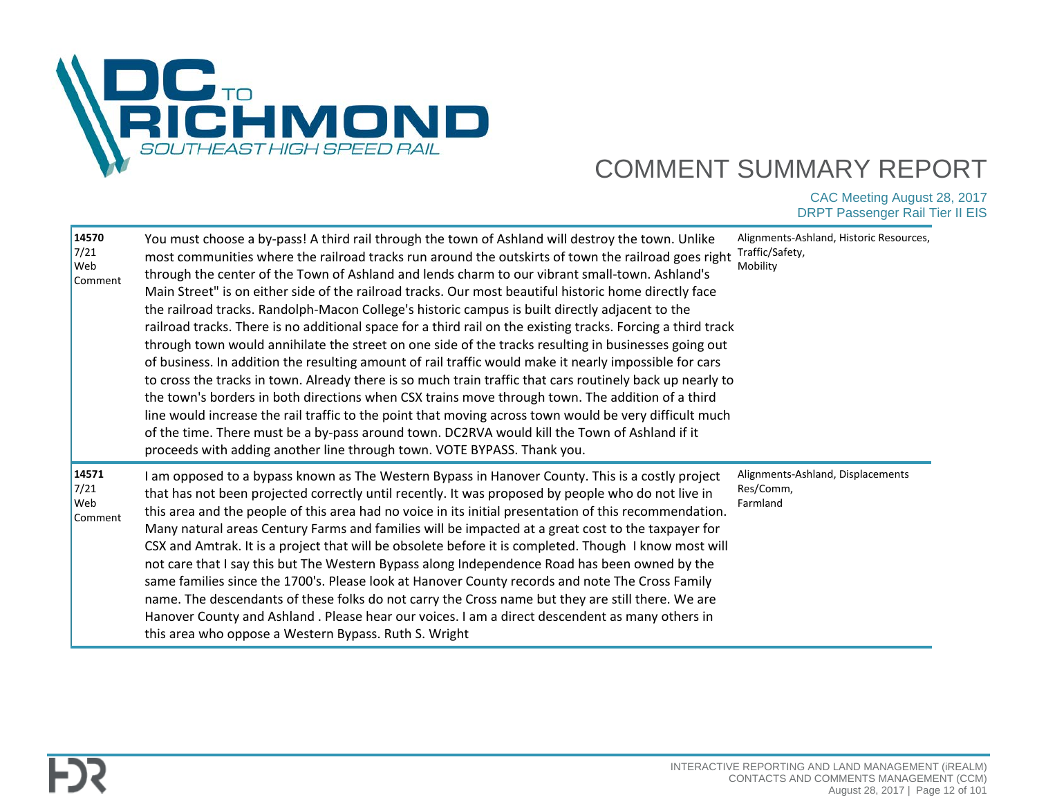| ID | Comment | Topics |
|---|---|---|
| **14570**<br>7/21<br>Web Comment | You must choose a by-pass! A third rail through the town of Ashland will destroy the town. Unlike most communities where the railroad tracks run around the outskirts of town the railroad goes right through the center of the Town of Ashland and lends charm to our vibrant small-town. Ashland's Main Street" is on either side of the railroad tracks. Our most beautiful historic home directly face the railroad tracks. Randolph-Macon College's historic campus is built directly adjacent to the railroad tracks. There is no additional space for a third rail on the existing tracks. Forcing a third track through town would annihilate the street on one side of the tracks resulting in businesses going out of business. In addition the resulting amount of rail traffic would make it nearly impossible for cars to cross the tracks in town. Already there is so much train traffic that cars routinely back up nearly to the town's borders in both directions when CSX trains move through town. The addition of a third line would increase the rail traffic to the point that moving across town would be very difficult much of the time. There must be a by-pass around town. DC2RVA would kill the Town of Ashland if it proceeds with adding another line through town. VOTE BYPASS. Thank you. | Alignments-Ashland, Historic Resources, Traffic/Safety, Mobility |
| **14571**<br>7/21<br>Web Comment | I am opposed to a bypass known as The Western Bypass in Hanover County. This is a costly project that has not been projected correctly until recently. It was proposed by people who do not live in this area and the people of this area had no voice in its initial presentation of this recommendation. Many natural areas Century Farms and families will be impacted at a great cost to the taxpayer for CSX and Amtrak. It is a project that will be obsolete before it is completed. Though I know most will not care that I say this but The Western Bypass along Independence Road has been owned by the same families since the 1700's. Please look at Hanover County records and note The Cross Family name. The descendants of these folks do not carry the Cross name but they are still there. We are Hanover County and Ashland . Please hear our voices. I am a direct descendent as many others in this area who oppose a Western Bypass. Ruth S. Wright | Alignments-Ashland, Displacements Res/Comm, Farmland |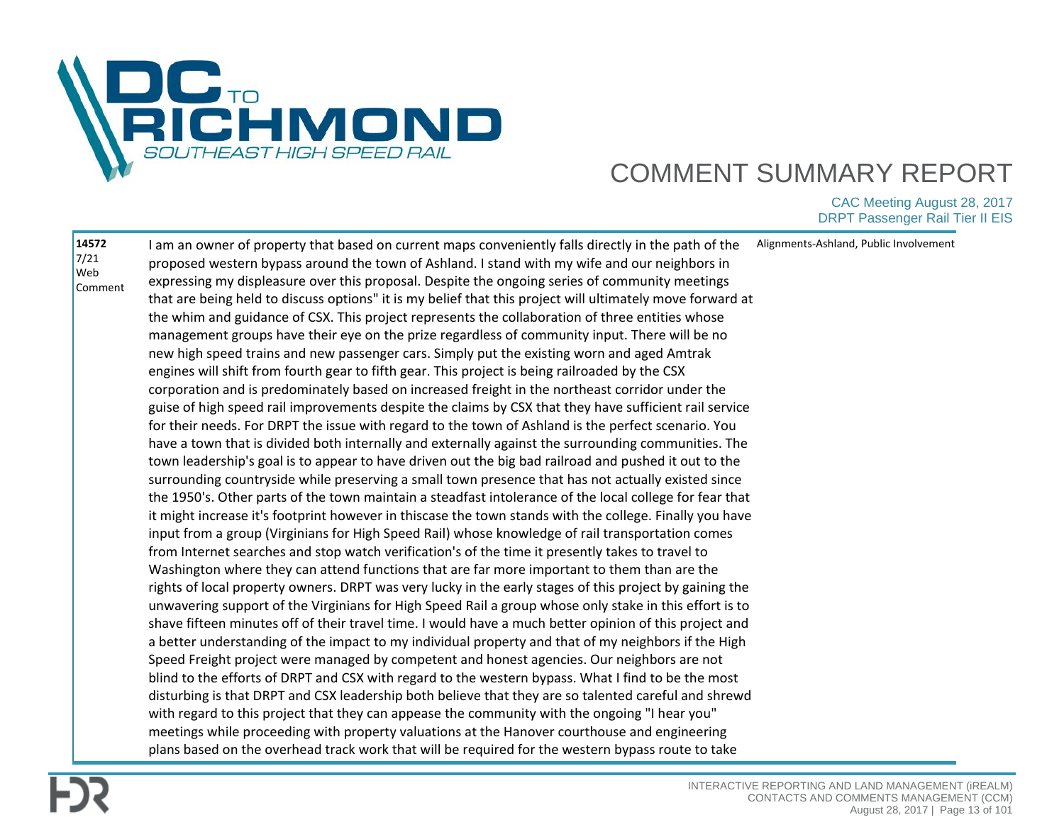| | | |
|---|---|---|
| **14572**<br>7/21<br>Web<br>Comment | I am an owner of property that based on current maps conveniently falls directly in the path of the proposed western bypass around the town of Ashland. I stand with my wife and our neighbors in expressing my displeasure over this proposal. Despite the ongoing series of community meetings that are being held to discuss options" it is my belief that this project will ultimately move forward at the whim and guidance of CSX. This project represents the collaboration of three entities whose management groups have their eye on the prize regardless of community input. There will be no new high speed trains and new passenger cars. Simply put the existing worn and aged Amtrak engines will shift from fourth gear to fifth gear. This project is being railroaded by the CSX corporation and is predominately based on increased freight in the northeast corridor under the guise of high speed rail improvements despite the claims by CSX that they have sufficient rail service for their needs. For DRPT the issue with regard to the town of Ashland is the perfect scenario. You have a town that is divided both internally and externally against the surrounding communities. The town leadership's goal is to appear to have driven out the big bad railroad and pushed it out to the surrounding countryside while preserving a small town presence that has not actually existed since the 1950's. Other parts of the town maintain a steadfast intolerance of the local college for fear that it might increase it's footprint however in thiscase the town stands with the college. Finally you have input from a group (Virginians for High Speed Rail) whose knowledge of rail transportation comes from Internet searches and stop watch verification's of the time it presently takes to travel to Washington where they can attend functions that are far more important to them than are the rights of local property owners. DRPT was very lucky in the early stages of this project by gaining the unwavering support of the Virginians for High Speed Rail a group whose only stake in this effort is to shave fifteen minutes off of their travel time. I would have a much better opinion of this project and a better understanding of the impact to my individual property and that of my neighbors if the High Speed Freight project were managed by competent and honest agencies. Our neighbors are not blind to the efforts of DRPT and CSX with regard to the western bypass. What I find to be the most disturbing is that DRPT and CSX leadership both believe that they are so talented careful and shrewd with regard to this project that they can appease the community with the ongoing "I hear you" meetings while proceeding with property valuations at the Hanover courthouse and engineering plans based on the overhead track work that will be required for the western bypass route to take | Alignments-Ashland, Public Involvement |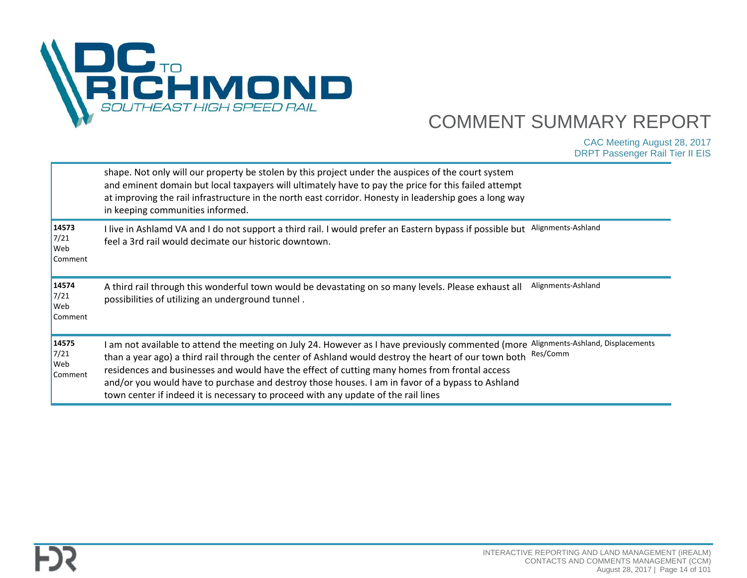| | | |
|---|---|---|
| | shape. Not only will our property be stolen by this project under the auspices of the court system and eminent domain but local taxpayers will ultimately have to pay the price for this failed attempt at improving the rail infrastructure in the north east corridor. Honesty in leadership goes a long way in keeping communities informed. | |
| **14573**<br>7/21<br>Web Comment | I live in Ashlamd VA and I do not support a third rail. I would prefer an Eastern bypass if possible but feel a 3rd rail would decimate our historic downtown. | Alignments-Ashland |
| **14574**<br>7/21<br>Web Comment | A third rail through this wonderful town would be devastating on so many levels. Please exhaust all possibilities of utilizing an underground tunnel . | Alignments-Ashland |
| **14575**<br>7/21<br>Web Comment | I am not available to attend the meeting on July 24. However as I have previously commented (more than a year ago) a third rail through the center of Ashland would destroy the heart of our town both residences and businesses and would have the effect of cutting many homes from frontal access and/or you would have to purchase and destroy those houses. I am in favor of a bypass to Ashland town center if indeed it is necessary to proceed with any update of the rail lines | Alignments-Ashland, Displacements Res/Comm |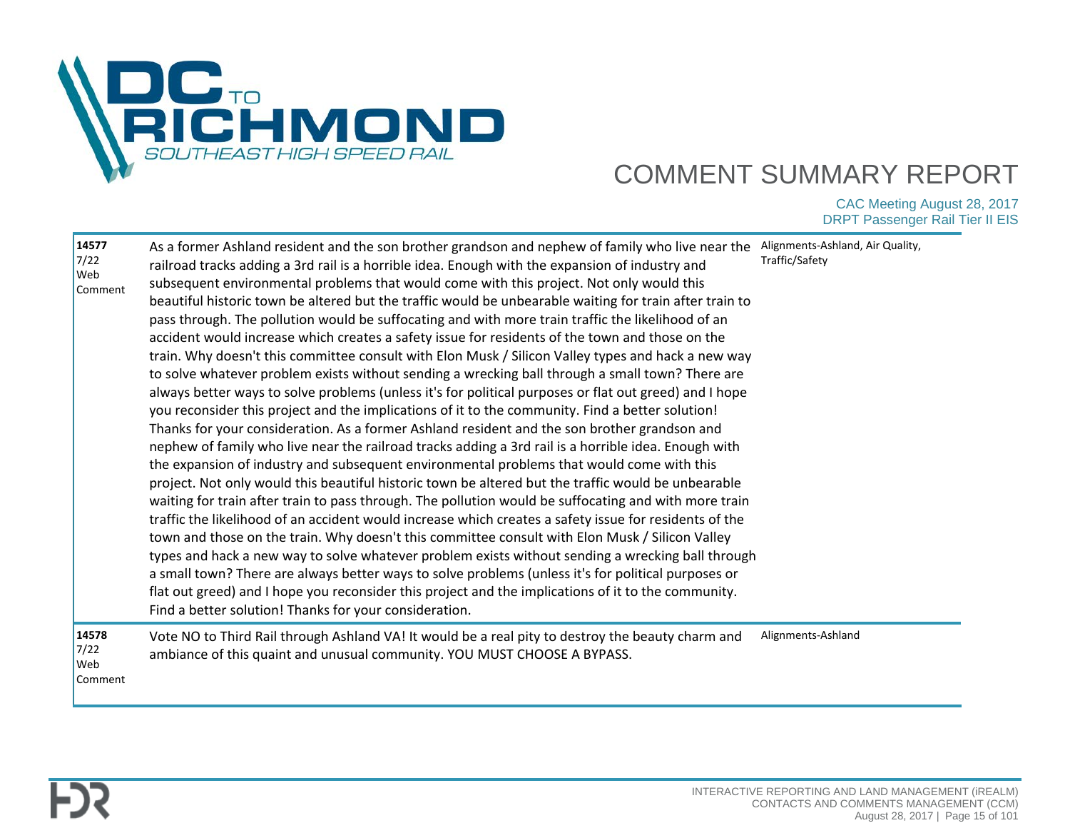| ID / Date / Type | Comment | Topics |
|---|---|---|
| **14577** 7/22 Web Comment | As a former Ashland resident and the son brother grandson and nephew of family who live near the railroad tracks adding a 3rd rail is a horrible idea. Enough with the expansion of industry and subsequent environmental problems that would come with this project. Not only would this beautiful historic town be altered but the traffic would be unbearable waiting for train after train to pass through. The pollution would be suffocating and with more train traffic the likelihood of an accident would increase which creates a safety issue for residents of the town and those on the train. Why doesn't this committee consult with Elon Musk / Silicon Valley types and hack a new way to solve whatever problem exists without sending a wrecking ball through a small town? There are always better ways to solve problems (unless it's for political purposes or flat out greed) and I hope you reconsider this project and the implications of it to the community. Find a better solution! Thanks for your consideration. As a former Ashland resident and the son brother grandson and nephew of family who live near the railroad tracks adding a 3rd rail is a horrible idea. Enough with the expansion of industry and subsequent environmental problems that would come with this project. Not only would this beautiful historic town be altered but the traffic would be unbearable waiting for train after train to pass through. The pollution would be suffocating and with more train traffic the likelihood of an accident would increase which creates a safety issue for residents of the town and those on the train. Why doesn't this committee consult with Elon Musk / Silicon Valley types and hack a new way to solve whatever problem exists without sending a wrecking ball through a small town? There are always better ways to solve problems (unless it's for political purposes or flat out greed) and I hope you reconsider this project and the implications of it to the community. Find a better solution! Thanks for your consideration. | Alignments-Ashland, Air Quality, Traffic/Safety |
| **14578** 7/22 Web Comment | Vote NO to Third Rail through Ashland VA! It would be a real pity to destroy the beauty charm and ambiance of this quaint and unusual community. YOU MUST CHOOSE A BYPASS. | Alignments-Ashland |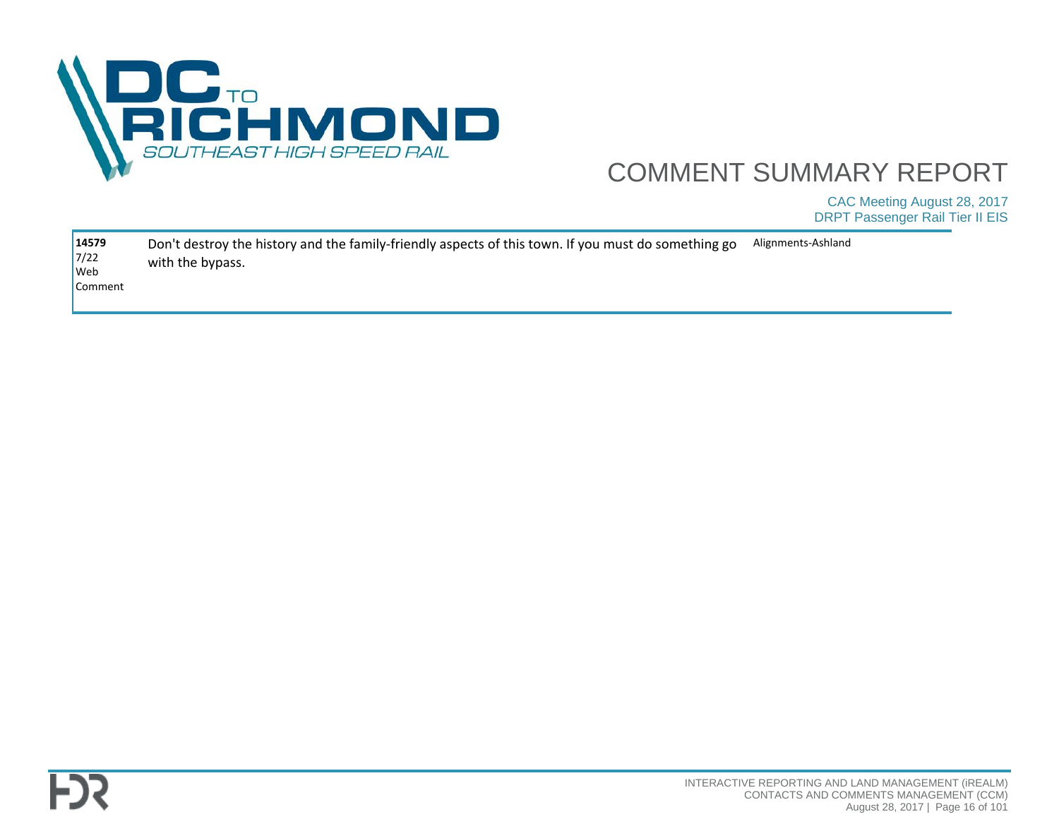| | | |
|---|---|---|
| **14579** 7/22 Web Comment | Don't destroy the history and the family-friendly aspects of this town. If you must do something go with the bypass. | Alignments-Ashland |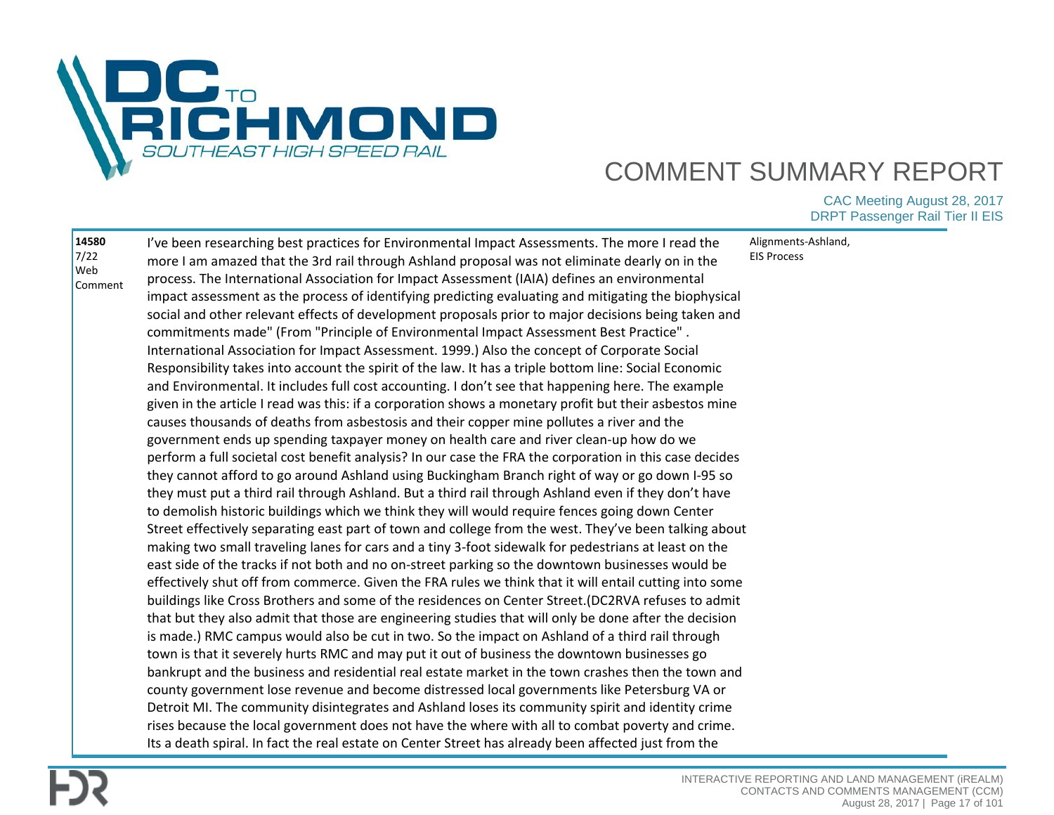| | | |
|---|---|---|
| **14580**<br>7/22<br>Web Comment | I've been researching best practices for Environmental Impact Assessments. The more I read the more I am amazed that the 3rd rail through Ashland proposal was not eliminate dearly on in the process. The International Association for Impact Assessment (IAIA) defines an environmental impact assessment as the process of identifying predicting evaluating and mitigating the biophysical social and other relevant effects of development proposals prior to major decisions being taken and commitments made" (From "Principle of Environmental Impact Assessment Best Practice" . International Association for Impact Assessment. 1999.) Also the concept of Corporate Social Responsibility takes into account the spirit of the law. It has a triple bottom line: Social Economic and Environmental. It includes full cost accounting. I don't see that happening here. The example given in the article I read was this: if a corporation shows a monetary profit but their asbestos mine causes thousands of deaths from asbestosis and their copper mine pollutes a river and the government ends up spending taxpayer money on health care and river clean-up how do we perform a full societal cost benefit analysis? In our case the FRA the corporation in this case decides they cannot afford to go around Ashland using Buckingham Branch right of way or go down I-95 so they must put a third rail through Ashland. But a third rail through Ashland even if they don't have to demolish historic buildings which we think they will would require fences going down Center Street effectively separating east part of town and college from the west. They've been talking about making two small traveling lanes for cars and a tiny 3-foot sidewalk for pedestrians at least on the east side of the tracks if not both and no on-street parking so the downtown businesses would be effectively shut off from commerce. Given the FRA rules we think that it will entail cutting into some buildings like Cross Brothers and some of the residences on Center Street.(DC2RVA refuses to admit that but they also admit that those are engineering studies that will only be done after the decision is made.) RMC campus would also be cut in two. So the impact on Ashland of a third rail through town is that it severely hurts RMC and may put it out of business the downtown businesses go bankrupt and the business and residential real estate market in the town crashes then the town and county government lose revenue and become distressed local governments like Petersburg VA or Detroit MI. The community disintegrates and Ashland loses its community spirit and identity crime rises because the local government does not have the where with all to combat poverty and crime. Its a death spiral. In fact the real estate on Center Street has already been affected just from the | Alignments-Ashland, EIS Process |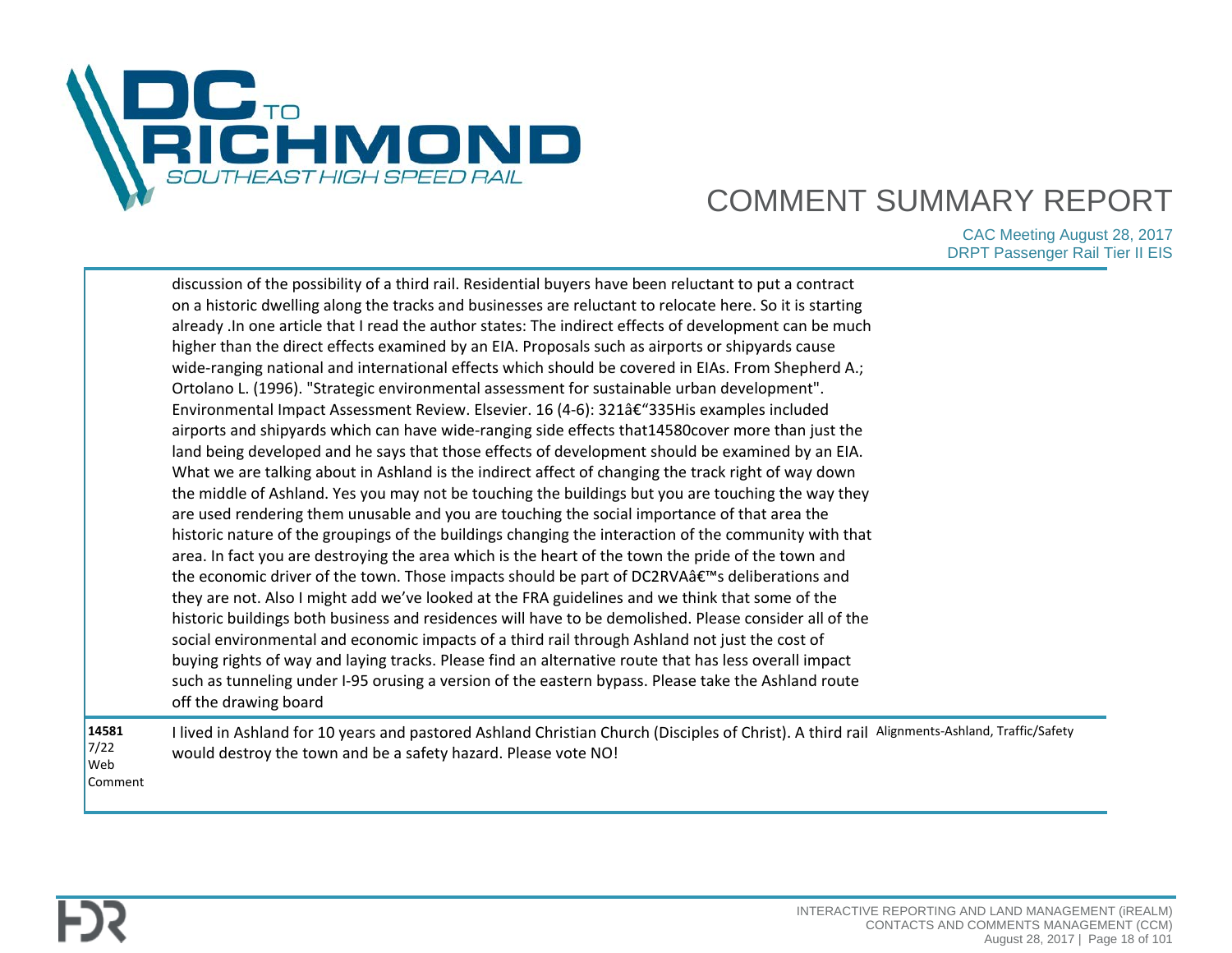discussion of the possibility of a third rail. Residential buyers have been reluctant to put a contract on a historic dwelling along the tracks and businesses are reluctant to relocate here. So it is starting already .In one article that I read the author states: The indirect effects of development can be much higher than the direct effects examined by an EIA. Proposals such as airports or shipyards cause wide-ranging national and international effects which should be covered in EIAs. From Shepherd A.; Ortolano L. (1996). "Strategic environmental assessment for sustainable urban development". Environmental Impact Assessment Review. Elsevier. 16 (4-6): 321â€"335His examples included airports and shipyards which can have wide-ranging side effects that14580cover more than just the land being developed and he says that those effects of development should be examined by an EIA. What we are talking about in Ashland is the indirect affect of changing the track right of way down the middle of Ashland. Yes you may not be touching the buildings but you are touching the way they are used rendering them unusable and you are touching the social importance of that area the historic nature of the groupings of the buildings changing the interaction of the community with that area. In fact you are destroying the area which is the heart of the town the pride of the town and the economic driver of the town. Those impacts should be part of DC2RVAâ€™s deliberations and they are not. Also I might add we've looked at the FRA guidelines and we think that some of the historic buildings both business and residences will have to be demolished. Please consider all of the social environmental and economic impacts of a third rail through Ashland not just the cost of buying rights of way and laying tracks. Please find an alternative route that has less overall impact such as tunneling under I-95 orusing a version of the eastern bypass. Please take the Ashland route off the drawing board

| ID | Comment | Topics |
| --- | --- | --- |
| **14581** 7/22 Web Comment | I lived in Ashland for 10 years and pastored Ashland Christian Church (Disciples of Christ). A third rail would destroy the town and be a safety hazard. Please vote NO! | Alignments-Ashland, Traffic/Safety |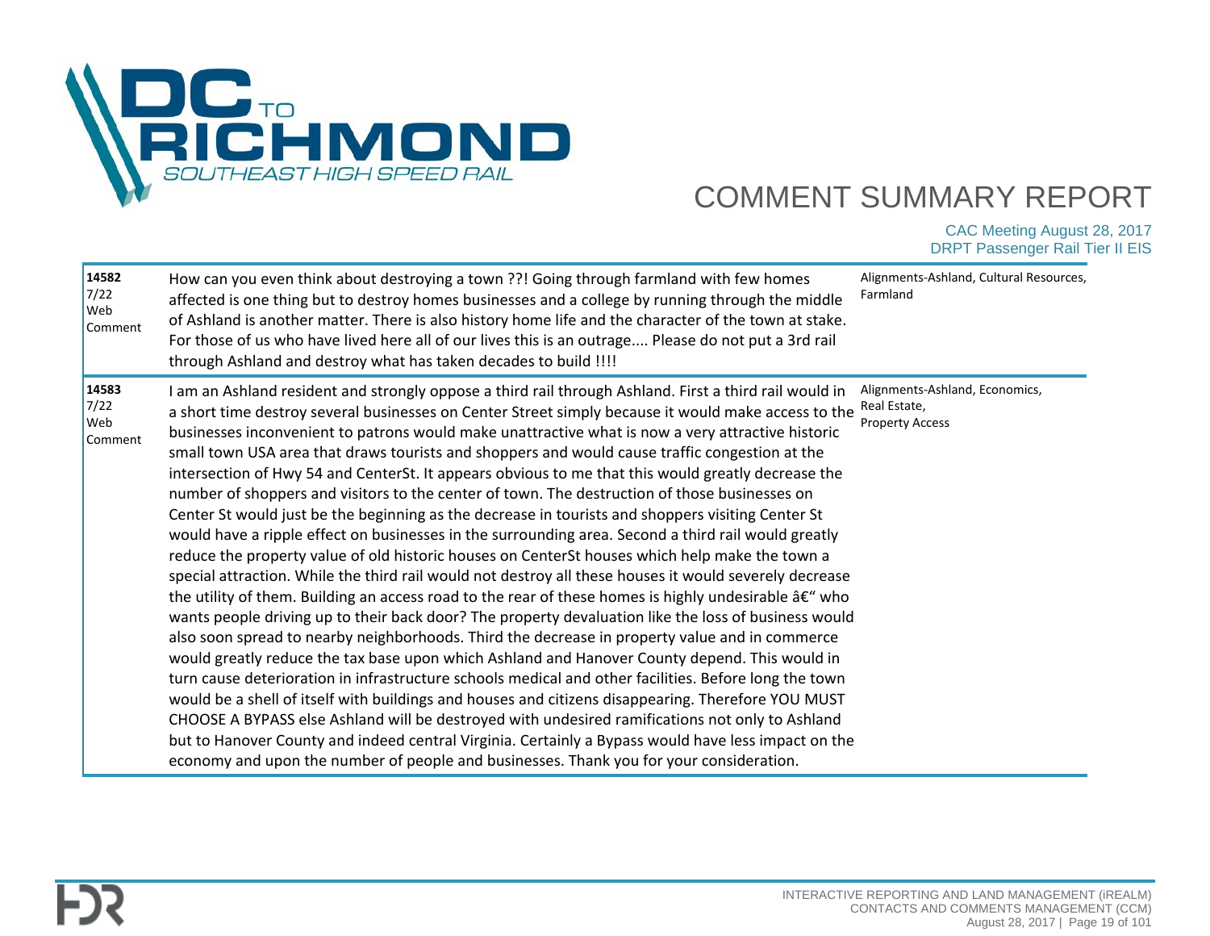| ID / Date / Type | Comment | Topics |
|---|---|---|
| **14582** 7/22 Web Comment | How can you even think about destroying a town ??! Going through farmland with few homes affected is one thing but to destroy homes businesses and a college by running through the middle of Ashland is another matter. There is also history home life and the character of the town at stake. For those of us who have lived here all of our lives this is an outrage.... Please do not put a 3rd rail through Ashland and destroy what has taken decades to build !!!! | Alignments-Ashland, Cultural Resources, Farmland |
| **14583** 7/22 Web Comment | I am an Ashland resident and strongly oppose a third rail through Ashland. First a third rail would in a short time destroy several businesses on Center Street simply because it would make access to the businesses inconvenient to patrons would make unattractive what is now a very attractive historic small town USA area that draws tourists and shoppers and would cause traffic congestion at the intersection of Hwy 54 and CenterSt. It appears obvious to me that this would greatly decrease the number of shoppers and visitors to the center of town. The destruction of those businesses on Center St would just be the beginning as the decrease in tourists and shoppers visiting Center St would have a ripple effect on businesses in the surrounding area. Second a third rail would greatly reduce the property value of old historic houses on CenterSt houses which help make the town a special attraction. While the third rail would not destroy all these houses it would severely decrease the utility of them. Building an access road to the rear of these homes is highly undesirable â€" who wants people driving up to their back door? The property devaluation like the loss of business would also soon spread to nearby neighborhoods. Third the decrease in property value and in commerce would greatly reduce the tax base upon which Ashland and Hanover County depend. This would in turn cause deterioration in infrastructure schools medical and other facilities. Before long the town would be a shell of itself with buildings and houses and citizens disappearing. Therefore YOU MUST CHOOSE A BYPASS else Ashland will be destroyed with undesired ramifications not only to Ashland but to Hanover County and indeed central Virginia. Certainly a Bypass would have less impact on the economy and upon the number of people and businesses. Thank you for your consideration. | Alignments-Ashland, Economics, Real Estate, Property Access |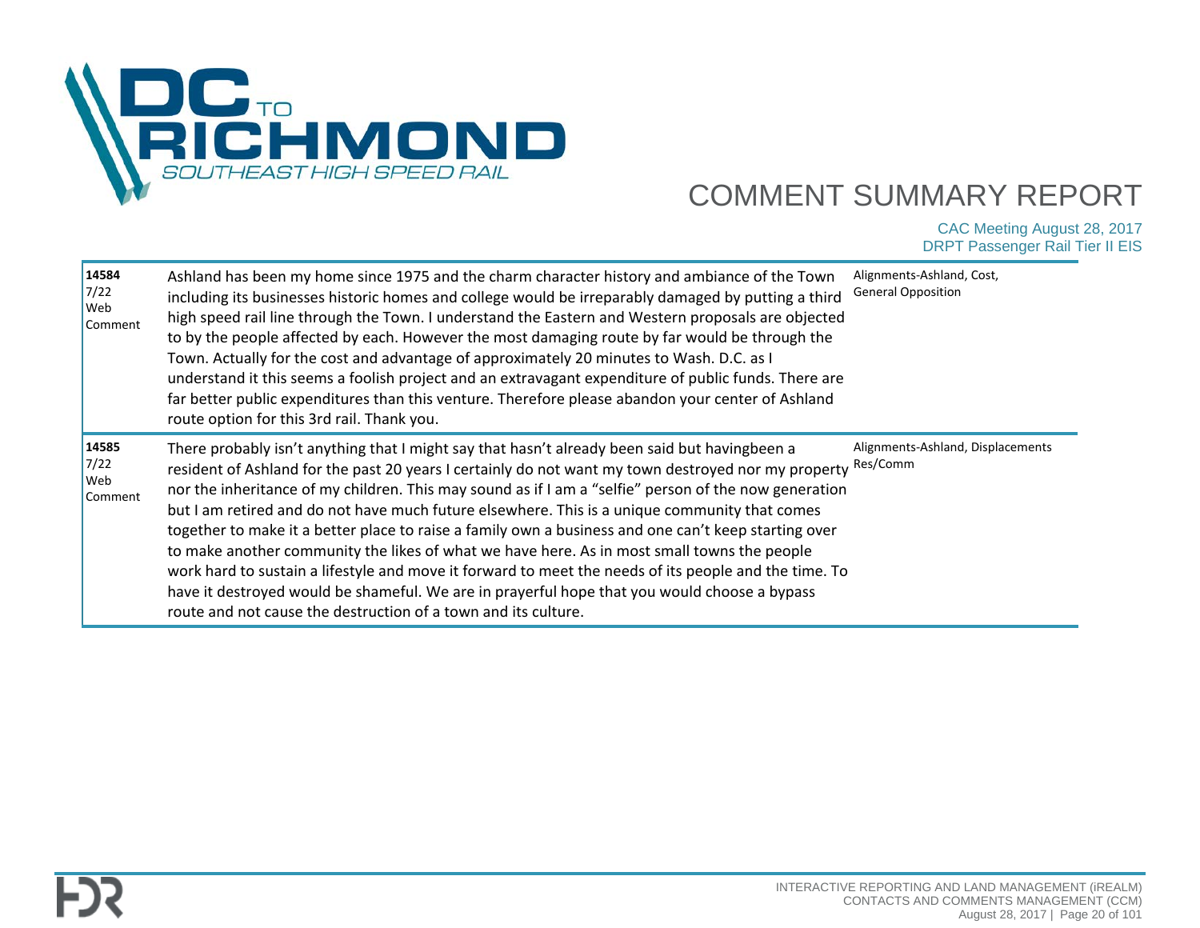| | | |
|---|---|---|
| **14584**<br>7/22<br>Web<br>Comment | Ashland has been my home since 1975 and the charm character history and ambiance of the Town including its businesses historic homes and college would be irreparably damaged by putting a third high speed rail line through the Town. I understand the Eastern and Western proposals are objected to by the people affected by each. However the most damaging route by far would be through the Town. Actually for the cost and advantage of approximately 20 minutes to Wash. D.C. as I understand it this seems a foolish project and an extravagant expenditure of public funds. There are far better public expenditures than this venture. Therefore please abandon your center of Ashland route option for this 3rd rail. Thank you. | Alignments-Ashland, Cost, General Opposition |
| **14585**<br>7/22<br>Web<br>Comment | There probably isn't anything that I might say that hasn't already been said but havingbeen a resident of Ashland for the past 20 years I certainly do not want my town destroyed nor my property nor the inheritance of my children. This may sound as if I am a "selfie" person of the now generation but I am retired and do not have much future elsewhere. This is a unique community that comes together to make it a better place to raise a family own a business and one can't keep starting over to make another community the likes of what we have here. As in most small towns the people work hard to sustain a lifestyle and move it forward to meet the needs of its people and the time. To have it destroyed would be shameful. We are in prayerful hope that you would choose a bypass route and not cause the destruction of a town and its culture. | Alignments-Ashland, Displacements Res/Comm |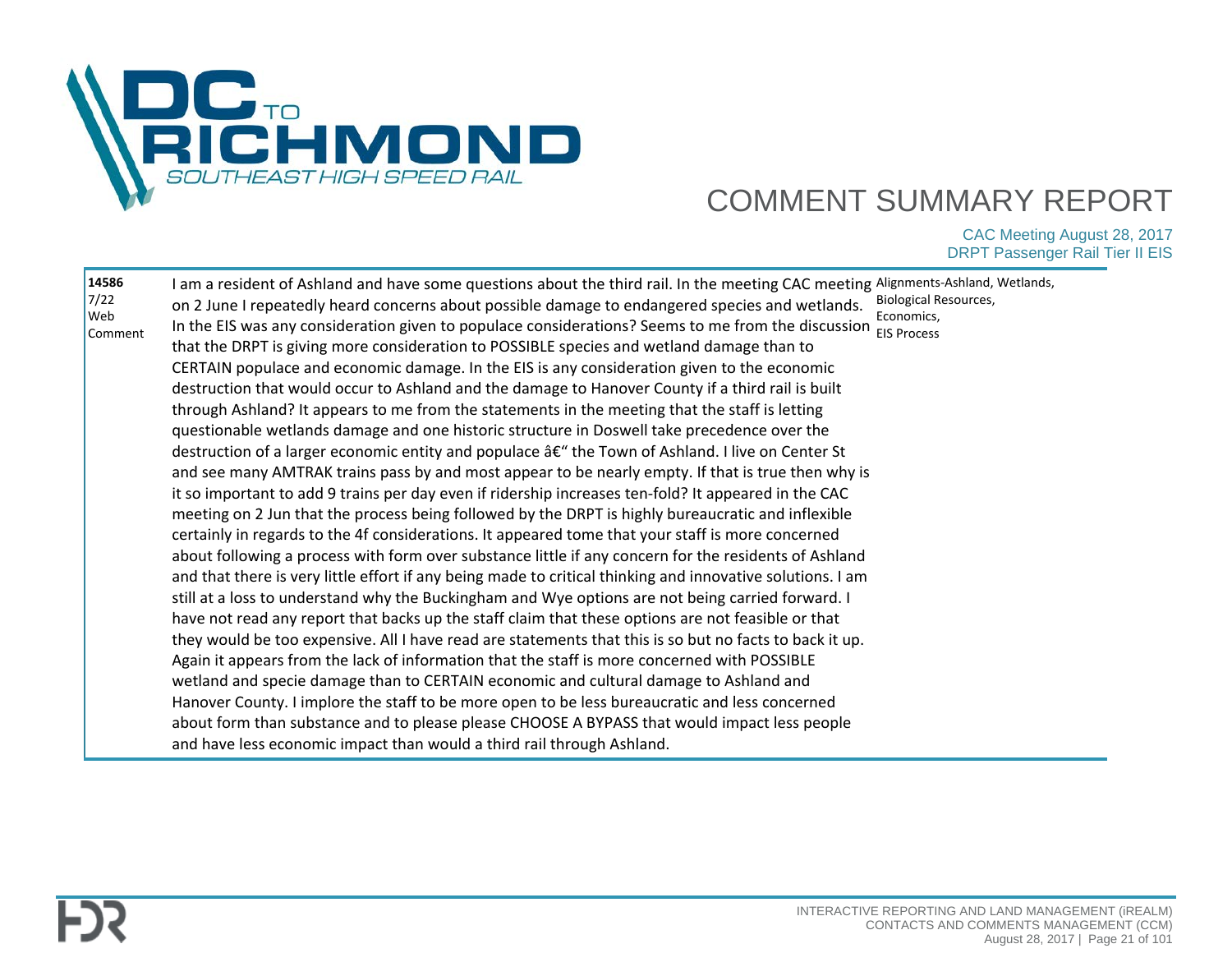| | | |
|---|---|---|
| **14586** 7/22 Web Comment | I am a resident of Ashland and have some questions about the third rail. In the meeting CAC meeting on 2 June I repeatedly heard concerns about possible damage to endangered species and wetlands. In the EIS was any consideration given to populace considerations? Seems to me from the discussion that the DRPT is giving more consideration to POSSIBLE species and wetland damage than to CERTAIN populace and economic damage. In the EIS is any consideration given to the economic destruction that would occur to Ashland and the damage to Hanover County if a third rail is built through Ashland? It appears to me from the statements in the meeting that the staff is letting questionable wetlands damage and one historic structure in Doswell take precedence over the destruction of a larger economic entity and populace â€" the Town of Ashland. I live on Center St and see many AMTRAK trains pass by and most appear to be nearly empty. If that is true then why is it so important to add 9 trains per day even if ridership increases ten-fold? It appeared in the CAC meeting on 2 Jun that the process being followed by the DRPT is highly bureaucratic and inflexible certainly in regards to the 4f considerations. It appeared tome that your staff is more concerned about following a process with form over substance little if any concern for the residents of Ashland and that there is very little effort if any being made to critical thinking and innovative solutions. I am still at a loss to understand why the Buckingham and Wye options are not being carried forward. I have not read any report that backs up the staff claim that these options are not feasible or that they would be too expensive. All I have read are statements that this is so but no facts to back it up. Again it appears from the lack of information that the staff is more concerned with POSSIBLE wetland and specie damage than to CERTAIN economic and cultural damage to Ashland and Hanover County. I implore the staff to be more open to be less bureaucratic and less concerned about form than substance and to please please CHOOSE A BYPASS that would impact less people and have less economic impact than would a third rail through Ashland. | Alignments-Ashland, Wetlands, Biological Resources, Economics, EIS Process |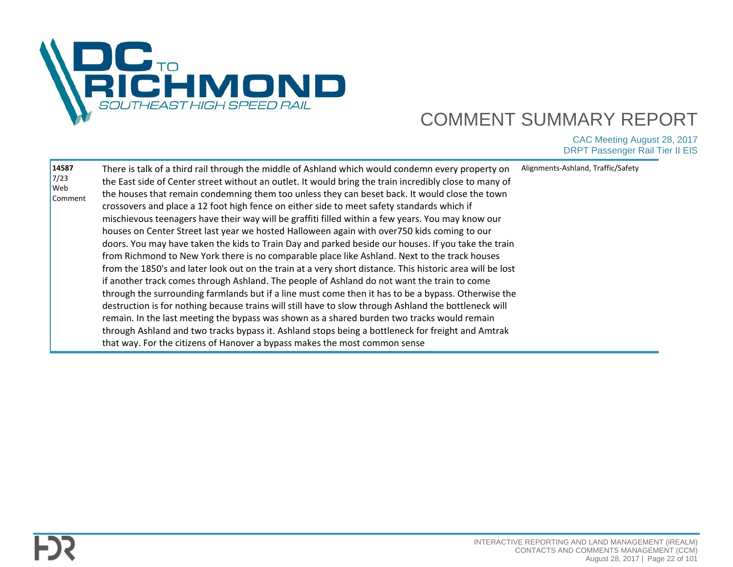| | | |
|---|---|---|
| **14587**<br>7/23<br>Web<br>Comment | There is talk of a third rail through the middle of Ashland which would condemn every property on the East side of Center street without an outlet. It would bring the train incredibly close to many of the houses that remain condemning them too unless they can beset back. It would close the town crossovers and place a 12 foot high fence on either side to meet safety standards which if mischievous teenagers have their way will be graffiti filled within a few years. You may know our houses on Center Street last year we hosted Halloween again with over750 kids coming to our doors. You may have taken the kids to Train Day and parked beside our houses. If you take the train from Richmond to New York there is no comparable place like Ashland. Next to the track houses from the 1850's and later look out on the train at a very short distance. This historic area will be lost if another track comes through Ashland. The people of Ashland do not want the train to come through the surrounding farmlands but if a line must come then it has to be a bypass. Otherwise the destruction is for nothing because trains will still have to slow through Ashland the bottleneck will remain. In the last meeting the bypass was shown as a shared burden two tracks would remain through Ashland and two tracks bypass it. Ashland stops being a bottleneck for freight and Amtrak that way. For the citizens of Hanover a bypass makes the most common sense | Alignments-Ashland, Traffic/Safety |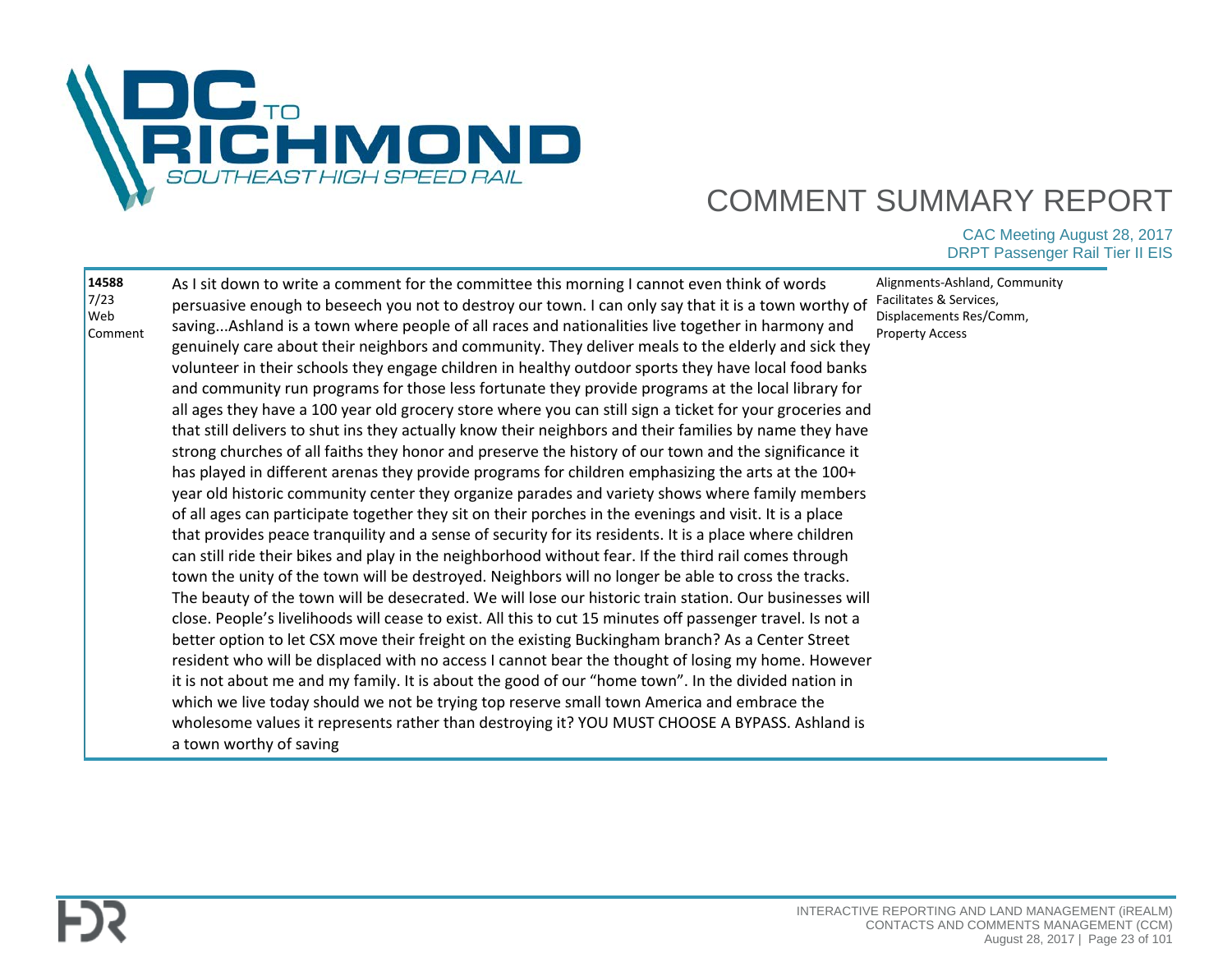# COMMENT SUMMARY REPORT

CAC Meeting August 28, 2017
DRPT Passenger Rail Tier II EIS

| ID | Comment | Topics |
|---|---|---|
| **14588** 7/23 Web Comment | As I sit down to write a comment for the committee this morning I cannot even think of words persuasive enough to beseech you not to destroy our town. I can only say that it is a town worthy of saving...Ashland is a town where people of all races and nationalities live together in harmony and genuinely care about their neighbors and community. They deliver meals to the elderly and sick they volunteer in their schools they engage children in healthy outdoor sports they have local food banks and community run programs for those less fortunate they provide programs at the local library for all ages they have a 100 year old grocery store where you can still sign a ticket for your groceries and that still delivers to shut ins they actually know their neighbors and their families by name they have strong churches of all faiths they honor and preserve the history of our town and the significance it has played in different arenas they provide programs for children emphasizing the arts at the 100+ year old historic community center they organize parades and variety shows where family members of all ages can participate together they sit on their porches in the evenings and visit. It is a place that provides peace tranquility and a sense of security for its residents. It is a place where children can still ride their bikes and play in the neighborhood without fear. If the third rail comes through town the unity of the town will be destroyed. Neighbors will no longer be able to cross the tracks. The beauty of the town will be desecrated. We will lose our historic train station. Our businesses will close. People's livelihoods will cease to exist. All this to cut 15 minutes off passenger travel. Is not a better option to let CSX move their freight on the existing Buckingham branch? As a Center Street resident who will be displaced with no access I cannot bear the thought of losing my home. However it is not about me and my family. It is about the good of our "home town". In the divided nation in which we live today should we not be trying top reserve small town America and embrace the wholesome values it represents rather than destroying it? YOU MUST CHOOSE A BYPASS. Ashland is a town worthy of saving | Alignments-Ashland, Community Facilitates & Services, Displacements Res/Comm, Property Access |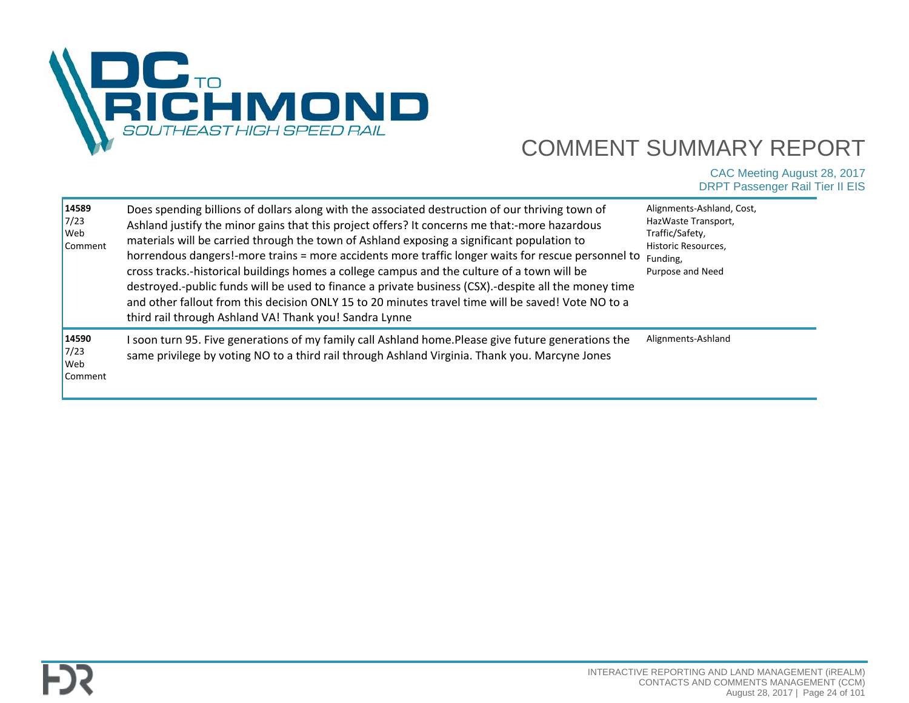| ID | Comment | Topics |
|---|---|---|
| **14589** 7/23 Web Comment | Does spending billions of dollars along with the associated destruction of our thriving town of Ashland justify the minor gains that this project offers? It concerns me that:-more hazardous materials will be carried through the town of Ashland exposing a significant population to horrendous dangers!-more trains = more accidents more traffic longer waits for rescue personnel to cross tracks.-historical buildings homes a college campus and the culture of a town will be destroyed.-public funds will be used to finance a private business (CSX).-despite all the money time and other fallout from this decision ONLY 15 to 20 minutes travel time will be saved! Vote NO to a third rail through Ashland VA! Thank you! Sandra Lynne | Alignments-Ashland, Cost, HazWaste Transport, Traffic/Safety, Historic Resources, Funding, Purpose and Need |
| **14590** 7/23 Web Comment | I soon turn 95. Five generations of my family call Ashland home.Please give future generations the same privilege by voting NO to a third rail through Ashland Virginia. Thank you. Marcyne Jones | Alignments-Ashland |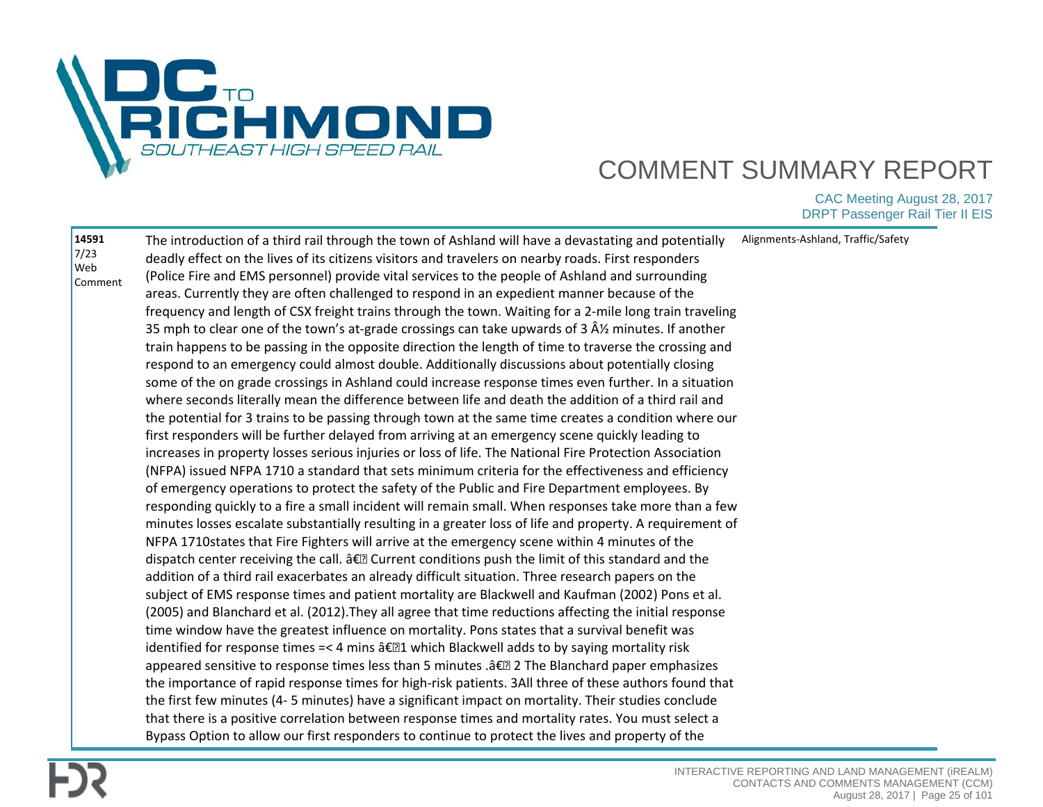| | | |
|---|---|---|
| **14591**<br>7/23<br>Web Comment | The introduction of a third rail through the town of Ashland will have a devastating and potentially deadly effect on the lives of its citizens visitors and travelers on nearby roads. First responders (Police Fire and EMS personnel) provide vital services to the people of Ashland and surrounding areas. Currently they are often challenged to respond in an expedient manner because of the frequency and length of CSX freight trains through the town. Waiting for a 2-mile long train traveling 35 mph to clear one of the town's at-grade crossings can take upwards of 3 Â½ minutes. If another train happens to be passing in the opposite direction the length of time to traverse the crossing and respond to an emergency could almost double. Additionally discussions about potentially closing some of the on grade crossings in Ashland could increase response times even further. In a situation where seconds literally mean the difference between life and death the addition of a third rail and the potential for 3 trains to be passing through town at the same time creates a condition where our first responders will be further delayed from arriving at an emergency scene quickly leading to increases in property losses serious injuries or loss of life. The National Fire Protection Association (NFPA) issued NFPA 1710 a standard that sets minimum criteria for the effectiveness and efficiency of emergency operations to protect the safety of the Public and Fire Department employees. By responding quickly to a fire a small incident will remain small. When responses take more than a few minutes losses escalate substantially resulting in a greater loss of life and property. A requirement of NFPA 1710states that Fire Fighters will arrive at the emergency scene within 4 minutes of the dispatch center receiving the call. â€� Current conditions push the limit of this standard and the addition of a third rail exacerbates an already difficult situation. Three research papers on the subject of EMS response times and patient mortality are Blackwell and Kaufman (2002) Pons et al. (2005) and Blanchard et al. (2012).They all agree that time reductions affecting the initial response time window have the greatest influence on mortality. Pons states that a survival benefit was identified for response times =< 4 mins â€�1 which Blackwell adds to by saying mortality risk appeared sensitive to response times less than 5 minutes .â€� 2 The Blanchard paper emphasizes the importance of rapid response times for high-risk patients. 3All three of these authors found that the first few minutes (4- 5 minutes) have a significant impact on mortality. Their studies conclude that there is a positive correlation between response times and mortality rates. You must select a Bypass Option to allow our first responders to continue to protect the lives and property of the | Alignments-Ashland, Traffic/Safety |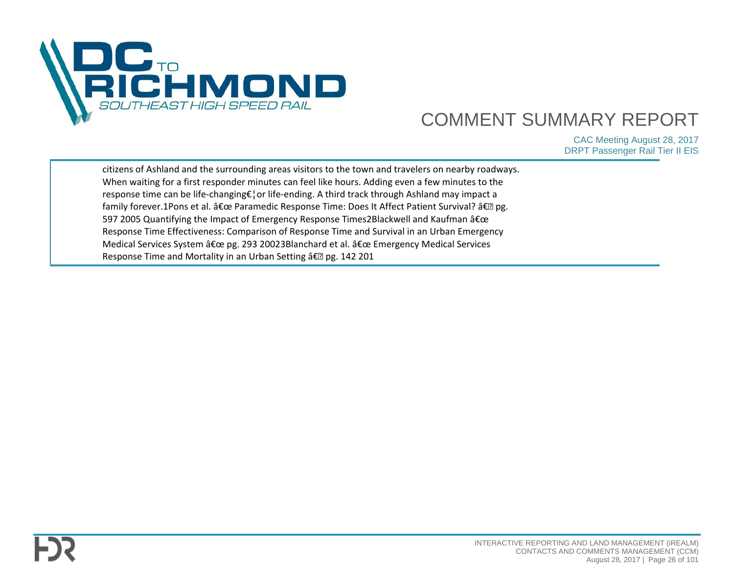citizens of Ashland and the surrounding areas visitors to the town and travelers on nearby roadways. When waiting for a first responder minutes can feel like hours. Adding even a few minutes to the response time can be life-changing€¦or life-ending. A third track through Ashland may impact a family forever.1Pons et al. â€œ Paramedic Response Time: Does It Affect Patient Survival? â€ pg. 597 2005 Quantifying the Impact of Emergency Response Times2Blackwell and Kaufman â€œ Response Time Effectiveness: Comparison of Response Time and Survival in an Urban Emergency Medical Services System â€œ pg. 293 20023Blanchard et al. â€œ Emergency Medical Services Response Time and Mortality in an Urban Setting â€ pg. 142 201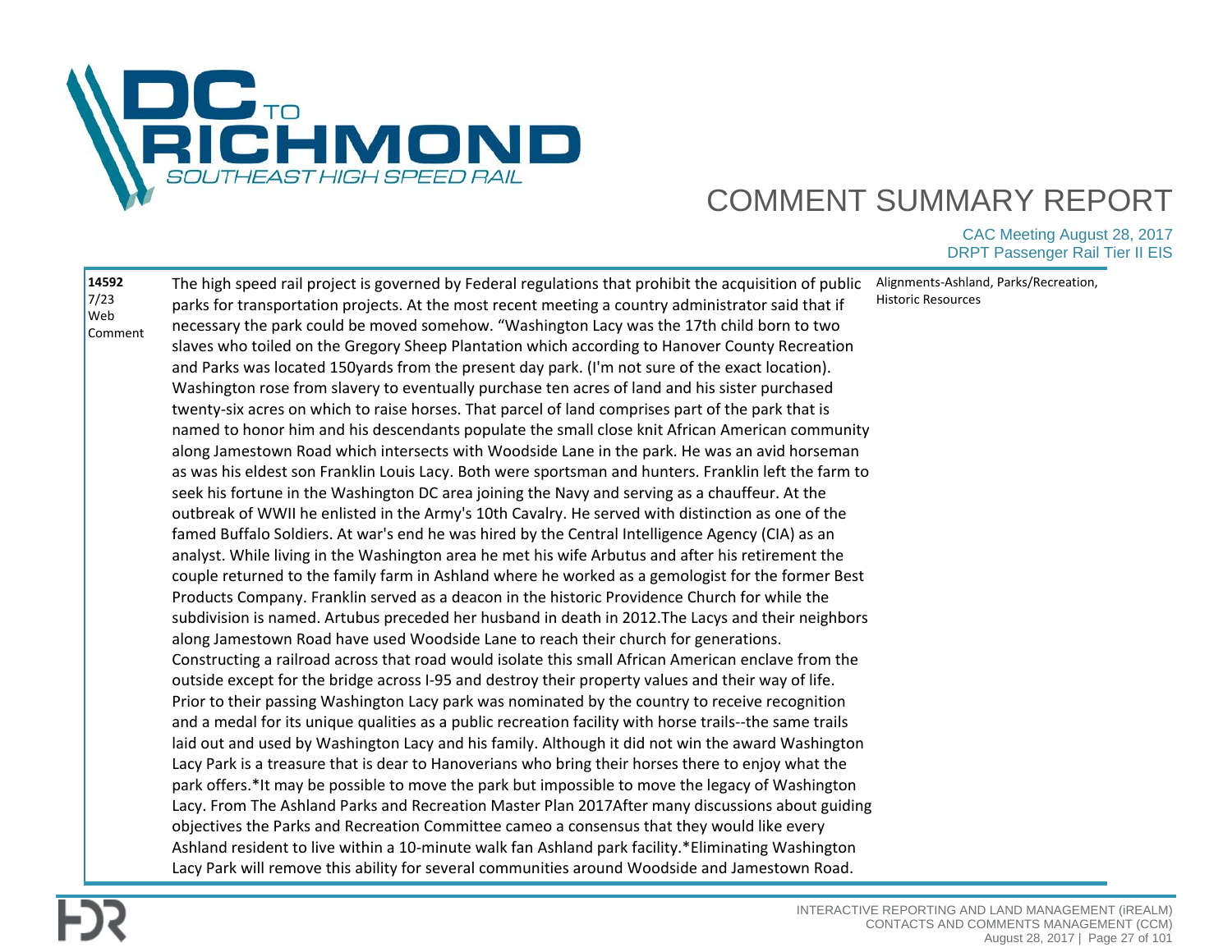| | | |
|---|---|---|
| **14592**<br>7/23<br>Web Comment | The high speed rail project is governed by Federal regulations that prohibit the acquisition of public parks for transportation projects. At the most recent meeting a country administrator said that if necessary the park could be moved somehow. "Washington Lacy was the 17th child born to two slaves who toiled on the Gregory Sheep Plantation which according to Hanover County Recreation and Parks was located 150yards from the present day park. (I'm not sure of the exact location). Washington rose from slavery to eventually purchase ten acres of land and his sister purchased twenty-six acres on which to raise horses. That parcel of land comprises part of the park that is named to honor him and his descendants populate the small close knit African American community along Jamestown Road which intersects with Woodside Lane in the park. He was an avid horseman as was his eldest son Franklin Louis Lacy. Both were sportsman and hunters. Franklin left the farm to seek his fortune in the Washington DC area joining the Navy and serving as a chauffeur. At the outbreak of WWII he enlisted in the Army's 10th Cavalry. He served with distinction as one of the famed Buffalo Soldiers. At war's end he was hired by the Central Intelligence Agency (CIA) as an analyst. While living in the Washington area he met his wife Arbutus and after his retirement the couple returned to the family farm in Ashland where he worked as a gemologist for the former Best Products Company. Franklin served as a deacon in the historic Providence Church for while the subdivision is named. Artubus preceded her husband in death in 2012.The Lacys and their neighbors along Jamestown Road have used Woodside Lane to reach their church for generations. Constructing a railroad across that road would isolate this small African American enclave from the outside except for the bridge across I-95 and destroy their property values and their way of life. Prior to their passing Washington Lacy park was nominated by the country to receive recognition and a medal for its unique qualities as a public recreation facility with horse trails--the same trails laid out and used by Washington Lacy and his family. Although it did not win the award Washington Lacy Park is a treasure that is dear to Hanoverians who bring their horses there to enjoy what the park offers.*It may be possible to move the park but impossible to move the legacy of Washington Lacy. From The Ashland Parks and Recreation Master Plan 2017After many discussions about guiding objectives the Parks and Recreation Committee cameo a consensus that they would like every Ashland resident to live within a 10-minute walk fan Ashland park facility.*Eliminating Washington Lacy Park will remove this ability for several communities around Woodside and Jamestown Road. | Alignments-Ashland, Parks/Recreation, Historic Resources |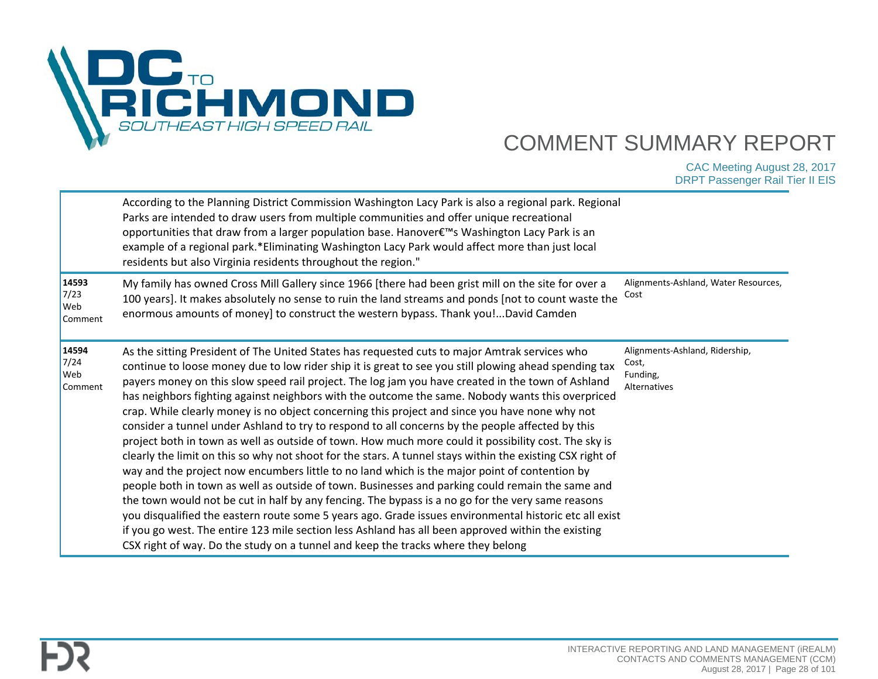| | | |
|---|---|---|
| | According to the Planning District Commission Washington Lacy Park is also a regional park. Regional Parks are intended to draw users from multiple communities and offer unique recreational opportunities that draw from a larger population base. Hanover€™s Washington Lacy Park is an example of a regional park.*Eliminating Washington Lacy Park would affect more than just local residents but also Virginia residents throughout the region." | |
| **14593** 7/23 Web Comment | My family has owned Cross Mill Gallery since 1966 [there had been grist mill on the site for over a 100 years]. It makes absolutely no sense to ruin the land streams and ponds [not to count waste the enormous amounts of money] to construct the western bypass. Thank you!...David Camden | Alignments-Ashland, Water Resources, Cost |
| **14594** 7/24 Web Comment | As the sitting President of The United States has requested cuts to major Amtrak services who continue to loose money due to low rider ship it is great to see you still plowing ahead spending tax payers money on this slow speed rail project. The log jam you have created in the town of Ashland has neighbors fighting against neighbors with the outcome the same. Nobody wants this overpriced crap. While clearly money is no object concerning this project and since you have none why not consider a tunnel under Ashland to try to respond to all concerns by the people affected by this project both in town as well as outside of town. How much more could it possibility cost. The sky is clearly the limit on this so why not shoot for the stars. A tunnel stays within the existing CSX right of way and the project now encumbers little to no land which is the major point of contention by people both in town as well as outside of town. Businesses and parking could remain the same and the town would not be cut in half by any fencing. The bypass is a no go for the very same reasons you disqualified the eastern route some 5 years ago. Grade issues environmental historic etc all exist if you go west. The entire 123 mile section less Ashland has all been approved within the existing CSX right of way. Do the study on a tunnel and keep the tracks where they belong | Alignments-Ashland, Ridership, Cost, Funding, Alternatives |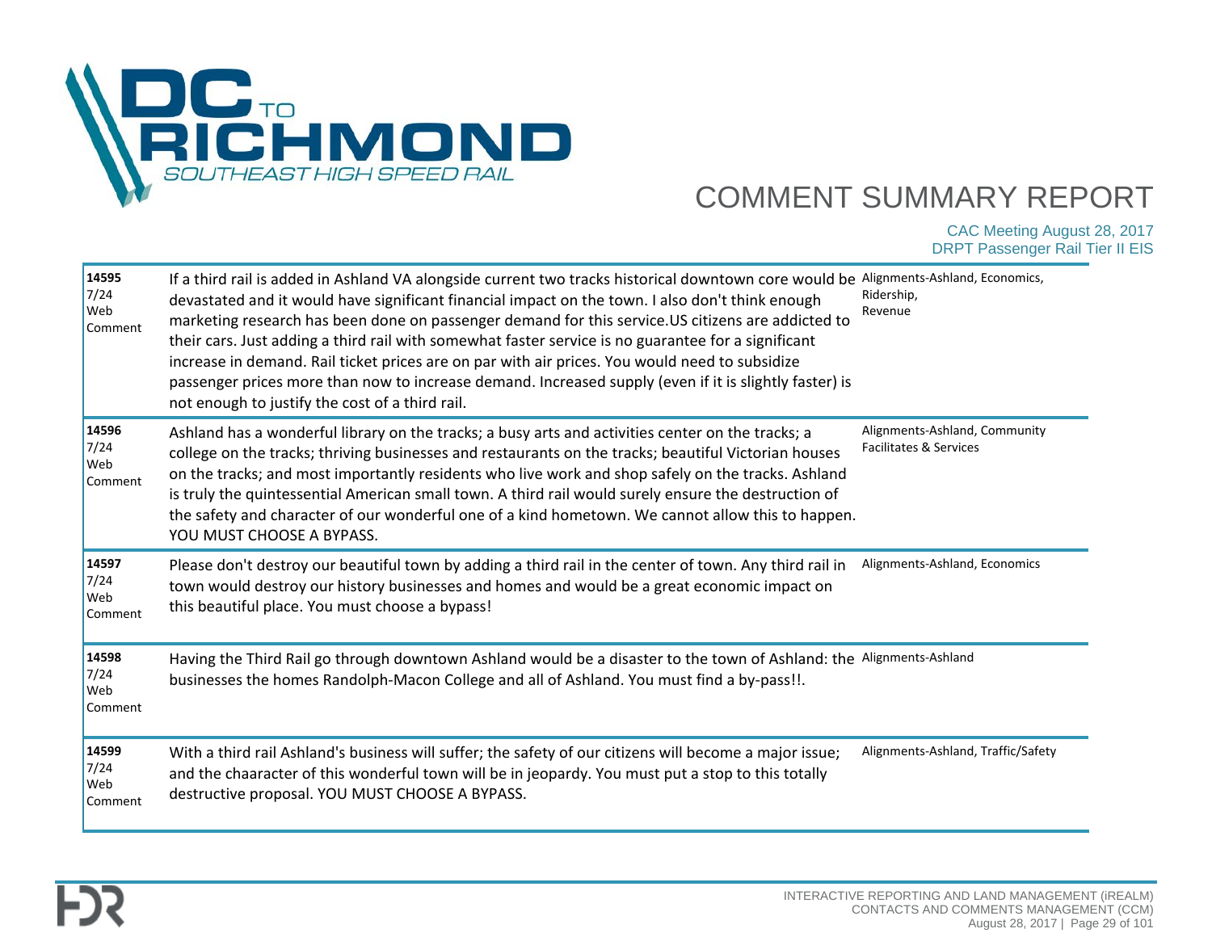| | | |
|---|---|---|
| **14595**<br>7/24<br>Web Comment | If a third rail is added in Ashland VA alongside current two tracks historical downtown core would be devastated and it would have significant financial impact on the town. I also don't think enough marketing research has been done on passenger demand for this service.US citizens are addicted to their cars. Just adding a third rail with somewhat faster service is no guarantee for a significant increase in demand. Rail ticket prices are on par with air prices. You would need to subsidize passenger prices more than now to increase demand. Increased supply (even if it is slightly faster) is not enough to justify the cost of a third rail. | Alignments-Ashland, Economics, Ridership, Revenue |
| **14596**<br>7/24<br>Web Comment | Ashland has a wonderful library on the tracks; a busy arts and activities center on the tracks; a college on the tracks; thriving businesses and restaurants on the tracks; beautiful Victorian houses on the tracks; and most importantly residents who live work and shop safely on the tracks. Ashland is truly the quintessential American small town. A third rail would surely ensure the destruction of the safety and character of our wonderful one of a kind hometown. We cannot allow this to happen. YOU MUST CHOOSE A BYPASS. | Alignments-Ashland, Community Facilitates & Services |
| **14597**<br>7/24<br>Web Comment | Please don't destroy our beautiful town by adding a third rail in the center of town. Any third rail in town would destroy our history businesses and homes and would be a great economic impact on this beautiful place. You must choose a bypass! | Alignments-Ashland, Economics |
| **14598**<br>7/24<br>Web Comment | Having the Third Rail go through downtown Ashland would be a disaster to the town of Ashland: the businesses the homes Randolph-Macon College and all of Ashland. You must find a by-pass!!. | Alignments-Ashland |
| **14599**<br>7/24<br>Web Comment | With a third rail Ashland's business will suffer; the safety of our citizens will become a major issue; and the chaaracter of this wonderful town will be in jeopardy. You must put a stop to this totally destructive proposal. YOU MUST CHOOSE A BYPASS. | Alignments-Ashland, Traffic/Safety |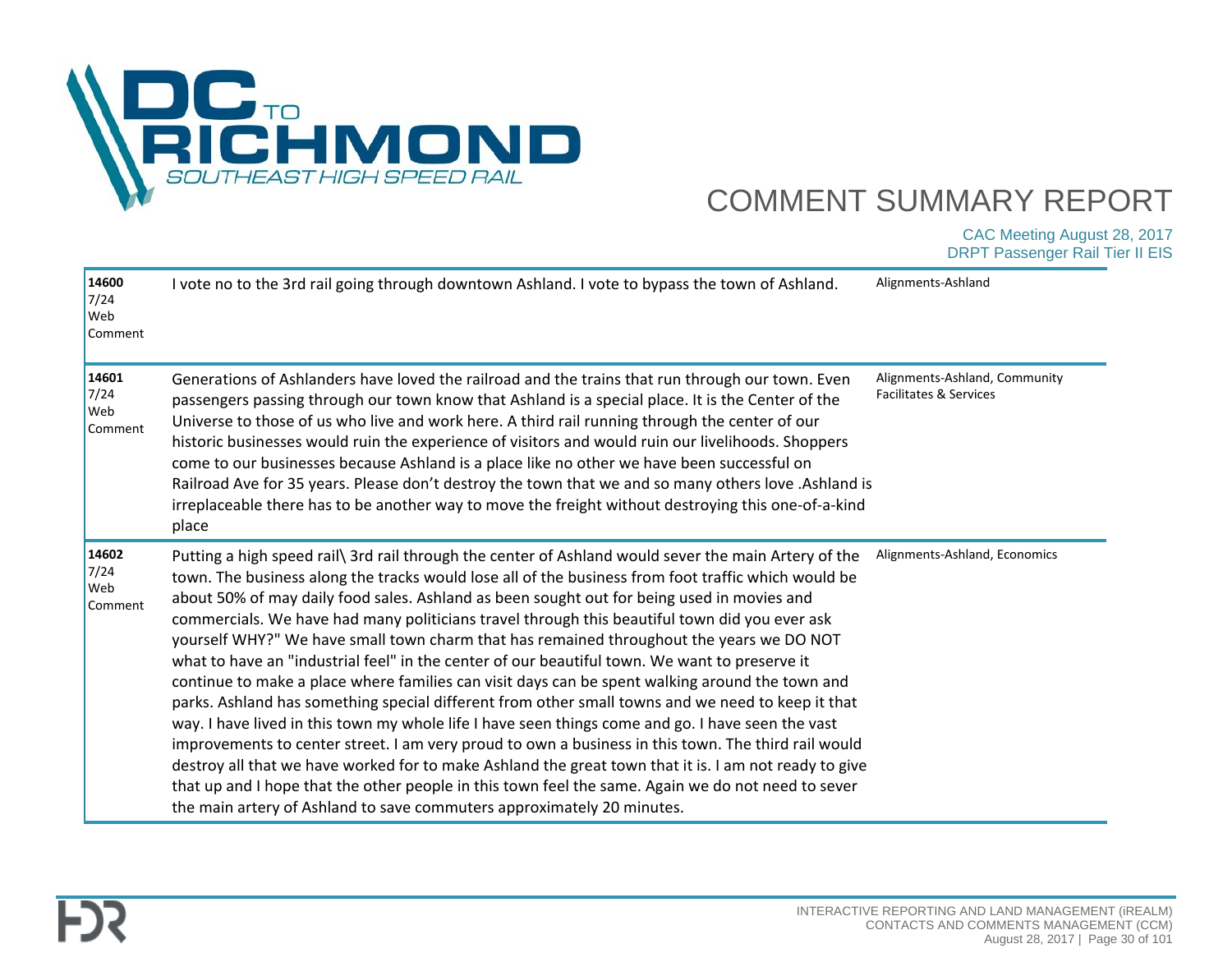# DC TO RICHMOND SOUTHEAST HIGH SPEED RAIL

## COMMENT SUMMARY REPORT

CAC Meeting August 28, 2017
DRPT Passenger Rail Tier II EIS

| ID | Comment | Topics |
|---|---|---|
| **14600** 7/24 Web Comment | I vote no to the 3rd rail going through downtown Ashland. I vote to bypass the town of Ashland. | Alignments-Ashland |
| **14601** 7/24 Web Comment | Generations of Ashlanders have loved the railroad and the trains that run through our town. Even passengers passing through our town know that Ashland is a special place. It is the Center of the Universe to those of us who live and work here. A third rail running through the center of our historic businesses would ruin the experience of visitors and would ruin our livelihoods. Shoppers come to our businesses because Ashland is a place like no other we have been successful on Railroad Ave for 35 years. Please don't destroy the town that we and so many others love .Ashland is irreplaceable there has to be another way to move the freight without destroying this one-of-a-kind place | Alignments-Ashland, Community Facilitates & Services |
| **14602** 7/24 Web Comment | Putting a high speed rail\ 3rd rail through the center of Ashland would sever the main Artery of the town. The business along the tracks would lose all of the business from foot traffic which would be about 50% of may daily food sales. Ashland as been sought out for being used in movies and commercials. We have had many politicians travel through this beautiful town did you ever ask yourself WHY?" We have small town charm that has remained throughout the years we DO NOT what to have an "industrial feel" in the center of our beautiful town. We want to preserve it continue to make a place where families can visit days can be spent walking around the town and parks. Ashland has something special different from other small towns and we need to keep it that way. I have lived in this town my whole life I have seen things come and go. I have seen the vast improvements to center street. I am very proud to own a business in this town. The third rail would destroy all that we have worked for to make Ashland the great town that it is. I am not ready to give that up and I hope that the other people in this town feel the same. Again we do not need to sever the main artery of Ashland to save commuters approximately 20 minutes. | Alignments-Ashland, Economics |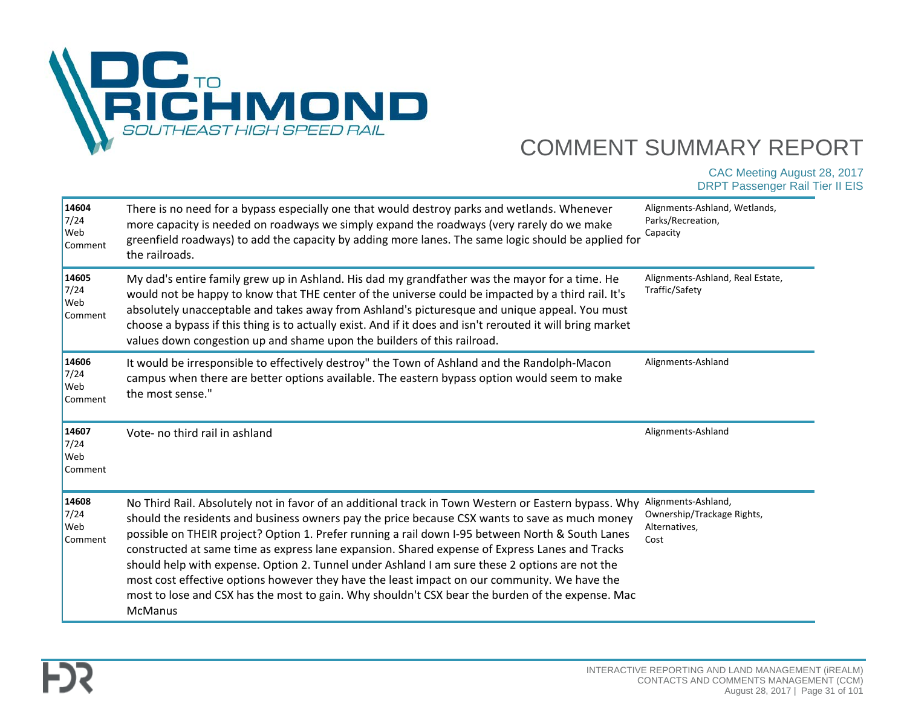| ID | Comment | Topics |
|---|---|---|
| **14604** 7/24 Web Comment | There is no need for a bypass especially one that would destroy parks and wetlands. Whenever more capacity is needed on roadways we simply expand the roadways (very rarely do we make greenfield roadways) to add the capacity by adding more lanes. The same logic should be applied for the railroads. | Alignments-Ashland, Wetlands, Parks/Recreation, Capacity |
| **14605** 7/24 Web Comment | My dad's entire family grew up in Ashland. His dad my grandfather was the mayor for a time. He would not be happy to know that THE center of the universe could be impacted by a third rail. It's absolutely unacceptable and takes away from Ashland's picturesque and unique appeal. You must choose a bypass if this thing is to actually exist. And if it does and isn't rerouted it will bring market values down congestion up and shame upon the builders of this railroad. | Alignments-Ashland, Real Estate, Traffic/Safety |
| **14606** 7/24 Web Comment | It would be irresponsible to effectively destroy" the Town of Ashland and the Randolph-Macon campus when there are better options available. The eastern bypass option would seem to make the most sense." | Alignments-Ashland |
| **14607** 7/24 Web Comment | Vote- no third rail in ashland | Alignments-Ashland |
| **14608** 7/24 Web Comment | No Third Rail. Absolutely not in favor of an additional track in Town Western or Eastern bypass. Why should the residents and business owners pay the price because CSX wants to save as much money possible on THEIR project? Option 1. Prefer running a rail down I-95 between North & South Lanes constructed at same time as express lane expansion. Shared expense of Express Lanes and Tracks should help with expense. Option 2. Tunnel under Ashland I am sure these 2 options are not the most cost effective options however they have the least impact on our community. We have the most to lose and CSX has the most to gain. Why shouldn't CSX bear the burden of the expense. Mac McManus | Alignments-Ashland, Ownership/Trackage Rights, Alternatives, Cost |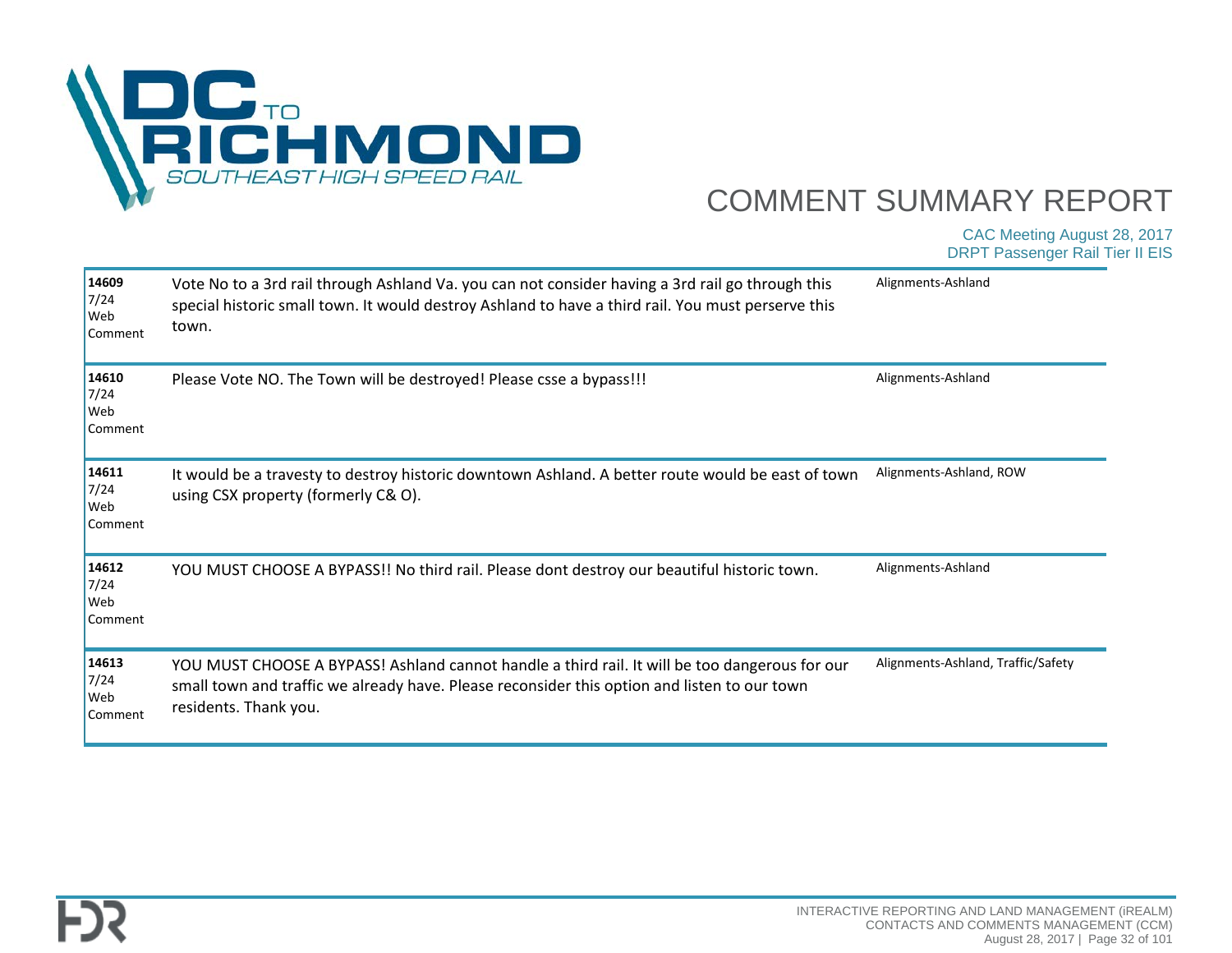| ID / Date / Type | Comment | Topics |
|---|---|---|
| **14609** 7/24 Web Comment | Vote No to a 3rd rail through Ashland Va. you can not consider having a 3rd rail go through this special historic small town. It would destroy Ashland to have a third rail. You must perserve this town. | Alignments-Ashland |
| **14610** 7/24 Web Comment | Please Vote NO. The Town will be destroyed! Please csse a bypass!!! | Alignments-Ashland |
| **14611** 7/24 Web Comment | It would be a travesty to destroy historic downtown Ashland. A better route would be east of town using CSX property (formerly C& O). | Alignments-Ashland, ROW |
| **14612** 7/24 Web Comment | YOU MUST CHOOSE A BYPASS!! No third rail. Please dont destroy our beautiful historic town. | Alignments-Ashland |
| **14613** 7/24 Web Comment | YOU MUST CHOOSE A BYPASS! Ashland cannot handle a third rail. It will be too dangerous for our small town and traffic we already have. Please reconsider this option and listen to our town residents. Thank you. | Alignments-Ashland, Traffic/Safety |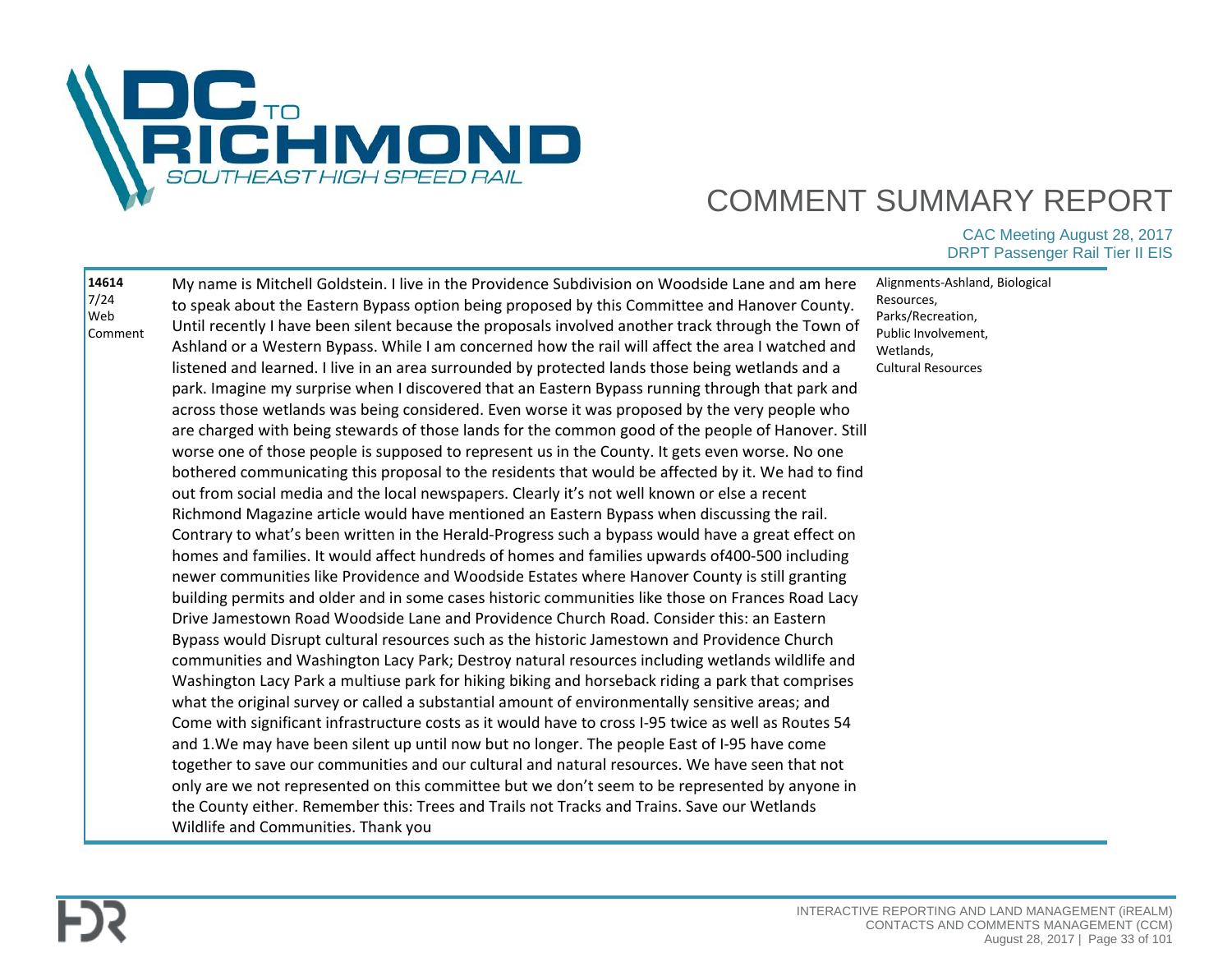| | | |
|---|---|---|
| **14614** 7/24 Web Comment | My name is Mitchell Goldstein. I live in the Providence Subdivision on Woodside Lane and am here to speak about the Eastern Bypass option being proposed by this Committee and Hanover County. Until recently I have been silent because the proposals involved another track through the Town of Ashland or a Western Bypass. While I am concerned how the rail will affect the area I watched and listened and learned. I live in an area surrounded by protected lands those being wetlands and a park. Imagine my surprise when I discovered that an Eastern Bypass running through that park and across those wetlands was being considered. Even worse it was proposed by the very people who are charged with being stewards of those lands for the common good of the people of Hanover. Still worse one of those people is supposed to represent us in the County. It gets even worse. No one bothered communicating this proposal to the residents that would be affected by it. We had to find out from social media and the local newspapers. Clearly it's not well known or else a recent Richmond Magazine article would have mentioned an Eastern Bypass when discussing the rail. Contrary to what's been written in the Herald-Progress such a bypass would have a great effect on homes and families. It would affect hundreds of homes and families upwards of400-500 including newer communities like Providence and Woodside Estates where Hanover County is still granting building permits and older and in some cases historic communities like those on Frances Road Lacy Drive Jamestown Road Woodside Lane and Providence Church Road. Consider this: an Eastern Bypass would Disrupt cultural resources such as the historic Jamestown and Providence Church communities and Washington Lacy Park; Destroy natural resources including wetlands wildlife and Washington Lacy Park a multiuse park for hiking biking and horseback riding a park that comprises what the original survey or called a substantial amount of environmentally sensitive areas; and Come with significant infrastructure costs as it would have to cross I-95 twice as well as Routes 54 and 1.We may have been silent up until now but no longer. The people East of I-95 have come together to save our communities and our cultural and natural resources. We have seen that not only are we not represented on this committee but we don't seem to be represented by anyone in the County either. Remember this: Trees and Trails not Tracks and Trains. Save our Wetlands Wildlife and Communities. Thank you | Alignments-Ashland, Biological Resources, Parks/Recreation, Public Involvement, Wetlands, Cultural Resources |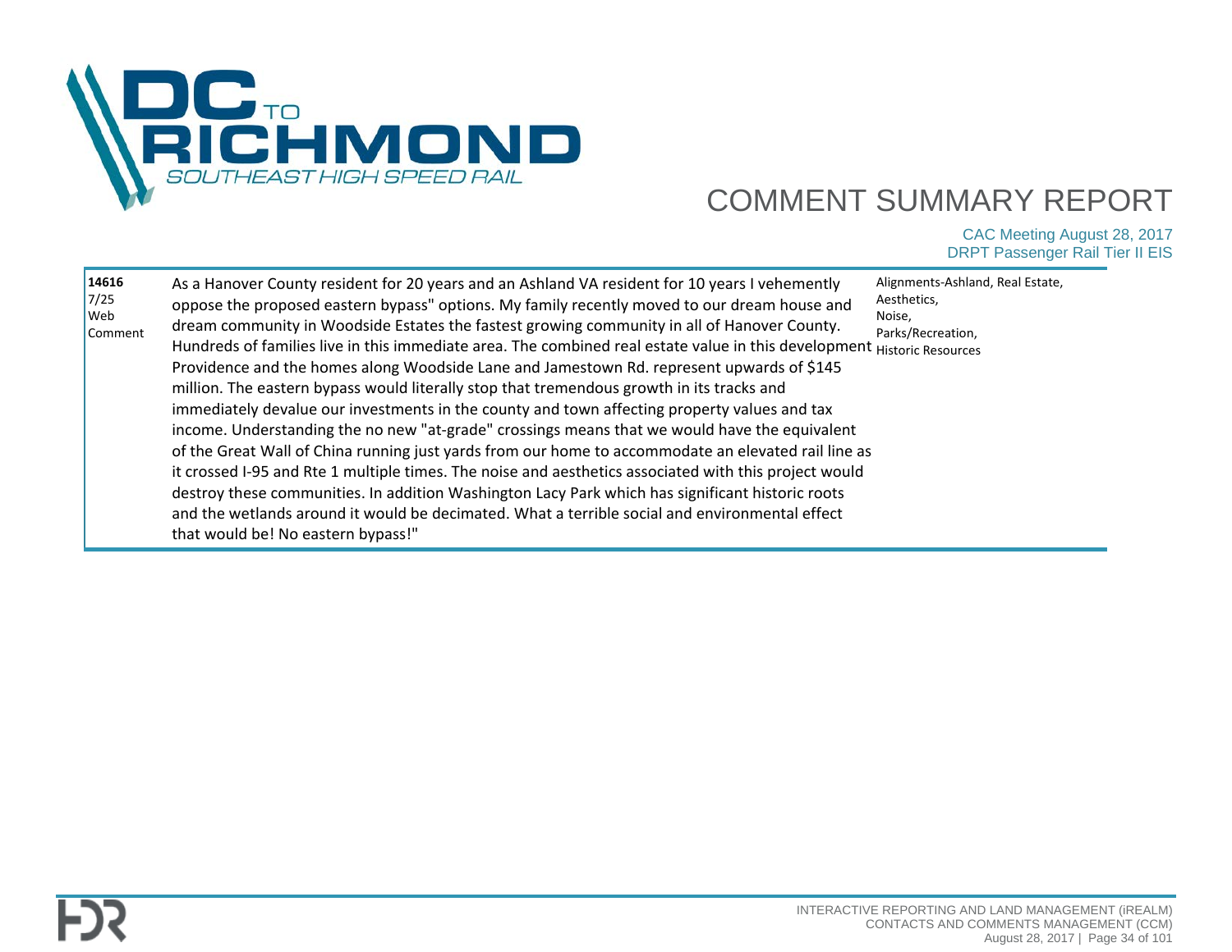# COMMENT SUMMARY REPORT

CAC Meeting August 28, 2017
DRPT Passenger Rail Tier II EIS

| | | |
|---|---|---|
| **14616**<br>7/25<br>Web Comment | As a Hanover County resident for 20 years and an Ashland VA resident for 10 years I vehemently oppose the proposed eastern bypass" options. My family recently moved to our dream house and dream community in Woodside Estates the fastest growing community in all of Hanover County. Hundreds of families live in this immediate area. The combined real estate value in this development Providence and the homes along Woodside Lane and Jamestown Rd. represent upwards of $145 million. The eastern bypass would literally stop that tremendous growth in its tracks and immediately devalue our investments in the county and town affecting property values and tax income. Understanding the no new "at-grade" crossings means that we would have the equivalent of the Great Wall of China running just yards from our home to accommodate an elevated rail line as it crossed I-95 and Rte 1 multiple times. The noise and aesthetics associated with this project would destroy these communities. In addition Washington Lacy Park which has significant historic roots and the wetlands around it would be decimated. What a terrible social and environmental effect that would be! No eastern bypass!" | Alignments-Ashland, Real Estate, Aesthetics, Noise, Parks/Recreation, Historic Resources |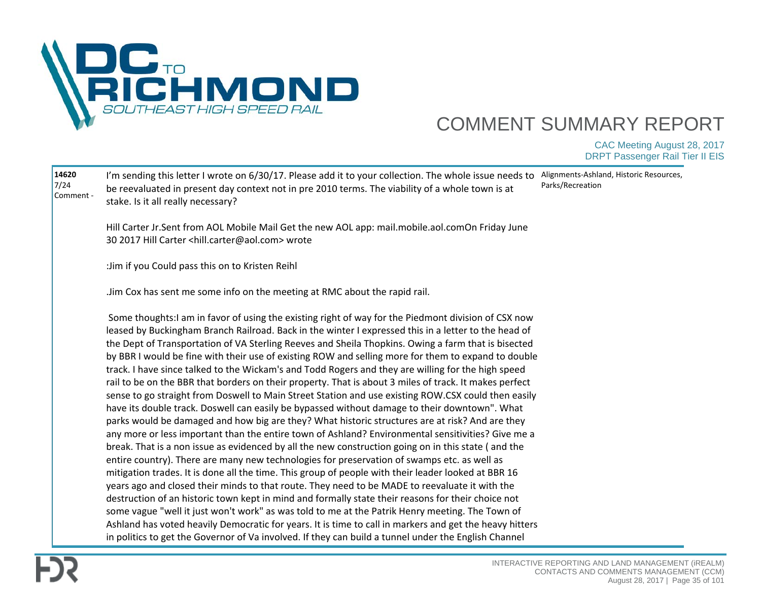# COMMENT SUMMARY REPORT

CAC Meeting August 28, 2017
DRPT Passenger Rail Tier II EIS

| ID | Comment | Topics |
|---|---|---|
| **14620**<br>7/24<br>Comment - | I'm sending this letter I wrote on 6/30/17. Please add it to your collection. The whole issue needs to be reevaluated in present day context not in pre 2010 terms. The viability of a whole town is at stake. Is it all really necessary?<br><br>Hill Carter Jr.Sent from AOL Mobile Mail Get the new AOL app: mail.mobile.aol.comOn Friday June 30 2017 Hill Carter <hill.carter@aol.com> wrote<br><br>:Jim if you Could pass this on to Kristen Reihl<br><br>.Jim Cox has sent me some info on the meeting at RMC about the rapid rail.<br><br>Some thoughts:I am in favor of using the existing right of way for the Piedmont division of CSX now leased by Buckingham Branch Railroad. Back in the winter I expressed this in a letter to the head of the Dept of Transportation of VA Sterling Reeves and Sheila Thopkins. Owing a farm that is bisected by BBR I would be fine with their use of existing ROW and selling more for them to expand to double track. I have since talked to the Wickam's and Todd Rogers and they are willing for the high speed rail to be on the BBR that borders on their property. That is about 3 miles of track. It makes perfect sense to go straight from Doswell to Main Street Station and use existing ROW.CSX could then easily have its double track. Doswell can easily be bypassed without damage to their downtown". What parks would be damaged and how big are they? What historic structures are at risk? And are they any more or less important than the entire town of Ashland? Environmental sensitivities? Give me a break. That is a non issue as evidenced by all the new construction going on in this state ( and the entire country). There are many new technologies for preservation of swamps etc. as well as mitigation trades. It is done all the time. This group of people with their leader looked at BBR 16 years ago and closed their minds to that route. They need to be MADE to reevaluate it with the destruction of an historic town kept in mind and formally state their reasons for their choice not some vague "well it just won't work" as was told to me at the Patrik Henry meeting. The Town of Ashland has voted heavily Democratic for years. It is time to call in markers and get the heavy hitters in politics to get the Governor of Va involved. If they can build a tunnel under the English Channel | Alignments-Ashland, Historic Resources, Parks/Recreation |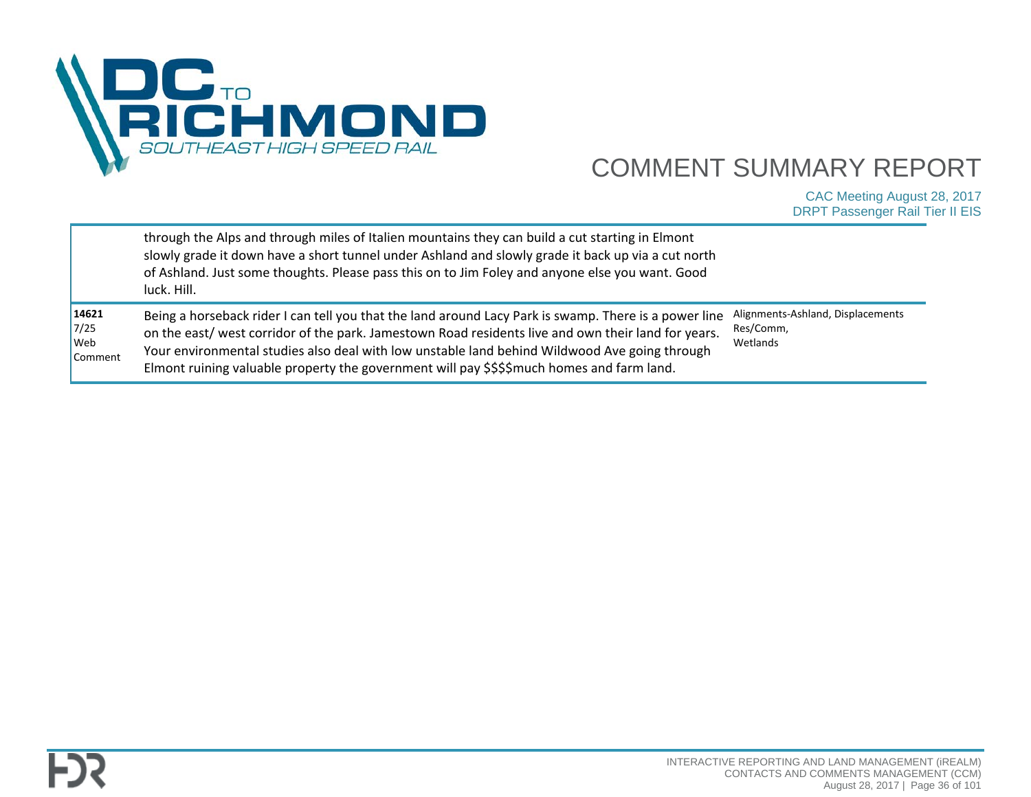| | | |
|---|---|---|
| | through the Alps and through miles of Italien mountains they can build a cut starting in Elmont slowly grade it down have a short tunnel under Ashland and slowly grade it back up via a cut north of Ashland. Just some thoughts. Please pass this on to Jim Foley and anyone else you want. Good luck. Hill. | |
| **14621** 7/25 Web Comment | Being a horseback rider I can tell you that the land around Lacy Park is swamp. There is a power line on the east/ west corridor of the park. Jamestown Road residents live and own their land for years. Your environmental studies also deal with low unstable land behind Wildwood Ave going through Elmont ruining valuable property the government will pay $$$$much homes and farm land. | Alignments-Ashland, Displacements Res/Comm, Wetlands |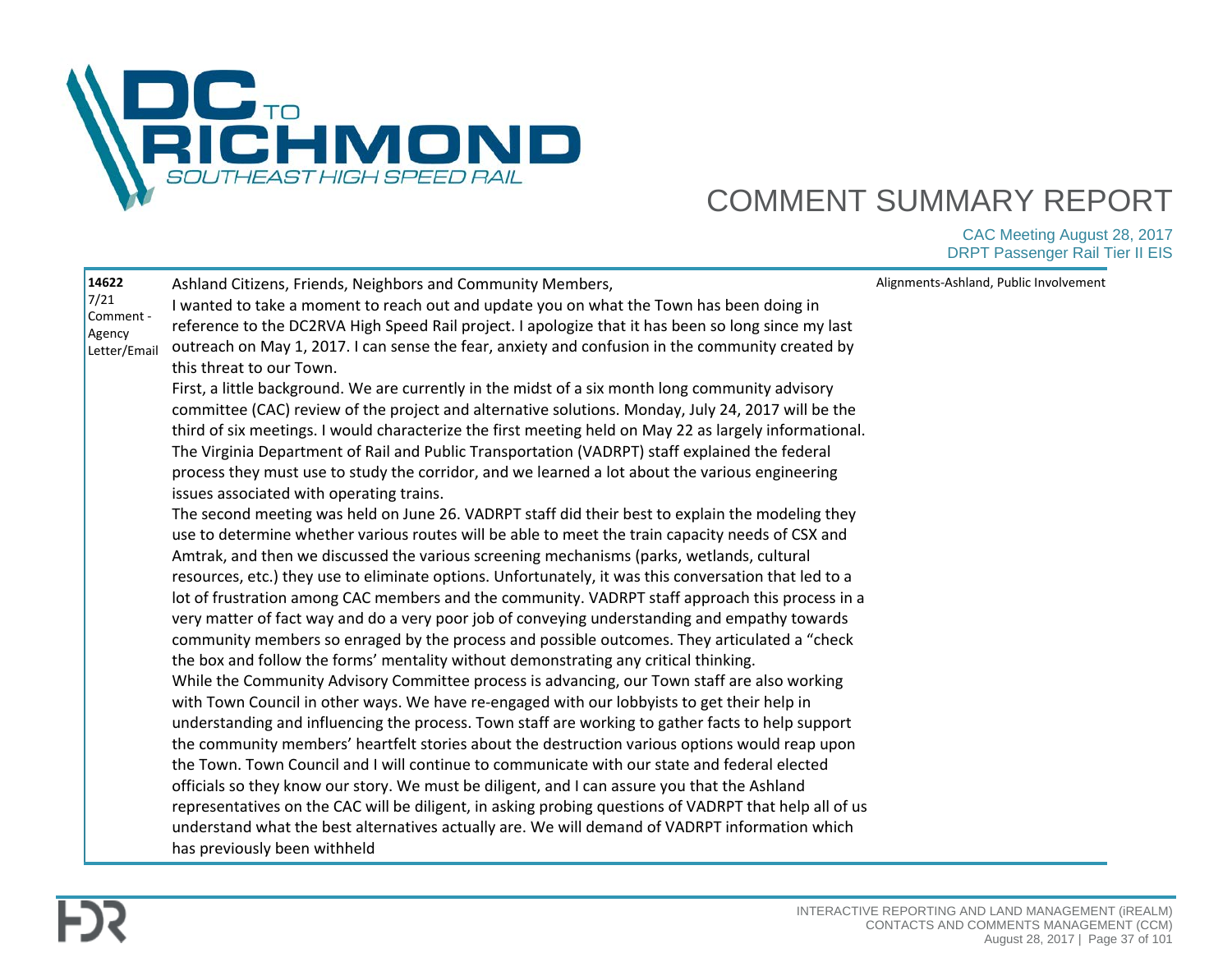# COMMENT SUMMARY REPORT

CAC Meeting August 28, 2017
DRPT Passenger Rail Tier II EIS

| ID / Date / Type | Comment | Topics |
| --- | --- | --- |
| **14622**<br>7/21<br>Comment - Agency Letter/Email | Ashland Citizens, Friends, Neighbors and Community Members,<br>I wanted to take a moment to reach out and update you on what the Town has been doing in reference to the DC2RVA High Speed Rail project. I apologize that it has been so long since my last outreach on May 1, 2017. I can sense the fear, anxiety and confusion in the community created by this threat to our Town.<br>First, a little background. We are currently in the midst of a six month long community advisory committee (CAC) review of the project and alternative solutions. Monday, July 24, 2017 will be the third of six meetings. I would characterize the first meeting held on May 22 as largely informational. The Virginia Department of Rail and Public Transportation (VADRPT) staff explained the federal process they must use to study the corridor, and we learned a lot about the various engineering issues associated with operating trains.<br>The second meeting was held on June 26. VADRPT staff did their best to explain the modeling they use to determine whether various routes will be able to meet the train capacity needs of CSX and Amtrak, and then we discussed the various screening mechanisms (parks, wetlands, cultural resources, etc.) they use to eliminate options. Unfortunately, it was this conversation that led to a lot of frustration among CAC members and the community. VADRPT staff approach this process in a very matter of fact way and do a very poor job of conveying understanding and empathy towards community members so enraged by the process and possible outcomes. They articulated a "check the box and follow the forms' mentality without demonstrating any critical thinking.<br>While the Community Advisory Committee process is advancing, our Town staff are also working with Town Council in other ways. We have re-engaged with our lobbyists to get their help in understanding and influencing the process. Town staff are working to gather facts to help support the community members' heartfelt stories about the destruction various options would reap upon the Town. Town Council and I will continue to communicate with our state and federal elected officials so they know our story. We must be diligent, and I can assure you that the Ashland representatives on the CAC will be diligent, in asking probing questions of VADRPT that help all of us understand what the best alternatives actually are. We will demand of VADRPT information which has previously been withheld | Alignments-Ashland, Public Involvement |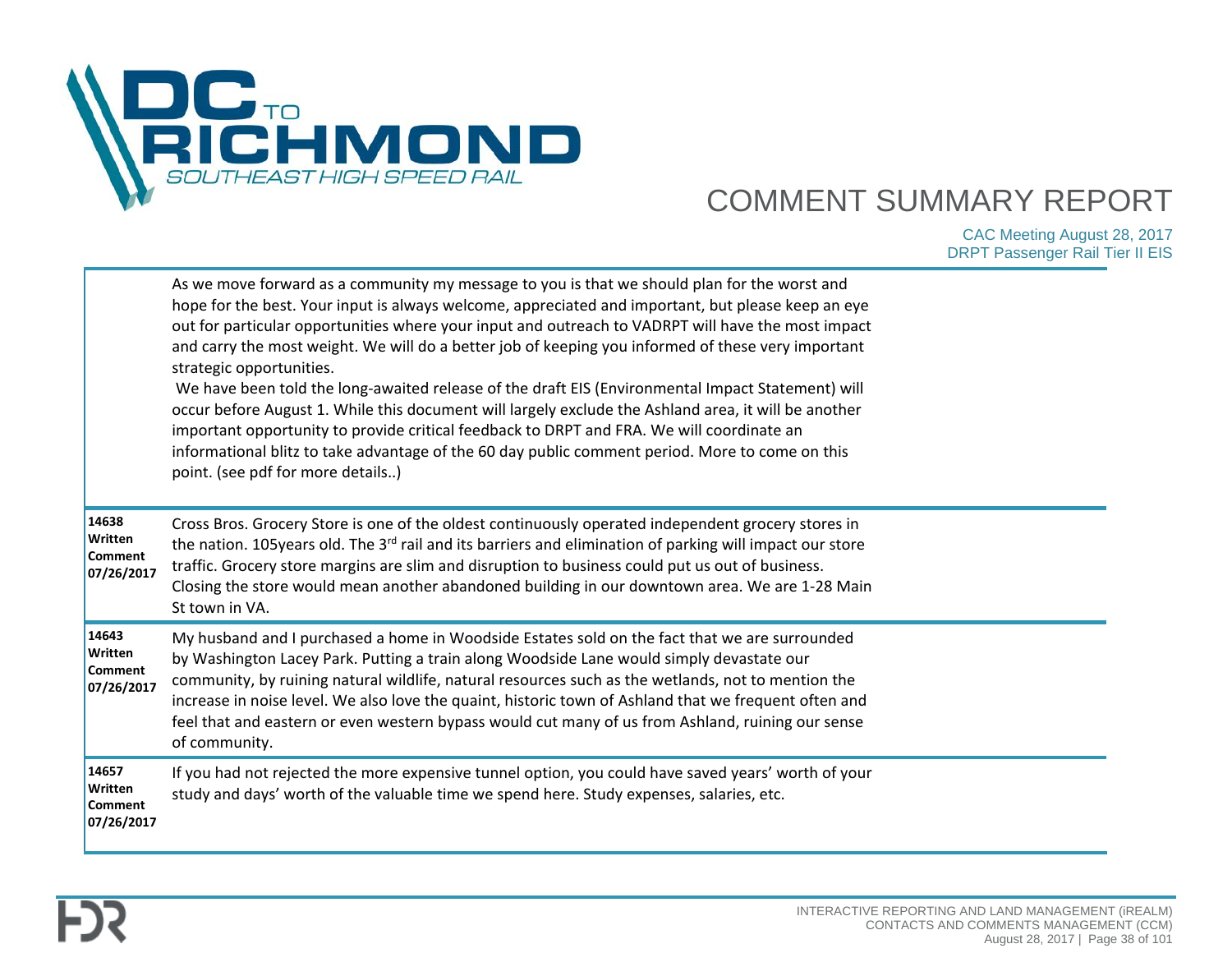| | |
|---|---|
| | As we move forward as a community my message to you is that we should plan for the worst and hope for the best. Your input is always welcome, appreciated and important, but please keep an eye out for particular opportunities where your input and outreach to VADRPT will have the most impact and carry the most weight. We will do a better job of keeping you informed of these very important strategic opportunities.<br>We have been told the long-awaited release of the draft EIS (Environmental Impact Statement) will occur before August 1. While this document will largely exclude the Ashland area, it will be another important opportunity to provide critical feedback to DRPT and FRA. We will coordinate an informational blitz to take advantage of the 60 day public comment period. More to come on this point. (see pdf for more details..) |
| **14638 Written Comment 07/26/2017** | Cross Bros. Grocery Store is one of the oldest continuously operated independent grocery stores in the nation. 105years old. The 3rd rail and its barriers and elimination of parking will impact our store traffic. Grocery store margins are slim and disruption to business could put us out of business. Closing the store would mean another abandoned building in our downtown area. We are 1-28 Main St town in VA. |
| **14643 Written Comment 07/26/2017** | My husband and I purchased a home in Woodside Estates sold on the fact that we are surrounded by Washington Lacey Park. Putting a train along Woodside Lane would simply devastate our community, by ruining natural wildlife, natural resources such as the wetlands, not to mention the increase in noise level. We also love the quaint, historic town of Ashland that we frequent often and feel that and eastern or even western bypass would cut many of us from Ashland, ruining our sense of community. |
| **14657 Written Comment 07/26/2017** | If you had not rejected the more expensive tunnel option, you could have saved years' worth of your study and days' worth of the valuable time we spend here. Study expenses, salaries, etc. |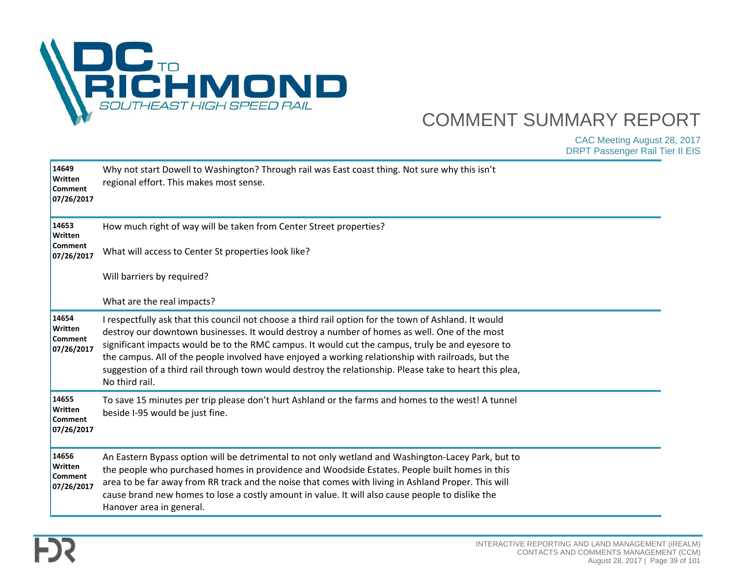# COMMENT SUMMARY REPORT

CAC Meeting August 28, 2017
DRPT Passenger Rail Tier II EIS

| | |
|---|---|
| **14649 Written Comment 07/26/2017** | Why not start Dowell to Washington? Through rail was East coast thing. Not sure why this isn't regional effort. This makes most sense. |
| **14653 Written Comment 07/26/2017** | How much right of way will be taken from Center Street properties?<br><br>What will access to Center St properties look like?<br><br>Will barriers by required?<br><br>What are the real impacts? |
| **14654 Written Comment 07/26/2017** | I respectfully ask that this council not choose a third rail option for the town of Ashland. It would destroy our downtown businesses. It would destroy a number of homes as well. One of the most significant impacts would be to the RMC campus. It would cut the campus, truly be and eyesore to the campus. All of the people involved have enjoyed a working relationship with railroads, but the suggestion of a third rail through town would destroy the relationship. Please take to heart this plea, No third rail. |
| **14655 Written Comment 07/26/2017** | To save 15 minutes per trip please don't hurt Ashland or the farms and homes to the west! A tunnel beside I-95 would be just fine. |
| **14656 Written Comment 07/26/2017** | An Eastern Bypass option will be detrimental to not only wetland and Washington-Lacey Park, but to the people who purchased homes in providence and Woodside Estates. People built homes in this area to be far away from RR track and the noise that comes with living in Ashland Proper. This will cause brand new homes to lose a costly amount in value. It will also cause people to dislike the Hanover area in general. |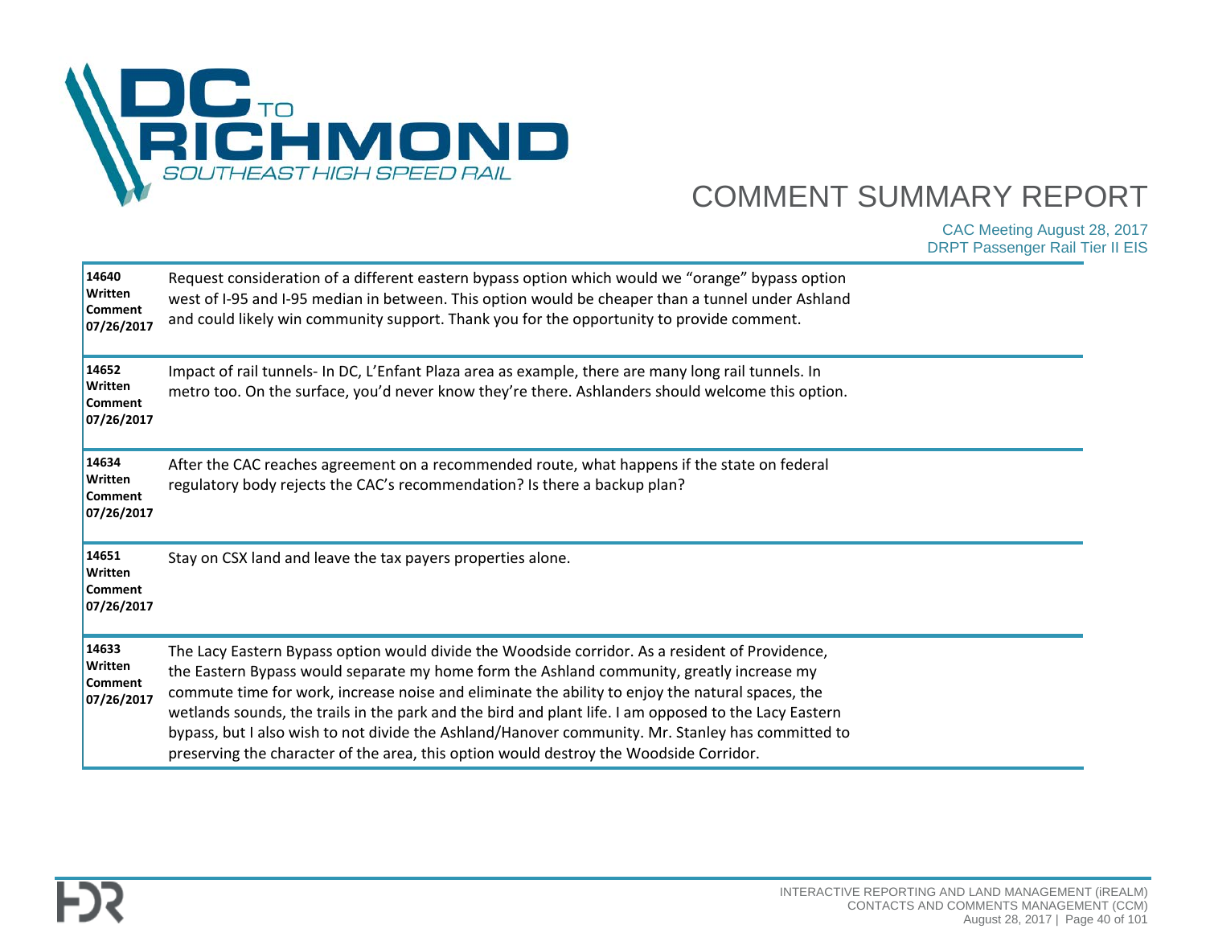# COMMENT SUMMARY REPORT

CAC Meeting August 28, 2017
DRPT Passenger Rail Tier II EIS

| ID | Comment |
|---|---|
| **14640 Written Comment 07/26/2017** | Request consideration of a different eastern bypass option which would we "orange" bypass option west of I-95 and I-95 median in between. This option would be cheaper than a tunnel under Ashland and could likely win community support. Thank you for the opportunity to provide comment. |
| **14652 Written Comment 07/26/2017** | Impact of rail tunnels- In DC, L'Enfant Plaza area as example, there are many long rail tunnels. In metro too. On the surface, you'd never know they're there. Ashlanders should welcome this option. |
| **14634 Written Comment 07/26/2017** | After the CAC reaches agreement on a recommended route, what happens if the state on federal regulatory body rejects the CAC's recommendation? Is there a backup plan? |
| **14651 Written Comment 07/26/2017** | Stay on CSX land and leave the tax payers properties alone. |
| **14633 Written Comment 07/26/2017** | The Lacy Eastern Bypass option would divide the Woodside corridor. As a resident of Providence, the Eastern Bypass would separate my home form the Ashland community, greatly increase my commute time for work, increase noise and eliminate the ability to enjoy the natural spaces, the wetlands sounds, the trails in the park and the bird and plant life. I am opposed to the Lacy Eastern bypass, but I also wish to not divide the Ashland/Hanover community. Mr. Stanley has committed to preserving the character of the area, this option would destroy the Woodside Corridor. |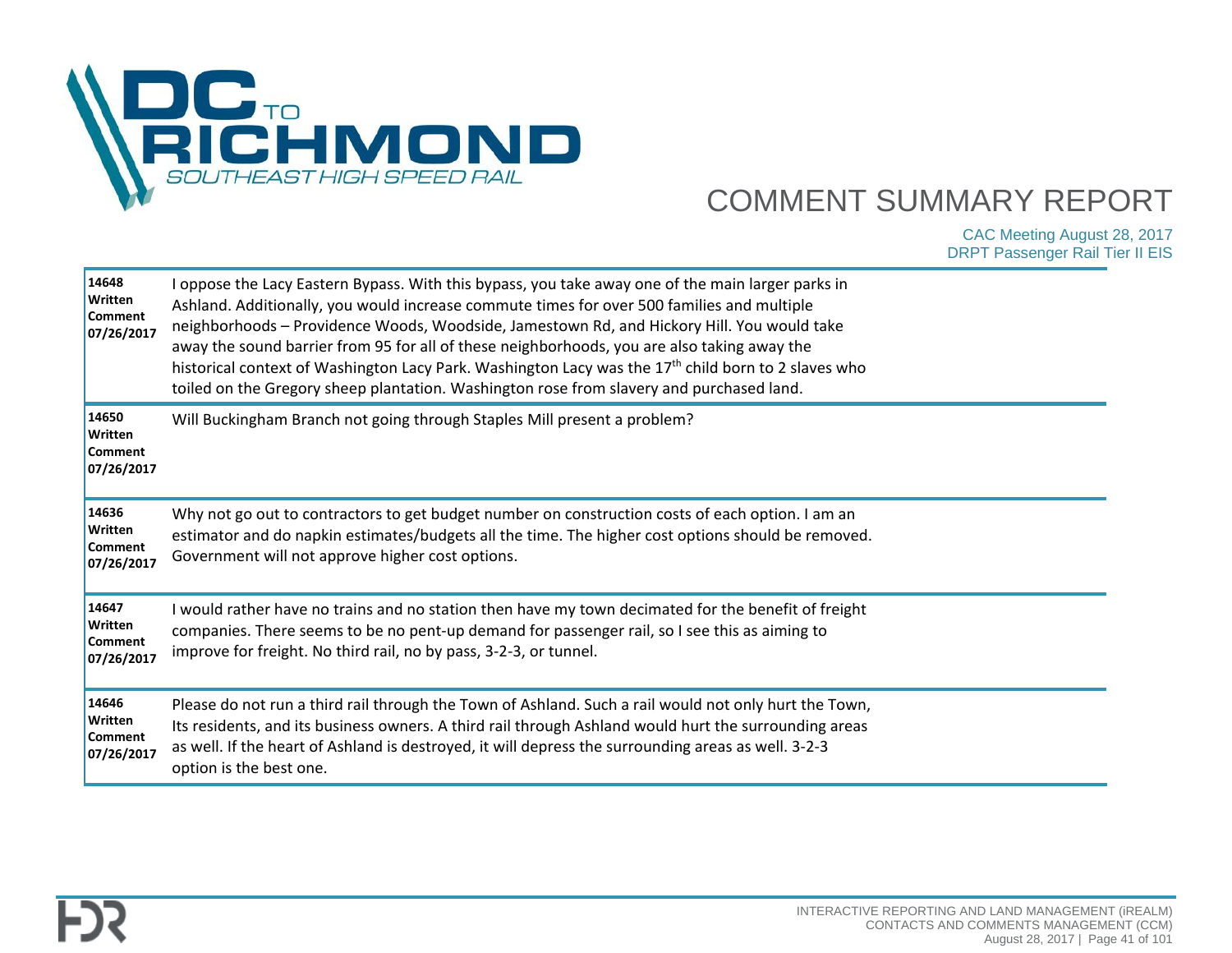| ID | Comment |
|---|---|
| **14648 Written Comment 07/26/2017** | I oppose the Lacy Eastern Bypass. With this bypass, you take away one of the main larger parks in Ashland. Additionally, you would increase commute times for over 500 families and multiple neighborhoods – Providence Woods, Woodside, Jamestown Rd, and Hickory Hill. You would take away the sound barrier from 95 for all of these neighborhoods, you are also taking away the historical context of Washington Lacy Park. Washington Lacy was the 17th child born to 2 slaves who toiled on the Gregory sheep plantation. Washington rose from slavery and purchased land. |
| **14650 Written Comment 07/26/2017** | Will Buckingham Branch not going through Staples Mill present a problem? |
| **14636 Written Comment 07/26/2017** | Why not go out to contractors to get budget number on construction costs of each option. I am an estimator and do napkin estimates/budgets all the time. The higher cost options should be removed. Government will not approve higher cost options. |
| **14647 Written Comment 07/26/2017** | I would rather have no trains and no station then have my town decimated for the benefit of freight companies. There seems to be no pent-up demand for passenger rail, so I see this as aiming to improve for freight. No third rail, no by pass, 3-2-3, or tunnel. |
| **14646 Written Comment 07/26/2017** | Please do not run a third rail through the Town of Ashland. Such a rail would not only hurt the Town, Its residents, and its business owners. A third rail through Ashland would hurt the surrounding areas as well. If the heart of Ashland is destroyed, it will depress the surrounding areas as well. 3-2-3 option is the best one. |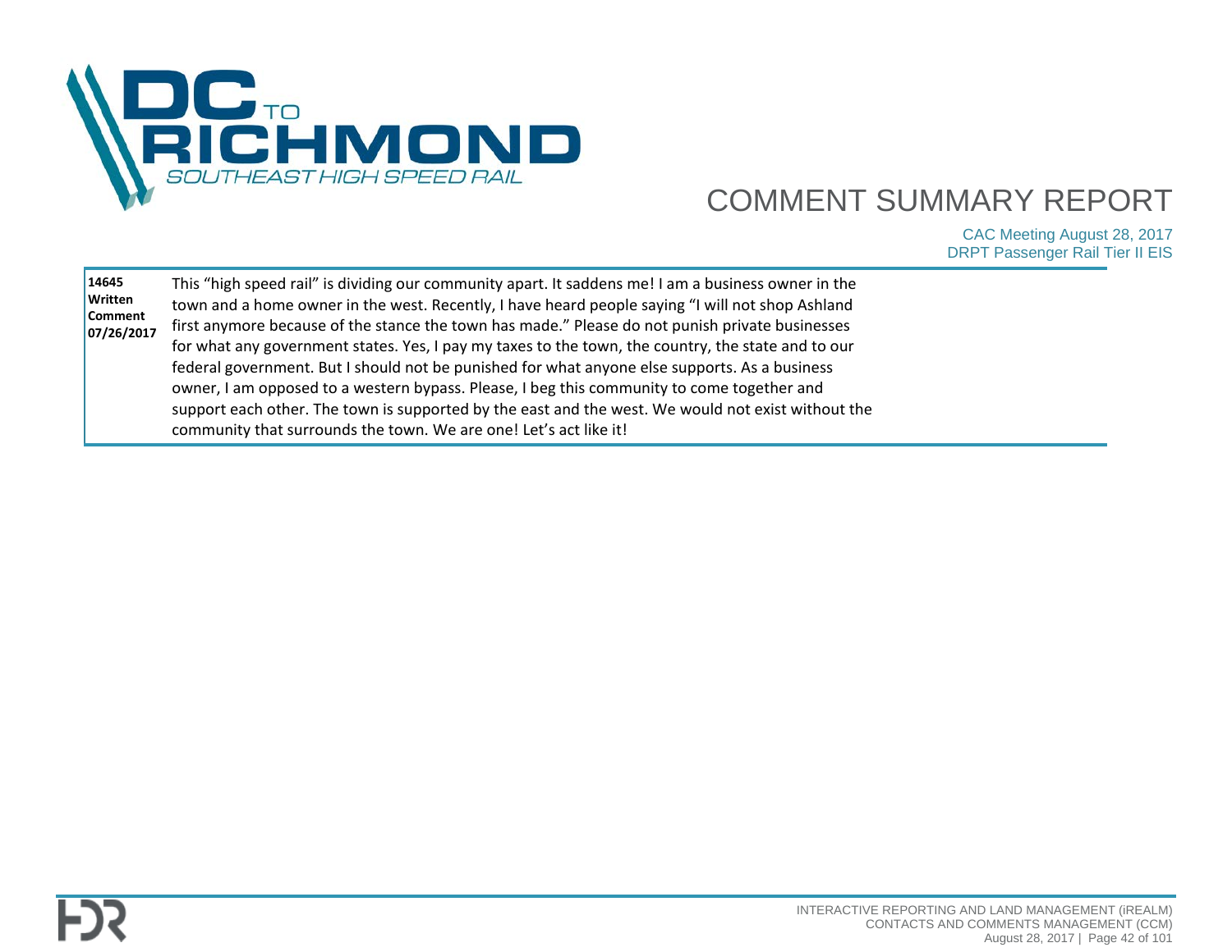| | |
|---|---|
| **14645**<br>**Written Comment**<br>**07/26/2017** | This "high speed rail" is dividing our community apart. It saddens me! I am a business owner in the town and a home owner in the west. Recently, I have heard people saying "I will not shop Ashland first anymore because of the stance the town has made." Please do not punish private businesses for what any government states. Yes, I pay my taxes to the town, the country, the state and to our federal government. But I should not be punished for what anyone else supports. As a business owner, I am opposed to a western bypass. Please, I beg this community to come together and support each other. The town is supported by the east and the west. We would not exist without the community that surrounds the town. We are one! Let's act like it! |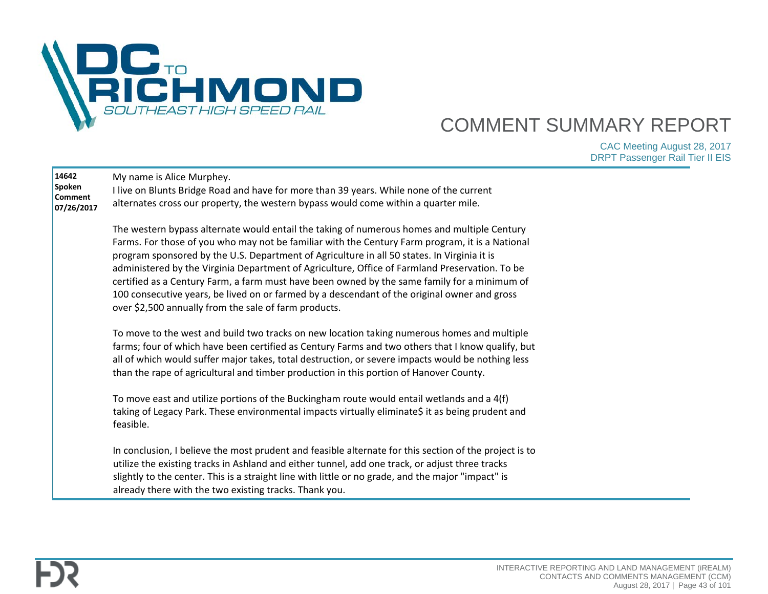**14642**
**Spoken Comment**
**07/26/2017**

My name is Alice Murphey.
I live on Blunts Bridge Road and have for more than 39 years. While none of the current alternates cross our property, the western bypass would come within a quarter mile.

The western bypass alternate would entail the taking of numerous homes and multiple Century Farms. For those of you who may not be familiar with the Century Farm program, it is a National program sponsored by the U.S. Department of Agriculture in all 50 states. In Virginia it is administered by the Virginia Department of Agriculture, Office of Farmland Preservation. To be certified as a Century Farm, a farm must have been owned by the same family for a minimum of 100 consecutive years, be lived on or farmed by a descendant of the original owner and gross over $2,500 annually from the sale of farm products.

To move to the west and build two tracks on new location taking numerous homes and multiple farms; four of which have been certified as Century Farms and two others that I know qualify, but all of which would suffer major takes, total destruction, or severe impacts would be nothing less than the rape of agricultural and timber production in this portion of Hanover County.

To move east and utilize portions of the Buckingham route would entail wetlands and a 4(f) taking of Legacy Park. These environmental impacts virtually eliminate$ it as being prudent and feasible.

In conclusion, I believe the most prudent and feasible alternate for this section of the project is to utilize the existing tracks in Ashland and either tunnel, add one track, or adjust three tracks slightly to the center. This is a straight line with little or no grade, and the major "impact" is already there with the two existing tracks. Thank you.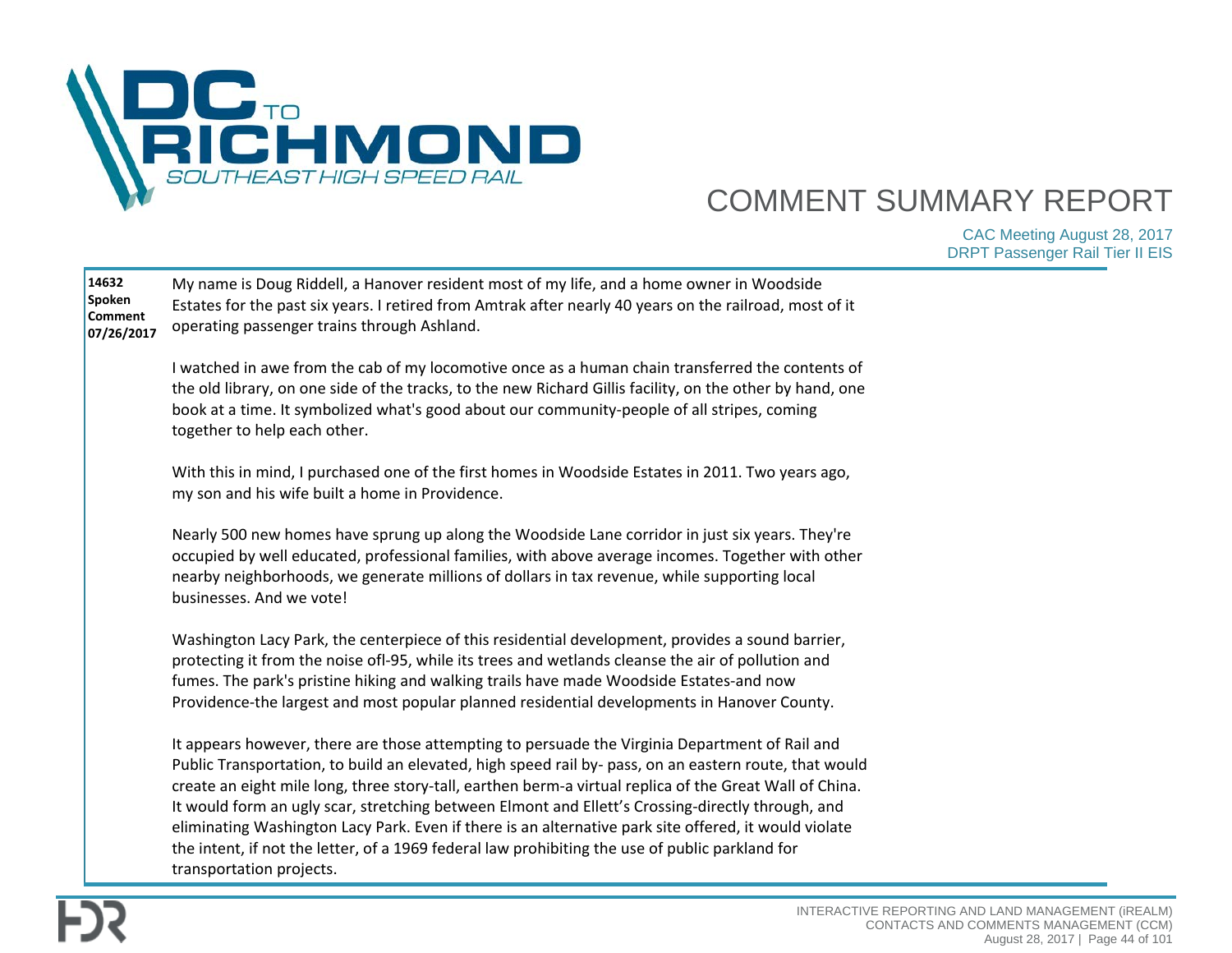# COMMENT SUMMARY REPORT

CAC Meeting August 28, 2017
DRPT Passenger Rail Tier II EIS

**14632**
**Spoken Comment**
**07/26/2017**

My name is Doug Riddell, a Hanover resident most of my life, and a home owner in Woodside Estates for the past six years. I retired from Amtrak after nearly 40 years on the railroad, most of it operating passenger trains through Ashland.

I watched in awe from the cab of my locomotive once as a human chain transferred the contents of the old library, on one side of the tracks, to the new Richard Gillis facility, on the other by hand, one book at a time. It symbolized what's good about our community-people of all stripes, coming together to help each other.

With this in mind, I purchased one of the first homes in Woodside Estates in 2011. Two years ago, my son and his wife built a home in Providence.

Nearly 500 new homes have sprung up along the Woodside Lane corridor in just six years. They're occupied by well educated, professional families, with above average incomes. Together with other nearby neighborhoods, we generate millions of dollars in tax revenue, while supporting local businesses. And we vote!

Washington Lacy Park, the centerpiece of this residential development, provides a sound barrier, protecting it from the noise ofl-95, while its trees and wetlands cleanse the air of pollution and fumes. The park's pristine hiking and walking trails have made Woodside Estates-and now Providence-the largest and most popular planned residential developments in Hanover County.

It appears however, there are those attempting to persuade the Virginia Department of Rail and Public Transportation, to build an elevated, high speed rail by- pass, on an eastern route, that would create an eight mile long, three story-tall, earthen berm-a virtual replica of the Great Wall of China. It would form an ugly scar, stretching between Elmont and Ellett's Crossing-directly through, and eliminating Washington Lacy Park. Even if there is an alternative park site offered, it would violate the intent, if not the letter, of a 1969 federal law prohibiting the use of public parkland for transportation projects.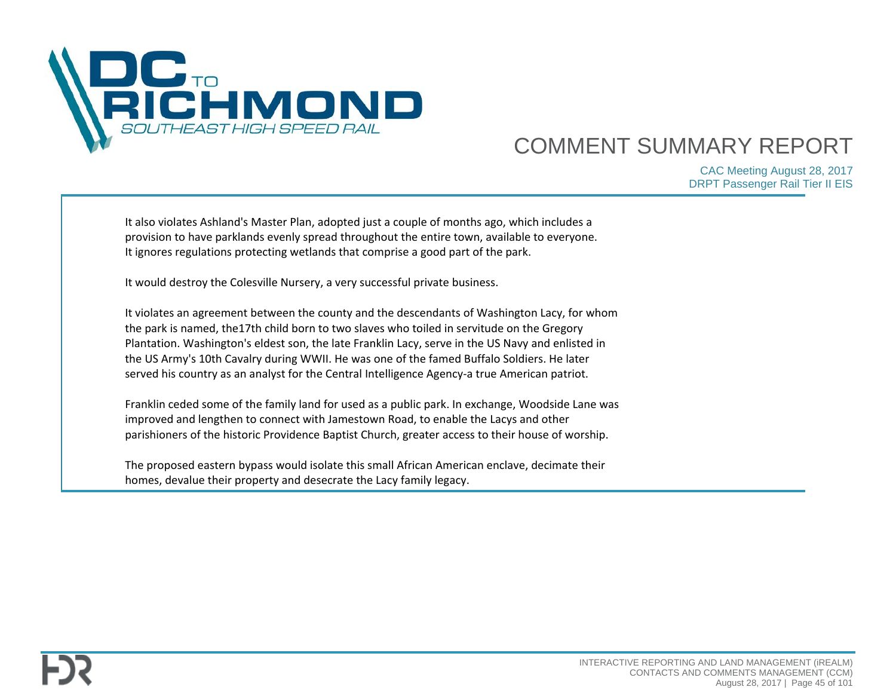It also violates Ashland's Master Plan, adopted just a couple of months ago, which includes a provision to have parklands evenly spread throughout the entire town, available to everyone. It ignores regulations protecting wetlands that comprise a good part of the park.

It would destroy the Colesville Nursery, a very successful private business.

It violates an agreement between the county and the descendants of Washington Lacy, for whom the park is named, the17th child born to two slaves who toiled in servitude on the Gregory Plantation. Washington's eldest son, the late Franklin Lacy, serve in the US Navy and enlisted in the US Army's 10th Cavalry during WWII. He was one of the famed Buffalo Soldiers. He later served his country as an analyst for the Central Intelligence Agency-a true American patriot.

Franklin ceded some of the family land for used as a public park. In exchange, Woodside Lane was improved and lengthen to connect with Jamestown Road, to enable the Lacys and other parishioners of the historic Providence Baptist Church, greater access to their house of worship.

The proposed eastern bypass would isolate this small African American enclave, decimate their homes, devalue their property and desecrate the Lacy family legacy.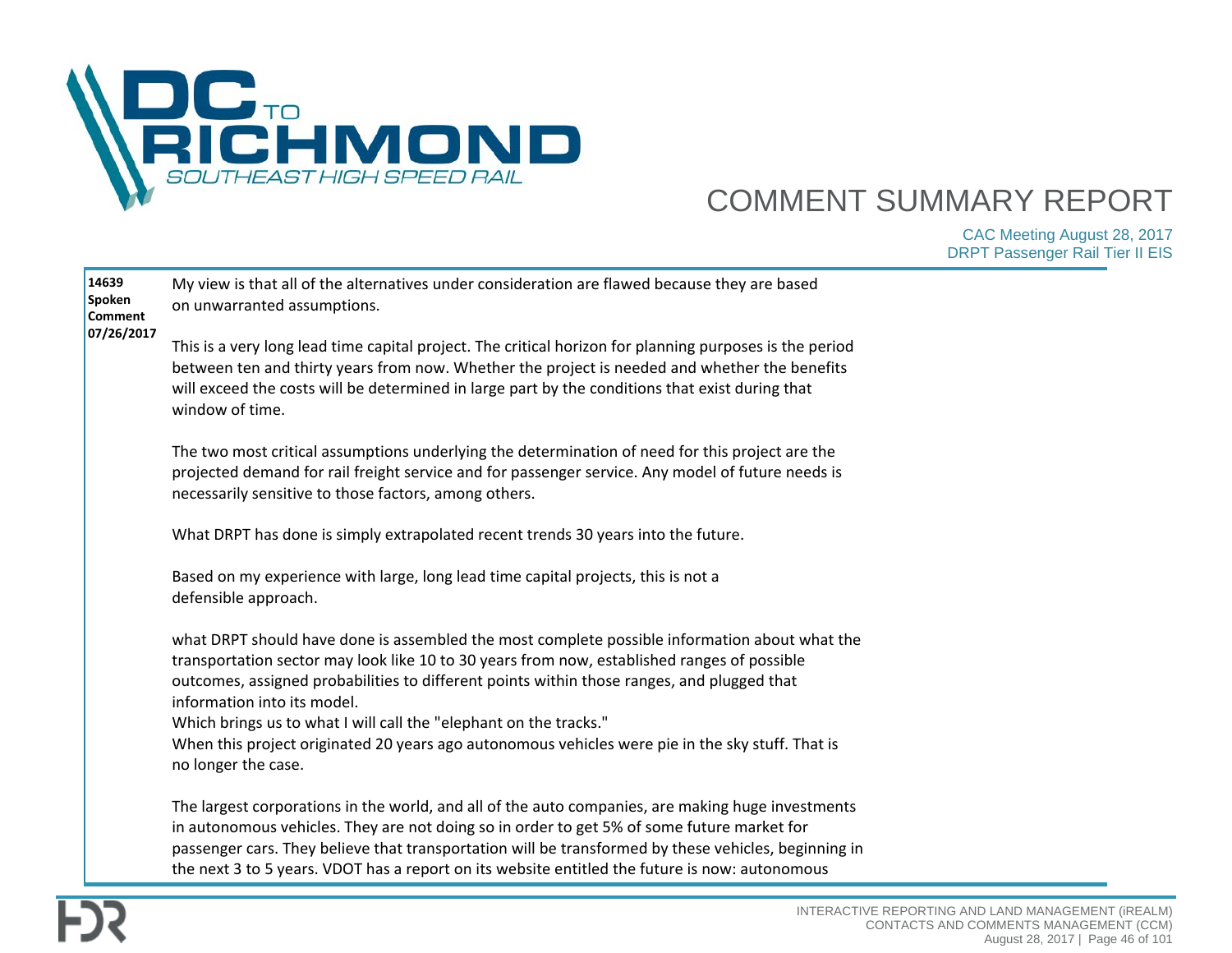**14639**
**Spoken Comment**
**07/26/2017**

My view is that all of the alternatives under consideration are flawed because they are based on unwarranted assumptions.

This is a very long lead time capital project. The critical horizon for planning purposes is the period between ten and thirty years from now. Whether the project is needed and whether the benefits will exceed the costs will be determined in large part by the conditions that exist during that window of time.

The two most critical assumptions underlying the determination of need for this project are the projected demand for rail freight service and for passenger service. Any model of future needs is necessarily sensitive to those factors, among others.

What DRPT has done is simply extrapolated recent trends 30 years into the future.

Based on my experience with large, long lead time capital projects, this is not a defensible approach.

what DRPT should have done is assembled the most complete possible information about what the transportation sector may look like 10 to 30 years from now, established ranges of possible outcomes, assigned probabilities to different points within those ranges, and plugged that information into its model.
Which brings us to what I will call the "elephant on the tracks."
When this project originated 20 years ago autonomous vehicles were pie in the sky stuff. That is no longer the case.

The largest corporations in the world, and all of the auto companies, are making huge investments in autonomous vehicles. They are not doing so in order to get 5% of some future market for passenger cars. They believe that transportation will be transformed by these vehicles, beginning in the next 3 to 5 years. VDOT has a report on its website entitled the future is now: autonomous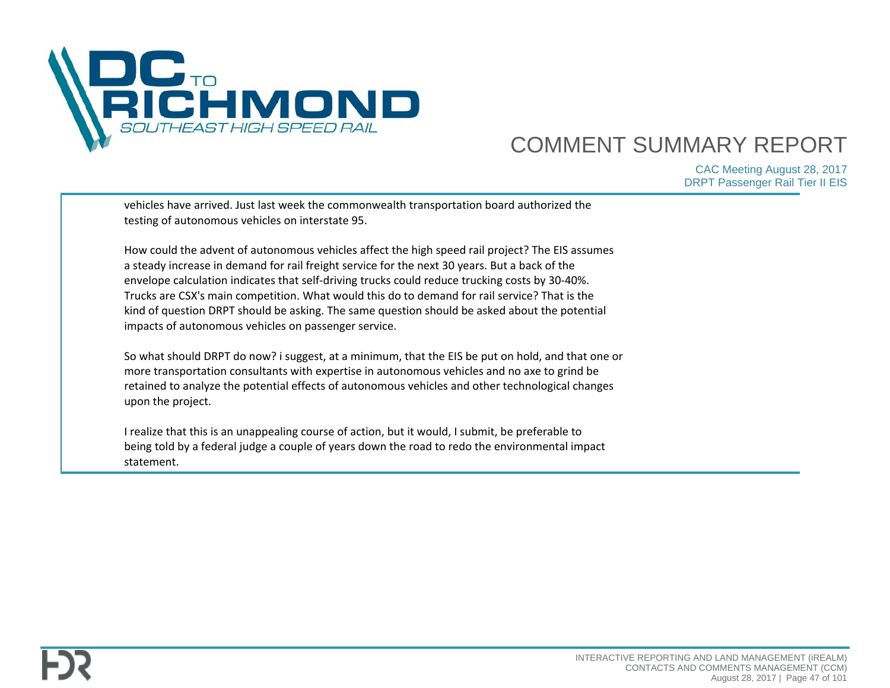vehicles have arrived. Just last week the commonwealth transportation board authorized the testing of autonomous vehicles on interstate 95.

How could the advent of autonomous vehicles affect the high speed rail project? The EIS assumes a steady increase in demand for rail freight service for the next 30 years. But a back of the envelope calculation indicates that self-driving trucks could reduce trucking costs by 30-40%. Trucks are CSX's main competition. What would this do to demand for rail service? That is the kind of question DRPT should be asking. The same question should be asked about the potential impacts of autonomous vehicles on passenger service.

So what should DRPT do now? i suggest, at a minimum, that the EIS be put on hold, and that one or more transportation consultants with expertise in autonomous vehicles and no axe to grind be retained to analyze the potential effects of autonomous vehicles and other technological changes upon the project.

I realize that this is an unappealing course of action, but it would, I submit, be preferable to being told by a federal judge a couple of years down the road to redo the environmental impact statement.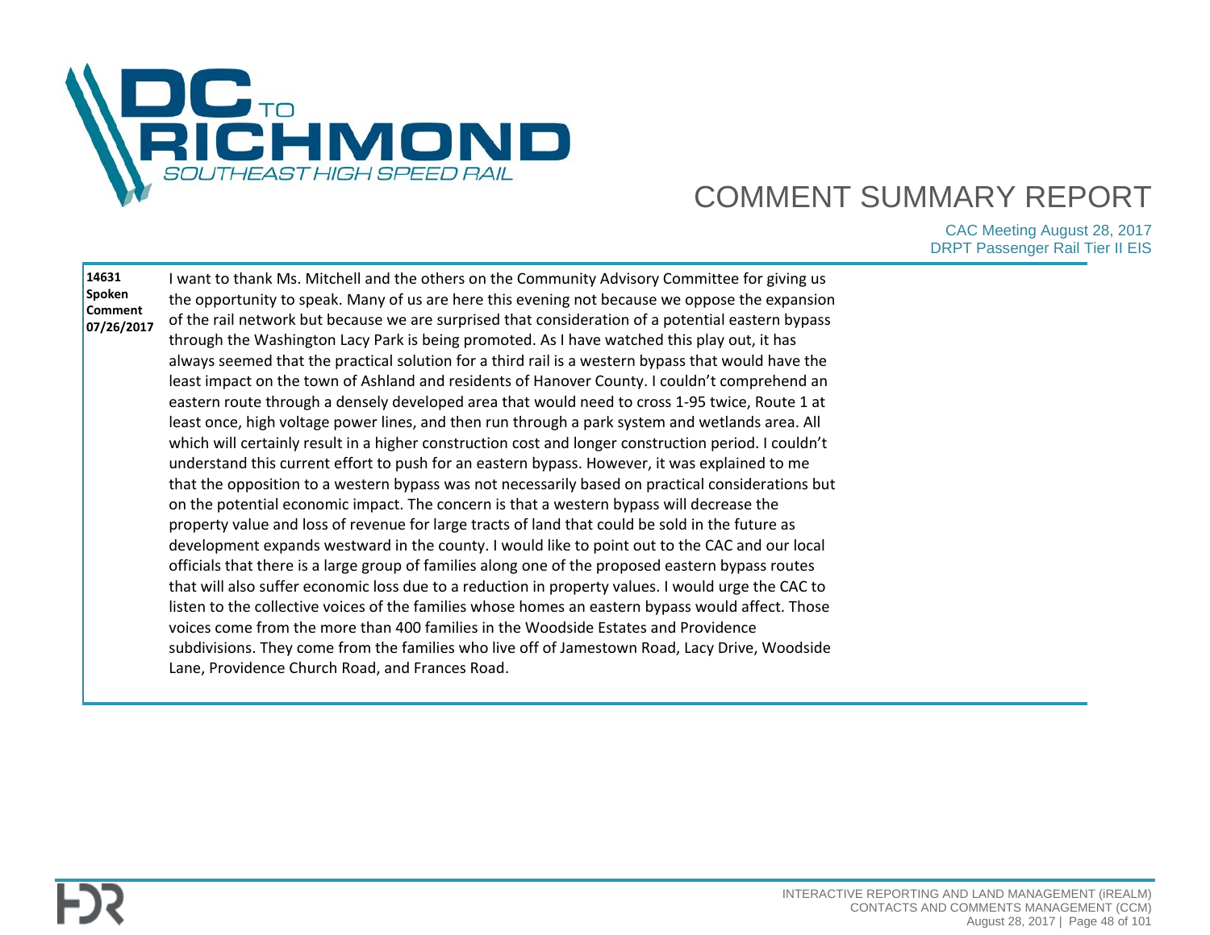# COMMENT SUMMARY REPORT

CAC Meeting August 28, 2017
DRPT Passenger Rail Tier II EIS

| | |
|---|---|
| **14631**<br>**Spoken Comment**<br>**07/26/2017** | I want to thank Ms. Mitchell and the others on the Community Advisory Committee for giving us the opportunity to speak. Many of us are here this evening not because we oppose the expansion of the rail network but because we are surprised that consideration of a potential eastern bypass through the Washington Lacy Park is being promoted. As I have watched this play out, it has always seemed that the practical solution for a third rail is a western bypass that would have the least impact on the town of Ashland and residents of Hanover County. I couldn't comprehend an eastern route through a densely developed area that would need to cross 1-95 twice, Route 1 at least once, high voltage power lines, and then run through a park system and wetlands area. All which will certainly result in a higher construction cost and longer construction period. I couldn't understand this current effort to push for an eastern bypass. However, it was explained to me that the opposition to a western bypass was not necessarily based on practical considerations but on the potential economic impact. The concern is that a western bypass will decrease the property value and loss of revenue for large tracts of land that could be sold in the future as development expands westward in the county. I would like to point out to the CAC and our local officials that there is a large group of families along one of the proposed eastern bypass routes that will also suffer economic loss due to a reduction in property values. I would urge the CAC to listen to the collective voices of the families whose homes an eastern bypass would affect. Those voices come from the more than 400 families in the Woodside Estates and Providence subdivisions. They come from the families who live off of Jamestown Road, Lacy Drive, Woodside Lane, Providence Church Road, and Frances Road. |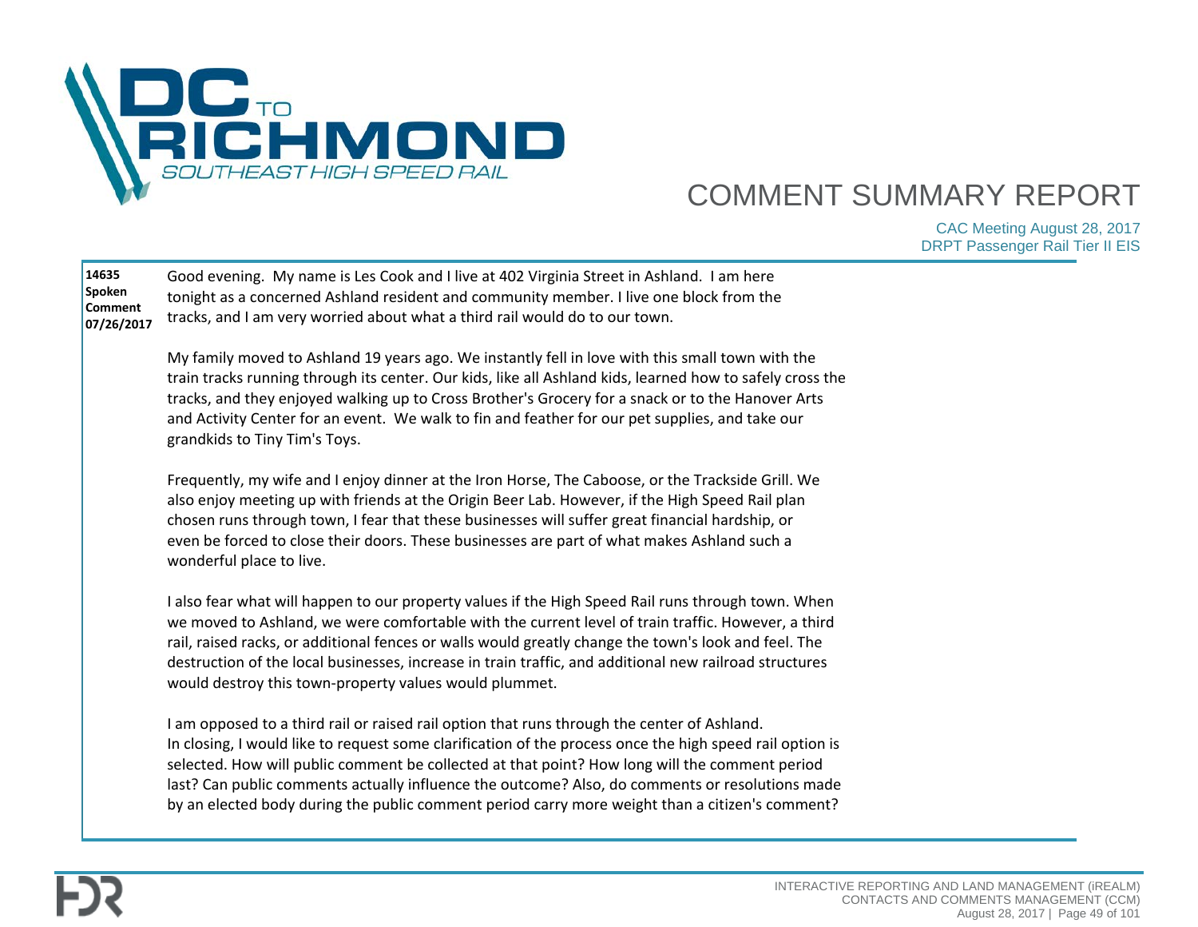# COMMENT SUMMARY REPORT

CAC Meeting August 28, 2017
DRPT Passenger Rail Tier II EIS

**14635**
**Spoken Comment**
**07/26/2017**

Good evening. My name is Les Cook and I live at 402 Virginia Street in Ashland. I am here tonight as a concerned Ashland resident and community member. I live one block from the tracks, and I am very worried about what a third rail would do to our town.

My family moved to Ashland 19 years ago. We instantly fell in love with this small town with the train tracks running through its center. Our kids, like all Ashland kids, learned how to safely cross the tracks, and they enjoyed walking up to Cross Brother's Grocery for a snack or to the Hanover Arts and Activity Center for an event. We walk to fin and feather for our pet supplies, and take our grandkids to Tiny Tim's Toys.

Frequently, my wife and I enjoy dinner at the Iron Horse, The Caboose, or the Trackside Grill. We also enjoy meeting up with friends at the Origin Beer Lab. However, if the High Speed Rail plan chosen runs through town, I fear that these businesses will suffer great financial hardship, or even be forced to close their doors. These businesses are part of what makes Ashland such a wonderful place to live.

I also fear what will happen to our property values if the High Speed Rail runs through town. When we moved to Ashland, we were comfortable with the current level of train traffic. However, a third rail, raised racks, or additional fences or walls would greatly change the town's look and feel. The destruction of the local businesses, increase in train traffic, and additional new railroad structures would destroy this town-property values would plummet.

I am opposed to a third rail or raised rail option that runs through the center of Ashland.
In closing, I would like to request some clarification of the process once the high speed rail option is selected. How will public comment be collected at that point? How long will the comment period last? Can public comments actually influence the outcome? Also, do comments or resolutions made by an elected body during the public comment period carry more weight than a citizen's comment?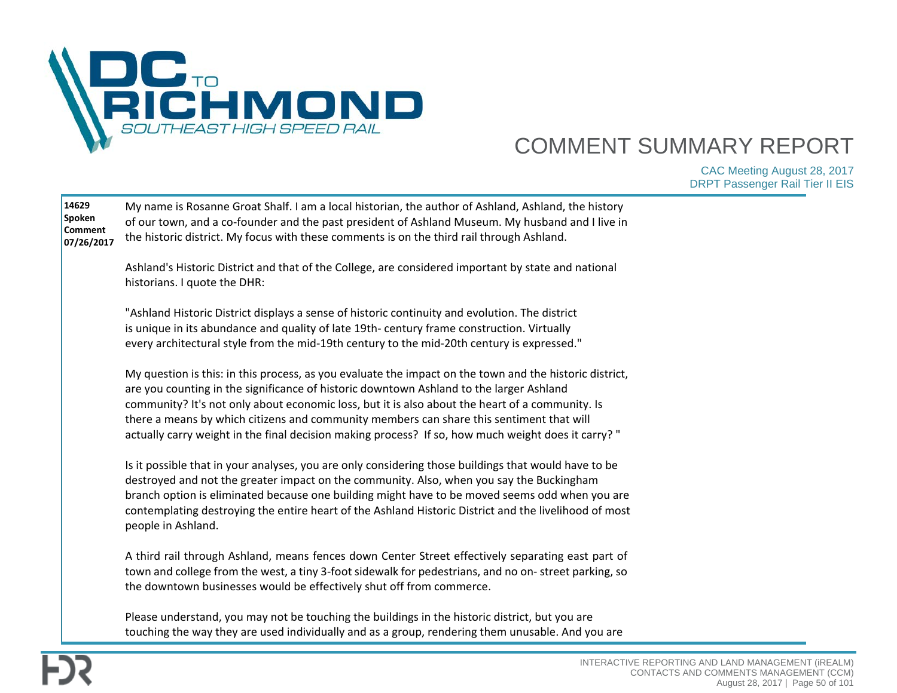**14629**
**Spoken Comment**
**07/26/2017**

My name is Rosanne Groat Shalf. I am a local historian, the author of Ashland, Ashland, the history of our town, and a co-founder and the past president of Ashland Museum. My husband and I live in the historic district. My focus with these comments is on the third rail through Ashland.

Ashland's Historic District and that of the College, are considered important by state and national historians. I quote the DHR:

"Ashland Historic District displays a sense of historic continuity and evolution. The district is unique in its abundance and quality of late 19th- century frame construction. Virtually every architectural style from the mid-19th century to the mid-20th century is expressed."

My question is this: in this process, as you evaluate the impact on the town and the historic district, are you counting in the significance of historic downtown Ashland to the larger Ashland community? It's not only about economic loss, but it is also about the heart of a community. Is there a means by which citizens and community members can share this sentiment that will actually carry weight in the final decision making process? If so, how much weight does it carry? "

Is it possible that in your analyses, you are only considering those buildings that would have to be destroyed and not the greater impact on the community. Also, when you say the Buckingham branch option is eliminated because one building might have to be moved seems odd when you are contemplating destroying the entire heart of the Ashland Historic District and the livelihood of most people in Ashland.

A third rail through Ashland, means fences down Center Street effectively separating east part of town and college from the west, a tiny 3-foot sidewalk for pedestrians, and no on- street parking, so the downtown businesses would be effectively shut off from commerce.

Please understand, you may not be touching the buildings in the historic district, but you are touching the way they are used individually and as a group, rendering them unusable. And you are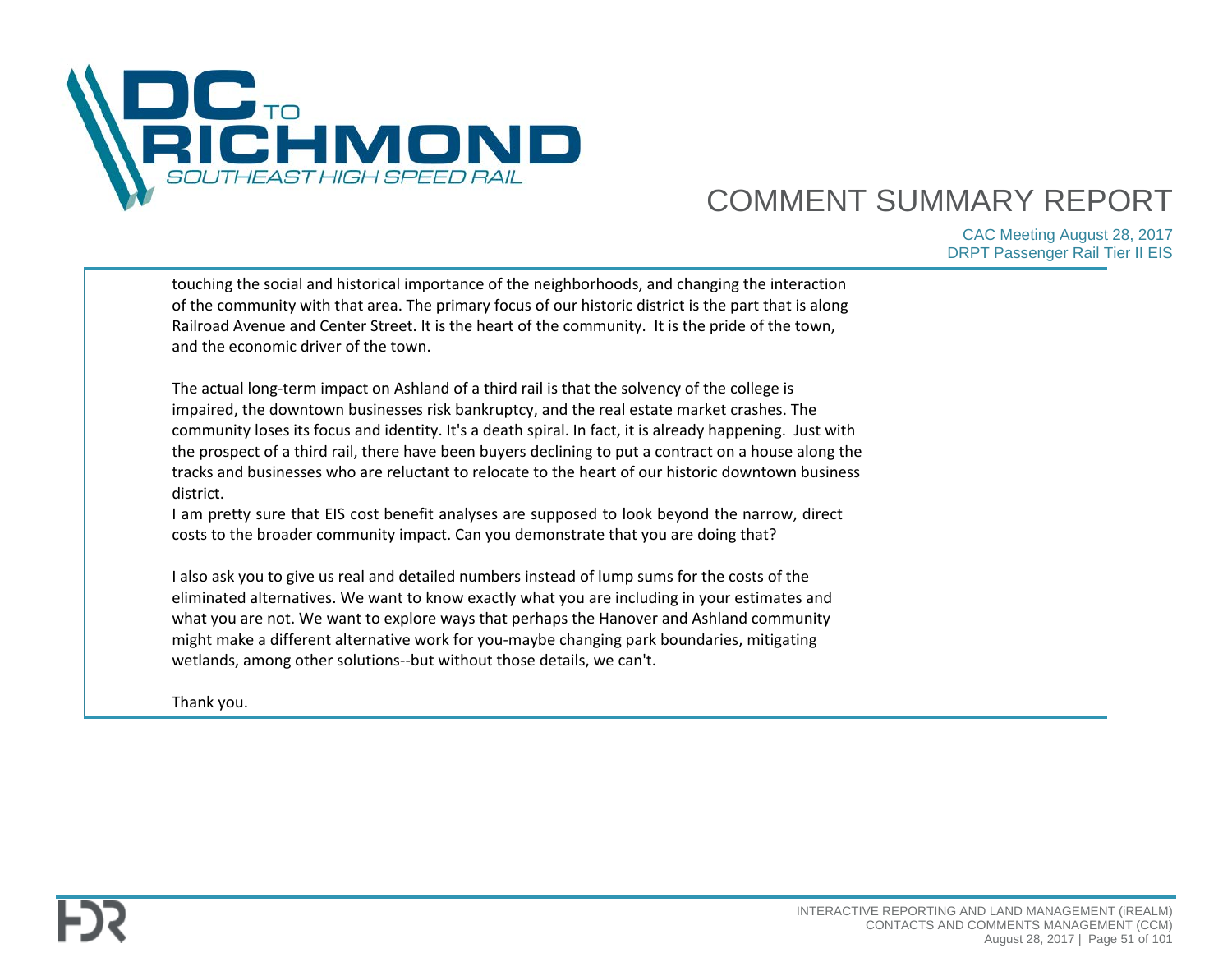touching the social and historical importance of the neighborhoods, and changing the interaction of the community with that area. The primary focus of our historic district is the part that is along Railroad Avenue and Center Street. It is the heart of the community. It is the pride of the town, and the economic driver of the town.

The actual long-term impact on Ashland of a third rail is that the solvency of the college is impaired, the downtown businesses risk bankruptcy, and the real estate market crashes. The community loses its focus and identity. It's a death spiral. In fact, it is already happening. Just with the prospect of a third rail, there have been buyers declining to put a contract on a house along the tracks and businesses who are reluctant to relocate to the heart of our historic downtown business district.
I am pretty sure that EIS cost benefit analyses are supposed to look beyond the narrow, direct costs to the broader community impact. Can you demonstrate that you are doing that?

I also ask you to give us real and detailed numbers instead of lump sums for the costs of the eliminated alternatives. We want to know exactly what you are including in your estimates and what you are not. We want to explore ways that perhaps the Hanover and Ashland community might make a different alternative work for you-maybe changing park boundaries, mitigating wetlands, among other solutions--but without those details, we can't.

Thank you.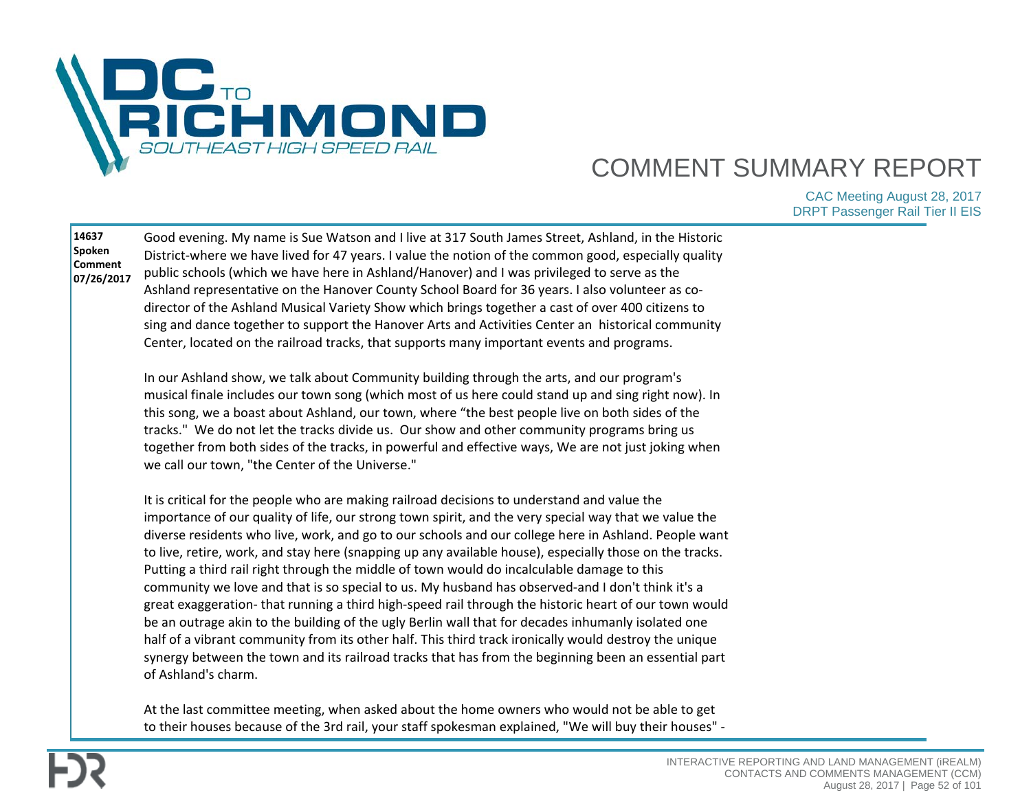**14637**
**Spoken Comment**
**07/26/2017**

Good evening. My name is Sue Watson and I live at 317 South James Street, Ashland, in the Historic District-where we have lived for 47 years. I value the notion of the common good, especially quality public schools (which we have here in Ashland/Hanover) and I was privileged to serve as the Ashland representative on the Hanover County School Board for 36 years. I also volunteer as co-director of the Ashland Musical Variety Show which brings together a cast of over 400 citizens to sing and dance together to support the Hanover Arts and Activities Center an historical community Center, located on the railroad tracks, that supports many important events and programs.

In our Ashland show, we talk about Community building through the arts, and our program's musical finale includes our town song (which most of us here could stand up and sing right now). In this song, we a boast about Ashland, our town, where "the best people live on both sides of the tracks." We do not let the tracks divide us. Our show and other community programs bring us together from both sides of the tracks, in powerful and effective ways, We are not just joking when we call our town, "the Center of the Universe."

It is critical for the people who are making railroad decisions to understand and value the importance of our quality of life, our strong town spirit, and the very special way that we value the diverse residents who live, work, and go to our schools and our college here in Ashland. People want to live, retire, work, and stay here (snapping up any available house), especially those on the tracks. Putting a third rail right through the middle of town would do incalculable damage to this community we love and that is so special to us. My husband has observed-and I don't think it's a great exaggeration- that running a third high-speed rail through the historic heart of our town would be an outrage akin to the building of the ugly Berlin wall that for decades inhumanly isolated one half of a vibrant community from its other half. This third track ironically would destroy the unique synergy between the town and its railroad tracks that has from the beginning been an essential part of Ashland's charm.

At the last committee meeting, when asked about the home owners who would not be able to get to their houses because of the 3rd rail, your staff spokesman explained, "We will buy their houses" -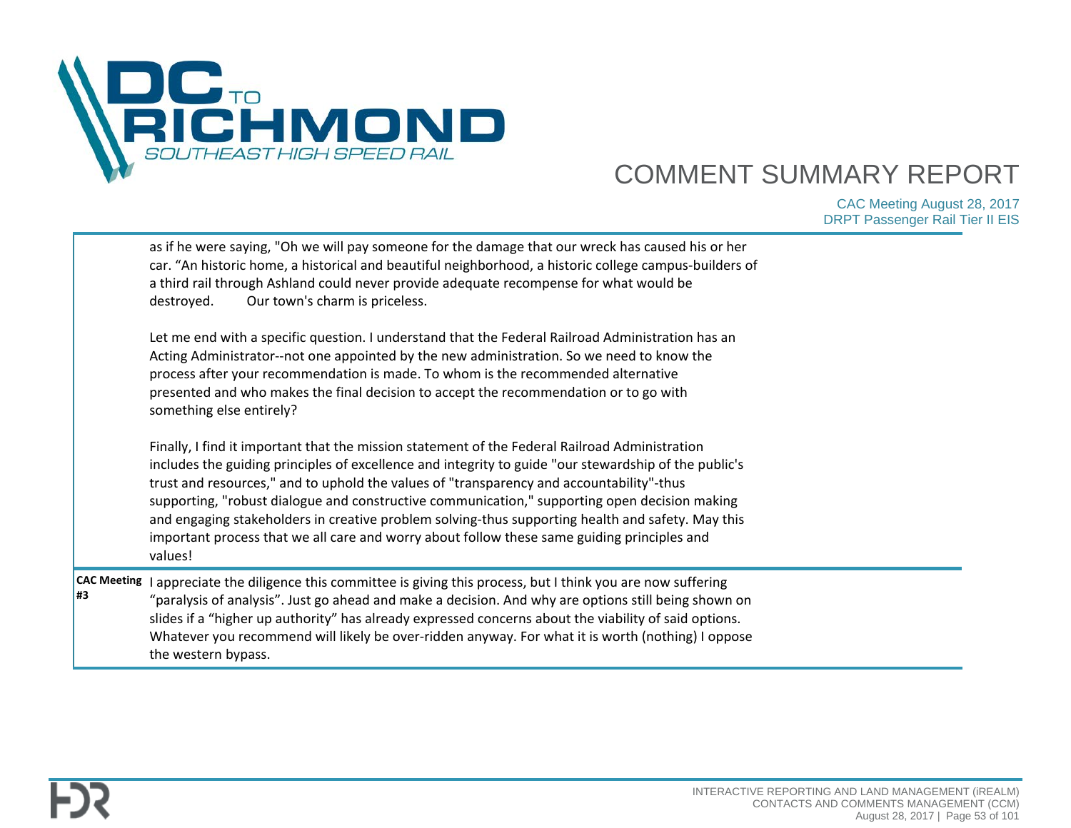as if he were saying, "Oh we will pay someone for the damage that our wreck has caused his or her car. "An historic home, a historical and beautiful neighborhood, a historic college campus-builders of a third rail through Ashland could never provide adequate recompense for what would be destroyed.    Our town's charm is priceless.

Let me end with a specific question. I understand that the Federal Railroad Administration has an Acting Administrator--not one appointed by the new administration. So we need to know the process after your recommendation is made. To whom is the recommended alternative presented and who makes the final decision to accept the recommendation or to go with something else entirely?

Finally, I find it important that the mission statement of the Federal Railroad Administration includes the guiding principles of excellence and integrity to guide "our stewardship of the public's trust and resources," and to uphold the values of "transparency and accountability"-thus supporting, "robust dialogue and constructive communication," supporting open decision making and engaging stakeholders in creative problem solving-thus supporting health and safety. May this important process that we all care and worry about follow these same guiding principles and values!

**CAC Meeting #3**

I appreciate the diligence this committee is giving this process, but I think you are now suffering "paralysis of analysis". Just go ahead and make a decision. And why are options still being shown on slides if a "higher up authority" has already expressed concerns about the viability of said options. Whatever you recommend will likely be over-ridden anyway. For what it is worth (nothing) I oppose the western bypass.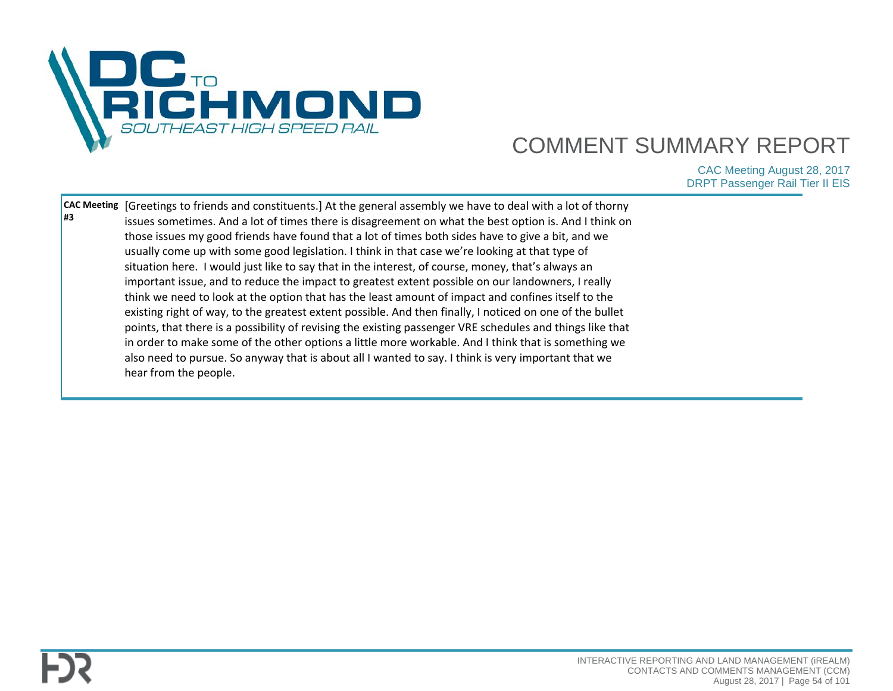| | |
|---|---|
| **CAC Meeting #3** | [Greetings to friends and constituents.] At the general assembly we have to deal with a lot of thorny issues sometimes. And a lot of times there is disagreement on what the best option is. And I think on those issues my good friends have found that a lot of times both sides have to give a bit, and we usually come up with some good legislation. I think in that case we're looking at that type of situation here. I would just like to say that in the interest, of course, money, that's always an important issue, and to reduce the impact to greatest extent possible on our landowners, I really think we need to look at the option that has the least amount of impact and confines itself to the existing right of way, to the greatest extent possible. And then finally, I noticed on one of the bullet points, that there is a possibility of revising the existing passenger VRE schedules and things like that in order to make some of the other options a little more workable. And I think that is something we also need to pursue. So anyway that is about all I wanted to say. I think is very important that we hear from the people. |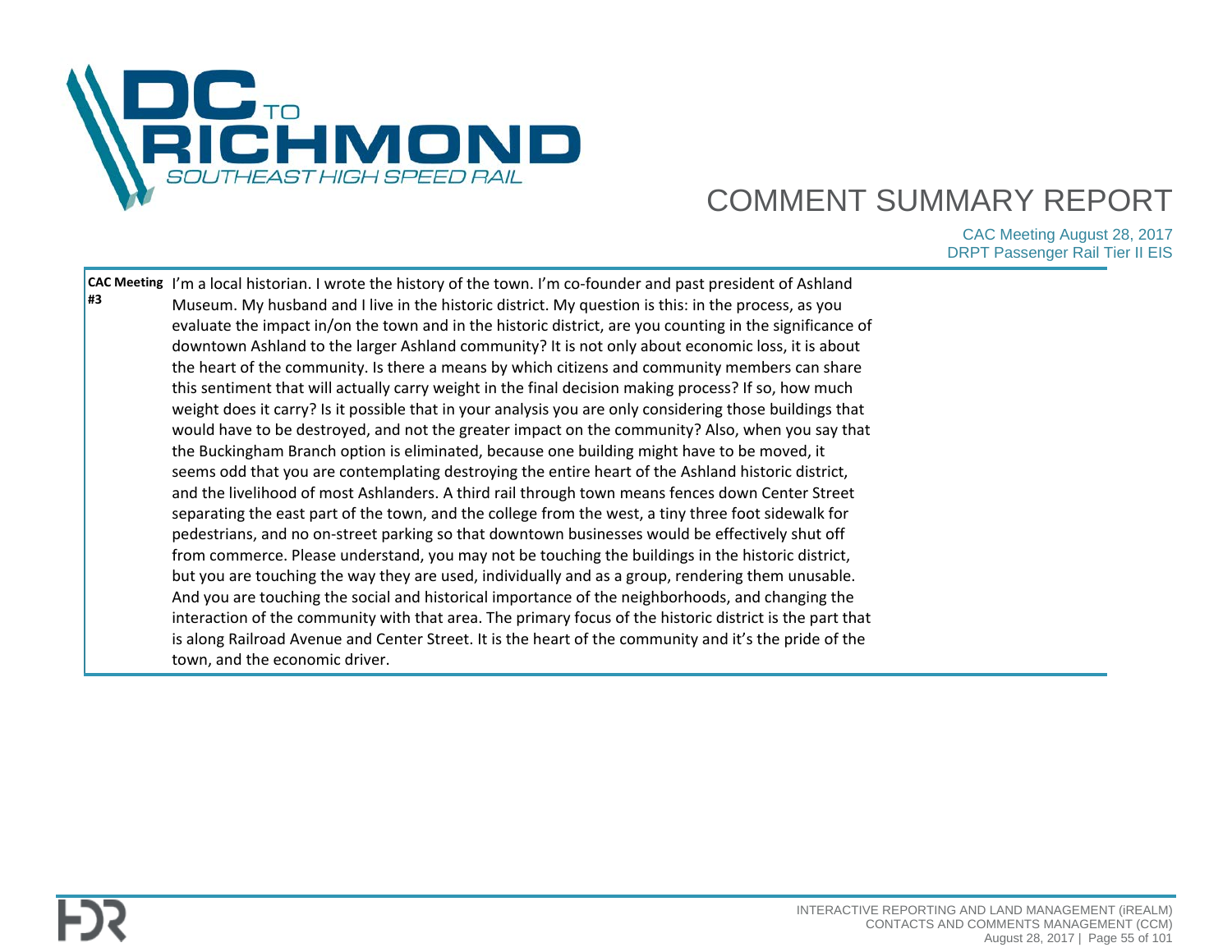| | |
|---|---|
| **CAC Meeting #3** | I'm a local historian. I wrote the history of the town. I'm co-founder and past president of Ashland Museum. My husband and I live in the historic district. My question is this: in the process, as you evaluate the impact in/on the town and in the historic district, are you counting in the significance of downtown Ashland to the larger Ashland community? It is not only about economic loss, it is about the heart of the community. Is there a means by which citizens and community members can share this sentiment that will actually carry weight in the final decision making process? If so, how much weight does it carry? Is it possible that in your analysis you are only considering those buildings that would have to be destroyed, and not the greater impact on the community? Also, when you say that the Buckingham Branch option is eliminated, because one building might have to be moved, it seems odd that you are contemplating destroying the entire heart of the Ashland historic district, and the livelihood of most Ashlanders. A third rail through town means fences down Center Street separating the east part of the town, and the college from the west, a tiny three foot sidewalk for pedestrians, and no on-street parking so that downtown businesses would be effectively shut off from commerce. Please understand, you may not be touching the buildings in the historic district, but you are touching the way they are used, individually and as a group, rendering them unusable. And you are touching the social and historical importance of the neighborhoods, and changing the interaction of the community with that area. The primary focus of the historic district is the part that is along Railroad Avenue and Center Street. It is the heart of the community and it's the pride of the town, and the economic driver. |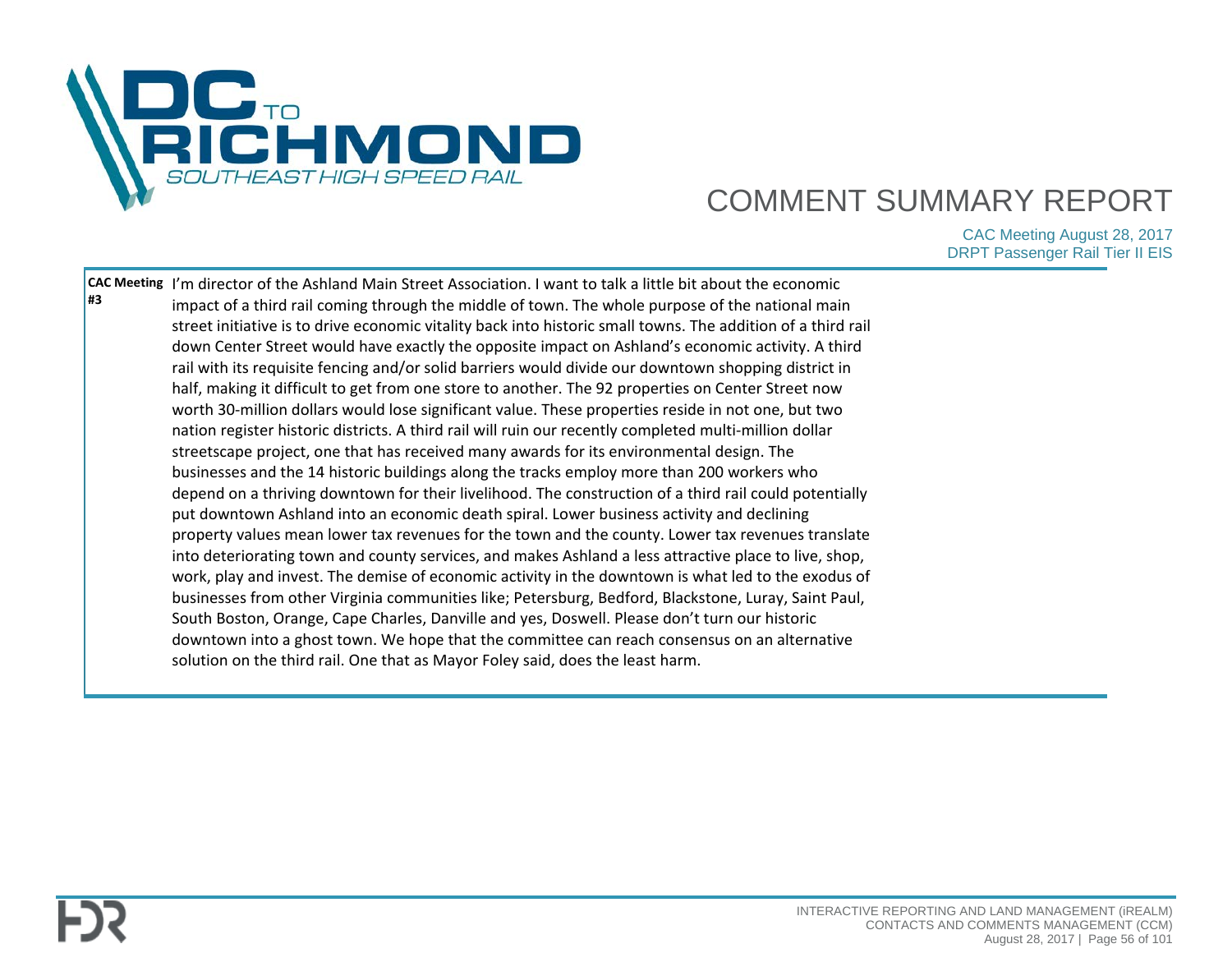| | |
|---|---|
| **CAC Meeting #3** | I'm director of the Ashland Main Street Association. I want to talk a little bit about the economic impact of a third rail coming through the middle of town. The whole purpose of the national main street initiative is to drive economic vitality back into historic small towns. The addition of a third rail down Center Street would have exactly the opposite impact on Ashland's economic activity. A third rail with its requisite fencing and/or solid barriers would divide our downtown shopping district in half, making it difficult to get from one store to another. The 92 properties on Center Street now worth 30-million dollars would lose significant value. These properties reside in not one, but two nation register historic districts. A third rail will ruin our recently completed multi-million dollar streetscape project, one that has received many awards for its environmental design. The businesses and the 14 historic buildings along the tracks employ more than 200 workers who depend on a thriving downtown for their livelihood. The construction of a third rail could potentially put downtown Ashland into an economic death spiral. Lower business activity and declining property values mean lower tax revenues for the town and the county. Lower tax revenues translate into deteriorating town and county services, and makes Ashland a less attractive place to live, shop, work, play and invest. The demise of economic activity in the downtown is what led to the exodus of businesses from other Virginia communities like; Petersburg, Bedford, Blackstone, Luray, Saint Paul, South Boston, Orange, Cape Charles, Danville and yes, Doswell. Please don't turn our historic downtown into a ghost town. We hope that the committee can reach consensus on an alternative solution on the third rail. One that as Mayor Foley said, does the least harm. |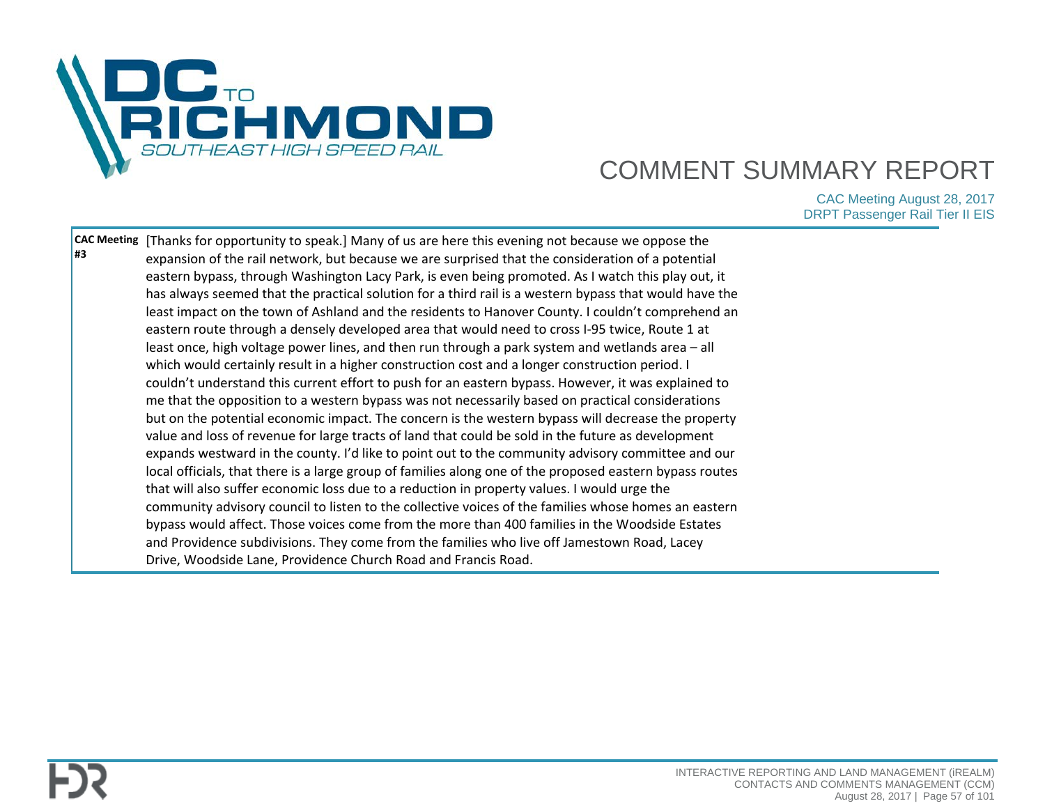| | |
|---|---|
| **CAC Meeting #3** | [Thanks for opportunity to speak.] Many of us are here this evening not because we oppose the expansion of the rail network, but because we are surprised that the consideration of a potential eastern bypass, through Washington Lacy Park, is even being promoted. As I watch this play out, it has always seemed that the practical solution for a third rail is a western bypass that would have the least impact on the town of Ashland and the residents to Hanover County. I couldn't comprehend an eastern route through a densely developed area that would need to cross I-95 twice, Route 1 at least once, high voltage power lines, and then run through a park system and wetlands area – all which would certainly result in a higher construction cost and a longer construction period. I couldn't understand this current effort to push for an eastern bypass. However, it was explained to me that the opposition to a western bypass was not necessarily based on practical considerations but on the potential economic impact. The concern is the western bypass will decrease the property value and loss of revenue for large tracts of land that could be sold in the future as development expands westward in the county. I'd like to point out to the community advisory committee and our local officials, that there is a large group of families along one of the proposed eastern bypass routes that will also suffer economic loss due to a reduction in property values. I would urge the community advisory council to listen to the collective voices of the families whose homes an eastern bypass would affect. Those voices come from the more than 400 families in the Woodside Estates and Providence subdivisions. They come from the families who live off Jamestown Road, Lacey Drive, Woodside Lane, Providence Church Road and Francis Road. |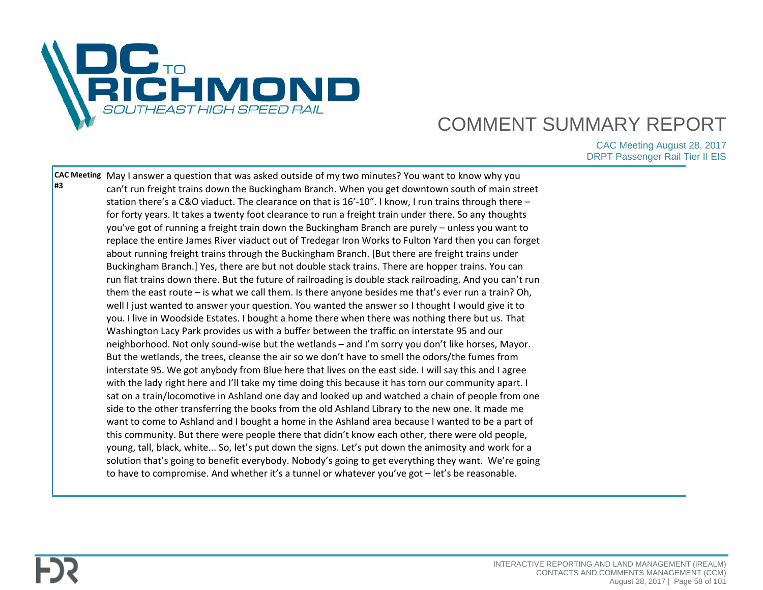| | |
|---|---|
| **CAC Meeting #3** | May I answer a question that was asked outside of my two minutes? You want to know why you can't run freight trains down the Buckingham Branch. When you get downtown south of main street station there's a C&O viaduct. The clearance on that is 16'-10". I know, I run trains through there – for forty years. It takes a twenty foot clearance to run a freight train under there. So any thoughts you've got of running a freight train down the Buckingham Branch are purely – unless you want to replace the entire James River viaduct out of Tredegar Iron Works to Fulton Yard then you can forget about running freight trains through the Buckingham Branch. [But there are freight trains under Buckingham Branch.] Yes, there are but not double stack trains. There are hopper trains. You can run flat trains down there. But the future of railroading is double stack railroading. And you can't run them the east route – is what we call them. Is there anyone besides me that's ever run a train? Oh, well I just wanted to answer your question. You wanted the answer so I thought I would give it to you. I live in Woodside Estates. I bought a home there when there was nothing there but us. That Washington Lacy Park provides us with a buffer between the traffic on interstate 95 and our neighborhood. Not only sound-wise but the wetlands – and I'm sorry you don't like horses, Mayor. But the wetlands, the trees, cleanse the air so we don't have to smell the odors/the fumes from interstate 95. We got anybody from Blue here that lives on the east side. I will say this and I agree with the lady right here and I'll take my time doing this because it has torn our community apart. I sat on a train/locomotive in Ashland one day and looked up and watched a chain of people from one side to the other transferring the books from the old Ashland Library to the new one. It made me want to come to Ashland and I bought a home in the Ashland area because I wanted to be a part of this community. But there were people there that didn't know each other, there were old people, young, tall, black, white... So, let's put down the signs. Let's put down the animosity and work for a solution that's going to benefit everybody. Nobody's going to get everything they want. We're going to have to compromise. And whether it's a tunnel or whatever you've got – let's be reasonable. |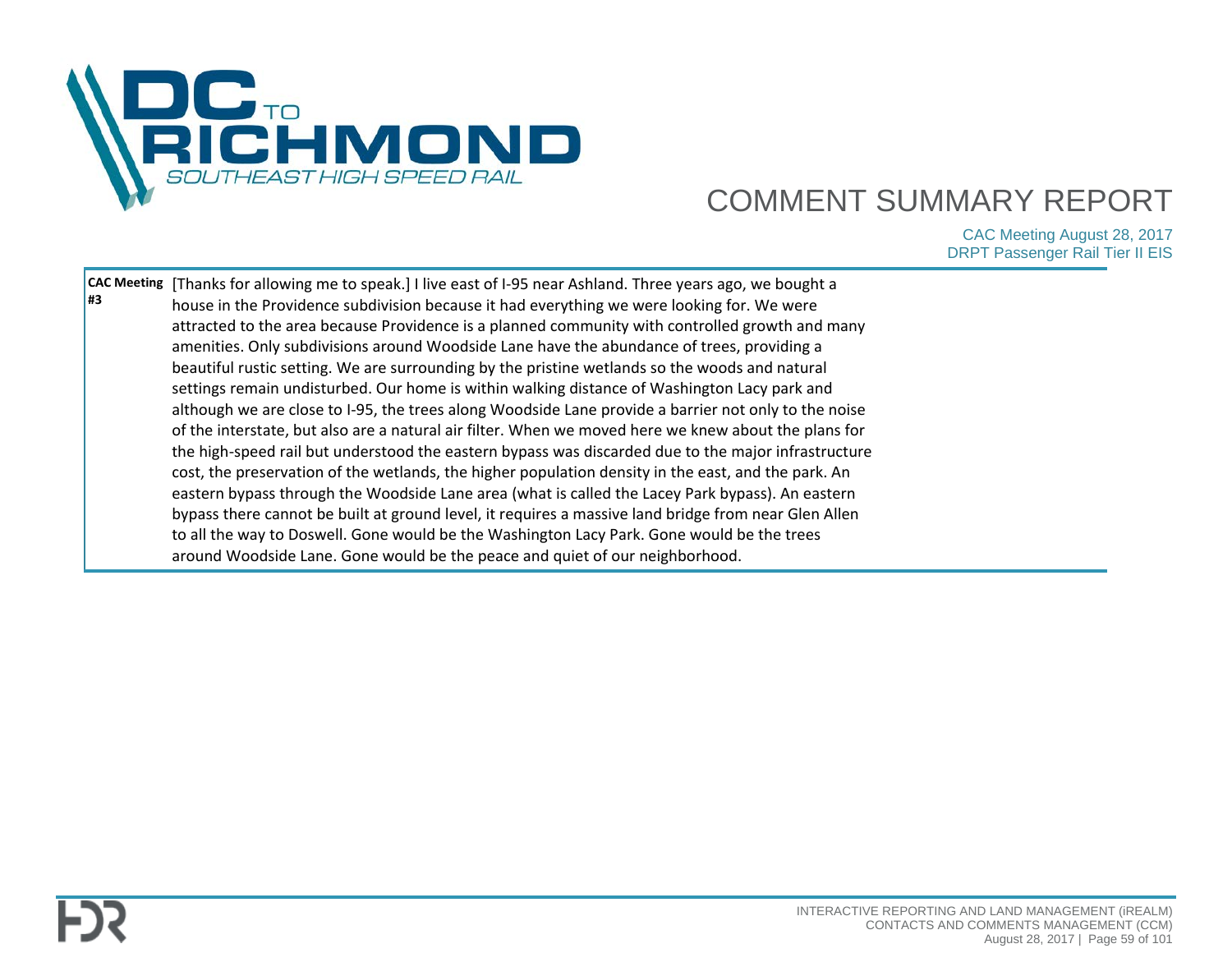| CAC Meeting #3 | [Thanks for allowing me to speak.] I live east of I-95 near Ashland. Three years ago, we bought a house in the Providence subdivision because it had everything we were looking for. We were attracted to the area because Providence is a planned community with controlled growth and many amenities. Only subdivisions around Woodside Lane have the abundance of trees, providing a beautiful rustic setting. We are surrounding by the pristine wetlands so the woods and natural settings remain undisturbed. Our home is within walking distance of Washington Lacy park and although we are close to I-95, the trees along Woodside Lane provide a barrier not only to the noise of the interstate, but also are a natural air filter. When we moved here we knew about the plans for the high-speed rail but understood the eastern bypass was discarded due to the major infrastructure cost, the preservation of the wetlands, the higher population density in the east, and the park. An eastern bypass through the Woodside Lane area (what is called the Lacey Park bypass). An eastern bypass there cannot be built at ground level, it requires a massive land bridge from near Glen Allen to all the way to Doswell. Gone would be the Washington Lacy Park. Gone would be the trees around Woodside Lane. Gone would be the peace and quiet of our neighborhood. |
|---|---|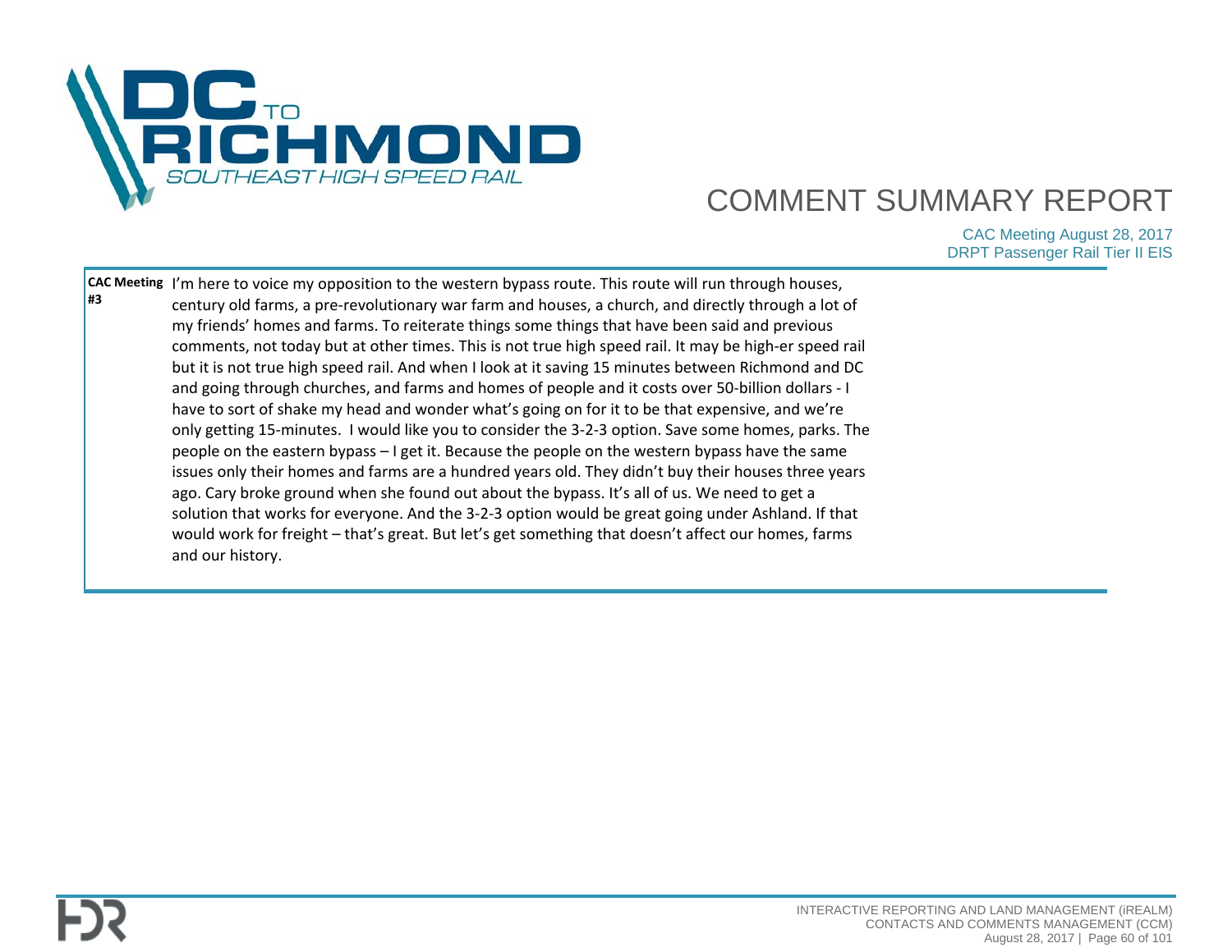| | |
|---|---|
| **CAC Meeting #3** | I'm here to voice my opposition to the western bypass route. This route will run through houses, century old farms, a pre-revolutionary war farm and houses, a church, and directly through a lot of my friends' homes and farms. To reiterate things some things that have been said and previous comments, not today but at other times. This is not true high speed rail. It may be high-er speed rail but it is not true high speed rail. And when I look at it saving 15 minutes between Richmond and DC and going through churches, and farms and homes of people and it costs over 50-billion dollars - I have to sort of shake my head and wonder what's going on for it to be that expensive, and we're only getting 15-minutes. I would like you to consider the 3-2-3 option. Save some homes, parks. The people on the eastern bypass – I get it. Because the people on the western bypass have the same issues only their homes and farms are a hundred years old. They didn't buy their houses three years ago. Cary broke ground when she found out about the bypass. It's all of us. We need to get a solution that works for everyone. And the 3-2-3 option would be great going under Ashland. If that would work for freight – that's great. But let's get something that doesn't affect our homes, farms and our history. |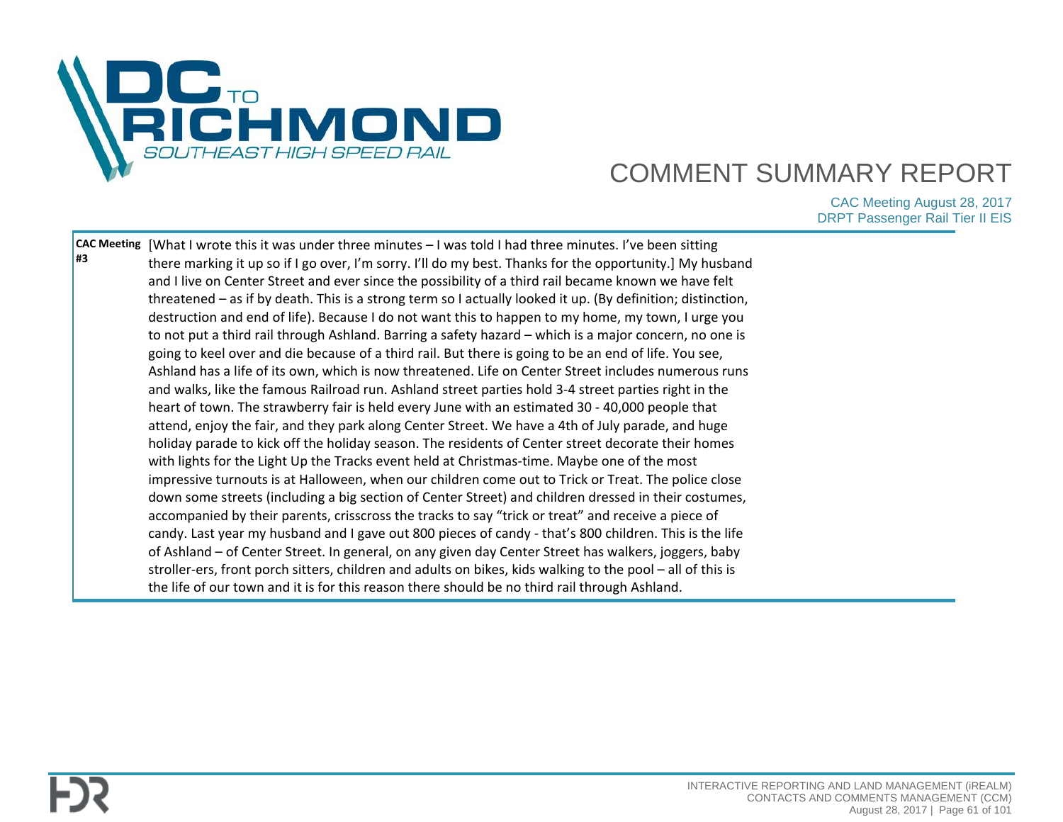| | |
|---|---|
| **CAC Meeting #3** | [What I wrote this it was under three minutes – I was told I had three minutes. I've been sitting there marking it up so if I go over, I'm sorry. I'll do my best. Thanks for the opportunity.] My husband and I live on Center Street and ever since the possibility of a third rail became known we have felt threatened – as if by death. This is a strong term so I actually looked it up. (By definition; distinction, destruction and end of life). Because I do not want this to happen to my home, my town, I urge you to not put a third rail through Ashland. Barring a safety hazard – which is a major concern, no one is going to keel over and die because of a third rail. But there is going to be an end of life. You see, Ashland has a life of its own, which is now threatened. Life on Center Street includes numerous runs and walks, like the famous Railroad run. Ashland street parties hold 3-4 street parties right in the heart of town. The strawberry fair is held every June with an estimated 30 - 40,000 people that attend, enjoy the fair, and they park along Center Street. We have a 4th of July parade, and huge holiday parade to kick off the holiday season. The residents of Center street decorate their homes with lights for the Light Up the Tracks event held at Christmas-time. Maybe one of the most impressive turnouts is at Halloween, when our children come out to Trick or Treat. The police close down some streets (including a big section of Center Street) and children dressed in their costumes, accompanied by their parents, crisscross the tracks to say "trick or treat" and receive a piece of candy. Last year my husband and I gave out 800 pieces of candy - that's 800 children. This is the life of Ashland – of Center Street. In general, on any given day Center Street has walkers, joggers, baby stroller-ers, front porch sitters, children and adults on bikes, kids walking to the pool – all of this is the life of our town and it is for this reason there should be no third rail through Ashland. |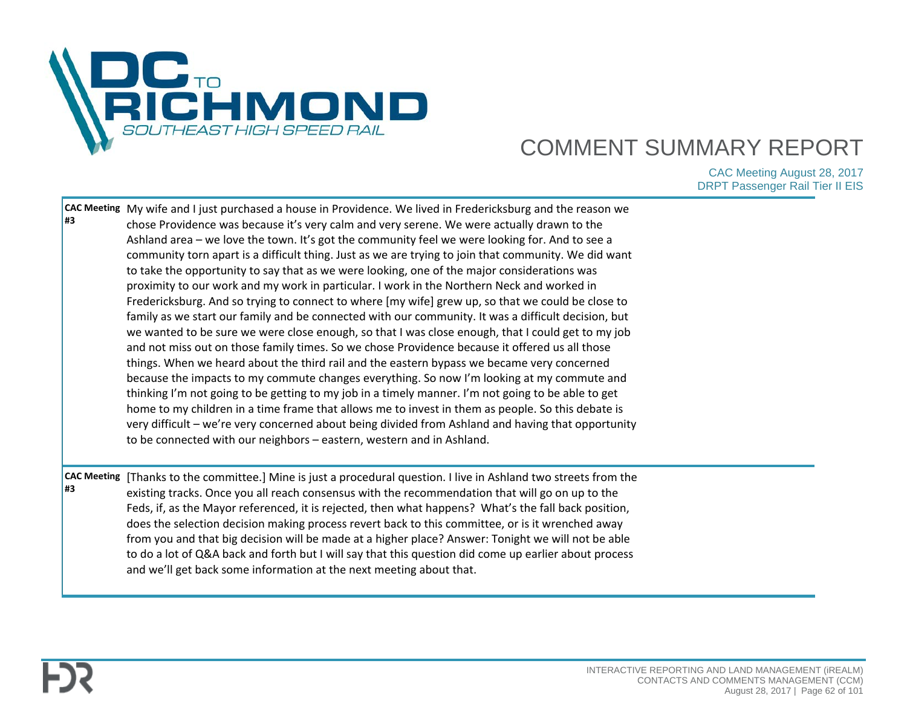| | |
|---|---|
| **CAC Meeting #3** | My wife and I just purchased a house in Providence. We lived in Fredericksburg and the reason we chose Providence was because it's very calm and very serene. We were actually drawn to the Ashland area – we love the town. It's got the community feel we were looking for. And to see a community torn apart is a difficult thing. Just as we are trying to join that community. We did want to take the opportunity to say that as we were looking, one of the major considerations was proximity to our work and my work in particular. I work in the Northern Neck and worked in Fredericksburg. And so trying to connect to where [my wife] grew up, so that we could be close to family as we start our family and be connected with our community. It was a difficult decision, but we wanted to be sure we were close enough, so that I was close enough, that I could get to my job and not miss out on those family times. So we chose Providence because it offered us all those things. When we heard about the third rail and the eastern bypass we became very concerned because the impacts to my commute changes everything. So now I'm looking at my commute and thinking I'm not going to be getting to my job in a timely manner. I'm not going to be able to get home to my children in a time frame that allows me to invest in them as people. So this debate is very difficult – we're very concerned about being divided from Ashland and having that opportunity to be connected with our neighbors – eastern, western and in Ashland. |
| **CAC Meeting #3** | [Thanks to the committee.] Mine is just a procedural question. I live in Ashland two streets from the existing tracks. Once you all reach consensus with the recommendation that will go on up to the Feds, if, as the Mayor referenced, it is rejected, then what happens? What's the fall back position, does the selection decision making process revert back to this committee, or is it wrenched away from you and that big decision will be made at a higher place? Answer: Tonight we will not be able to do a lot of Q&A back and forth but I will say that this question did come up earlier about process and we'll get back some information at the next meeting about that. |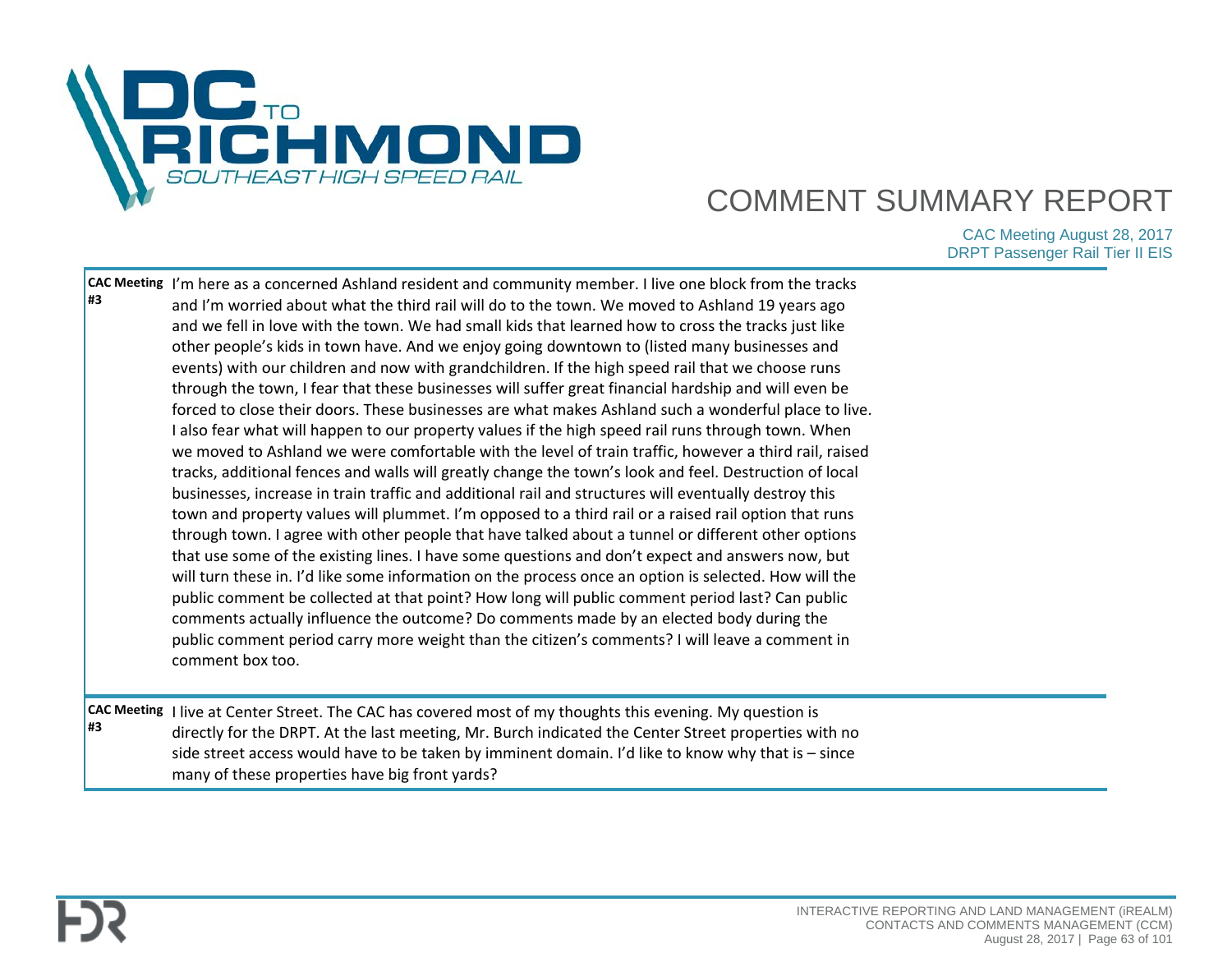# COMMENT SUMMARY REPORT

CAC Meeting August 28, 2017
DRPT Passenger Rail Tier II EIS

| | |
|---|---|
| **CAC Meeting #3** | I'm here as a concerned Ashland resident and community member. I live one block from the tracks and I'm worried about what the third rail will do to the town. We moved to Ashland 19 years ago and we fell in love with the town. We had small kids that learned how to cross the tracks just like other people's kids in town have. And we enjoy going downtown to (listed many businesses and events) with our children and now with grandchildren. If the high speed rail that we choose runs through the town, I fear that these businesses will suffer great financial hardship and will even be forced to close their doors. These businesses are what makes Ashland such a wonderful place to live. I also fear what will happen to our property values if the high speed rail runs through town. When we moved to Ashland we were comfortable with the level of train traffic, however a third rail, raised tracks, additional fences and walls will greatly change the town's look and feel. Destruction of local businesses, increase in train traffic and additional rail and structures will eventually destroy this town and property values will plummet. I'm opposed to a third rail or a raised rail option that runs through town. I agree with other people that have talked about a tunnel or different other options that use some of the existing lines. I have some questions and don't expect and answers now, but will turn these in. I'd like some information on the process once an option is selected. How will the public comment be collected at that point? How long will public comment period last? Can public comments actually influence the outcome? Do comments made by an elected body during the public comment period carry more weight than the citizen's comments? I will leave a comment in comment box too. |
| **CAC Meeting #3** | I live at Center Street. The CAC has covered most of my thoughts this evening. My question is directly for the DRPT. At the last meeting, Mr. Burch indicated the Center Street properties with no side street access would have to be taken by imminent domain. I'd like to know why that is – since many of these properties have big front yards? |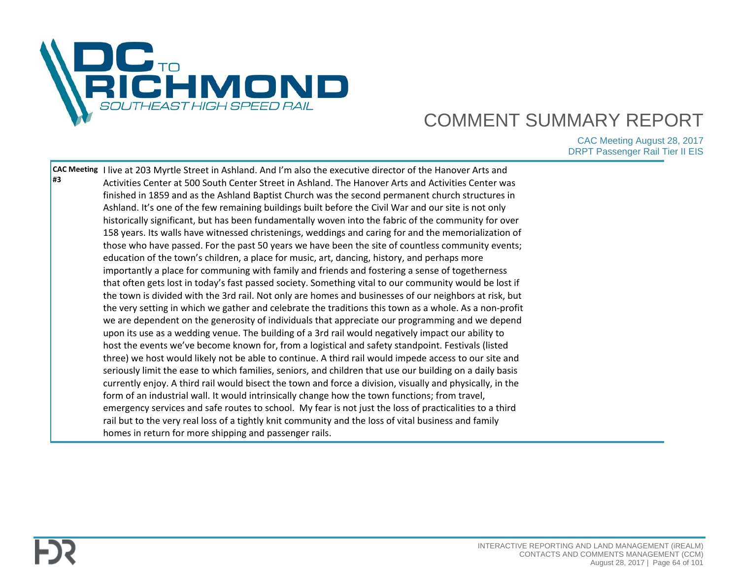| | |
|---|---|
| **CAC Meeting #3** | I live at 203 Myrtle Street in Ashland. And I'm also the executive director of the Hanover Arts and Activities Center at 500 South Center Street in Ashland. The Hanover Arts and Activities Center was finished in 1859 and as the Ashland Baptist Church was the second permanent church structures in Ashland. It's one of the few remaining buildings built before the Civil War and our site is not only historically significant, but has been fundamentally woven into the fabric of the community for over 158 years. Its walls have witnessed christenings, weddings and caring for and the memorialization of those who have passed. For the past 50 years we have been the site of countless community events; education of the town's children, a place for music, art, dancing, history, and perhaps more importantly a place for communing with family and friends and fostering a sense of togetherness that often gets lost in today's fast passed society. Something vital to our community would be lost if the town is divided with the 3rd rail. Not only are homes and businesses of our neighbors at risk, but the very setting in which we gather and celebrate the traditions this town as a whole. As a non-profit we are dependent on the generosity of individuals that appreciate our programming and we depend upon its use as a wedding venue. The building of a 3rd rail would negatively impact our ability to host the events we've become known for, from a logistical and safety standpoint. Festivals (listed three) we host would likely not be able to continue. A third rail would impede access to our site and seriously limit the ease to which families, seniors, and children that use our building on a daily basis currently enjoy. A third rail would bisect the town and force a division, visually and physically, in the form of an industrial wall. It would intrinsically change how the town functions; from travel, emergency services and safe routes to school. My fear is not just the loss of practicalities to a third rail but to the very real loss of a tightly knit community and the loss of vital business and family homes in return for more shipping and passenger rails. |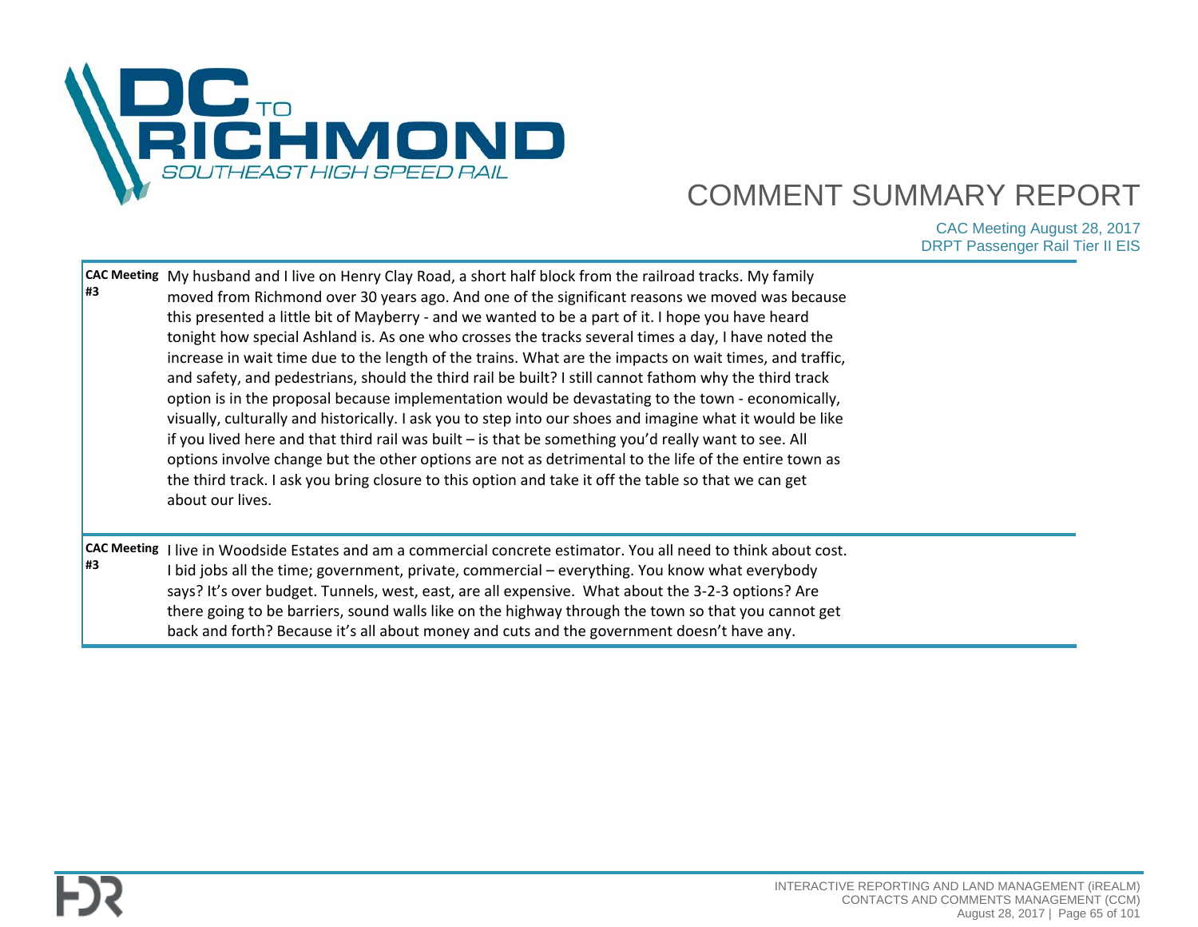| | |
|---|---|
| **CAC Meeting #3** | My husband and I live on Henry Clay Road, a short half block from the railroad tracks. My family moved from Richmond over 30 years ago. And one of the significant reasons we moved was because this presented a little bit of Mayberry - and we wanted to be a part of it. I hope you have heard tonight how special Ashland is. As one who crosses the tracks several times a day, I have noted the increase in wait time due to the length of the trains. What are the impacts on wait times, and traffic, and safety, and pedestrians, should the third rail be built? I still cannot fathom why the third track option is in the proposal because implementation would be devastating to the town - economically, visually, culturally and historically. I ask you to step into our shoes and imagine what it would be like if you lived here and that third rail was built – is that be something you'd really want to see. All options involve change but the other options are not as detrimental to the life of the entire town as the third track. I ask you bring closure to this option and take it off the table so that we can get about our lives. |
| **CAC Meeting #3** | I live in Woodside Estates and am a commercial concrete estimator. You all need to think about cost. I bid jobs all the time; government, private, commercial – everything. You know what everybody says? It's over budget. Tunnels, west, east, are all expensive. What about the 3-2-3 options? Are there going to be barriers, sound walls like on the highway through the town so that you cannot get back and forth? Because it's all about money and cuts and the government doesn't have any. |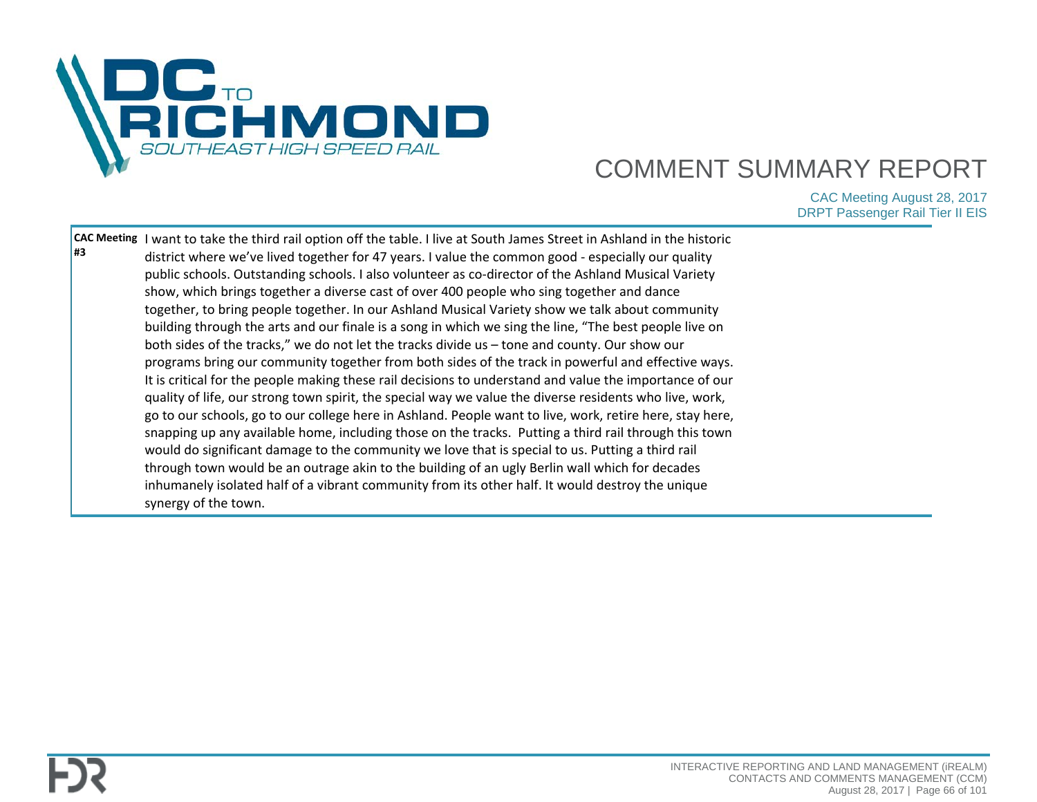| | |
|---|---|
| **CAC Meeting #3** | I want to take the third rail option off the table. I live at South James Street in Ashland in the historic district where we've lived together for 47 years. I value the common good - especially our quality public schools. Outstanding schools. I also volunteer as co-director of the Ashland Musical Variety show, which brings together a diverse cast of over 400 people who sing together and dance together, to bring people together. In our Ashland Musical Variety show we talk about community building through the arts and our finale is a song in which we sing the line, "The best people live on both sides of the tracks," we do not let the tracks divide us – tone and county. Our show our programs bring our community together from both sides of the track in powerful and effective ways. It is critical for the people making these rail decisions to understand and value the importance of our quality of life, our strong town spirit, the special way we value the diverse residents who live, work, go to our schools, go to our college here in Ashland. People want to live, work, retire here, stay here, snapping up any available home, including those on the tracks. Putting a third rail through this town would do significant damage to the community we love that is special to us. Putting a third rail through town would be an outrage akin to the building of an ugly Berlin wall which for decades inhumanely isolated half of a vibrant community from its other half. It would destroy the unique synergy of the town. |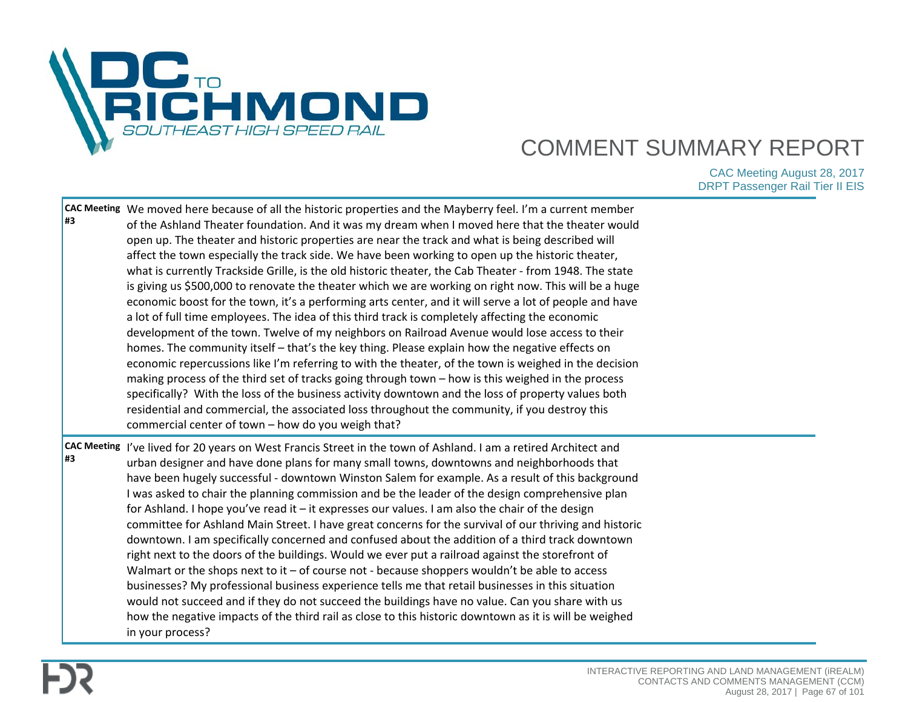| | |
|---|---|
| **CAC Meeting #3** | We moved here because of all the historic properties and the Mayberry feel. I'm a current member of the Ashland Theater foundation. And it was my dream when I moved here that the theater would open up. The theater and historic properties are near the track and what is being described will affect the town especially the track side. We have been working to open up the historic theater, what is currently Trackside Grille, is the old historic theater, the Cab Theater - from 1948. The state is giving us $500,000 to renovate the theater which we are working on right now. This will be a huge economic boost for the town, it's a performing arts center, and it will serve a lot of people and have a lot of full time employees. The idea of this third track is completely affecting the economic development of the town. Twelve of my neighbors on Railroad Avenue would lose access to their homes. The community itself – that's the key thing. Please explain how the negative effects on economic repercussions like I'm referring to with the theater, of the town is weighed in the decision making process of the third set of tracks going through town – how is this weighed in the process specifically? With the loss of the business activity downtown and the loss of property values both residential and commercial, the associated loss throughout the community, if you destroy this commercial center of town – how do you weigh that? |
| **CAC Meeting #3** | I've lived for 20 years on West Francis Street in the town of Ashland. I am a retired Architect and urban designer and have done plans for many small towns, downtowns and neighborhoods that have been hugely successful - downtown Winston Salem for example. As a result of this background I was asked to chair the planning commission and be the leader of the design comprehensive plan for Ashland. I hope you've read it – it expresses our values. I am also the chair of the design committee for Ashland Main Street. I have great concerns for the survival of our thriving and historic downtown. I am specifically concerned and confused about the addition of a third track downtown right next to the doors of the buildings. Would we ever put a railroad against the storefront of Walmart or the shops next to it – of course not - because shoppers wouldn't be able to access businesses? My professional business experience tells me that retail businesses in this situation would not succeed and if they do not succeed the buildings have no value. Can you share with us how the negative impacts of the third rail as close to this historic downtown as it is will be weighed in your process? |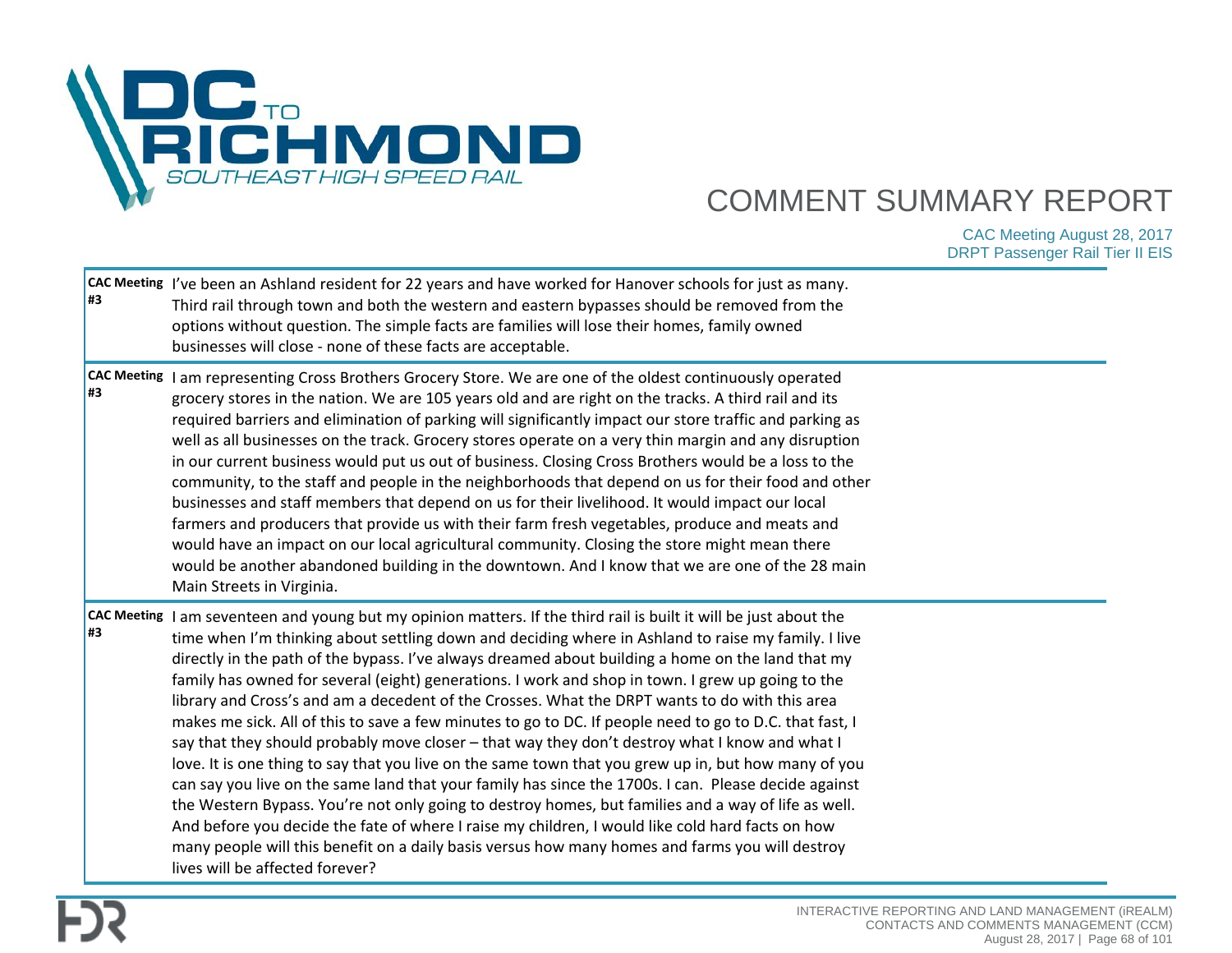# COMMENT SUMMARY REPORT

CAC Meeting August 28, 2017
DRPT Passenger Rail Tier II EIS

| | |
|---|---|
| **CAC Meeting #3** | I've been an Ashland resident for 22 years and have worked for Hanover schools for just as many. Third rail through town and both the western and eastern bypasses should be removed from the options without question. The simple facts are families will lose their homes, family owned businesses will close - none of these facts are acceptable. |
| **CAC Meeting #3** | I am representing Cross Brothers Grocery Store. We are one of the oldest continuously operated grocery stores in the nation. We are 105 years old and are right on the tracks. A third rail and its required barriers and elimination of parking will significantly impact our store traffic and parking as well as all businesses on the track. Grocery stores operate on a very thin margin and any disruption in our current business would put us out of business. Closing Cross Brothers would be a loss to the community, to the staff and people in the neighborhoods that depend on us for their food and other businesses and staff members that depend on us for their livelihood. It would impact our local farmers and producers that provide us with their farm fresh vegetables, produce and meats and would have an impact on our local agricultural community. Closing the store might mean there would be another abandoned building in the downtown. And I know that we are one of the 28 main Main Streets in Virginia. |
| **CAC Meeting #3** | I am seventeen and young but my opinion matters. If the third rail is built it will be just about the time when I'm thinking about settling down and deciding where in Ashland to raise my family. I live directly in the path of the bypass. I've always dreamed about building a home on the land that my family has owned for several (eight) generations. I work and shop in town. I grew up going to the library and Cross's and am a decedent of the Crosses. What the DRPT wants to do with this area makes me sick. All of this to save a few minutes to go to DC. If people need to go to D.C. that fast, I say that they should probably move closer – that way they don't destroy what I know and what I love. It is one thing to say that you live on the same town that you grew up in, but how many of you can say you live on the same land that your family has since the 1700s. I can. Please decide against the Western Bypass. You're not only going to destroy homes, but families and a way of life as well. And before you decide the fate of where I raise my children, I would like cold hard facts on how many people will this benefit on a daily basis versus how many homes and farms you will destroy lives will be affected forever? |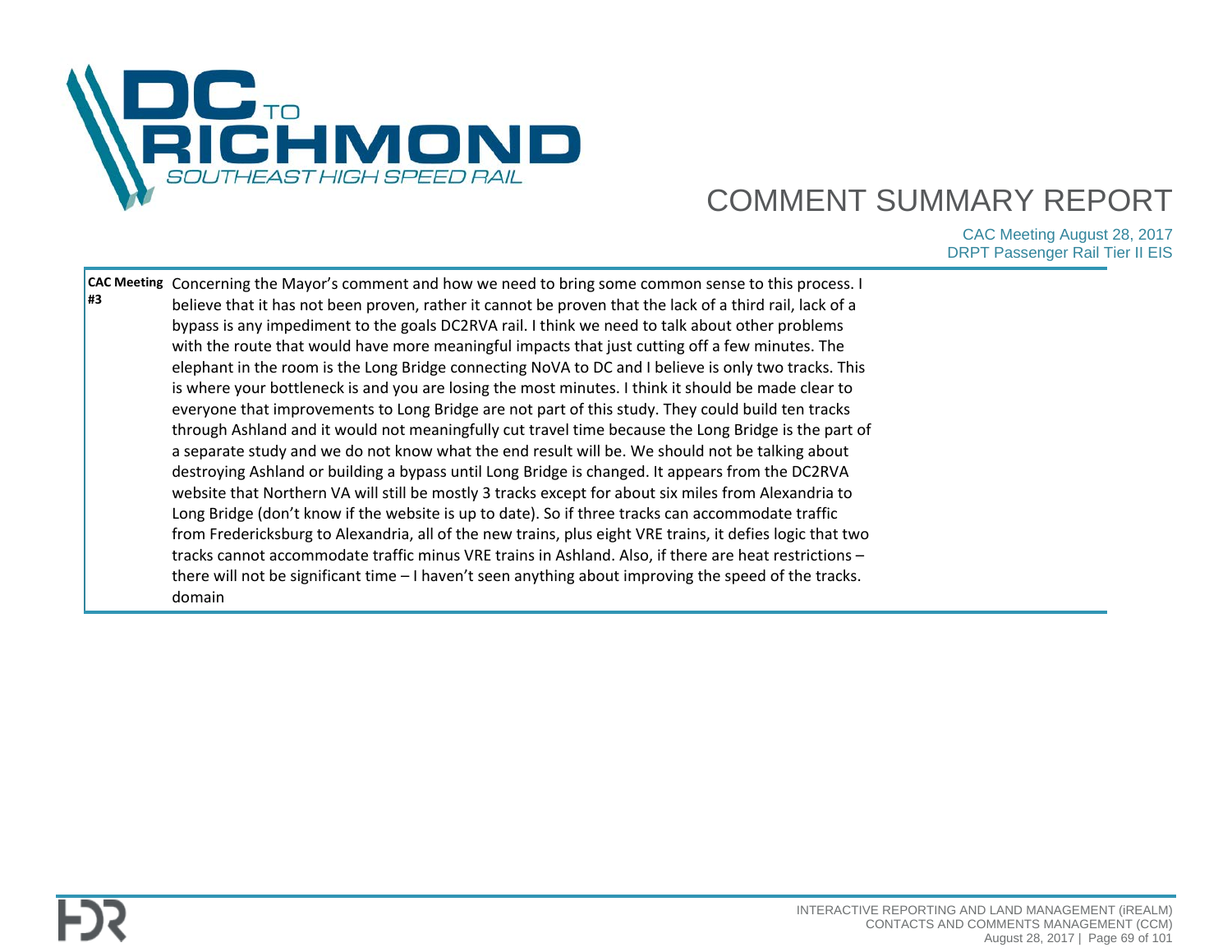| | |
|---|---|
| **CAC Meeting #3** | Concerning the Mayor's comment and how we need to bring some common sense to this process. I believe that it has not been proven, rather it cannot be proven that the lack of a third rail, lack of a bypass is any impediment to the goals DC2RVA rail. I think we need to talk about other problems with the route that would have more meaningful impacts that just cutting off a few minutes. The elephant in the room is the Long Bridge connecting NoVA to DC and I believe is only two tracks. This is where your bottleneck is and you are losing the most minutes. I think it should be made clear to everyone that improvements to Long Bridge are not part of this study. They could build ten tracks through Ashland and it would not meaningfully cut travel time because the Long Bridge is the part of a separate study and we do not know what the end result will be. We should not be talking about destroying Ashland or building a bypass until Long Bridge is changed. It appears from the DC2RVA website that Northern VA will still be mostly 3 tracks except for about six miles from Alexandria to Long Bridge (don't know if the website is up to date). So if three tracks can accommodate traffic from Fredericksburg to Alexandria, all of the new trains, plus eight VRE trains, it defies logic that two tracks cannot accommodate traffic minus VRE trains in Ashland. Also, if there are heat restrictions – there will not be significant time – I haven't seen anything about improving the speed of the tracks. domain |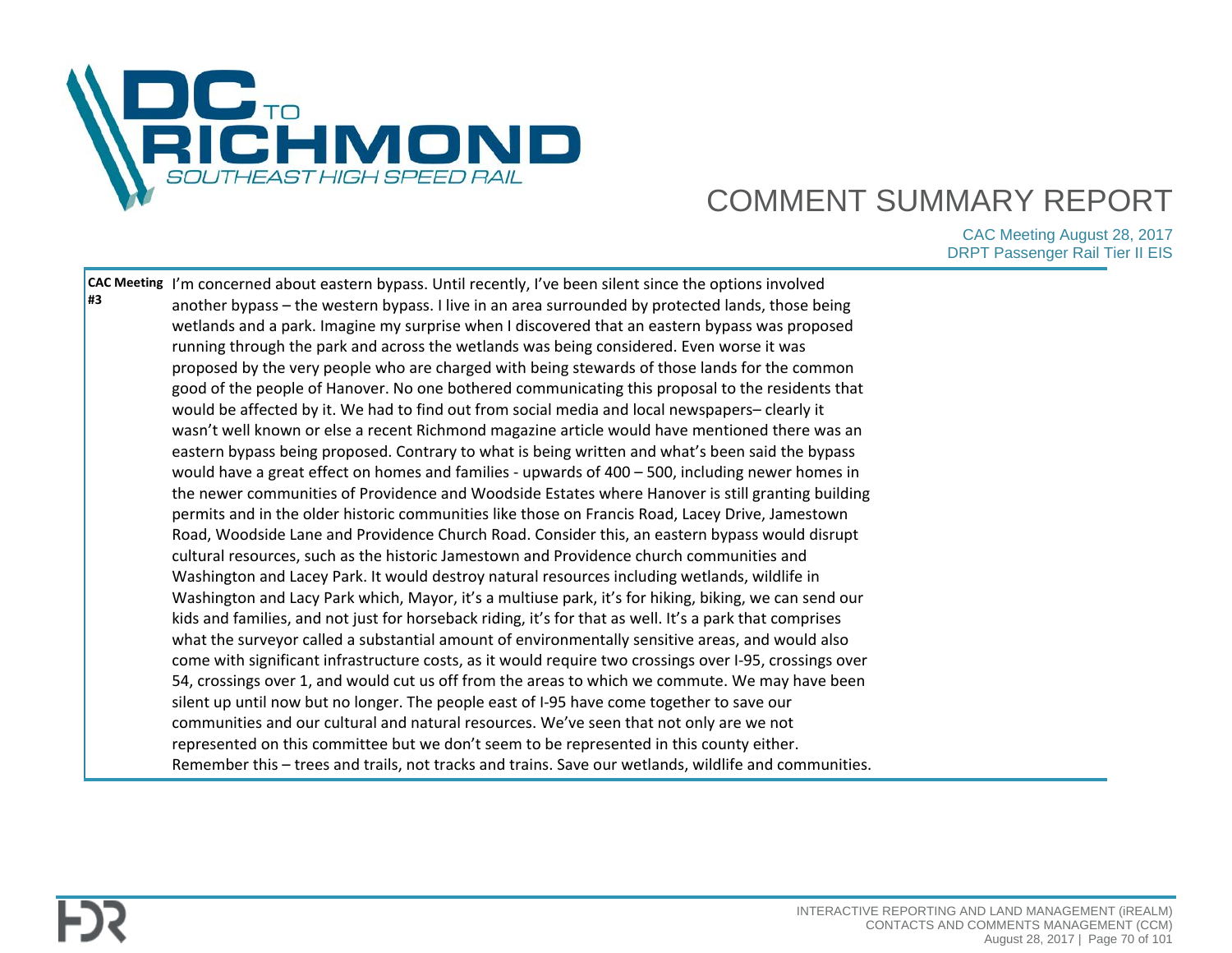| | |
|---|---|
| **CAC Meeting #3** | I'm concerned about eastern bypass. Until recently, I've been silent since the options involved another bypass – the western bypass. I live in an area surrounded by protected lands, those being wetlands and a park. Imagine my surprise when I discovered that an eastern bypass was proposed running through the park and across the wetlands was being considered. Even worse it was proposed by the very people who are charged with being stewards of those lands for the common good of the people of Hanover. No one bothered communicating this proposal to the residents that would be affected by it. We had to find out from social media and local newspapers– clearly it wasn't well known or else a recent Richmond magazine article would have mentioned there was an eastern bypass being proposed. Contrary to what is being written and what's been said the bypass would have a great effect on homes and families - upwards of 400 – 500, including newer homes in the newer communities of Providence and Woodside Estates where Hanover is still granting building permits and in the older historic communities like those on Francis Road, Lacey Drive, Jamestown Road, Woodside Lane and Providence Church Road. Consider this, an eastern bypass would disrupt cultural resources, such as the historic Jamestown and Providence church communities and Washington and Lacey Park. It would destroy natural resources including wetlands, wildlife in Washington and Lacy Park which, Mayor, it's a multiuse park, it's for hiking, biking, we can send our kids and families, and not just for horseback riding, it's for that as well. It's a park that comprises what the surveyor called a substantial amount of environmentally sensitive areas, and would also come with significant infrastructure costs, as it would require two crossings over I-95, crossings over 54, crossings over 1, and would cut us off from the areas to which we commute. We may have been silent up until now but no longer. The people east of I-95 have come together to save our communities and our cultural and natural resources. We've seen that not only are we not represented on this committee but we don't seem to be represented in this county either. Remember this – trees and trails, not tracks and trains. Save our wetlands, wildlife and communities. |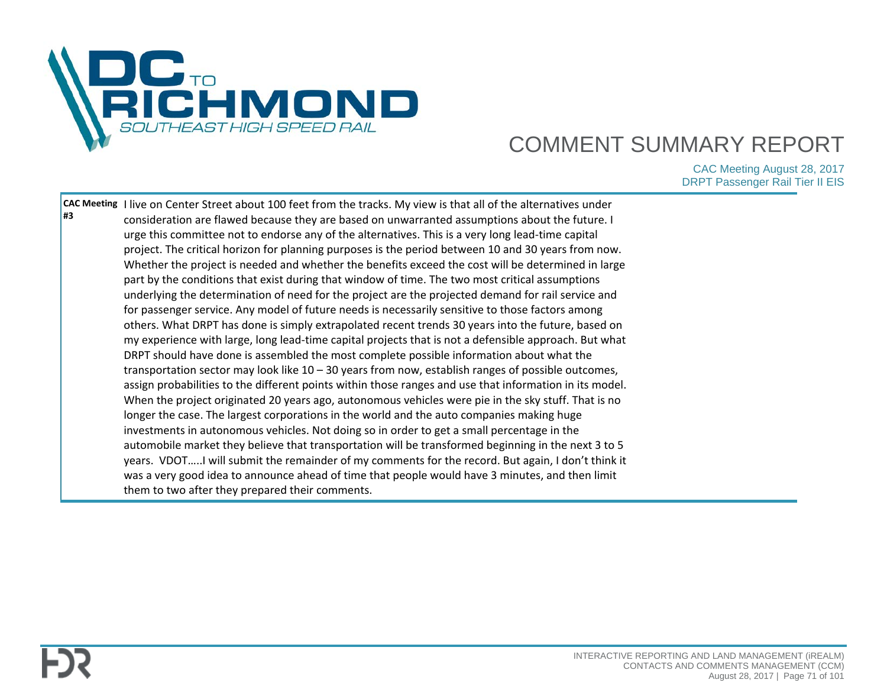| | |
|---|---|
| **CAC Meeting #3** | I live on Center Street about 100 feet from the tracks. My view is that all of the alternatives under consideration are flawed because they are based on unwarranted assumptions about the future. I urge this committee not to endorse any of the alternatives. This is a very long lead-time capital project. The critical horizon for planning purposes is the period between 10 and 30 years from now. Whether the project is needed and whether the benefits exceed the cost will be determined in large part by the conditions that exist during that window of time. The two most critical assumptions underlying the determination of need for the project are the projected demand for rail service and for passenger service. Any model of future needs is necessarily sensitive to those factors among others. What DRPT has done is simply extrapolated recent trends 30 years into the future, based on my experience with large, long lead-time capital projects that is not a defensible approach. But what DRPT should have done is assembled the most complete possible information about what the transportation sector may look like 10 – 30 years from now, establish ranges of possible outcomes, assign probabilities to the different points within those ranges and use that information in its model. When the project originated 20 years ago, autonomous vehicles were pie in the sky stuff. That is no longer the case. The largest corporations in the world and the auto companies making huge investments in autonomous vehicles. Not doing so in order to get a small percentage in the automobile market they believe that transportation will be transformed beginning in the next 3 to 5 years. VDOT…..I will submit the remainder of my comments for the record. But again, I don't think it was a very good idea to announce ahead of time that people would have 3 minutes, and then limit them to two after they prepared their comments. |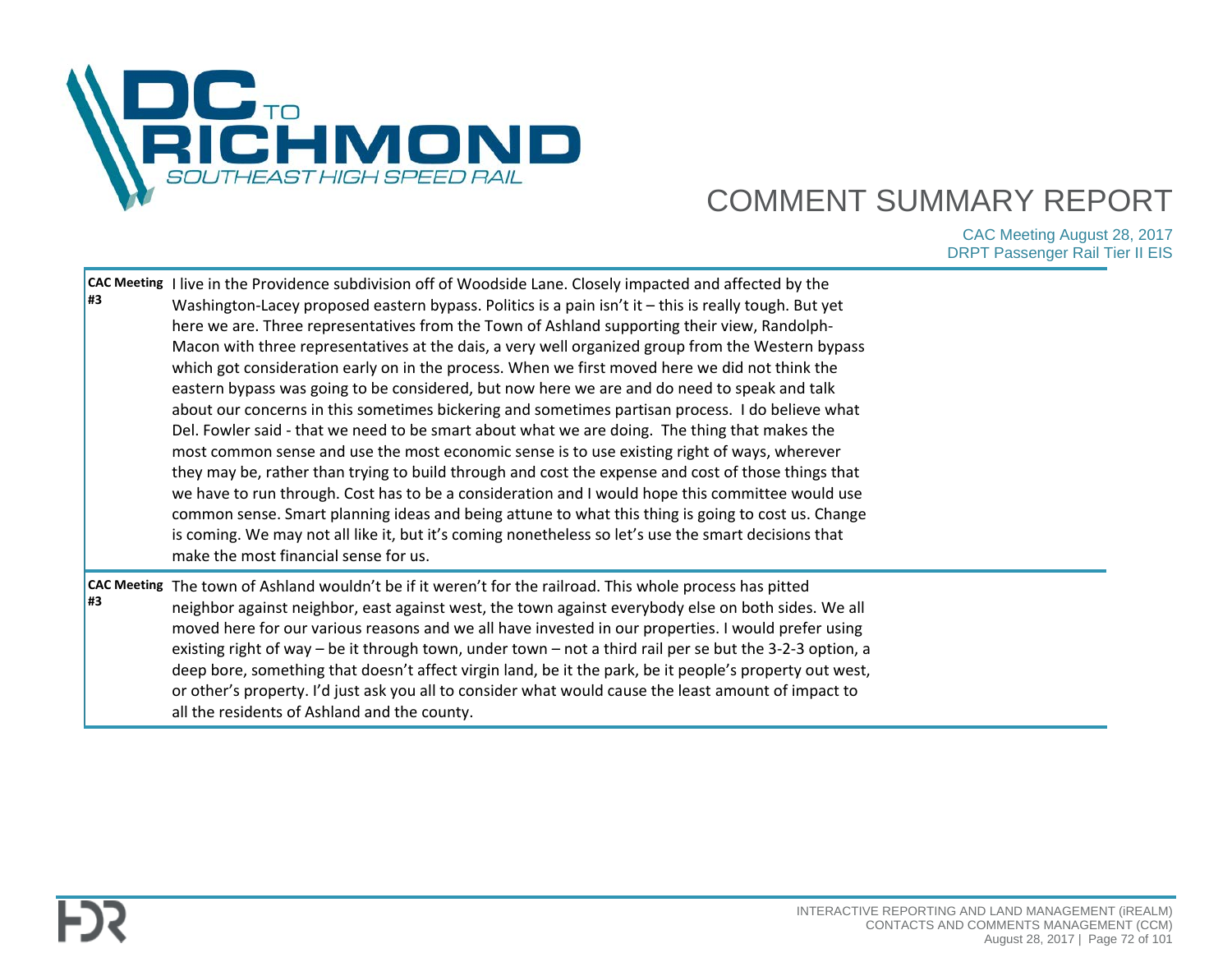| | |
|---|---|
| **CAC Meeting #3** | I live in the Providence subdivision off of Woodside Lane. Closely impacted and affected by the Washington-Lacey proposed eastern bypass. Politics is a pain isn't it – this is really tough. But yet here we are. Three representatives from the Town of Ashland supporting their view, Randolph-Macon with three representatives at the dais, a very well organized group from the Western bypass which got consideration early on in the process. When we first moved here we did not think the eastern bypass was going to be considered, but now here we are and do need to speak and talk about our concerns in this sometimes bickering and sometimes partisan process. I do believe what Del. Fowler said - that we need to be smart about what we are doing. The thing that makes the most common sense and use the most economic sense is to use existing right of ways, wherever they may be, rather than trying to build through and cost the expense and cost of those things that we have to run through. Cost has to be a consideration and I would hope this committee would use common sense. Smart planning ideas and being attune to what this thing is going to cost us. Change is coming. We may not all like it, but it's coming nonetheless so let's use the smart decisions that make the most financial sense for us. |
| **CAC Meeting #3** | The town of Ashland wouldn't be if it weren't for the railroad. This whole process has pitted neighbor against neighbor, east against west, the town against everybody else on both sides. We all moved here for our various reasons and we all have invested in our properties. I would prefer using existing right of way – be it through town, under town – not a third rail per se but the 3-2-3 option, a deep bore, something that doesn't affect virgin land, be it the park, be it people's property out west, or other's property. I'd just ask you all to consider what would cause the least amount of impact to all the residents of Ashland and the county. |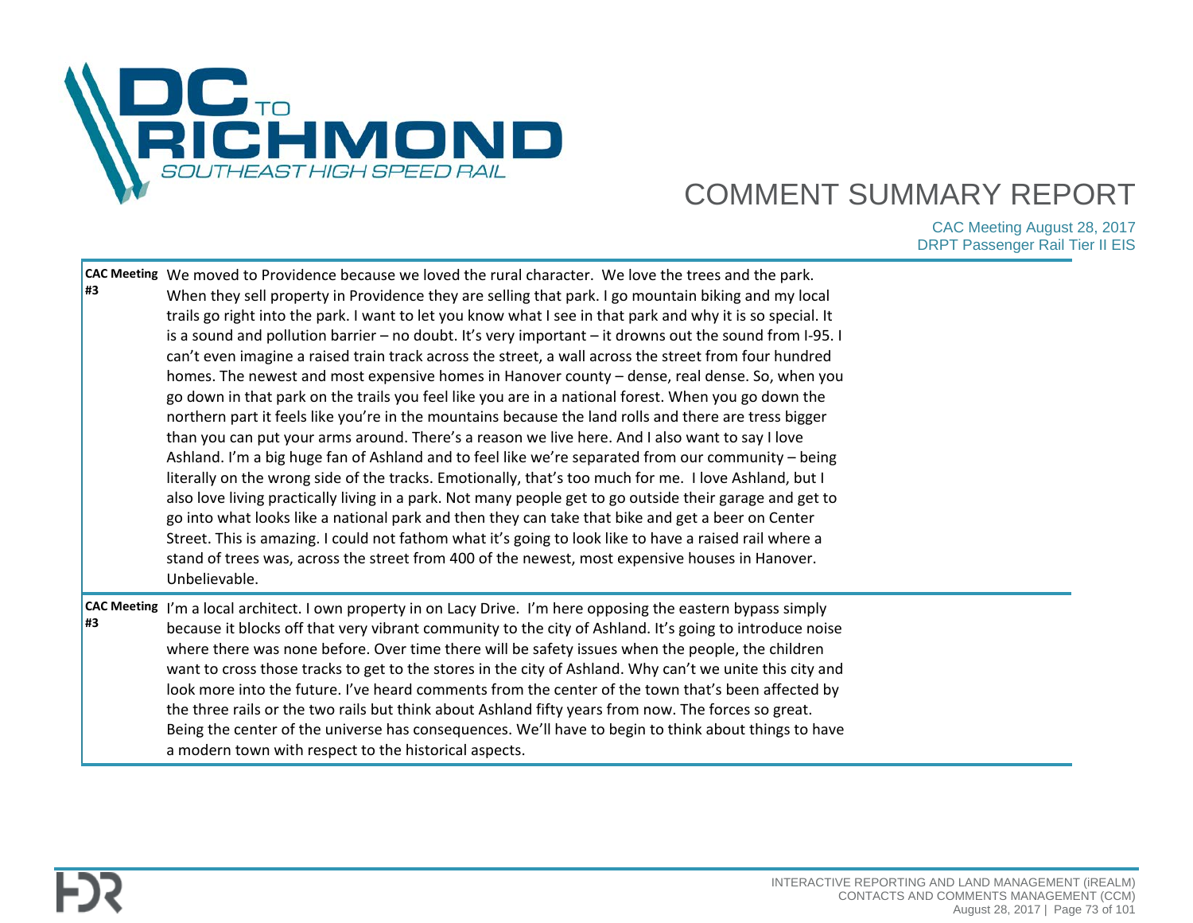| | |
|---|---|
| **CAC Meeting #3** | We moved to Providence because we loved the rural character. We love the trees and the park. When they sell property in Providence they are selling that park. I go mountain biking and my local trails go right into the park. I want to let you know what I see in that park and why it is so special. It is a sound and pollution barrier – no doubt. It's very important – it drowns out the sound from I-95. I can't even imagine a raised train track across the street, a wall across the street from four hundred homes. The newest and most expensive homes in Hanover county – dense, real dense. So, when you go down in that park on the trails you feel like you are in a national forest. When you go down the northern part it feels like you're in the mountains because the land rolls and there are tress bigger than you can put your arms around. There's a reason we live here. And I also want to say I love Ashland. I'm a big huge fan of Ashland and to feel like we're separated from our community – being literally on the wrong side of the tracks. Emotionally, that's too much for me. I love Ashland, but I also love living practically living in a park. Not many people get to go outside their garage and get to go into what looks like a national park and then they can take that bike and get a beer on Center Street. This is amazing. I could not fathom what it's going to look like to have a raised rail where a stand of trees was, across the street from 400 of the newest, most expensive houses in Hanover. Unbelievable. |
| **CAC Meeting #3** | I'm a local architect. I own property in on Lacy Drive. I'm here opposing the eastern bypass simply because it blocks off that very vibrant community to the city of Ashland. It's going to introduce noise where there was none before. Over time there will be safety issues when the people, the children want to cross those tracks to get to the stores in the city of Ashland. Why can't we unite this city and look more into the future. I've heard comments from the center of the town that's been affected by the three rails or the two rails but think about Ashland fifty years from now. The forces so great. Being the center of the universe has consequences. We'll have to begin to think about things to have a modern town with respect to the historical aspects. |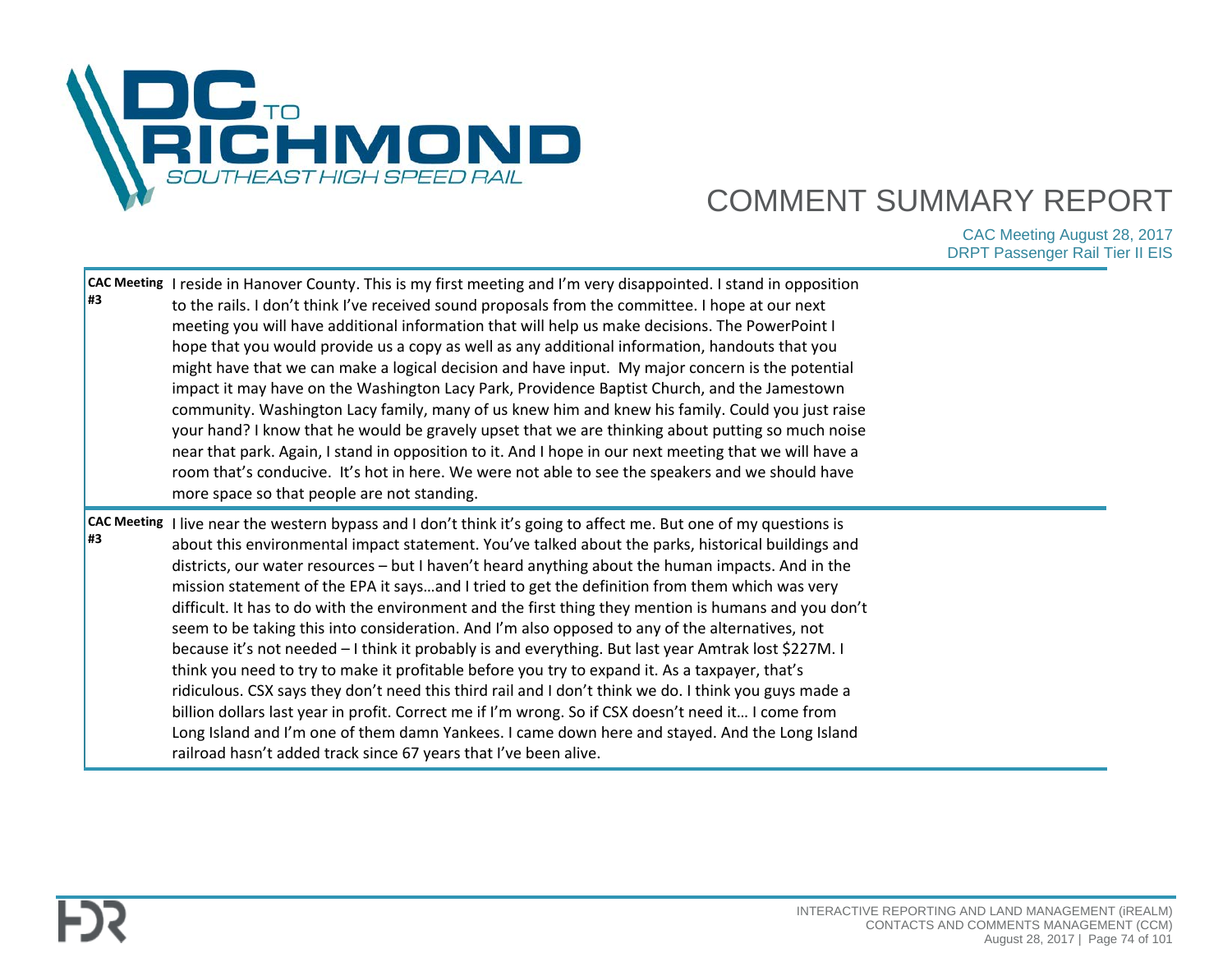| | |
|---|---|
| **CAC Meeting #3** | I reside in Hanover County. This is my first meeting and I'm very disappointed. I stand in opposition to the rails. I don't think I've received sound proposals from the committee. I hope at our next meeting you will have additional information that will help us make decisions. The PowerPoint I hope that you would provide us a copy as well as any additional information, handouts that you might have that we can make a logical decision and have input. My major concern is the potential impact it may have on the Washington Lacy Park, Providence Baptist Church, and the Jamestown community. Washington Lacy family, many of us knew him and knew his family. Could you just raise your hand? I know that he would be gravely upset that we are thinking about putting so much noise near that park. Again, I stand in opposition to it. And I hope in our next meeting that we will have a room that's conducive. It's hot in here. We were not able to see the speakers and we should have more space so that people are not standing. |
| **CAC Meeting #3** | I live near the western bypass and I don't think it's going to affect me. But one of my questions is about this environmental impact statement. You've talked about the parks, historical buildings and districts, our water resources – but I haven't heard anything about the human impacts. And in the mission statement of the EPA it says…and I tried to get the definition from them which was very difficult. It has to do with the environment and the first thing they mention is humans and you don't seem to be taking this into consideration. And I'm also opposed to any of the alternatives, not because it's not needed – I think it probably is and everything. But last year Amtrak lost $227M. I think you need to try to make it profitable before you try to expand it. As a taxpayer, that's ridiculous. CSX says they don't need this third rail and I don't think we do. I think you guys made a billion dollars last year in profit. Correct me if I'm wrong. So if CSX doesn't need it… I come from Long Island and I'm one of them damn Yankees. I came down here and stayed. And the Long Island railroad hasn't added track since 67 years that I've been alive. |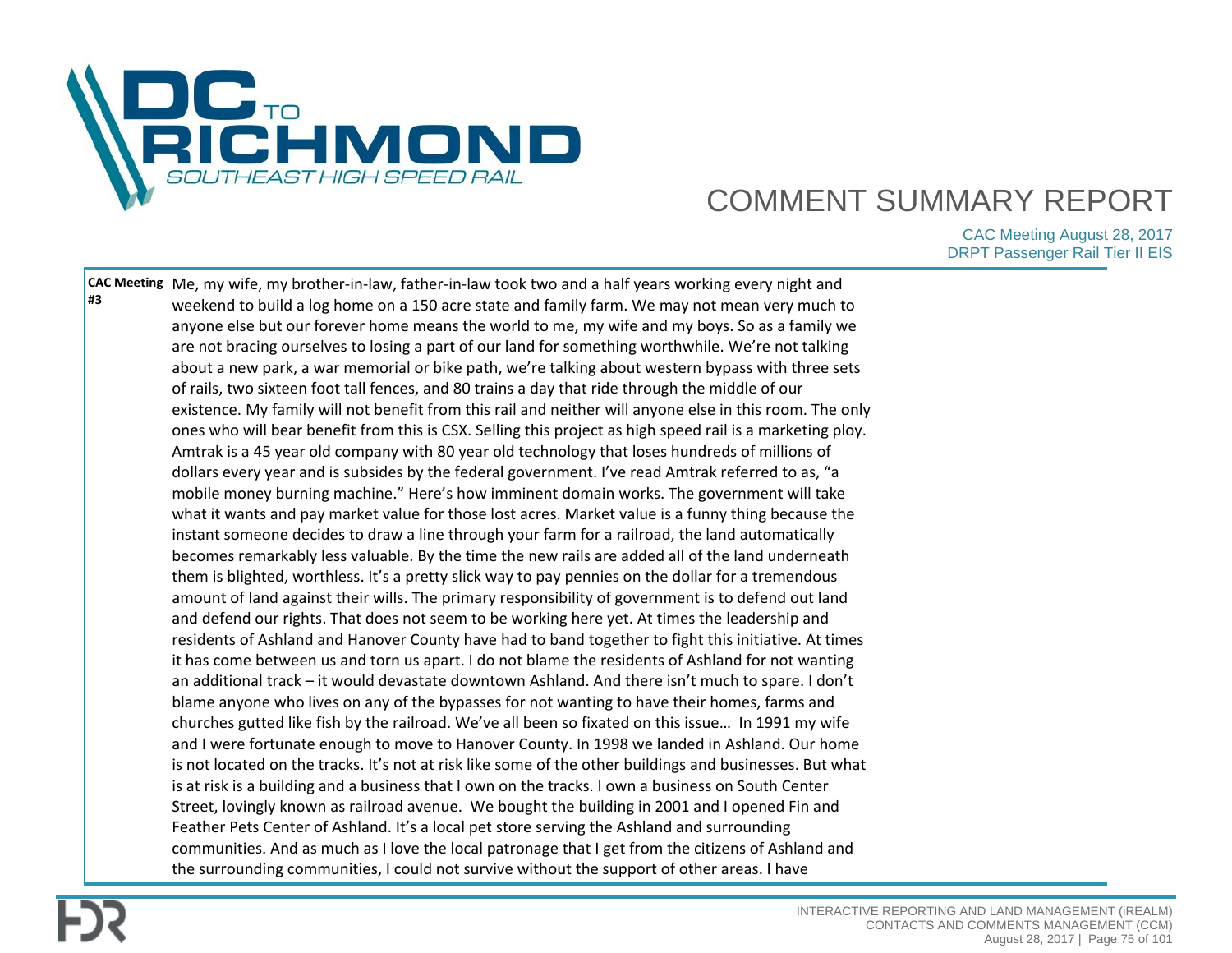| | |
|---|---|
| **CAC Meeting #3** | Me, my wife, my brother-in-law, father-in-law took two and a half years working every night and weekend to build a log home on a 150 acre state and family farm. We may not mean very much to anyone else but our forever home means the world to me, my wife and my boys. So as a family we are not bracing ourselves to losing a part of our land for something worthwhile. We're not talking about a new park, a war memorial or bike path, we're talking about western bypass with three sets of rails, two sixteen foot tall fences, and 80 trains a day that ride through the middle of our existence. My family will not benefit from this rail and neither will anyone else in this room. The only ones who will bear benefit from this is CSX. Selling this project as high speed rail is a marketing ploy. Amtrak is a 45 year old company with 80 year old technology that loses hundreds of millions of dollars every year and is subsides by the federal government. I've read Amtrak referred to as, "a mobile money burning machine." Here's how imminent domain works. The government will take what it wants and pay market value for those lost acres. Market value is a funny thing because the instant someone decides to draw a line through your farm for a railroad, the land automatically becomes remarkably less valuable. By the time the new rails are added all of the land underneath them is blighted, worthless. It's a pretty slick way to pay pennies on the dollar for a tremendous amount of land against their wills. The primary responsibility of government is to defend out land and defend our rights. That does not seem to be working here yet. At times the leadership and residents of Ashland and Hanover County have had to band together to fight this initiative. At times it has come between us and torn us apart. I do not blame the residents of Ashland for not wanting an additional track – it would devastate downtown Ashland. And there isn't much to spare. I don't blame anyone who lives on any of the bypasses for not wanting to have their homes, farms and churches gutted like fish by the railroad. We've all been so fixated on this issue… In 1991 my wife and I were fortunate enough to move to Hanover County. In 1998 we landed in Ashland. Our home is not located on the tracks. It's not at risk like some of the other buildings and businesses. But what is at risk is a building and a business that I own on the tracks. I own a business on South Center Street, lovingly known as railroad avenue. We bought the building in 2001 and I opened Fin and Feather Pets Center of Ashland. It's a local pet store serving the Ashland and surrounding communities. And as much as I love the local patronage that I get from the citizens of Ashland and the surrounding communities, I could not survive without the support of other areas. I have |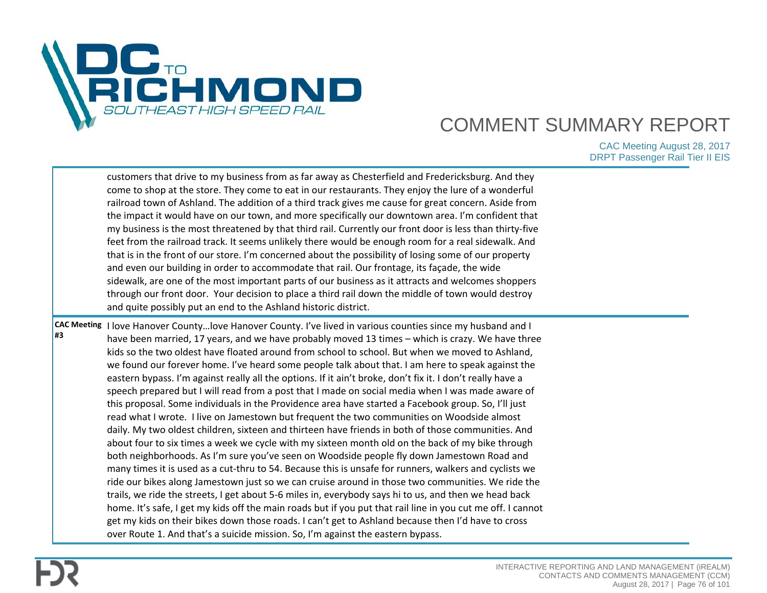| | |
|---|---|
| | customers that drive to my business from as far away as Chesterfield and Fredericksburg. And they come to shop at the store. They come to eat in our restaurants. They enjoy the lure of a wonderful railroad town of Ashland. The addition of a third track gives me cause for great concern. Aside from the impact it would have on our town, and more specifically our downtown area. I'm confident that my business is the most threatened by that third rail. Currently our front door is less than thirty-five feet from the railroad track. It seems unlikely there would be enough room for a real sidewalk. And that is in the front of our store. I'm concerned about the possibility of losing some of our property and even our building in order to accommodate that rail. Our frontage, its façade, the wide sidewalk, are one of the most important parts of our business as it attracts and welcomes shoppers through our front door. Your decision to place a third rail down the middle of town would destroy and quite possibly put an end to the Ashland historic district. |
| **CAC Meeting #3** | I love Hanover County…love Hanover County. I've lived in various counties since my husband and I have been married, 17 years, and we have probably moved 13 times – which is crazy. We have three kids so the two oldest have floated around from school to school. But when we moved to Ashland, we found our forever home. I've heard some people talk about that. I am here to speak against the eastern bypass. I'm against really all the options. If it ain't broke, don't fix it. I don't really have a speech prepared but I will read from a post that I made on social media when I was made aware of this proposal. Some individuals in the Providence area have started a Facebook group. So, I'll just read what I wrote. I live on Jamestown but frequent the two communities on Woodside almost daily. My two oldest children, sixteen and thirteen have friends in both of those communities. And about four to six times a week we cycle with my sixteen month old on the back of my bike through both neighborhoods. As I'm sure you've seen on Woodside people fly down Jamestown Road and many times it is used as a cut-thru to 54. Because this is unsafe for runners, walkers and cyclists we ride our bikes along Jamestown just so we can cruise around in those two communities. We ride the trails, we ride the streets, I get about 5-6 miles in, everybody says hi to us, and then we head back home. It's safe, I get my kids off the main roads but if you put that rail line in you cut me off. I cannot get my kids on their bikes down those roads. I can't get to Ashland because then I'd have to cross over Route 1. And that's a suicide mission. So, I'm against the eastern bypass. |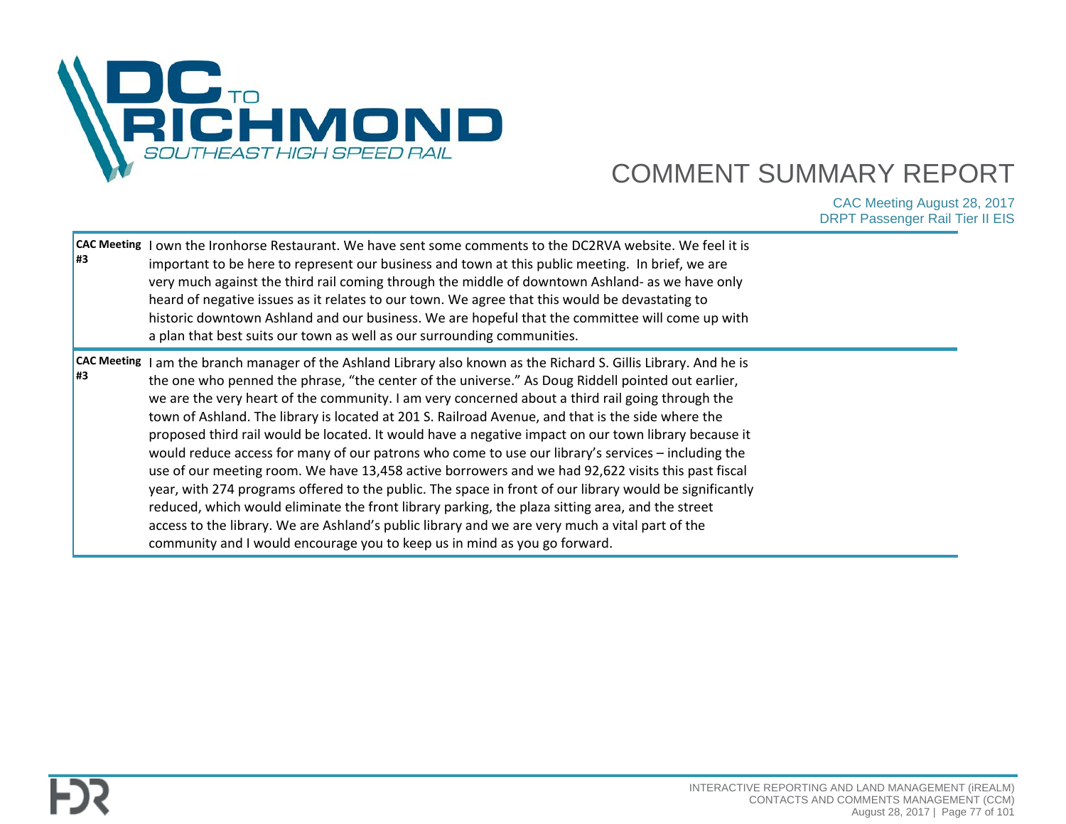| | |
|---|---|
| **CAC Meeting #3** | I own the Ironhorse Restaurant. We have sent some comments to the DC2RVA website. We feel it is important to be here to represent our business and town at this public meeting. In brief, we are very much against the third rail coming through the middle of downtown Ashland- as we have only heard of negative issues as it relates to our town. We agree that this would be devastating to historic downtown Ashland and our business. We are hopeful that the committee will come up with a plan that best suits our town as well as our surrounding communities. |
| **CAC Meeting #3** | I am the branch manager of the Ashland Library also known as the Richard S. Gillis Library. And he is the one who penned the phrase, "the center of the universe." As Doug Riddell pointed out earlier, we are the very heart of the community. I am very concerned about a third rail going through the town of Ashland. The library is located at 201 S. Railroad Avenue, and that is the side where the proposed third rail would be located. It would have a negative impact on our town library because it would reduce access for many of our patrons who come to use our library's services – including the use of our meeting room. We have 13,458 active borrowers and we had 92,622 visits this past fiscal year, with 274 programs offered to the public. The space in front of our library would be significantly reduced, which would eliminate the front library parking, the plaza sitting area, and the street access to the library. We are Ashland's public library and we are very much a vital part of the community and I would encourage you to keep us in mind as you go forward. |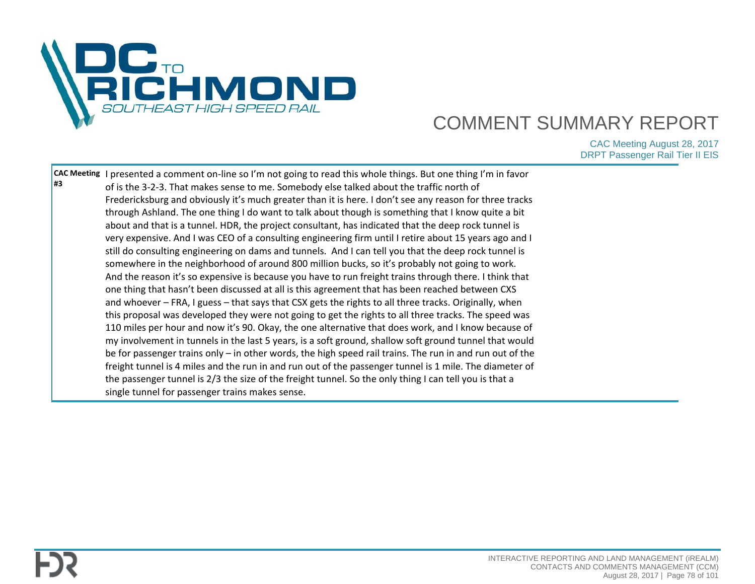| | |
|---|---|
| **CAC Meeting #3** | I presented a comment on-line so I'm not going to read this whole things. But one thing I'm in favor of is the 3-2-3. That makes sense to me. Somebody else talked about the traffic north of Fredericksburg and obviously it's much greater than it is here. I don't see any reason for three tracks through Ashland. The one thing I do want to talk about though is something that I know quite a bit about and that is a tunnel. HDR, the project consultant, has indicated that the deep rock tunnel is very expensive. And I was CEO of a consulting engineering firm until I retire about 15 years ago and I still do consulting engineering on dams and tunnels. And I can tell you that the deep rock tunnel is somewhere in the neighborhood of around 800 million bucks, so it's probably not going to work. And the reason it's so expensive is because you have to run freight trains through there. I think that one thing that hasn't been discussed at all is this agreement that has been reached between CXS and whoever – FRA, I guess – that says that CSX gets the rights to all three tracks. Originally, when this proposal was developed they were not going to get the rights to all three tracks. The speed was 110 miles per hour and now it's 90. Okay, the one alternative that does work, and I know because of my involvement in tunnels in the last 5 years, is a soft ground, shallow soft ground tunnel that would be for passenger trains only – in other words, the high speed rail trains. The run in and run out of the freight tunnel is 4 miles and the run in and run out of the passenger tunnel is 1 mile. The diameter of the passenger tunnel is 2/3 the size of the freight tunnel. So the only thing I can tell you is that a single tunnel for passenger trains makes sense. |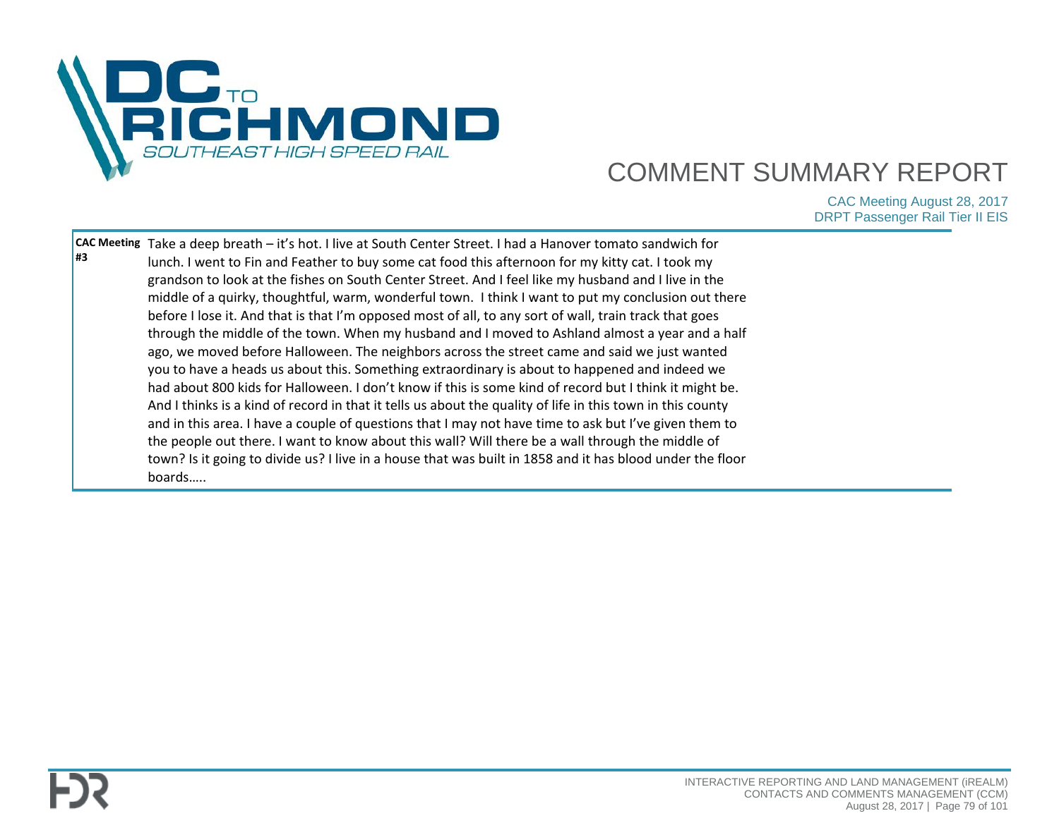| | |
|---|---|
| **CAC Meeting #3** | Take a deep breath – it's hot. I live at South Center Street. I had a Hanover tomato sandwich for lunch. I went to Fin and Feather to buy some cat food this afternoon for my kitty cat. I took my grandson to look at the fishes on South Center Street. And I feel like my husband and I live in the middle of a quirky, thoughtful, warm, wonderful town. I think I want to put my conclusion out there before I lose it. And that is that I'm opposed most of all, to any sort of wall, train track that goes through the middle of the town. When my husband and I moved to Ashland almost a year and a half ago, we moved before Halloween. The neighbors across the street came and said we just wanted you to have a heads us about this. Something extraordinary is about to happened and indeed we had about 800 kids for Halloween. I don't know if this is some kind of record but I think it might be. And I thinks is a kind of record in that it tells us about the quality of life in this town in this county and in this area. I have a couple of questions that I may not have time to ask but I've given them to the people out there. I want to know about this wall? Will there be a wall through the middle of town? Is it going to divide us? I live in a house that was built in 1858 and it has blood under the floor boards….. |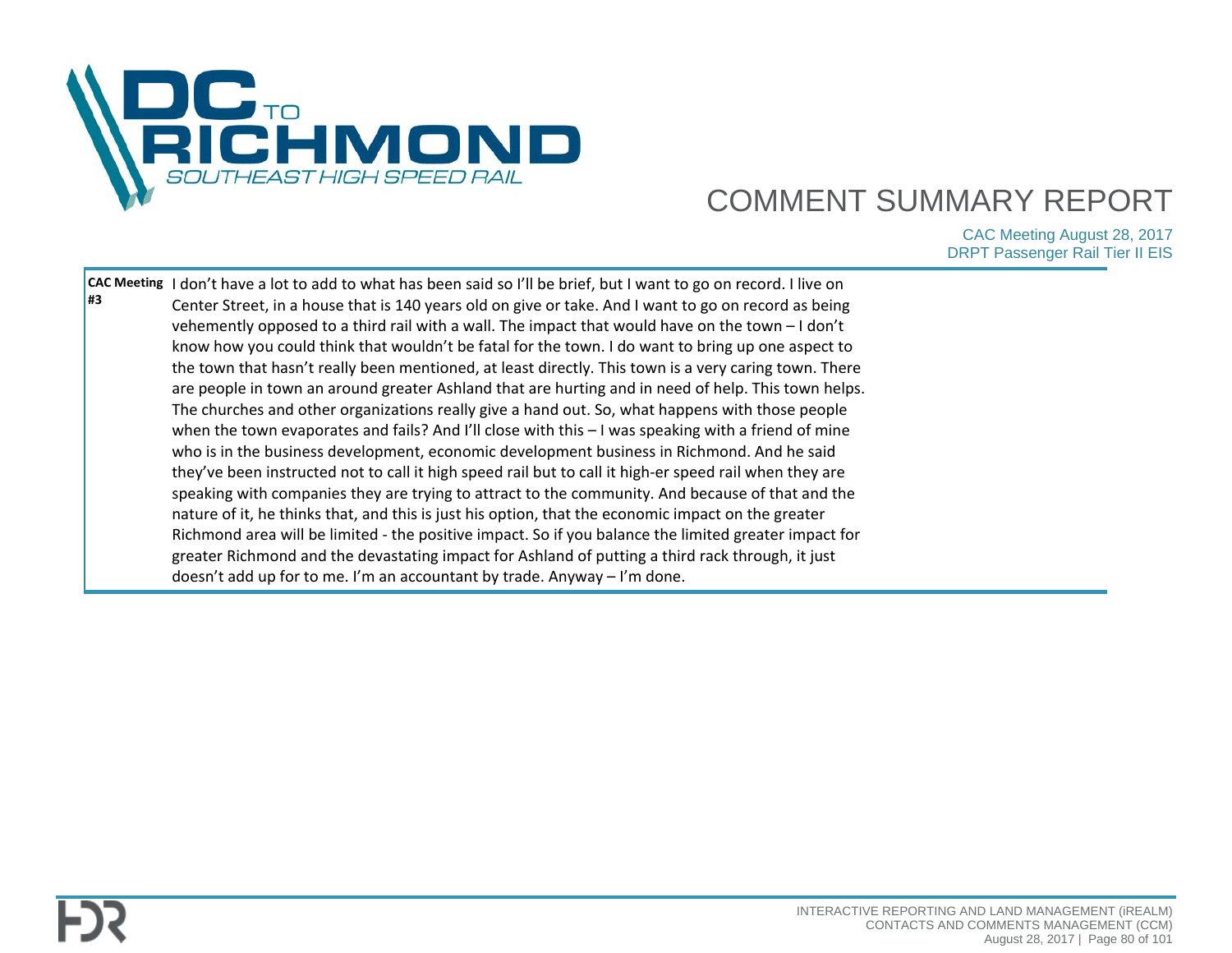# COMMENT SUMMARY REPORT

CAC Meeting August 28, 2017
DRPT Passenger Rail Tier II EIS

| | |
|---|---|
| **CAC Meeting #3** | I don't have a lot to add to what has been said so I'll be brief, but I want to go on record. I live on Center Street, in a house that is 140 years old on give or take. And I want to go on record as being vehemently opposed to a third rail with a wall. The impact that would have on the town – I don't know how you could think that wouldn't be fatal for the town. I do want to bring up one aspect to the town that hasn't really been mentioned, at least directly. This town is a very caring town. There are people in town an around greater Ashland that are hurting and in need of help. This town helps. The churches and other organizations really give a hand out. So, what happens with those people when the town evaporates and fails? And I'll close with this – I was speaking with a friend of mine who is in the business development, economic development business in Richmond. And he said they've been instructed not to call it high speed rail but to call it high-er speed rail when they are speaking with companies they are trying to attract to the community. And because of that and the nature of it, he thinks that, and this is just his option, that the economic impact on the greater Richmond area will be limited - the positive impact. So if you balance the limited greater impact for greater Richmond and the devastating impact for Ashland of putting a third rack through, it just doesn't add up for to me. I'm an accountant by trade. Anyway – I'm done. |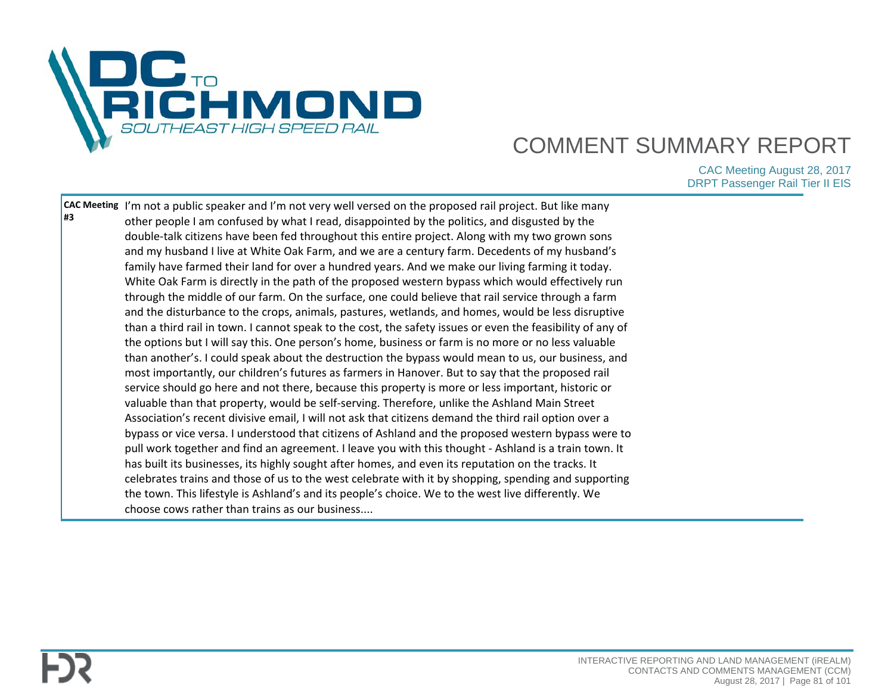| | |
|---|---|
| **CAC Meeting #3** | I'm not a public speaker and I'm not very well versed on the proposed rail project. But like many other people I am confused by what I read, disappointed by the politics, and disgusted by the double-talk citizens have been fed throughout this entire project. Along with my two grown sons and my husband I live at White Oak Farm, and we are a century farm. Decedents of my husband's family have farmed their land for over a hundred years. And we make our living farming it today. White Oak Farm is directly in the path of the proposed western bypass which would effectively run through the middle of our farm. On the surface, one could believe that rail service through a farm and the disturbance to the crops, animals, pastures, wetlands, and homes, would be less disruptive than a third rail in town. I cannot speak to the cost, the safety issues or even the feasibility of any of the options but I will say this. One person's home, business or farm is no more or no less valuable than another's. I could speak about the destruction the bypass would mean to us, our business, and most importantly, our children's futures as farmers in Hanover. But to say that the proposed rail service should go here and not there, because this property is more or less important, historic or valuable than that property, would be self-serving. Therefore, unlike the Ashland Main Street Association's recent divisive email, I will not ask that citizens demand the third rail option over a bypass or vice versa. I understood that citizens of Ashland and the proposed western bypass were to pull work together and find an agreement. I leave you with this thought - Ashland is a train town. It has built its businesses, its highly sought after homes, and even its reputation on the tracks. It celebrates trains and those of us to the west celebrate with it by shopping, spending and supporting the town. This lifestyle is Ashland's and its people's choice. We to the west live differently. We choose cows rather than trains as our business.... |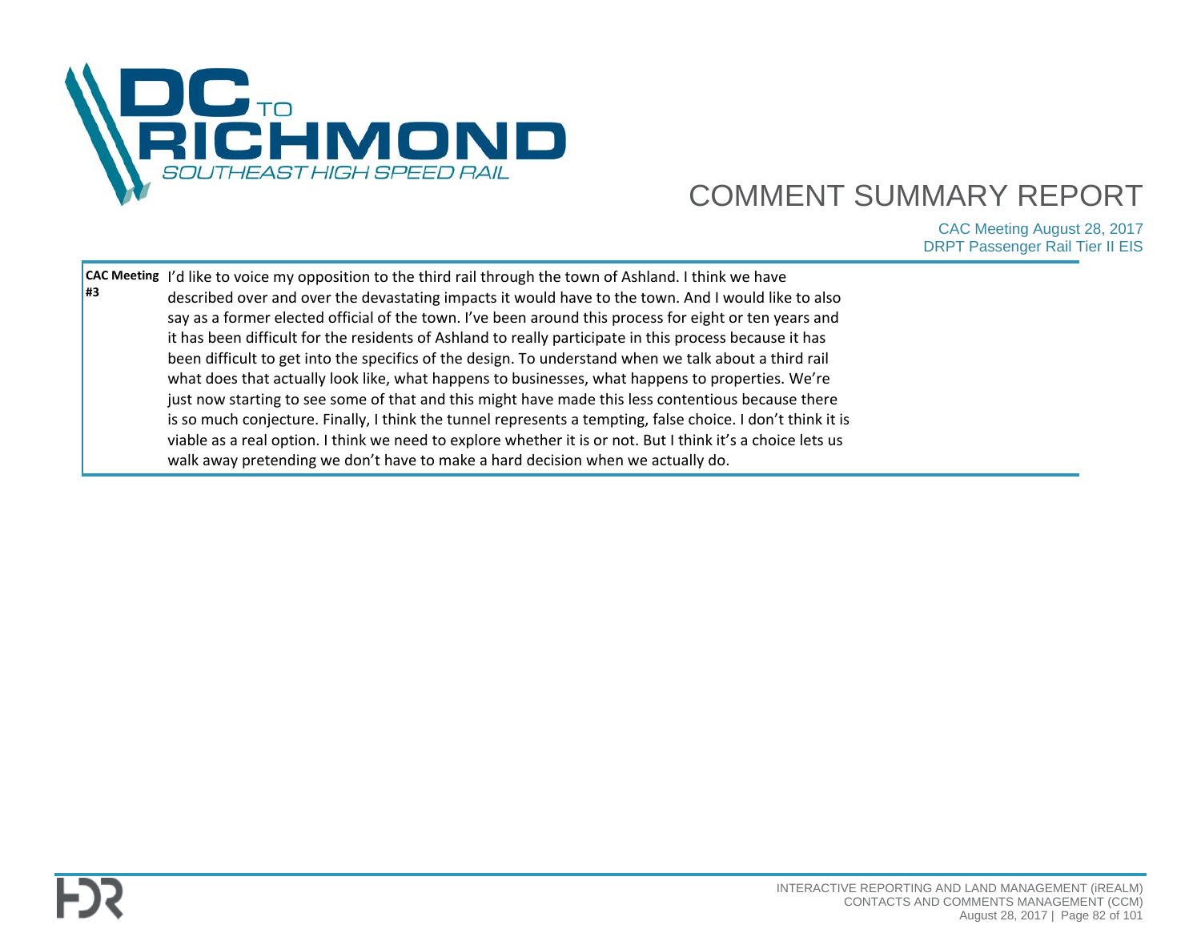| | |
|---|---|
| **CAC Meeting #3** | I'd like to voice my opposition to the third rail through the town of Ashland. I think we have described over and over the devastating impacts it would have to the town. And I would like to also say as a former elected official of the town. I've been around this process for eight or ten years and it has been difficult for the residents of Ashland to really participate in this process because it has been difficult to get into the specifics of the design. To understand when we talk about a third rail what does that actually look like, what happens to businesses, what happens to properties. We're just now starting to see some of that and this might have made this less contentious because there is so much conjecture. Finally, I think the tunnel represents a tempting, false choice. I don't think it is viable as a real option. I think we need to explore whether it is or not. But I think it's a choice lets us walk away pretending we don't have to make a hard decision when we actually do. |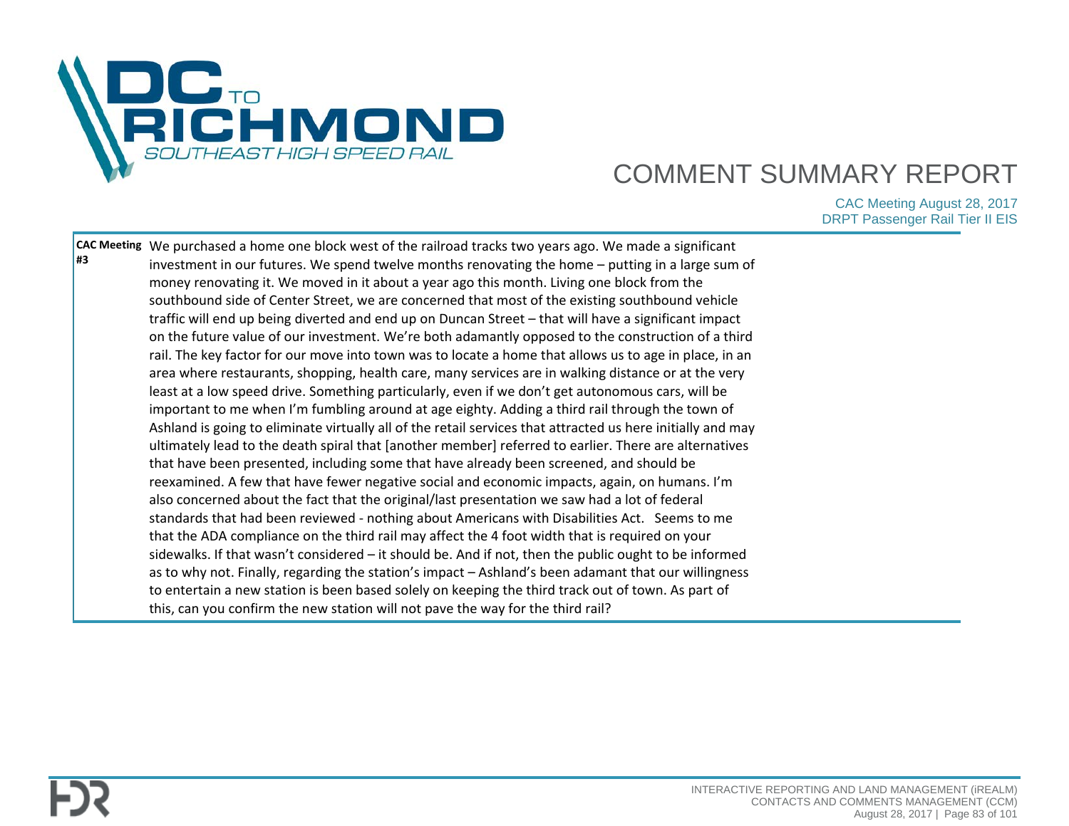| | |
|---|---|
| **CAC Meeting #3** | We purchased a home one block west of the railroad tracks two years ago. We made a significant investment in our futures. We spend twelve months renovating the home – putting in a large sum of money renovating it. We moved in it about a year ago this month. Living one block from the southbound side of Center Street, we are concerned that most of the existing southbound vehicle traffic will end up being diverted and end up on Duncan Street – that will have a significant impact on the future value of our investment. We're both adamantly opposed to the construction of a third rail. The key factor for our move into town was to locate a home that allows us to age in place, in an area where restaurants, shopping, health care, many services are in walking distance or at the very least at a low speed drive. Something particularly, even if we don't get autonomous cars, will be important to me when I'm fumbling around at age eighty. Adding a third rail through the town of Ashland is going to eliminate virtually all of the retail services that attracted us here initially and may ultimately lead to the death spiral that [another member] referred to earlier. There are alternatives that have been presented, including some that have already been screened, and should be reexamined. A few that have fewer negative social and economic impacts, again, on humans. I'm also concerned about the fact that the original/last presentation we saw had a lot of federal standards that had been reviewed - nothing about Americans with Disabilities Act. Seems to me that the ADA compliance on the third rail may affect the 4 foot width that is required on your sidewalks. If that wasn't considered – it should be. And if not, then the public ought to be informed as to why not. Finally, regarding the station's impact – Ashland's been adamant that our willingness to entertain a new station is been based solely on keeping the third track out of town. As part of this, can you confirm the new station will not pave the way for the third rail? |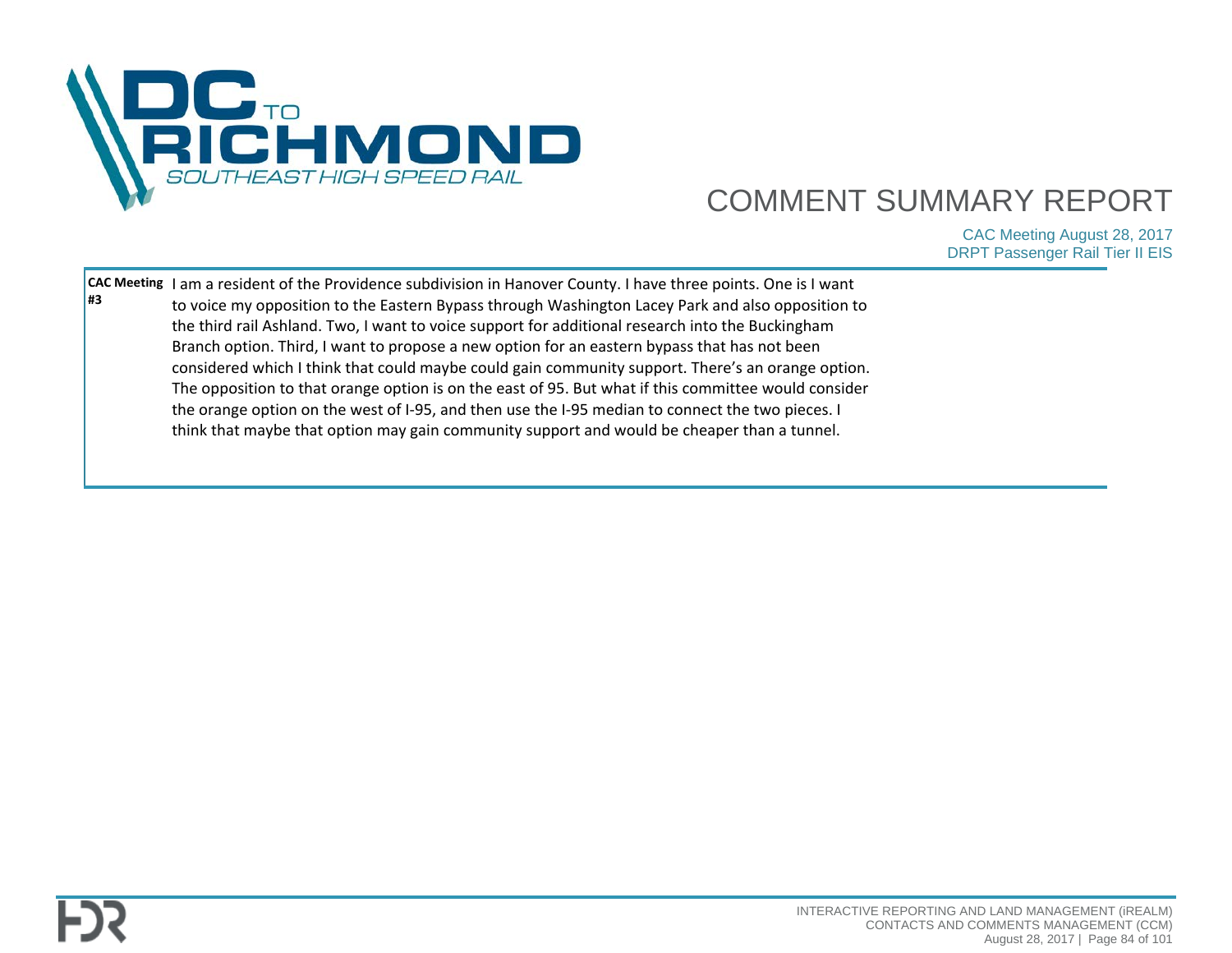| | |
|---|---|
| **CAC Meeting #3** | I am a resident of the Providence subdivision in Hanover County. I have three points. One is I want to voice my opposition to the Eastern Bypass through Washington Lacey Park and also opposition to the third rail Ashland. Two, I want to voice support for additional research into the Buckingham Branch option. Third, I want to propose a new option for an eastern bypass that has not been considered which I think that could maybe could gain community support. There's an orange option. The opposition to that orange option is on the east of 95. But what if this committee would consider the orange option on the west of I-95, and then use the I-95 median to connect the two pieces. I think that maybe that option may gain community support and would be cheaper than a tunnel. |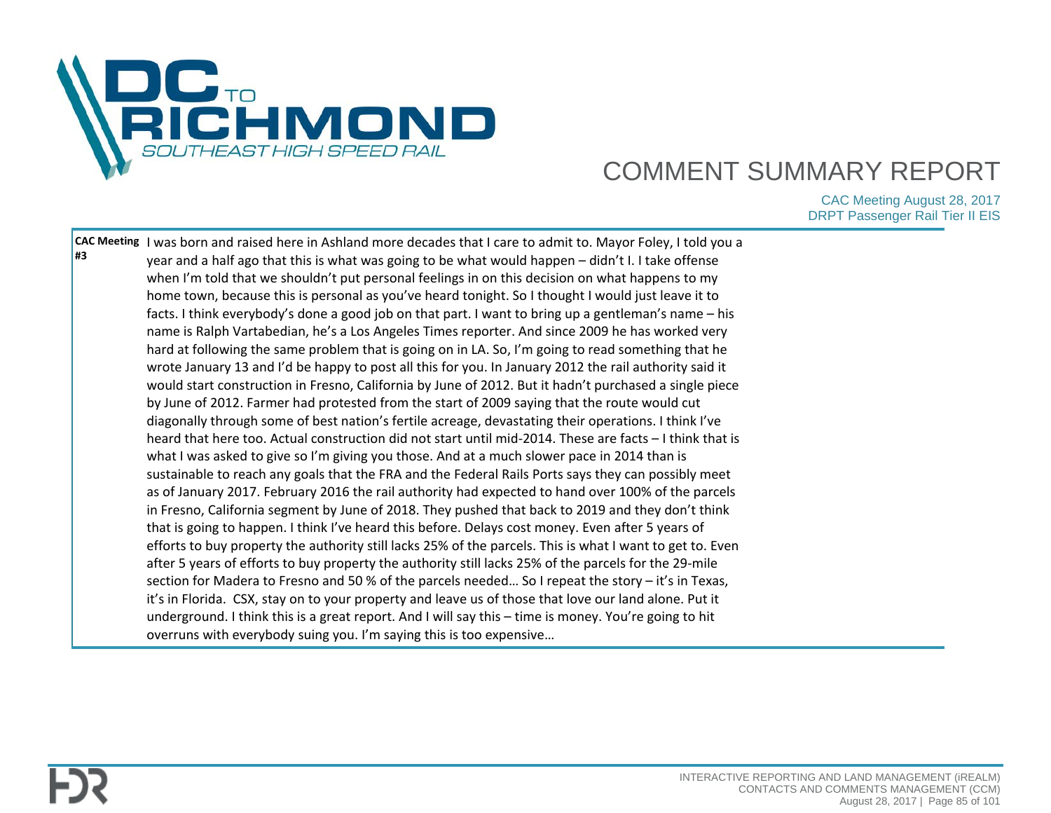# COMMENT SUMMARY REPORT

CAC Meeting August 28, 2017
DRPT Passenger Rail Tier II EIS

| | |
|---|---|
| **CAC Meeting #3** | I was born and raised here in Ashland more decades that I care to admit to. Mayor Foley, I told you a year and a half ago that this is what was going to be what would happen – didn't I. I take offense when I'm told that we shouldn't put personal feelings in on this decision on what happens to my home town, because this is personal as you've heard tonight. So I thought I would just leave it to facts. I think everybody's done a good job on that part. I want to bring up a gentleman's name – his name is Ralph Vartabedian, he's a Los Angeles Times reporter. And since 2009 he has worked very hard at following the same problem that is going on in LA. So, I'm going to read something that he wrote January 13 and I'd be happy to post all this for you. In January 2012 the rail authority said it would start construction in Fresno, California by June of 2012. But it hadn't purchased a single piece by June of 2012. Farmer had protested from the start of 2009 saying that the route would cut diagonally through some of best nation's fertile acreage, devastating their operations. I think I've heard that here too. Actual construction did not start until mid-2014. These are facts – I think that is what I was asked to give so I'm giving you those. And at a much slower pace in 2014 than is sustainable to reach any goals that the FRA and the Federal Rails Ports says they can possibly meet as of January 2017. February 2016 the rail authority had expected to hand over 100% of the parcels in Fresno, California segment by June of 2018. They pushed that back to 2019 and they don't think that is going to happen. I think I've heard this before. Delays cost money. Even after 5 years of efforts to buy property the authority still lacks 25% of the parcels. This is what I want to get to. Even after 5 years of efforts to buy property the authority still lacks 25% of the parcels for the 29-mile section for Madera to Fresno and 50 % of the parcels needed… So I repeat the story – it's in Texas, it's in Florida. CSX, stay on to your property and leave us of those that love our land alone. Put it underground. I think this is a great report. And I will say this – time is money. You're going to hit overruns with everybody suing you. I'm saying this is too expensive… |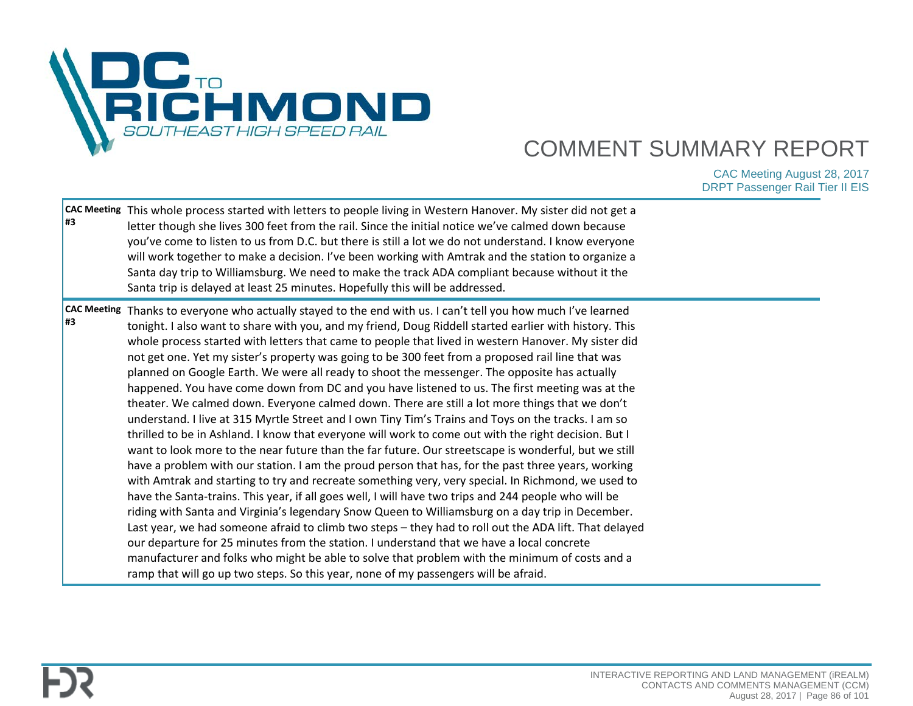| | |
|---|---|
| **CAC Meeting #3** | This whole process started with letters to people living in Western Hanover. My sister did not get a letter though she lives 300 feet from the rail. Since the initial notice we've calmed down because you've come to listen to us from D.C. but there is still a lot we do not understand. I know everyone will work together to make a decision. I've been working with Amtrak and the station to organize a Santa day trip to Williamsburg. We need to make the track ADA compliant because without it the Santa trip is delayed at least 25 minutes. Hopefully this will be addressed. |
| **CAC Meeting #3** | Thanks to everyone who actually stayed to the end with us. I can't tell you how much I've learned tonight. I also want to share with you, and my friend, Doug Riddell started earlier with history. This whole process started with letters that came to people that lived in western Hanover. My sister did not get one. Yet my sister's property was going to be 300 feet from a proposed rail line that was planned on Google Earth. We were all ready to shoot the messenger. The opposite has actually happened. You have come down from DC and you have listened to us. The first meeting was at the theater. We calmed down. Everyone calmed down. There are still a lot more things that we don't understand. I live at 315 Myrtle Street and I own Tiny Tim's Trains and Toys on the tracks. I am so thrilled to be in Ashland. I know that everyone will work to come out with the right decision. But I want to look more to the near future than the far future. Our streetscape is wonderful, but we still have a problem with our station. I am the proud person that has, for the past three years, working with Amtrak and starting to try and recreate something very, very special. In Richmond, we used to have the Santa-trains. This year, if all goes well, I will have two trips and 244 people who will be riding with Santa and Virginia's legendary Snow Queen to Williamsburg on a day trip in December. Last year, we had someone afraid to climb two steps – they had to roll out the ADA lift. That delayed our departure for 25 minutes from the station. I understand that we have a local concrete manufacturer and folks who might be able to solve that problem with the minimum of costs and a ramp that will go up two steps. So this year, none of my passengers will be afraid. |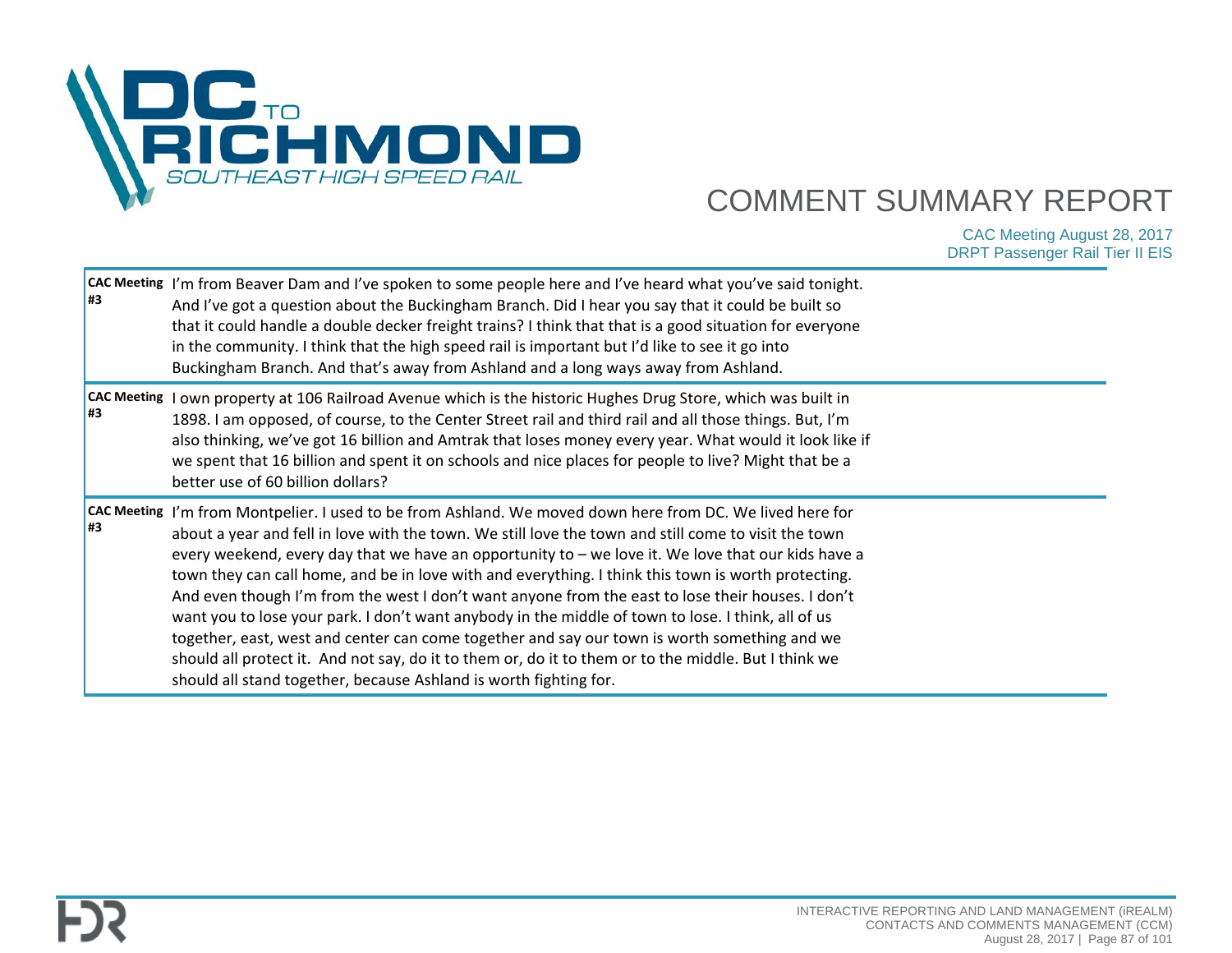| | |
|---|---|
| **CAC Meeting #3** | I'm from Beaver Dam and I've spoken to some people here and I've heard what you've said tonight. And I've got a question about the Buckingham Branch. Did I hear you say that it could be built so that it could handle a double decker freight trains? I think that that is a good situation for everyone in the community. I think that the high speed rail is important but I'd like to see it go into Buckingham Branch. And that's away from Ashland and a long ways away from Ashland. |
| **CAC Meeting #3** | I own property at 106 Railroad Avenue which is the historic Hughes Drug Store, which was built in 1898. I am opposed, of course, to the Center Street rail and third rail and all those things. But, I'm also thinking, we've got 16 billion and Amtrak that loses money every year. What would it look like if we spent that 16 billion and spent it on schools and nice places for people to live? Might that be a better use of 60 billion dollars? |
| **CAC Meeting #3** | I'm from Montpelier. I used to be from Ashland. We moved down here from DC. We lived here for about a year and fell in love with the town. We still love the town and still come to visit the town every weekend, every day that we have an opportunity to – we love it. We love that our kids have a town they can call home, and be in love with and everything. I think this town is worth protecting. And even though I'm from the west I don't want anyone from the east to lose their houses. I don't want you to lose your park. I don't want anybody in the middle of town to lose. I think, all of us together, east, west and center can come together and say our town is worth something and we should all protect it. And not say, do it to them or, do it to them or to the middle. But I think we should all stand together, because Ashland is worth fighting for. |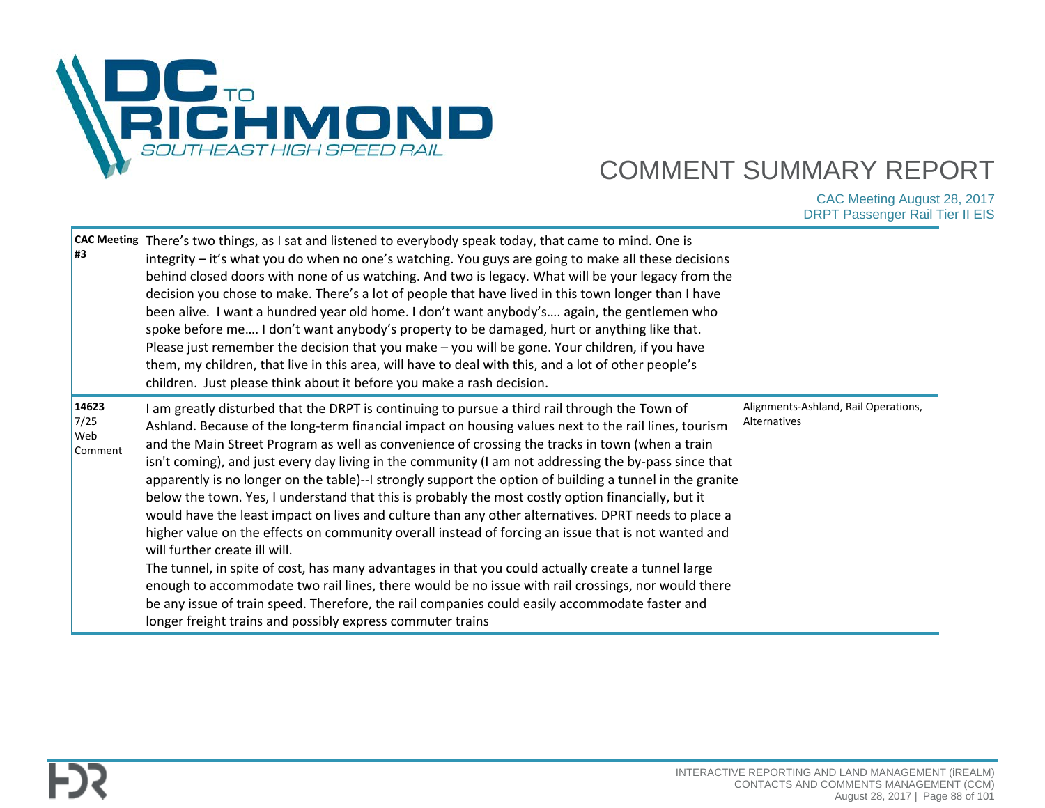| | | |
|---|---|---|
| **CAC Meeting #3** | There's two things, as I sat and listened to everybody speak today, that came to mind. One is integrity – it's what you do when no one's watching. You guys are going to make all these decisions behind closed doors with none of us watching. And two is legacy. What will be your legacy from the decision you chose to make. There's a lot of people that have lived in this town longer than I have been alive. I want a hundred year old home. I don't want anybody's…. again, the gentlemen who spoke before me…. I don't want anybody's property to be damaged, hurt or anything like that. Please just remember the decision that you make – you will be gone. Your children, if you have them, my children, that live in this area, will have to deal with this, and a lot of other people's children. Just please think about it before you make a rash decision. | |
| **14623** 7/25 Web Comment | I am greatly disturbed that the DRPT is continuing to pursue a third rail through the Town of Ashland. Because of the long-term financial impact on housing values next to the rail lines, tourism and the Main Street Program as well as convenience of crossing the tracks in town (when a train isn't coming), and just every day living in the community (I am not addressing the by-pass since that apparently is no longer on the table)--I strongly support the option of building a tunnel in the granite below the town. Yes, I understand that this is probably the most costly option financially, but it would have the least impact on lives and culture than any other alternatives. DPRT needs to place a higher value on the effects on community overall instead of forcing an issue that is not wanted and will further create ill will.<br>The tunnel, in spite of cost, has many advantages in that you could actually create a tunnel large enough to accommodate two rail lines, there would be no issue with rail crossings, nor would there be any issue of train speed. Therefore, the rail companies could easily accommodate faster and longer freight trains and possibly express commuter trains | Alignments-Ashland, Rail Operations, Alternatives |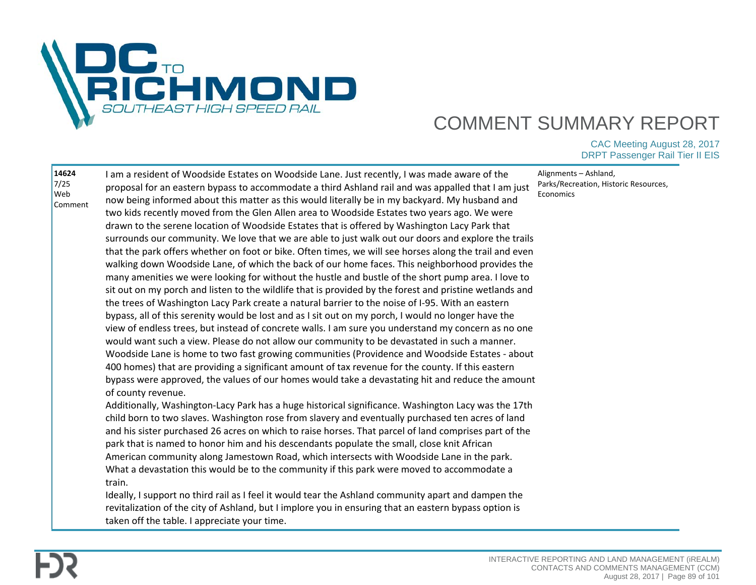| | | |
|---|---|---|
| **14624**<br>7/25<br>Web Comment | I am a resident of Woodside Estates on Woodside Lane. Just recently, I was made aware of the proposal for an eastern bypass to accommodate a third Ashland rail and was appalled that I am just now being informed about this matter as this would literally be in my backyard. My husband and two kids recently moved from the Glen Allen area to Woodside Estates two years ago. We were drawn to the serene location of Woodside Estates that is offered by Washington Lacy Park that surrounds our community. We love that we are able to just walk out our doors and explore the trails that the park offers whether on foot or bike. Often times, we will see horses along the trail and even walking down Woodside Lane, of which the back of our home faces. This neighborhood provides the many amenities we were looking for without the hustle and bustle of the short pump area. I love to sit out on my porch and listen to the wildlife that is provided by the forest and pristine wetlands and the trees of Washington Lacy Park create a natural barrier to the noise of I-95. With an eastern bypass, all of this serenity would be lost and as I sit out on my porch, I would no longer have the view of endless trees, but instead of concrete walls. I am sure you understand my concern as no one would want such a view. Please do not allow our community to be devastated in such a manner. Woodside Lane is home to two fast growing communities (Providence and Woodside Estates - about 400 homes) that are providing a significant amount of tax revenue for the county. If this eastern bypass were approved, the values of our homes would take a devastating hit and reduce the amount of county revenue.<br>Additionally, Washington-Lacy Park has a huge historical significance. Washington Lacy was the 17th child born to two slaves. Washington rose from slavery and eventually purchased ten acres of land and his sister purchased 26 acres on which to raise horses. That parcel of land comprises part of the park that is named to honor him and his descendants populate the small, close knit African American community along Jamestown Road, which intersects with Woodside Lane in the park. What a devastation this would be to the community if this park were moved to accommodate a train.<br>Ideally, I support no third rail as I feel it would tear the Ashland community apart and dampen the revitalization of the city of Ashland, but I implore you in ensuring that an eastern bypass option is taken off the table. I appreciate your time. | Alignments – Ashland, Parks/Recreation, Historic Resources, Economics |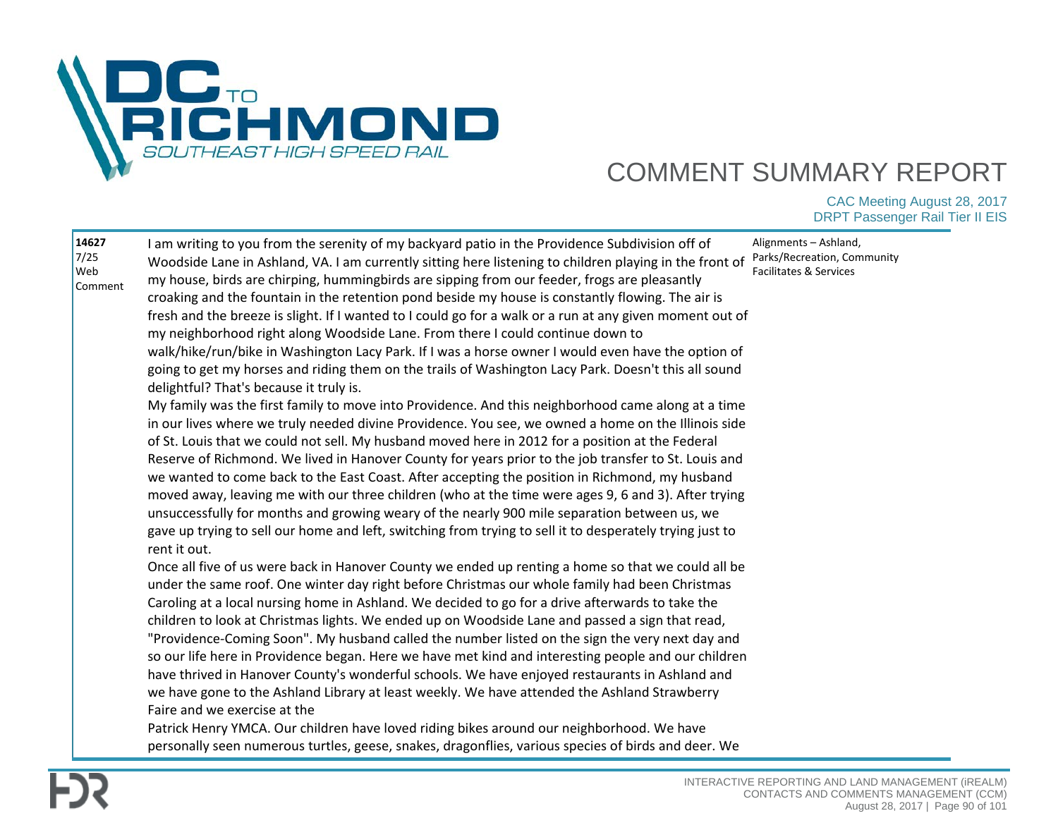# COMMENT SUMMARY REPORT

CAC Meeting August 28, 2017
DRPT Passenger Rail Tier II EIS

| ID | Comment | Topics |
|---|---|---|
| **14627**<br>7/25<br>Web Comment | I am writing to you from the serenity of my backyard patio in the Providence Subdivision off of Woodside Lane in Ashland, VA. I am currently sitting here listening to children playing in the front of my house, birds are chirping, hummingbirds are sipping from our feeder, frogs are pleasantly croaking and the fountain in the retention pond beside my house is constantly flowing. The air is fresh and the breeze is slight. If I wanted to I could go for a walk or a run at any given moment out of my neighborhood right along Woodside Lane. From there I could continue down to walk/hike/run/bike in Washington Lacy Park. If I was a horse owner I would even have the option of going to get my horses and riding them on the trails of Washington Lacy Park. Doesn't this all sound delightful? That's because it truly is.<br>My family was the first family to move into Providence. And this neighborhood came along at a time in our lives where we truly needed divine Providence. You see, we owned a home on the Illinois side of St. Louis that we could not sell. My husband moved here in 2012 for a position at the Federal Reserve of Richmond. We lived in Hanover County for years prior to the job transfer to St. Louis and we wanted to come back to the East Coast. After accepting the position in Richmond, my husband moved away, leaving me with our three children (who at the time were ages 9, 6 and 3). After trying unsuccessfully for months and growing weary of the nearly 900 mile separation between us, we gave up trying to sell our home and left, switching from trying to sell it to desperately trying just to rent it out.<br>Once all five of us were back in Hanover County we ended up renting a home so that we could all be under the same roof. One winter day right before Christmas our whole family had been Christmas Caroling at a local nursing home in Ashland. We decided to go for a drive afterwards to take the children to look at Christmas lights. We ended up on Woodside Lane and passed a sign that read, "Providence-Coming Soon". My husband called the number listed on the sign the very next day and so our life here in Providence began. Here we have met kind and interesting people and our children have thrived in Hanover County's wonderful schools. We have enjoyed restaurants in Ashland and we have gone to the Ashland Library at least weekly. We have attended the Ashland Strawberry Faire and we exercise at the<br>Patrick Henry YMCA. Our children have loved riding bikes around our neighborhood. We have personally seen numerous turtles, geese, snakes, dragonflies, various species of birds and deer. We | Alignments – Ashland, Parks/Recreation, Community Facilitates & Services |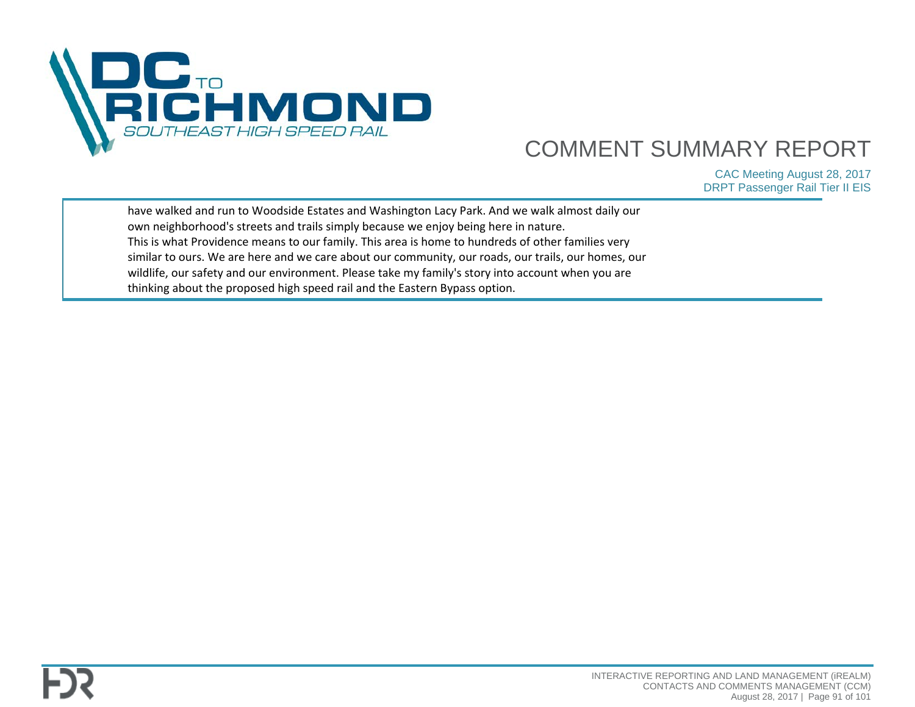have walked and run to Woodside Estates and Washington Lacy Park. And we walk almost daily our own neighborhood's streets and trails simply because we enjoy being here in nature.
This is what Providence means to our family. This area is home to hundreds of other families very similar to ours. We are here and we care about our community, our roads, our trails, our homes, our wildlife, our safety and our environment. Please take my family's story into account when you are thinking about the proposed high speed rail and the Eastern Bypass option.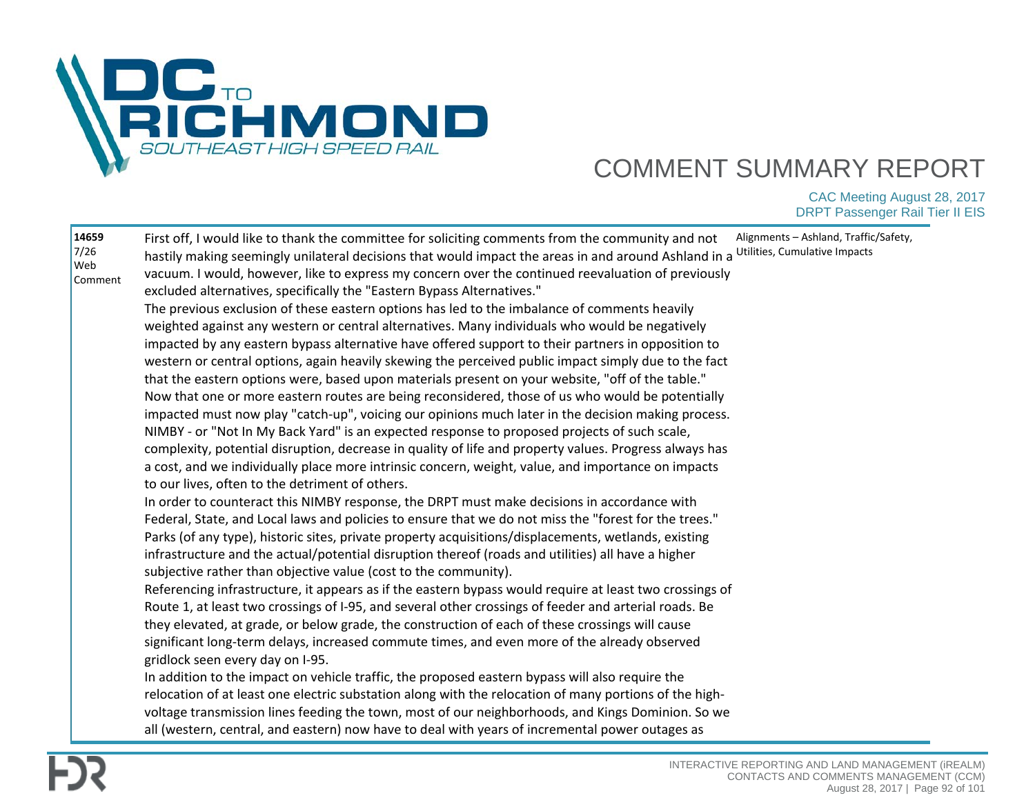| | | |
|---|---|---|
| **14659**<br>7/26<br>Web<br>Comment | First off, I would like to thank the committee for soliciting comments from the community and not hastily making seemingly unilateral decisions that would impact the areas in and around Ashland in a vacuum. I would, however, like to express my concern over the continued reevaluation of previously excluded alternatives, specifically the "Eastern Bypass Alternatives."<br>The previous exclusion of these eastern options has led to the imbalance of comments heavily weighted against any western or central alternatives. Many individuals who would be negatively impacted by any eastern bypass alternative have offered support to their partners in opposition to western or central options, again heavily skewing the perceived public impact simply due to the fact that the eastern options were, based upon materials present on your website, "off of the table." Now that one or more eastern routes are being reconsidered, those of us who would be potentially impacted must now play "catch-up", voicing our opinions much later in the decision making process.<br>NIMBY - or "Not In My Back Yard" is an expected response to proposed projects of such scale, complexity, potential disruption, decrease in quality of life and property values. Progress always has a cost, and we individually place more intrinsic concern, weight, value, and importance on impacts to our lives, often to the detriment of others.<br>In order to counteract this NIMBY response, the DRPT must make decisions in accordance with Federal, State, and Local laws and policies to ensure that we do not miss the "forest for the trees." Parks (of any type), historic sites, private property acquisitions/displacements, wetlands, existing infrastructure and the actual/potential disruption thereof (roads and utilities) all have a higher subjective rather than objective value (cost to the community).<br>Referencing infrastructure, it appears as if the eastern bypass would require at least two crossings of Route 1, at least two crossings of I-95, and several other crossings of feeder and arterial roads. Be they elevated, at grade, or below grade, the construction of each of these crossings will cause significant long-term delays, increased commute times, and even more of the already observed gridlock seen every day on I-95.<br>In addition to the impact on vehicle traffic, the proposed eastern bypass will also require the relocation of at least one electric substation along with the relocation of many portions of the high-voltage transmission lines feeding the town, most of our neighborhoods, and Kings Dominion. So we all (western, central, and eastern) now have to deal with years of incremental power outages as | Alignments – Ashland, Traffic/Safety, Utilities, Cumulative Impacts |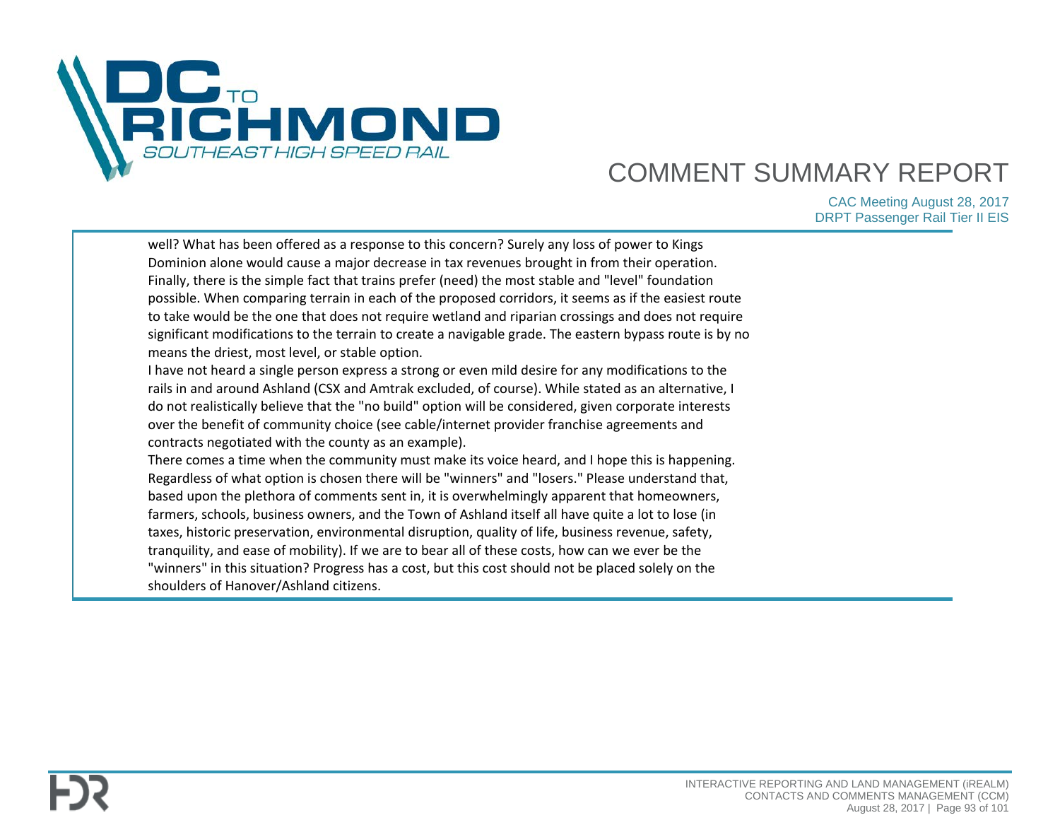well? What has been offered as a response to this concern? Surely any loss of power to Kings Dominion alone would cause a major decrease in tax revenues brought in from their operation. Finally, there is the simple fact that trains prefer (need) the most stable and "level" foundation possible. When comparing terrain in each of the proposed corridors, it seems as if the easiest route to take would be the one that does not require wetland and riparian crossings and does not require significant modifications to the terrain to create a navigable grade. The eastern bypass route is by no means the driest, most level, or stable option.

I have not heard a single person express a strong or even mild desire for any modifications to the rails in and around Ashland (CSX and Amtrak excluded, of course). While stated as an alternative, I do not realistically believe that the "no build" option will be considered, given corporate interests over the benefit of community choice (see cable/internet provider franchise agreements and contracts negotiated with the county as an example).

There comes a time when the community must make its voice heard, and I hope this is happening. Regardless of what option is chosen there will be "winners" and "losers." Please understand that, based upon the plethora of comments sent in, it is overwhelmingly apparent that homeowners, farmers, schools, business owners, and the Town of Ashland itself all have quite a lot to lose (in taxes, historic preservation, environmental disruption, quality of life, business revenue, safety, tranquility, and ease of mobility). If we are to bear all of these costs, how can we ever be the "winners" in this situation? Progress has a cost, but this cost should not be placed solely on the shoulders of Hanover/Ashland citizens.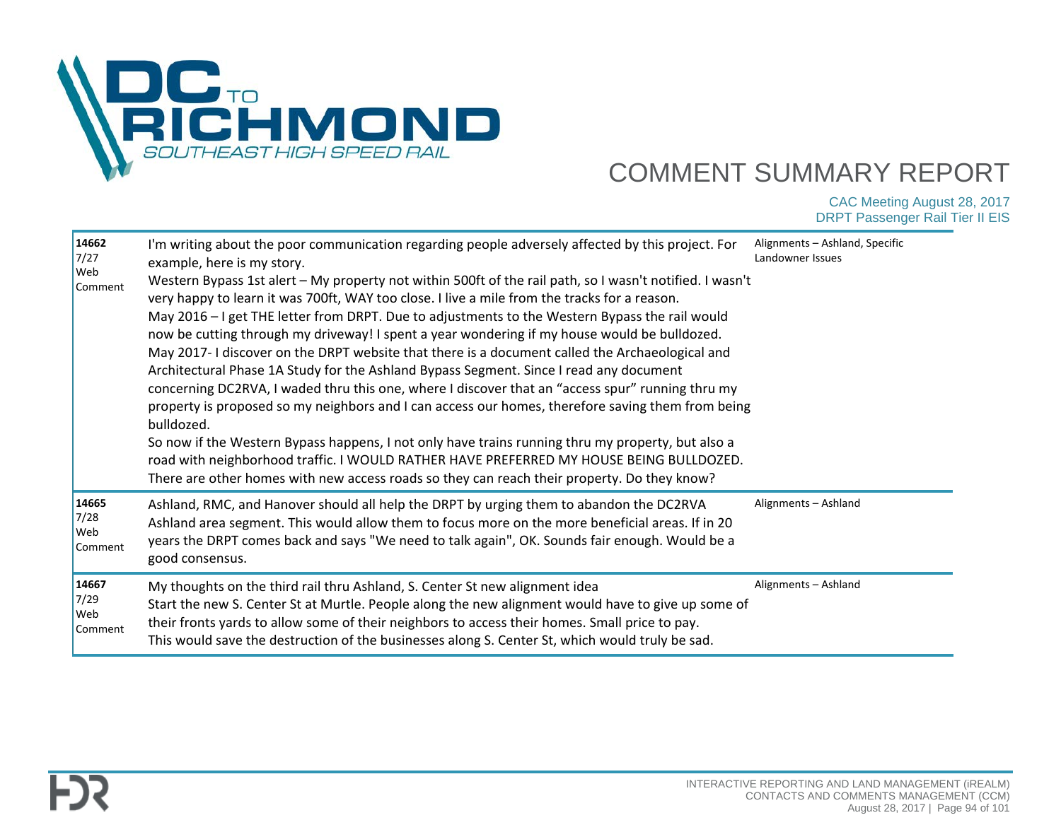| ID | Comment | Topic |
|---|---|---|
| **14662** 7/27 Web Comment | I'm writing about the poor communication regarding people adversely affected by this project. For example, here is my story.<br>Western Bypass 1st alert – My property not within 500ft of the rail path, so I wasn't notified. I wasn't very happy to learn it was 700ft, WAY too close. I live a mile from the tracks for a reason.<br>May 2016 – I get THE letter from DRPT. Due to adjustments to the Western Bypass the rail would now be cutting through my driveway! I spent a year wondering if my house would be bulldozed.<br>May 2017- I discover on the DRPT website that there is a document called the Archaeological and Architectural Phase 1A Study for the Ashland Bypass Segment. Since I read any document concerning DC2RVA, I waded thru this one, where I discover that an "access spur" running thru my property is proposed so my neighbors and I can access our homes, therefore saving them from being bulldozed.<br>So now if the Western Bypass happens, I not only have trains running thru my property, but also a road with neighborhood traffic. I WOULD RATHER HAVE PREFERRED MY HOUSE BEING BULLDOZED. There are other homes with new access roads so they can reach their property. Do they know? | Alignments – Ashland, Specific Landowner Issues |
| **14665** 7/28 Web Comment | Ashland, RMC, and Hanover should all help the DRPT by urging them to abandon the DC2RVA Ashland area segment. This would allow them to focus more on the more beneficial areas. If in 20 years the DRPT comes back and says "We need to talk again", OK. Sounds fair enough. Would be a good consensus. | Alignments – Ashland |
| **14667** 7/29 Web Comment | My thoughts on the third rail thru Ashland, S. Center St new alignment idea<br>Start the new S. Center St at Murtle. People along the new alignment would have to give up some of their fronts yards to allow some of their neighbors to access their homes. Small price to pay.<br>This would save the destruction of the businesses along S. Center St, which would truly be sad. | Alignments – Ashland |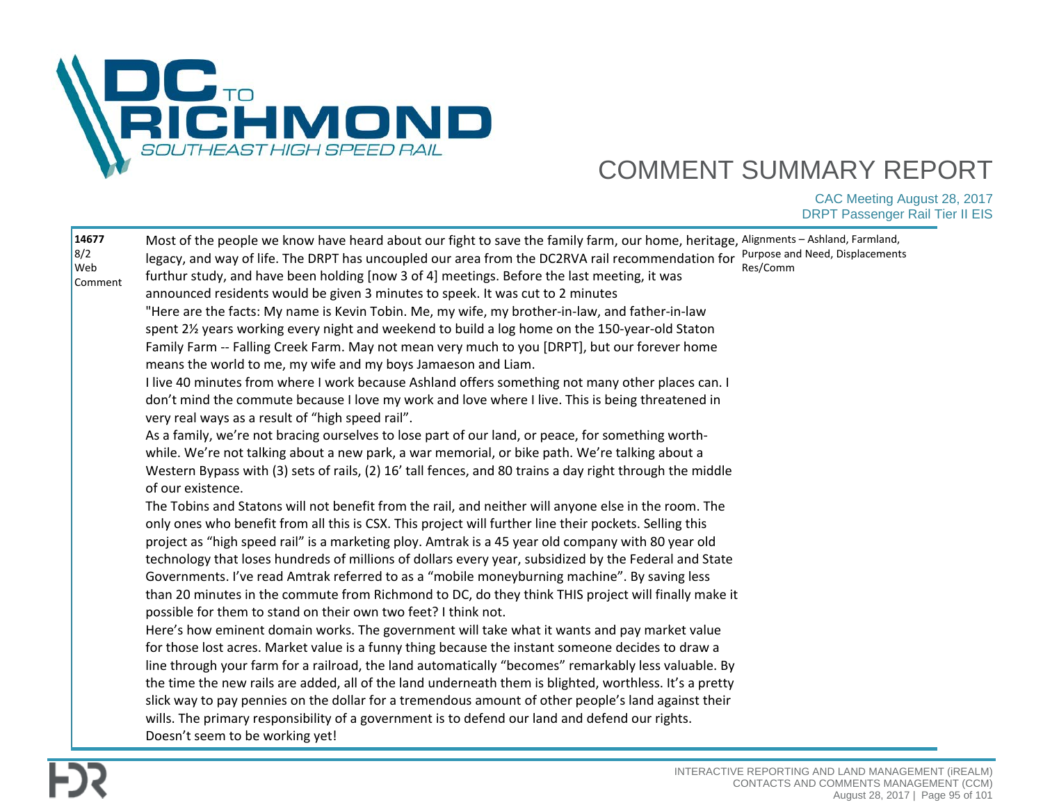| | | |
|---|---|---|
| **14677**<br>8/2<br>Web Comment | Most of the people we know have heard about our fight to save the family farm, our home, heritage, legacy, and way of life. The DRPT has uncoupled our area from the DC2RVA rail recommendation for furthur study, and have been holding [now 3 of 4] meetings. Before the last meeting, it was announced residents would be given 3 minutes to speek. It was cut to 2 minutes<br>"Here are the facts: My name is Kevin Tobin. Me, my wife, my brother-in-law, and father-in-law spent 2½ years working every night and weekend to build a log home on the 150-year-old Staton Family Farm -- Falling Creek Farm. May not mean very much to you [DRPT], but our forever home means the world to me, my wife and my boys Jamaeson and Liam.<br>I live 40 minutes from where I work because Ashland offers something not many other places can. I don't mind the commute because I love my work and love where I live. This is being threatened in very real ways as a result of "high speed rail".<br>As a family, we're not bracing ourselves to lose part of our land, or peace, for something worth-while. We're not talking about a new park, a war memorial, or bike path. We're talking about a Western Bypass with (3) sets of rails, (2) 16' tall fences, and 80 trains a day right through the middle of our existence.<br>The Tobins and Statons will not benefit from the rail, and neither will anyone else in the room. The only ones who benefit from all this is CSX. This project will further line their pockets. Selling this project as "high speed rail" is a marketing ploy. Amtrak is a 45 year old company with 80 year old technology that loses hundreds of millions of dollars every year, subsidized by the Federal and State Governments. I've read Amtrak referred to as a "mobile moneyburning machine". By saving less than 20 minutes in the commute from Richmond to DC, do they think THIS project will finally make it possible for them to stand on their own two feet? I think not.<br>Here's how eminent domain works. The government will take what it wants and pay market value for those lost acres. Market value is a funny thing because the instant someone decides to draw a line through your farm for a railroad, the land automatically "becomes" remarkably less valuable. By the time the new rails are added, all of the land underneath them is blighted, worthless. It's a pretty slick way to pay pennies on the dollar for a tremendous amount of other people's land against their wills. The primary responsibility of a government is to defend our land and defend our rights. Doesn't seem to be working yet! | Alignments – Ashland, Farmland, Purpose and Need, Displacements Res/Comm |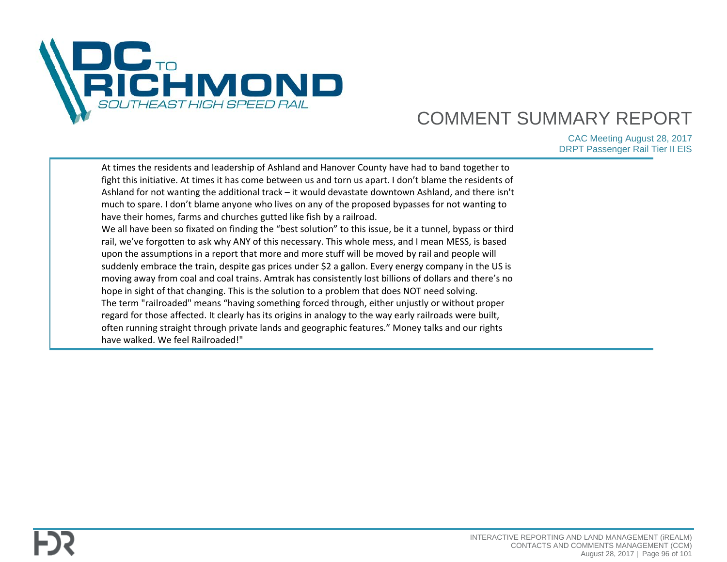At times the residents and leadership of Ashland and Hanover County have had to band together to fight this initiative. At times it has come between us and torn us apart. I don't blame the residents of Ashland for not wanting the additional track – it would devastate downtown Ashland, and there isn't much to spare. I don't blame anyone who lives on any of the proposed bypasses for not wanting to have their homes, farms and churches gutted like fish by a railroad.

We all have been so fixated on finding the "best solution" to this issue, be it a tunnel, bypass or third rail, we've forgotten to ask why ANY of this necessary. This whole mess, and I mean MESS, is based upon the assumptions in a report that more and more stuff will be moved by rail and people will suddenly embrace the train, despite gas prices under $2 a gallon. Every energy company in the US is moving away from coal and coal trains. Amtrak has consistently lost billions of dollars and there's no hope in sight of that changing. This is the solution to a problem that does NOT need solving.

The term "railroaded" means "having something forced through, either unjustly or without proper regard for those affected. It clearly has its origins in analogy to the way early railroads were built, often running straight through private lands and geographic features." Money talks and our rights have walked. We feel Railroaded!"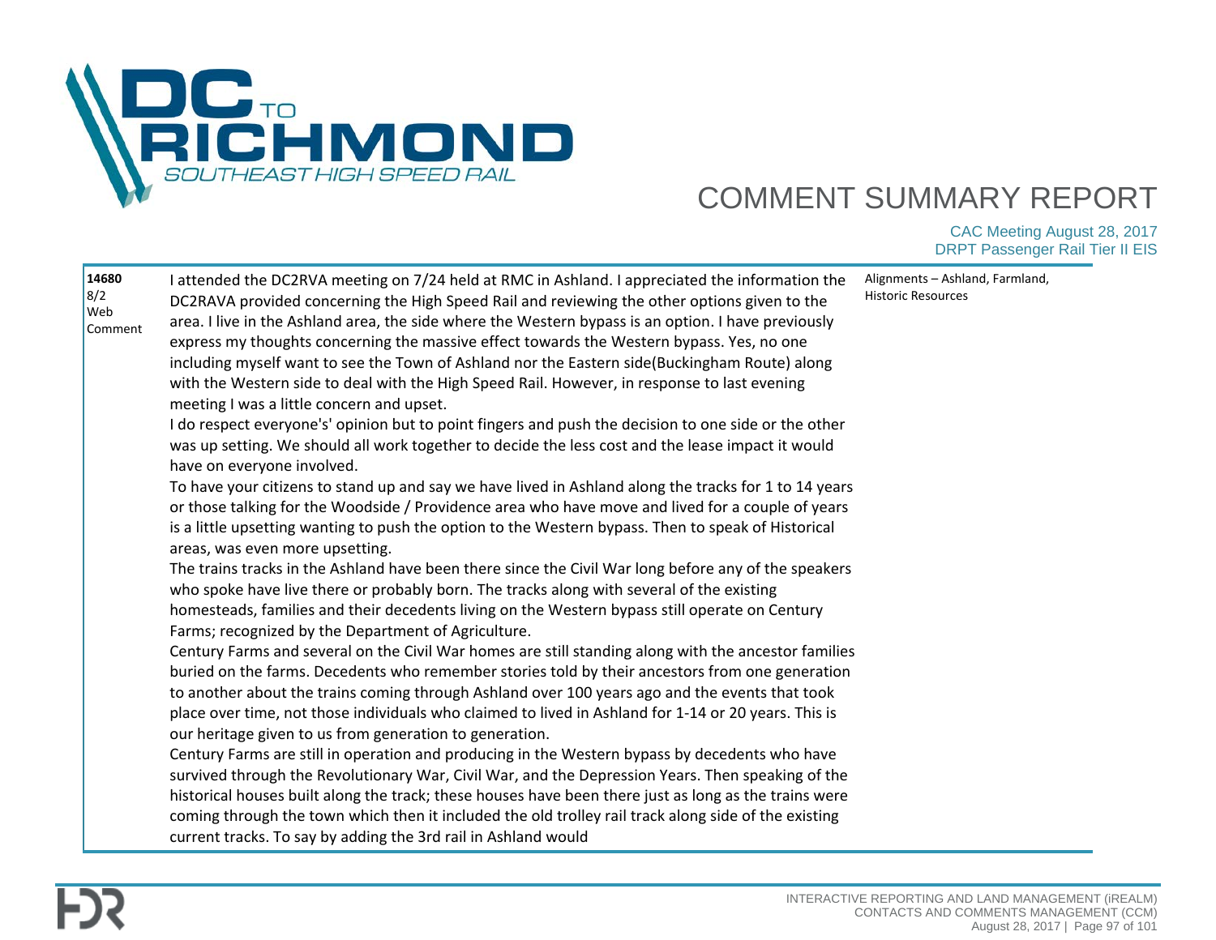# COMMENT SUMMARY REPORT

CAC Meeting August 28, 2017
DRPT Passenger Rail Tier II EIS

| ID / Date / Type | Comment | Topics |
|---|---|---|
| **14680** 8/2 Web Comment | I attended the DC2RVA meeting on 7/24 held at RMC in Ashland. I appreciated the information the DC2RAVA provided concerning the High Speed Rail and reviewing the other options given to the area. I live in the Ashland area, the side where the Western bypass is an option. I have previously express my thoughts concerning the massive effect towards the Western bypass. Yes, no one including myself want to see the Town of Ashland nor the Eastern side(Buckingham Route) along with the Western side to deal with the High Speed Rail. However, in response to last evening meeting I was a little concern and upset.<br>I do respect everyone's' opinion but to point fingers and push the decision to one side or the other was up setting. We should all work together to decide the less cost and the lease impact it would have on everyone involved.<br>To have your citizens to stand up and say we have lived in Ashland along the tracks for 1 to 14 years or those talking for the Woodside / Providence area who have move and lived for a couple of years is a little upsetting wanting to push the option to the Western bypass. Then to speak of Historical areas, was even more upsetting.<br>The trains tracks in the Ashland have been there since the Civil War long before any of the speakers who spoke have live there or probably born. The tracks along with several of the existing homesteads, families and their decedents living on the Western bypass still operate on Century Farms; recognized by the Department of Agriculture.<br>Century Farms and several on the Civil War homes are still standing along with the ancestor families buried on the farms. Decedents who remember stories told by their ancestors from one generation to another about the trains coming through Ashland over 100 years ago and the events that took place over time, not those individuals who claimed to lived in Ashland for 1-14 or 20 years. This is our heritage given to us from generation to generation.<br>Century Farms are still in operation and producing in the Western bypass by decedents who have survived through the Revolutionary War, Civil War, and the Depression Years. Then speaking of the historical houses built along the track; these houses have been there just as long as the trains were coming through the town which then it included the old trolley rail track along side of the existing current tracks. To say by adding the 3rd rail in Ashland would | Alignments – Ashland, Farmland, Historic Resources |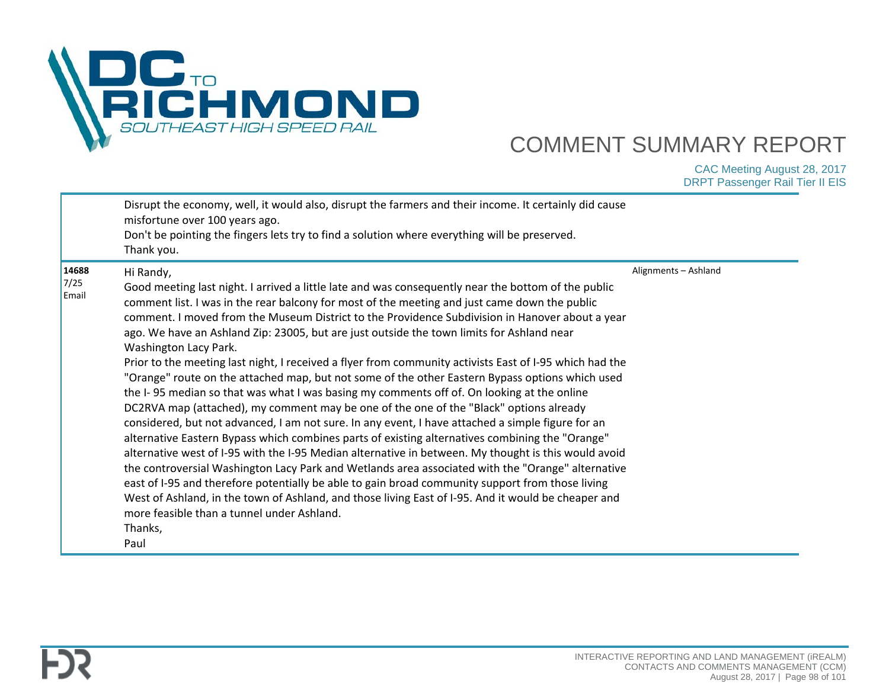| | | |
|---|---|---|
| | Disrupt the economy, well, it would also, disrupt the farmers and their income. It certainly did cause misfortune over 100 years ago.<br>Don't be pointing the fingers lets try to find a solution where everything will be preserved.<br>Thank you. | |
| **14688**<br>7/25<br>Email | Hi Randy,<br>Good meeting last night. I arrived a little late and was consequently near the bottom of the public comment list. I was in the rear balcony for most of the meeting and just came down the public comment. I moved from the Museum District to the Providence Subdivision in Hanover about a year ago. We have an Ashland Zip: 23005, but are just outside the town limits for Ashland near Washington Lacy Park.<br>Prior to the meeting last night, I received a flyer from community activists East of I-95 which had the "Orange" route on the attached map, but not some of the other Eastern Bypass options which used the I- 95 median so that was what I was basing my comments off of. On looking at the online DC2RVA map (attached), my comment may be one of the one of the "Black" options already considered, but not advanced, I am not sure. In any event, I have attached a simple figure for an alternative Eastern Bypass which combines parts of existing alternatives combining the "Orange" alternative west of I-95 with the I-95 Median alternative in between. My thought is this would avoid the controversial Washington Lacy Park and Wetlands area associated with the "Orange" alternative east of I-95 and therefore potentially be able to gain broad community support from those living West of Ashland, in the town of Ashland, and those living East of I-95. And it would be cheaper and more feasible than a tunnel under Ashland.<br>Thanks,<br>Paul | Alignments – Ashland |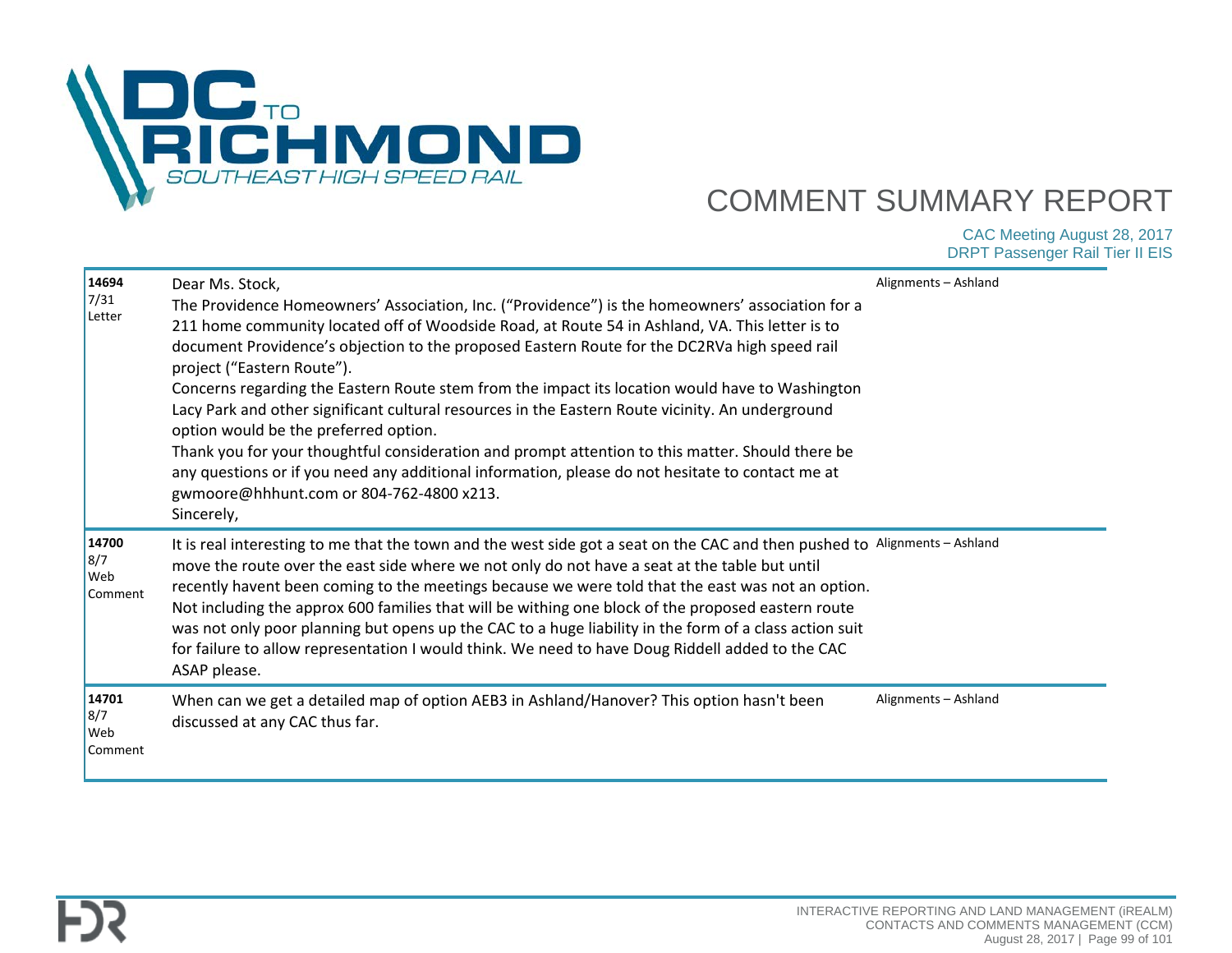| ID / Date / Type | Comment | Topic |
|---|---|---|
| **14694** 7/31 Letter | Dear Ms. Stock,<br>The Providence Homeowners' Association, Inc. ("Providence") is the homeowners' association for a 211 home community located off of Woodside Road, at Route 54 in Ashland, VA. This letter is to document Providence's objection to the proposed Eastern Route for the DC2RVa high speed rail project ("Eastern Route").<br>Concerns regarding the Eastern Route stem from the impact its location would have to Washington Lacy Park and other significant cultural resources in the Eastern Route vicinity. An underground option would be the preferred option.<br>Thank you for your thoughtful consideration and prompt attention to this matter. Should there be any questions or if you need any additional information, please do not hesitate to contact me at gwmoore@hhhunt.com or 804-762-4800 x213.<br>Sincerely, | Alignments – Ashland |
| **14700** 8/7 Web Comment | It is real interesting to me that the town and the west side got a seat on the CAC and then pushed to move the route over the east side where we not only do not have a seat at the table but until recently havent been coming to the meetings because we were told that the east was not an option. Not including the approx 600 families that will be withing one block of the proposed eastern route was not only poor planning but opens up the CAC to a huge liability in the form of a class action suit for failure to allow representation I would think. We need to have Doug Riddell added to the CAC ASAP please. | Alignments – Ashland |
| **14701** 8/7 Web Comment | When can we get a detailed map of option AEB3 in Ashland/Hanover? This option hasn't been discussed at any CAC thus far. | Alignments – Ashland |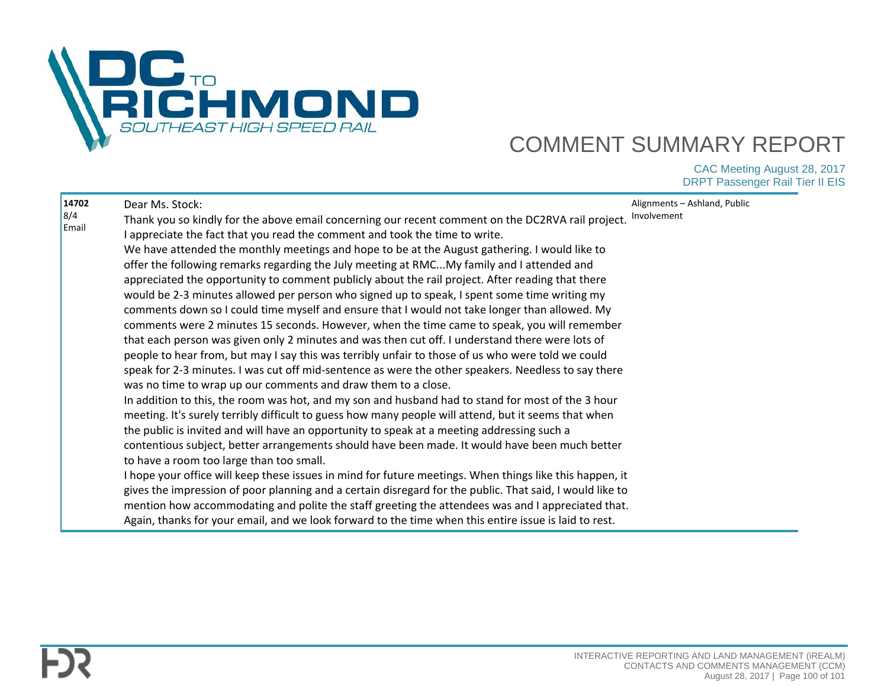| | | |
|---|---|---|
| **14702**<br>8/4<br>Email | Dear Ms. Stock:<br>Thank you so kindly for the above email concerning our recent comment on the DC2RVA rail project. I appreciate the fact that you read the comment and took the time to write.<br>We have attended the monthly meetings and hope to be at the August gathering. I would like to offer the following remarks regarding the July meeting at RMC...My family and I attended and appreciated the opportunity to comment publicly about the rail project. After reading that there would be 2-3 minutes allowed per person who signed up to speak, I spent some time writing my comments down so I could time myself and ensure that I would not take longer than allowed. My comments were 2 minutes 15 seconds. However, when the time came to speak, you will remember that each person was given only 2 minutes and was then cut off. I understand there were lots of people to hear from, but may I say this was terribly unfair to those of us who were told we could speak for 2-3 minutes. I was cut off mid-sentence as were the other speakers. Needless to say there was no time to wrap up our comments and draw them to a close.<br>In addition to this, the room was hot, and my son and husband had to stand for most of the 3 hour meeting. It's surely terribly difficult to guess how many people will attend, but it seems that when the public is invited and will have an opportunity to speak at a meeting addressing such a contentious subject, better arrangements should have been made. It would have been much better to have a room too large than too small.<br>I hope your office will keep these issues in mind for future meetings. When things like this happen, it gives the impression of poor planning and a certain disregard for the public. That said, I would like to mention how accommodating and polite the staff greeting the attendees was and I appreciated that.<br>Again, thanks for your email, and we look forward to the time when this entire issue is laid to rest. | Alignments – Ashland, Public Involvement |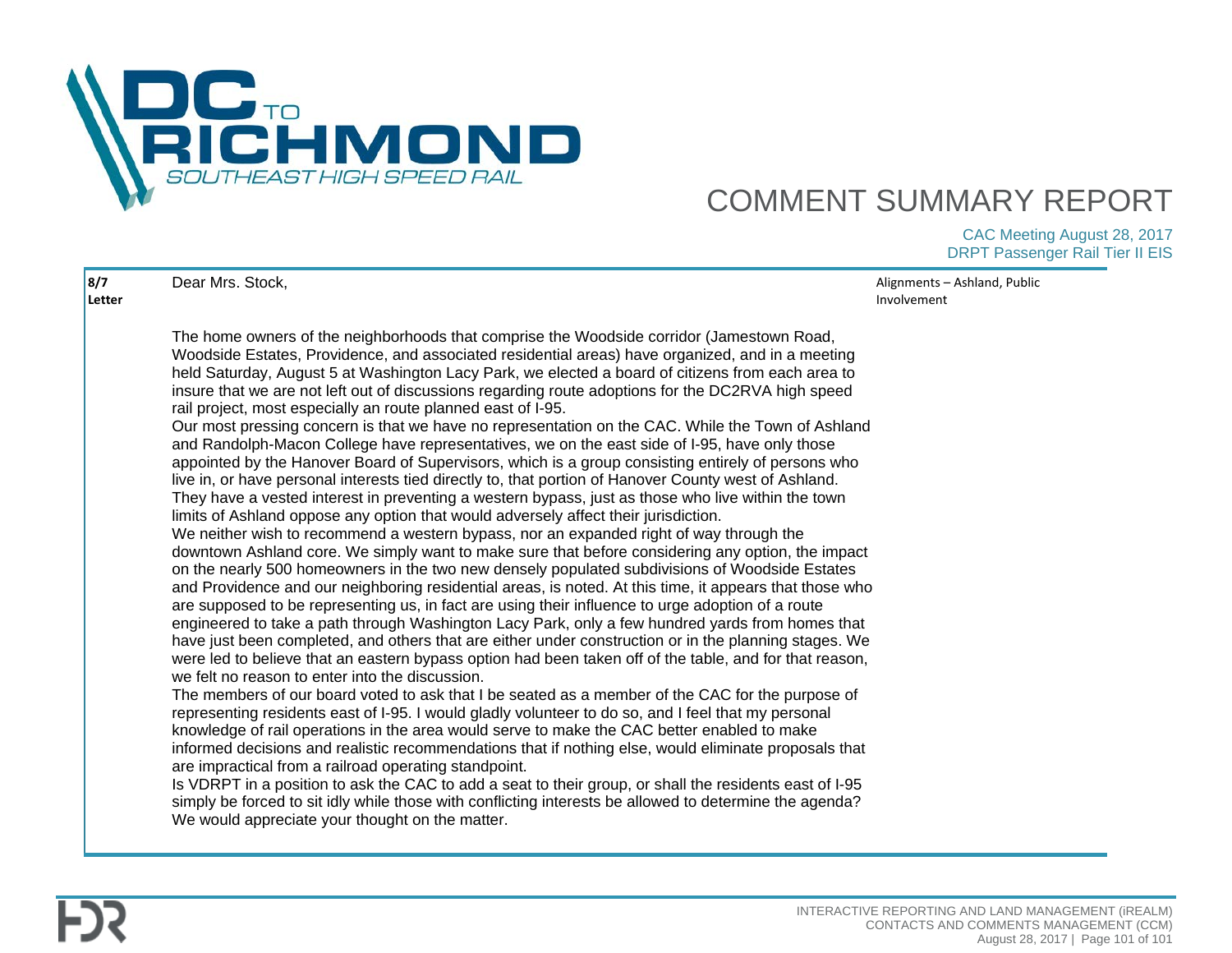| | | |
|---|---|---|
| **8/7 Letter** | Dear Mrs. Stock,<br><br>The home owners of the neighborhoods that comprise the Woodside corridor (Jamestown Road, Woodside Estates, Providence, and associated residential areas) have organized, and in a meeting held Saturday, August 5 at Washington Lacy Park, we elected a board of citizens from each area to insure that we are not left out of discussions regarding route adoptions for the DC2RVA high speed rail project, most especially an route planned east of I-95.<br>Our most pressing concern is that we have no representation on the CAC. While the Town of Ashland and Randolph-Macon College have representatives, we on the east side of I-95, have only those appointed by the Hanover Board of Supervisors, which is a group consisting entirely of persons who live in, or have personal interests tied directly to, that portion of Hanover County west of Ashland. They have a vested interest in preventing a western bypass, just as those who live within the town limits of Ashland oppose any option that would adversely affect their jurisdiction.<br>We neither wish to recommend a western bypass, nor an expanded right of way through the downtown Ashland core. We simply want to make sure that before considering any option, the impact on the nearly 500 homeowners in the two new densely populated subdivisions of Woodside Estates and Providence and our neighboring residential areas, is noted. At this time, it appears that those who are supposed to be representing us, in fact are using their influence to urge adoption of a route engineered to take a path through Washington Lacy Park, only a few hundred yards from homes that have just been completed, and others that are either under construction or in the planning stages. We were led to believe that an eastern bypass option had been taken off of the table, and for that reason, we felt no reason to enter into the discussion.<br>The members of our board voted to ask that I be seated as a member of the CAC for the purpose of representing residents east of I-95. I would gladly volunteer to do so, and I feel that my personal knowledge of rail operations in the area would serve to make the CAC better enabled to make informed decisions and realistic recommendations that if nothing else, would eliminate proposals that are impractical from a railroad operating standpoint.<br>Is VDRPT in a position to ask the CAC to add a seat to their group, or shall the residents east of I-95 simply be forced to sit idly while those with conflicting interests be allowed to determine the agenda? We would appreciate your thought on the matter. | Alignments – Ashland, Public Involvement |